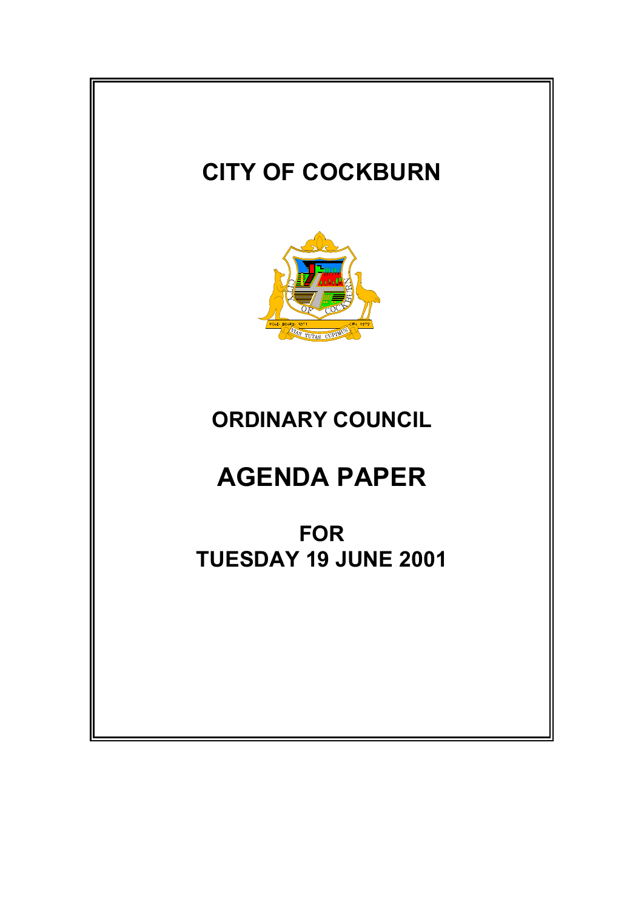# CITY OF COCKBURN

# ORDINARY COUNCIL

# AGENDA PAPER

## FOR
## TUESDAY 19 JUNE 2001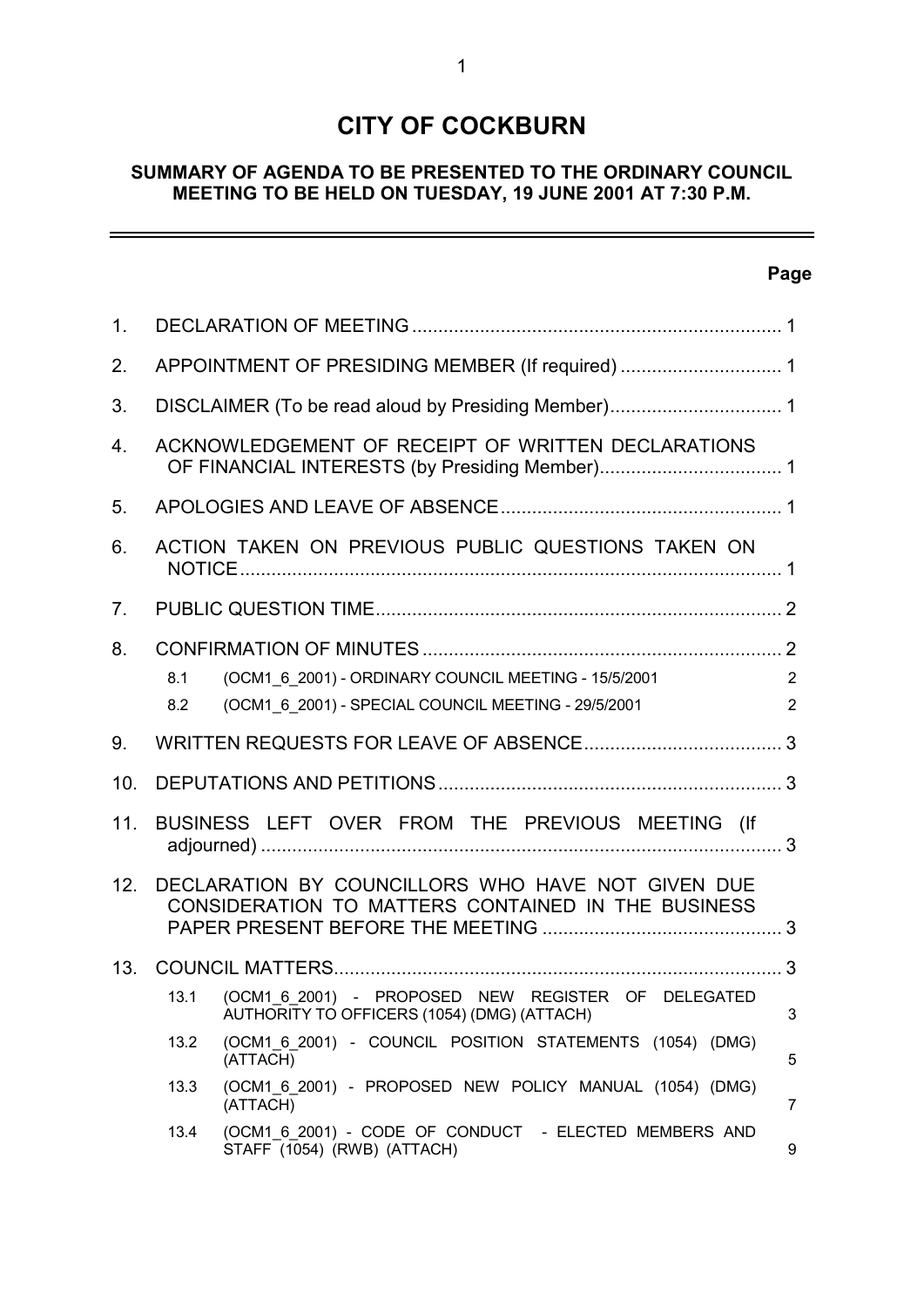# CITY OF COCKBURN

## SUMMARY OF AGENDA TO BE PRESENTED TO THE ORDINARY COUNCIL MEETING TO BE HELD ON TUESDAY, 19 JUNE 2001 AT 7:30 P.M.

| | | Page |
|---|---|---|
| 1. | DECLARATION OF MEETING | 1 |
| 2. | APPOINTMENT OF PRESIDING MEMBER (If required) | 1 |
| 3. | DISCLAIMER (To be read aloud by Presiding Member) | 1 |
| 4. | ACKNOWLEDGEMENT OF RECEIPT OF WRITTEN DECLARATIONS OF FINANCIAL INTERESTS (by Presiding Member) | 1 |
| 5. | APOLOGIES AND LEAVE OF ABSENCE | 1 |
| 6. | ACTION TAKEN ON PREVIOUS PUBLIC QUESTIONS TAKEN ON NOTICE | 1 |
| 7. | PUBLIC QUESTION TIME | 2 |
| 8. | CONFIRMATION OF MINUTES | 2 |
| 8.1 | (OCM1_6_2001) - ORDINARY COUNCIL MEETING - 15/5/2001 | 2 |
| 8.2 | (OCM1_6_2001) - SPECIAL COUNCIL MEETING - 29/5/2001 | 2 |
| 9. | WRITTEN REQUESTS FOR LEAVE OF ABSENCE | 3 |
| 10. | DEPUTATIONS AND PETITIONS | 3 |
| 11. | BUSINESS LEFT OVER FROM THE PREVIOUS MEETING (If adjourned) | 3 |
| 12. | DECLARATION BY COUNCILLORS WHO HAVE NOT GIVEN DUE CONSIDERATION TO MATTERS CONTAINED IN THE BUSINESS PAPER PRESENT BEFORE THE MEETING | 3 |
| 13. | COUNCIL MATTERS | 3 |
| 13.1 | (OCM1_6_2001) - PROPOSED NEW REGISTER OF DELEGATED AUTHORITY TO OFFICERS (1054) (DMG) (ATTACH) | 3 |
| 13.2 | (OCM1_6_2001) - COUNCIL POSITION STATEMENTS (1054) (DMG) (ATTACH) | 5 |
| 13.3 | (OCM1_6_2001) - PROPOSED NEW POLICY MANUAL (1054) (DMG) (ATTACH) | 7 |
| 13.4 | (OCM1_6_2001) - CODE OF CONDUCT - ELECTED MEMBERS AND STAFF (1054) (RWB) (ATTACH) | 9 |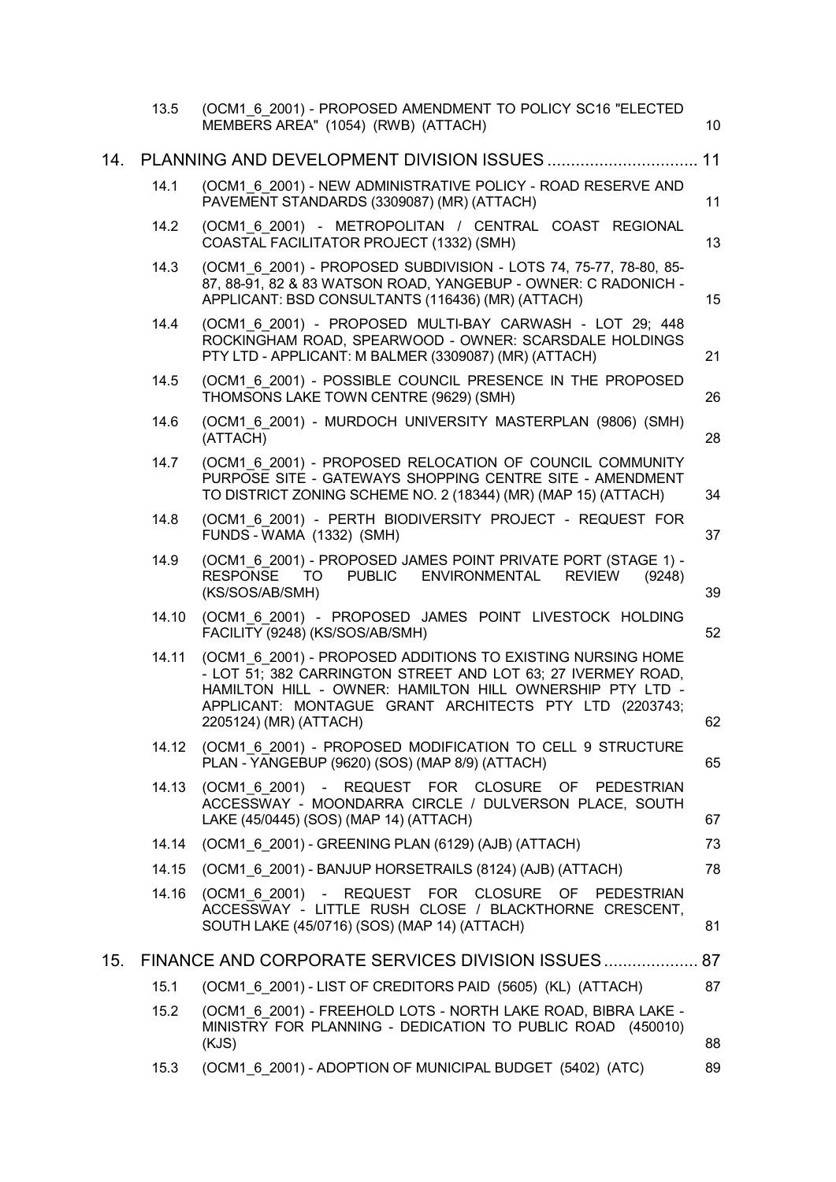| | | |
|---|---|---|
| 13.5 | (OCM1_6_2001) - PROPOSED AMENDMENT TO POLICY SC16 "ELECTED MEMBERS AREA" (1054) (RWB) (ATTACH) | 10 |

**14. PLANNING AND DEVELOPMENT DIVISION ISSUES ................................ 11**

| | | |
|---|---|---|
| 14.1 | (OCM1_6_2001) - NEW ADMINISTRATIVE POLICY - ROAD RESERVE AND PAVEMENT STANDARDS (3309087) (MR) (ATTACH) | 11 |
| 14.2 | (OCM1_6_2001) - METROPOLITAN / CENTRAL COAST REGIONAL COASTAL FACILITATOR PROJECT (1332) (SMH) | 13 |
| 14.3 | (OCM1_6_2001) - PROPOSED SUBDIVISION - LOTS 74, 75-77, 78-80, 85-87, 88-91, 82 & 83 WATSON ROAD, YANGEBUP - OWNER: C RADONICH - APPLICANT: BSD CONSULTANTS (116436) (MR) (ATTACH) | 15 |
| 14.4 | (OCM1_6_2001) - PROPOSED MULTI-BAY CARWASH - LOT 29; 448 ROCKINGHAM ROAD, SPEARWOOD - OWNER: SCARSDALE HOLDINGS PTY LTD - APPLICANT: M BALMER (3309087) (MR) (ATTACH) | 21 |
| 14.5 | (OCM1_6_2001) - POSSIBLE COUNCIL PRESENCE IN THE PROPOSED THOMSONS LAKE TOWN CENTRE (9629) (SMH) | 26 |
| 14.6 | (OCM1_6_2001) - MURDOCH UNIVERSITY MASTERPLAN (9806) (SMH) (ATTACH) | 28 |
| 14.7 | (OCM1_6_2001) - PROPOSED RELOCATION OF COUNCIL COMMUNITY PURPOSE SITE - GATEWAYS SHOPPING CENTRE SITE - AMENDMENT TO DISTRICT ZONING SCHEME NO. 2 (18344) (MR) (MAP 15) (ATTACH) | 34 |
| 14.8 | (OCM1_6_2001) - PERTH BIODIVERSITY PROJECT - REQUEST FOR FUNDS - WAMA (1332) (SMH) | 37 |
| 14.9 | (OCM1_6_2001) - PROPOSED JAMES POINT PRIVATE PORT (STAGE 1) - RESPONSE TO PUBLIC ENVIRONMENTAL REVIEW (9248) (KS/SOS/AB/SMH) | 39 |
| 14.10 | (OCM1_6_2001) - PROPOSED JAMES POINT LIVESTOCK HOLDING FACILITY (9248) (KS/SOS/AB/SMH) | 52 |
| 14.11 | (OCM1_6_2001) - PROPOSED ADDITIONS TO EXISTING NURSING HOME - LOT 51; 382 CARRINGTON STREET AND LOT 63; 27 IVERMEY ROAD, HAMILTON HILL - OWNER: HAMILTON HILL OWNERSHIP PTY LTD - APPLICANT: MONTAGUE GRANT ARCHITECTS PTY LTD (2203743; 2205124) (MR) (ATTACH) | 62 |
| 14.12 | (OCM1_6_2001) - PROPOSED MODIFICATION TO CELL 9 STRUCTURE PLAN - YANGEBUP (9620) (SOS) (MAP 8/9) (ATTACH) | 65 |
| 14.13 | (OCM1_6_2001) - REQUEST FOR CLOSURE OF PEDESTRIAN ACCESSWAY - MOONDARRA CIRCLE / DULVERSON PLACE, SOUTH LAKE (45/0445) (SOS) (MAP 14) (ATTACH) | 67 |
| 14.14 | (OCM1_6_2001) - GREENING PLAN (6129) (AJB) (ATTACH) | 73 |
| 14.15 | (OCM1_6_2001) - BANJUP HORSETRAILS (8124) (AJB) (ATTACH) | 78 |
| 14.16 | (OCM1_6_2001) - REQUEST FOR CLOSURE OF PEDESTRIAN ACCESSWAY - LITTLE RUSH CLOSE / BLACKTHORNE CRESCENT, SOUTH LAKE (45/0716) (SOS) (MAP 14) (ATTACH) | 81 |

**15. FINANCE AND CORPORATE SERVICES DIVISION ISSUES .................... 87**

| | | |
|---|---|---|
| 15.1 | (OCM1_6_2001) - LIST OF CREDITORS PAID (5605) (KL) (ATTACH) | 87 |
| 15.2 | (OCM1_6_2001) - FREEHOLD LOTS - NORTH LAKE ROAD, BIBRA LAKE - MINISTRY FOR PLANNING - DEDICATION TO PUBLIC ROAD (450010) (KJS) | 88 |
| 15.3 | (OCM1_6_2001) - ADOPTION OF MUNICIPAL BUDGET (5402) (ATC) | 89 |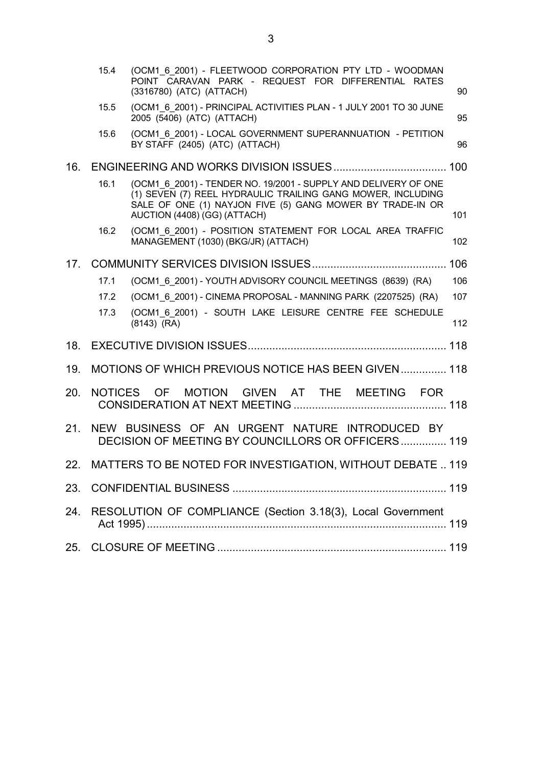| | | |
|---|---|---|
| 15.4 | (OCM1_6_2001) - FLEETWOOD CORPORATION PTY LTD - WOODMAN POINT CARAVAN PARK - REQUEST FOR DIFFERENTIAL RATES (3316780) (ATC) (ATTACH) | 90 |
| 15.5 | (OCM1_6_2001) - PRINCIPAL ACTIVITIES PLAN - 1 JULY 2001 TO 30 JUNE 2005 (5406) (ATC) (ATTACH) | 95 |
| 15.6 | (OCM1_6_2001) - LOCAL GOVERNMENT SUPERANNUATION - PETITION BY STAFF (2405) (ATC) (ATTACH) | 96 |

16. ENGINEERING AND WORKS DIVISION ISSUES ..................................... 100

| | | |
|---|---|---|
| 16.1 | (OCM1_6_2001) - TENDER NO. 19/2001 - SUPPLY AND DELIVERY OF ONE (1) SEVEN (7) REEL HYDRAULIC TRAILING GANG MOWER, INCLUDING SALE OF ONE (1) NAYJON FIVE (5) GANG MOWER BY TRADE-IN OR AUCTION (4408) (GG) (ATTACH) | 101 |
| 16.2 | (OCM1_6_2001) - POSITION STATEMENT FOR LOCAL AREA TRAFFIC MANAGEMENT (1030) (BKG/JR) (ATTACH) | 102 |

17. COMMUNITY SERVICES DIVISION ISSUES ............................................ 106

| | | |
|---|---|---|
| 17.1 | (OCM1_6_2001) - YOUTH ADVISORY COUNCIL MEETINGS (8639) (RA) | 106 |
| 17.2 | (OCM1_6_2001) - CINEMA PROPOSAL - MANNING PARK (2207525) (RA) | 107 |
| 17.3 | (OCM1_6_2001) - SOUTH LAKE LEISURE CENTRE FEE SCHEDULE (8143) (RA) | 112 |

18. EXECUTIVE DIVISION ISSUES ................................................................. 118

19. MOTIONS OF WHICH PREVIOUS NOTICE HAS BEEN GIVEN ............... 118

20. NOTICES OF MOTION GIVEN AT THE MEETING FOR CONSIDERATION AT NEXT MEETING .................................................. 118

21. NEW BUSINESS OF AN URGENT NATURE INTRODUCED BY DECISION OF MEETING BY COUNCILLORS OR OFFICERS ............... 119

22. MATTERS TO BE NOTED FOR INVESTIGATION, WITHOUT DEBATE .. 119

23. CONFIDENTIAL BUSINESS ...................................................................... 119

24. RESOLUTION OF COMPLIANCE (Section 3.18(3), Local Government Act 1995) ................................................................................................... 119

25. CLOSURE OF MEETING ........................................................................... 119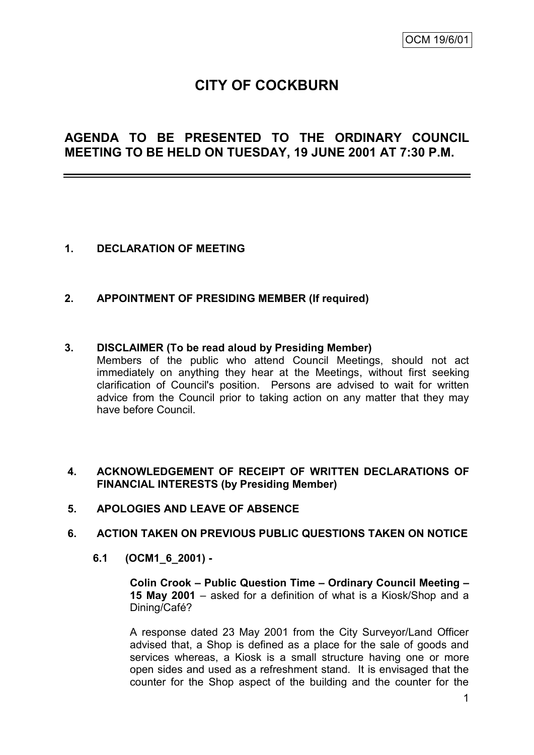OCM 19/6/01

# CITY OF COCKBURN

## AGENDA TO BE PRESENTED TO THE ORDINARY COUNCIL MEETING TO BE HELD ON TUESDAY, 19 JUNE 2001 AT 7:30 P.M.

---

**1. DECLARATION OF MEETING**

**2. APPOINTMENT OF PRESIDING MEMBER (If required)**

**3. DISCLAIMER (To be read aloud by Presiding Member)**

Members of the public who attend Council Meetings, should not act immediately on anything they hear at the Meetings, without first seeking clarification of Council's position. Persons are advised to wait for written advice from the Council prior to taking action on any matter that they may have before Council.

**4. ACKNOWLEDGEMENT OF RECEIPT OF WRITTEN DECLARATIONS OF FINANCIAL INTERESTS (by Presiding Member)**

**5. APOLOGIES AND LEAVE OF ABSENCE**

**6. ACTION TAKEN ON PREVIOUS PUBLIC QUESTIONS TAKEN ON NOTICE**

**6.1 (OCM1_6_2001) -**

**Colin Crook – Public Question Time – Ordinary Council Meeting – 15 May 2001** – asked for a definition of what is a Kiosk/Shop and a Dining/Café?

A response dated 23 May 2001 from the City Surveyor/Land Officer advised that, a Shop is defined as a place for the sale of goods and services whereas, a Kiosk is a small structure having one or more open sides and used as a refreshment stand. It is envisaged that the counter for the Shop aspect of the building and the counter for the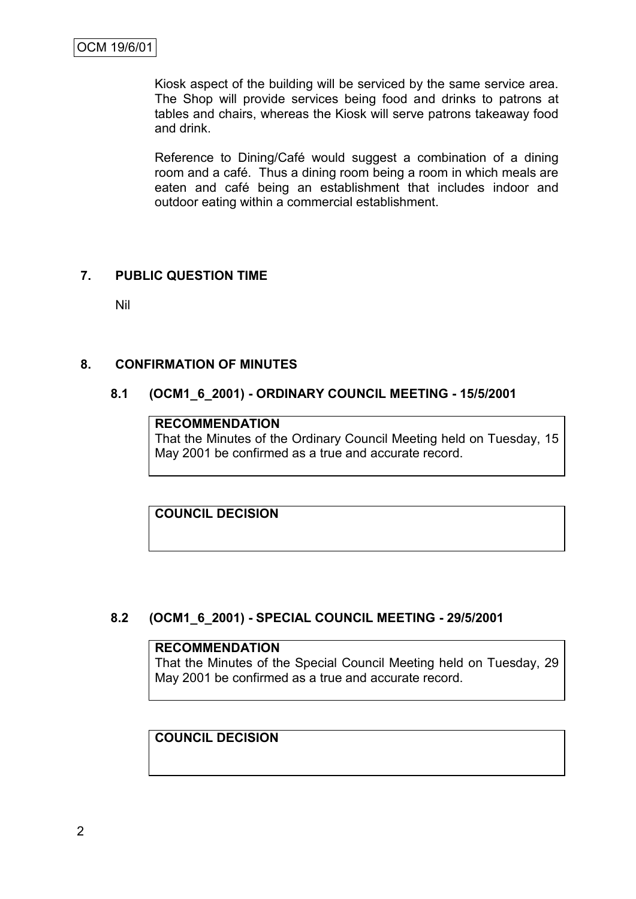Kiosk aspect of the building will be serviced by the same service area. The Shop will provide services being food and drinks to patrons at tables and chairs, whereas the Kiosk will serve patrons takeaway food and drink.

Reference to Dining/Café would suggest a combination of a dining room and a café. Thus a dining room being a room in which meals are eaten and café being an establishment that includes indoor and outdoor eating within a commercial establishment.

## 7. PUBLIC QUESTION TIME

Nil

## 8. CONFIRMATION OF MINUTES

### 8.1 (OCM1_6_2001) - ORDINARY COUNCIL MEETING - 15/5/2001

**RECOMMENDATION**

That the Minutes of the Ordinary Council Meeting held on Tuesday, 15 May 2001 be confirmed as a true and accurate record.

**COUNCIL DECISION**

### 8.2 (OCM1_6_2001) - SPECIAL COUNCIL MEETING - 29/5/2001

**RECOMMENDATION**

That the Minutes of the Special Council Meeting held on Tuesday, 29 May 2001 be confirmed as a true and accurate record.

**COUNCIL DECISION**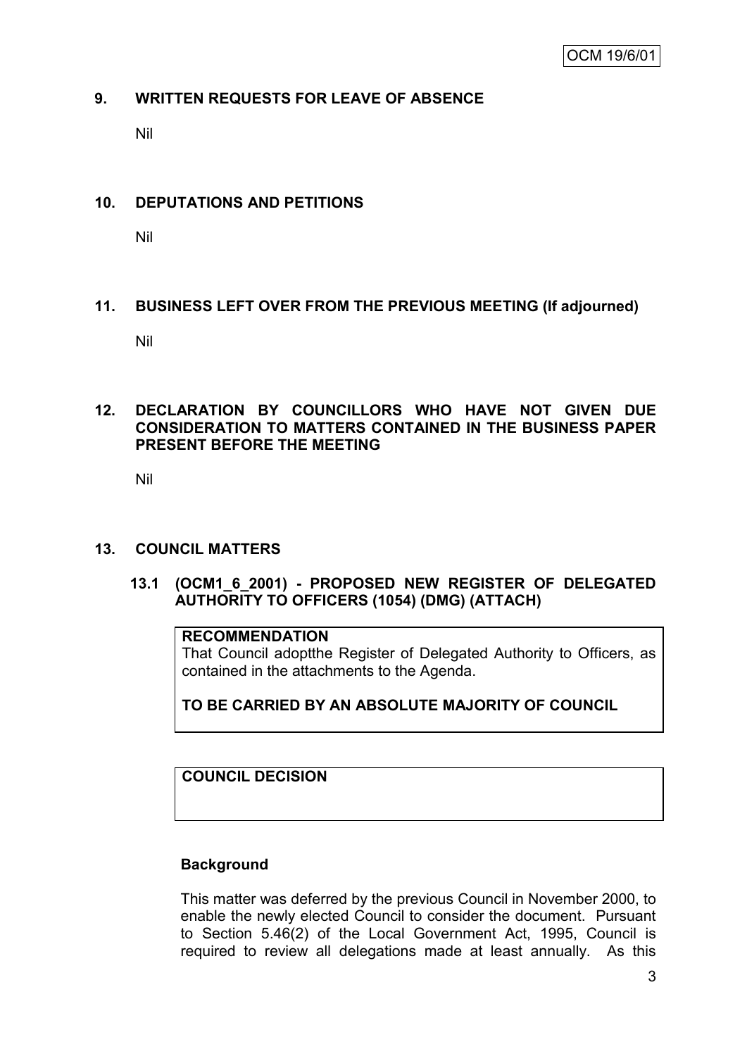## 9. WRITTEN REQUESTS FOR LEAVE OF ABSENCE

Nil

## 10. DEPUTATIONS AND PETITIONS

Nil

## 11. BUSINESS LEFT OVER FROM THE PREVIOUS MEETING (If adjourned)

Nil

## 12. DECLARATION BY COUNCILLORS WHO HAVE NOT GIVEN DUE CONSIDERATION TO MATTERS CONTAINED IN THE BUSINESS PAPER PRESENT BEFORE THE MEETING

Nil

## 13. COUNCIL MATTERS

### 13.1 (OCM1_6_2001) - PROPOSED NEW REGISTER OF DELEGATED AUTHORITY TO OFFICERS (1054) (DMG) (ATTACH)

**RECOMMENDATION**

That Council adoptthe Register of Delegated Authority to Officers, as contained in the attachments to the Agenda.

**TO BE CARRIED BY AN ABSOLUTE MAJORITY OF COUNCIL**

**COUNCIL DECISION**

**Background**

This matter was deferred by the previous Council in November 2000, to enable the newly elected Council to consider the document. Pursuant to Section 5.46(2) of the Local Government Act, 1995, Council is required to review all delegations made at least annually. As this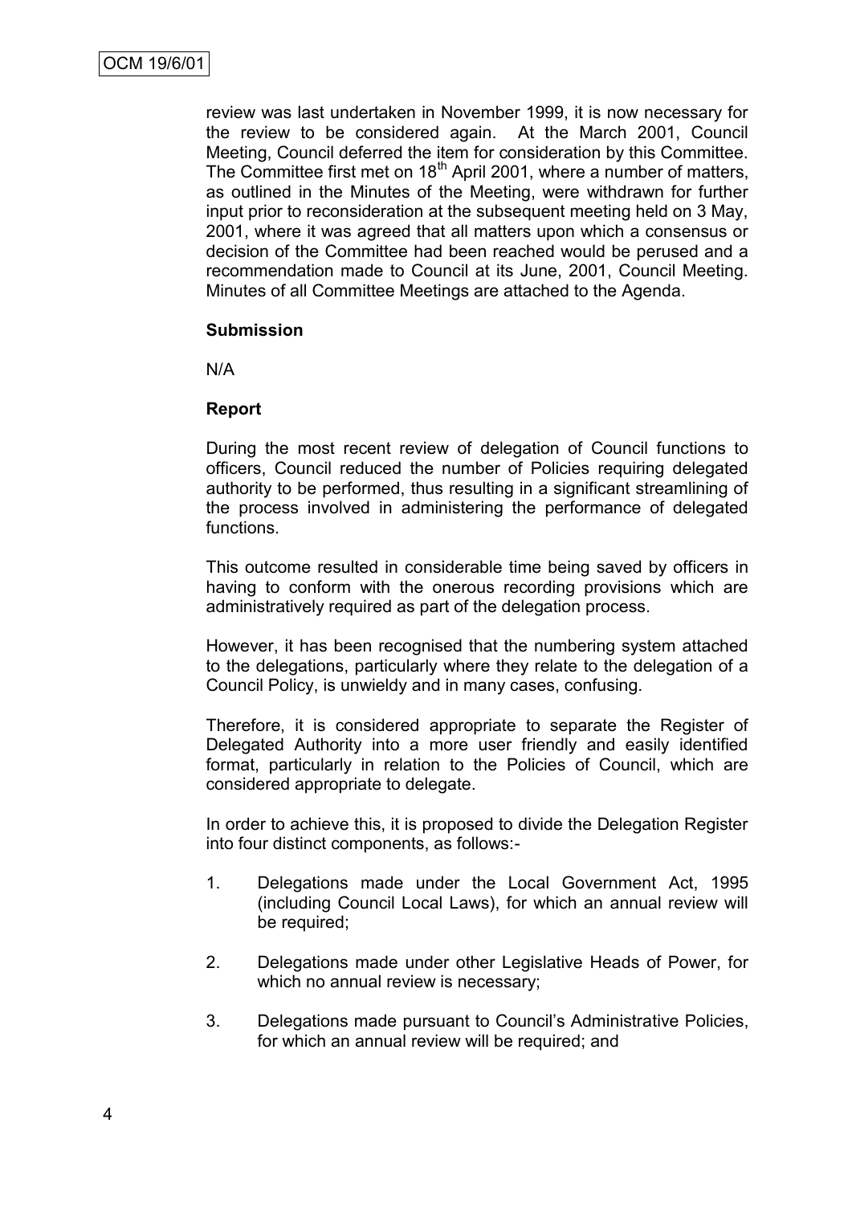review was last undertaken in November 1999, it is now necessary for the review to be considered again. At the March 2001, Council Meeting, Council deferred the item for consideration by this Committee. The Committee first met on 18th April 2001, where a number of matters, as outlined in the Minutes of the Meeting, were withdrawn for further input prior to reconsideration at the subsequent meeting held on 3 May, 2001, where it was agreed that all matters upon which a consensus or decision of the Committee had been reached would be perused and a recommendation made to Council at its June, 2001, Council Meeting. Minutes of all Committee Meetings are attached to the Agenda.

**Submission**

N/A

**Report**

During the most recent review of delegation of Council functions to officers, Council reduced the number of Policies requiring delegated authority to be performed, thus resulting in a significant streamlining of the process involved in administering the performance of delegated functions.

This outcome resulted in considerable time being saved by officers in having to conform with the onerous recording provisions which are administratively required as part of the delegation process.

However, it has been recognised that the numbering system attached to the delegations, particularly where they relate to the delegation of a Council Policy, is unwieldy and in many cases, confusing.

Therefore, it is considered appropriate to separate the Register of Delegated Authority into a more user friendly and easily identified format, particularly in relation to the Policies of Council, which are considered appropriate to delegate.

In order to achieve this, it is proposed to divide the Delegation Register into four distinct components, as follows:-

1. Delegations made under the Local Government Act, 1995 (including Council Local Laws), for which an annual review will be required;
2. Delegations made under other Legislative Heads of Power, for which no annual review is necessary;
3. Delegations made pursuant to Council's Administrative Policies, for which an annual review will be required; and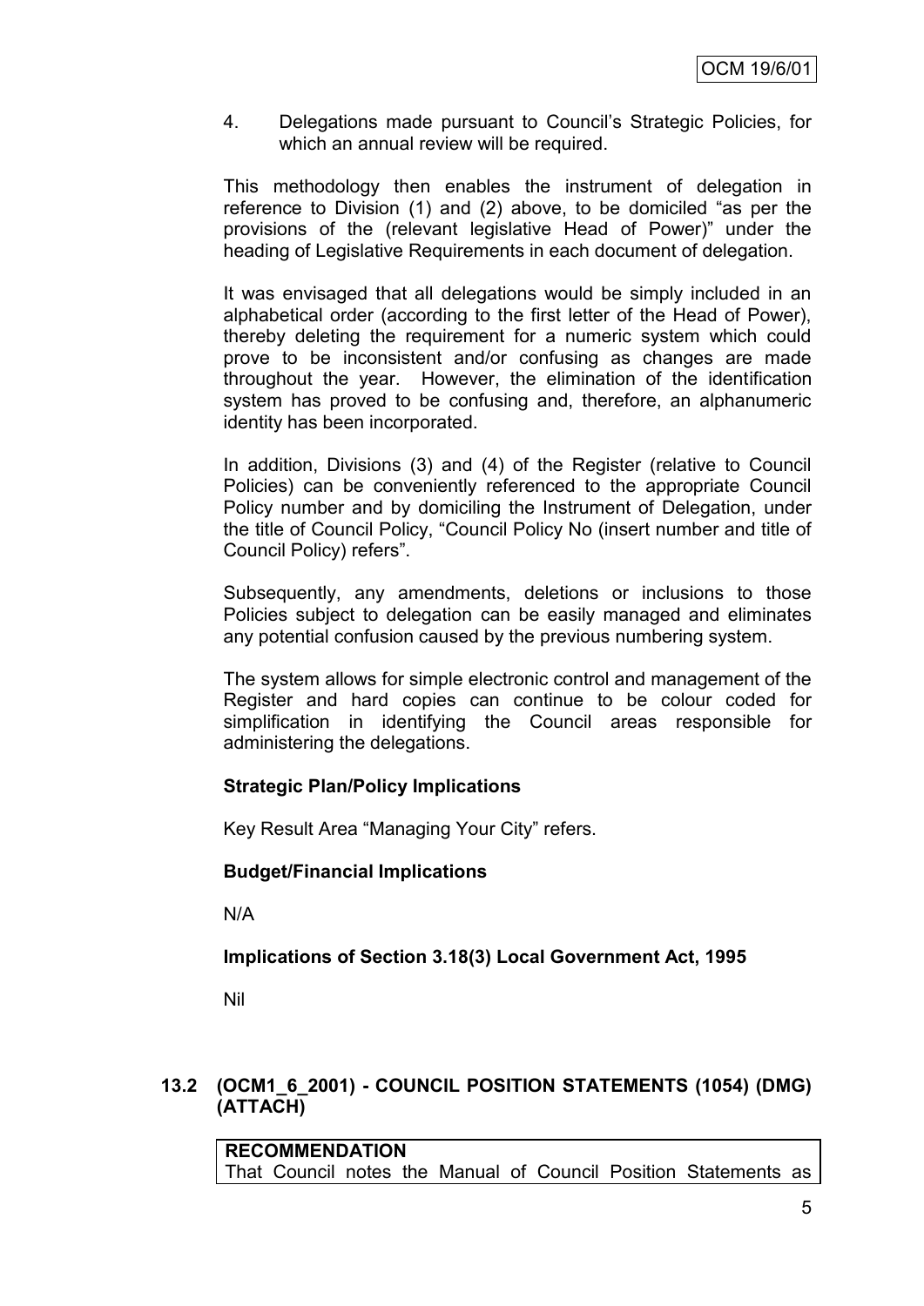4. Delegations made pursuant to Council's Strategic Policies, for which an annual review will be required.

This methodology then enables the instrument of delegation in reference to Division (1) and (2) above, to be domiciled "as per the provisions of the (relevant legislative Head of Power)" under the heading of Legislative Requirements in each document of delegation.

It was envisaged that all delegations would be simply included in an alphabetical order (according to the first letter of the Head of Power), thereby deleting the requirement for a numeric system which could prove to be inconsistent and/or confusing as changes are made throughout the year. However, the elimination of the identification system has proved to be confusing and, therefore, an alphanumeric identity has been incorporated.

In addition, Divisions (3) and (4) of the Register (relative to Council Policies) can be conveniently referenced to the appropriate Council Policy number and by domiciling the Instrument of Delegation, under the title of Council Policy, "Council Policy No (insert number and title of Council Policy) refers".

Subsequently, any amendments, deletions or inclusions to those Policies subject to delegation can be easily managed and eliminates any potential confusion caused by the previous numbering system.

The system allows for simple electronic control and management of the Register and hard copies can continue to be colour coded for simplification in identifying the Council areas responsible for administering the delegations.

**Strategic Plan/Policy Implications**

Key Result Area "Managing Your City" refers.

**Budget/Financial Implications**

N/A

**Implications of Section 3.18(3) Local Government Act, 1995**

Nil

## 13.2 (OCM1_6_2001) - COUNCIL POSITION STATEMENTS (1054) (DMG) (ATTACH)

**RECOMMENDATION**
That Council notes the Manual of Council Position Statements as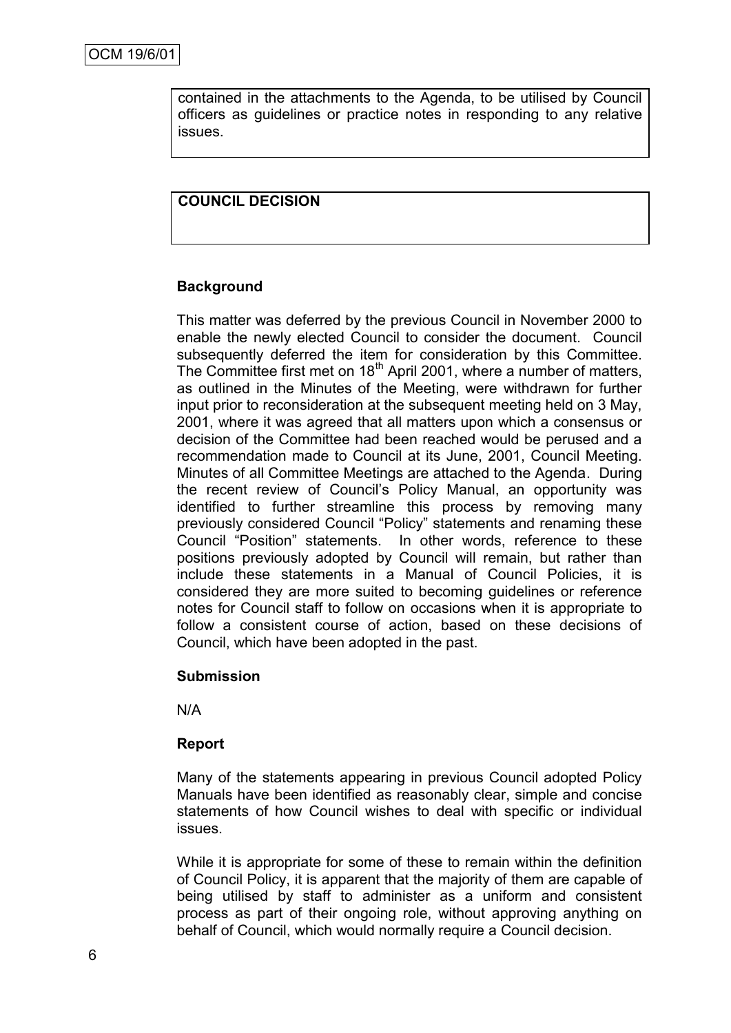contained in the attachments to the Agenda, to be utilised by Council officers as guidelines or practice notes in responding to any relative issues.

**COUNCIL DECISION**

**Background**

This matter was deferred by the previous Council in November 2000 to enable the newly elected Council to consider the document. Council subsequently deferred the item for consideration by this Committee. The Committee first met on 18th April 2001, where a number of matters, as outlined in the Minutes of the Meeting, were withdrawn for further input prior to reconsideration at the subsequent meeting held on 3 May, 2001, where it was agreed that all matters upon which a consensus or decision of the Committee had been reached would be perused and a recommendation made to Council at its June, 2001, Council Meeting. Minutes of all Committee Meetings are attached to the Agenda. During the recent review of Council's Policy Manual, an opportunity was identified to further streamline this process by removing many previously considered Council "Policy" statements and renaming these Council "Position" statements. In other words, reference to these positions previously adopted by Council will remain, but rather than include these statements in a Manual of Council Policies, it is considered they are more suited to becoming guidelines or reference notes for Council staff to follow on occasions when it is appropriate to follow a consistent course of action, based on these decisions of Council, which have been adopted in the past.

**Submission**

N/A

**Report**

Many of the statements appearing in previous Council adopted Policy Manuals have been identified as reasonably clear, simple and concise statements of how Council wishes to deal with specific or individual issues.

While it is appropriate for some of these to remain within the definition of Council Policy, it is apparent that the majority of them are capable of being utilised by staff to administer as a uniform and consistent process as part of their ongoing role, without approving anything on behalf of Council, which would normally require a Council decision.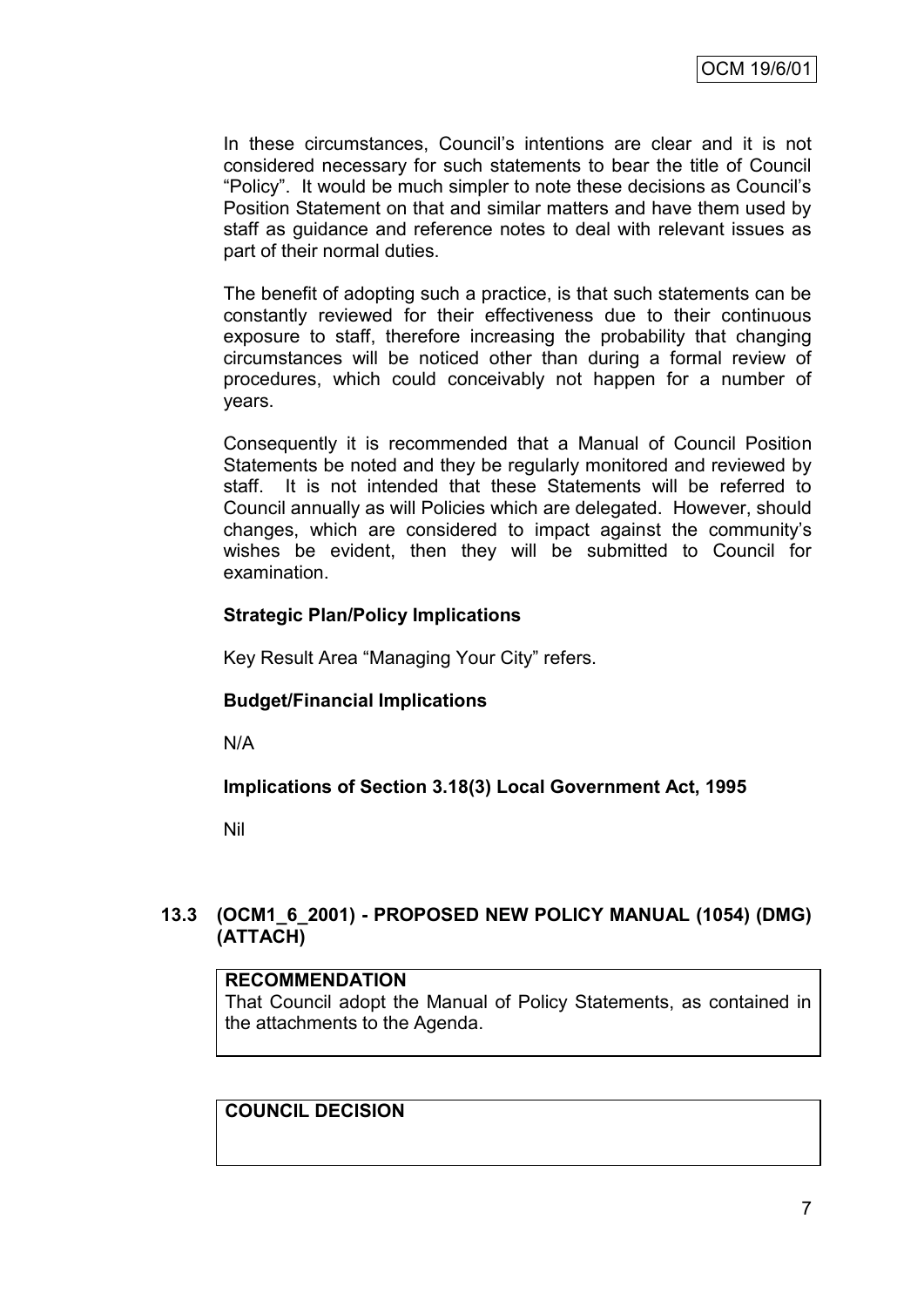In these circumstances, Council's intentions are clear and it is not considered necessary for such statements to bear the title of Council "Policy". It would be much simpler to note these decisions as Council's Position Statement on that and similar matters and have them used by staff as guidance and reference notes to deal with relevant issues as part of their normal duties.

The benefit of adopting such a practice, is that such statements can be constantly reviewed for their effectiveness due to their continuous exposure to staff, therefore increasing the probability that changing circumstances will be noticed other than during a formal review of procedures, which could conceivably not happen for a number of years.

Consequently it is recommended that a Manual of Council Position Statements be noted and they be regularly monitored and reviewed by staff. It is not intended that these Statements will be referred to Council annually as will Policies which are delegated. However, should changes, which are considered to impact against the community's wishes be evident, then they will be submitted to Council for examination.

**Strategic Plan/Policy Implications**

Key Result Area "Managing Your City" refers.

**Budget/Financial Implications**

N/A

**Implications of Section 3.18(3) Local Government Act, 1995**

Nil

### 13.3 (OCM1_6_2001) - PROPOSED NEW POLICY MANUAL (1054) (DMG) (ATTACH)

**RECOMMENDATION**

That Council adopt the Manual of Policy Statements, as contained in the attachments to the Agenda.

**COUNCIL DECISION**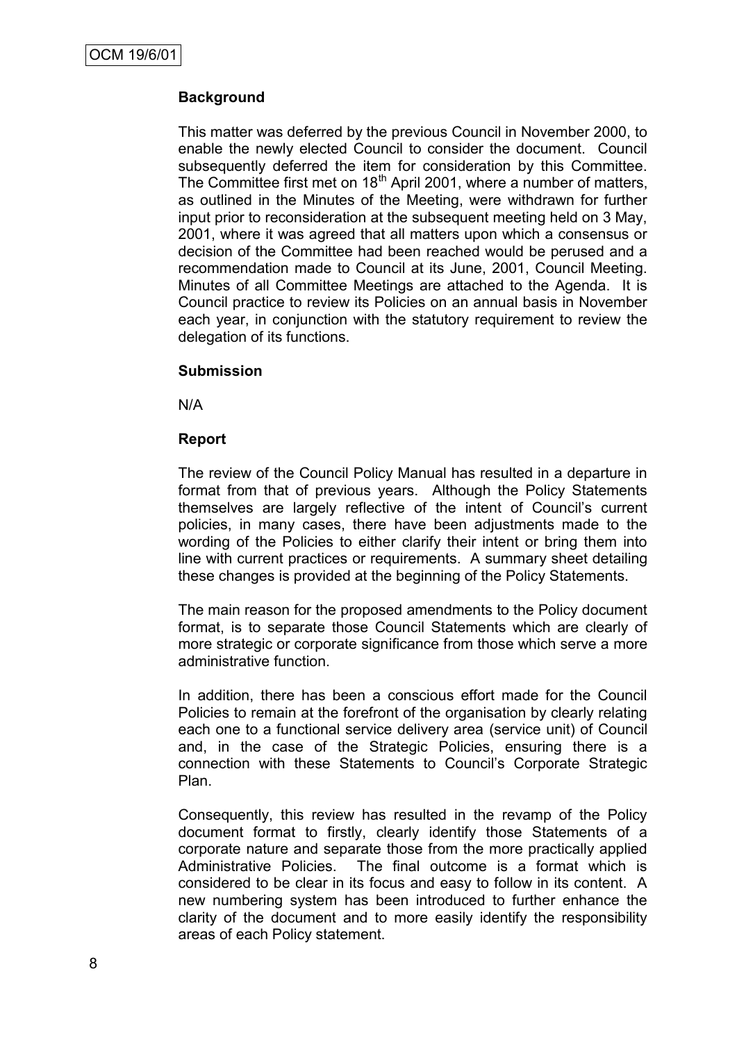### Background

This matter was deferred by the previous Council in November 2000, to enable the newly elected Council to consider the document. Council subsequently deferred the item for consideration by this Committee. The Committee first met on 18th April 2001, where a number of matters, as outlined in the Minutes of the Meeting, were withdrawn for further input prior to reconsideration at the subsequent meeting held on 3 May, 2001, where it was agreed that all matters upon which a consensus or decision of the Committee had been reached would be perused and a recommendation made to Council at its June, 2001, Council Meeting. Minutes of all Committee Meetings are attached to the Agenda. It is Council practice to review its Policies on an annual basis in November each year, in conjunction with the statutory requirement to review the delegation of its functions.

### Submission

N/A

### Report

The review of the Council Policy Manual has resulted in a departure in format from that of previous years. Although the Policy Statements themselves are largely reflective of the intent of Council's current policies, in many cases, there have been adjustments made to the wording of the Policies to either clarify their intent or bring them into line with current practices or requirements. A summary sheet detailing these changes is provided at the beginning of the Policy Statements.

The main reason for the proposed amendments to the Policy document format, is to separate those Council Statements which are clearly of more strategic or corporate significance from those which serve a more administrative function.

In addition, there has been a conscious effort made for the Council Policies to remain at the forefront of the organisation by clearly relating each one to a functional service delivery area (service unit) of Council and, in the case of the Strategic Policies, ensuring there is a connection with these Statements to Council's Corporate Strategic Plan.

Consequently, this review has resulted in the revamp of the Policy document format to firstly, clearly identify those Statements of a corporate nature and separate those from the more practically applied Administrative Policies. The final outcome is a format which is considered to be clear in its focus and easy to follow in its content. A new numbering system has been introduced to further enhance the clarity of the document and to more easily identify the responsibility areas of each Policy statement.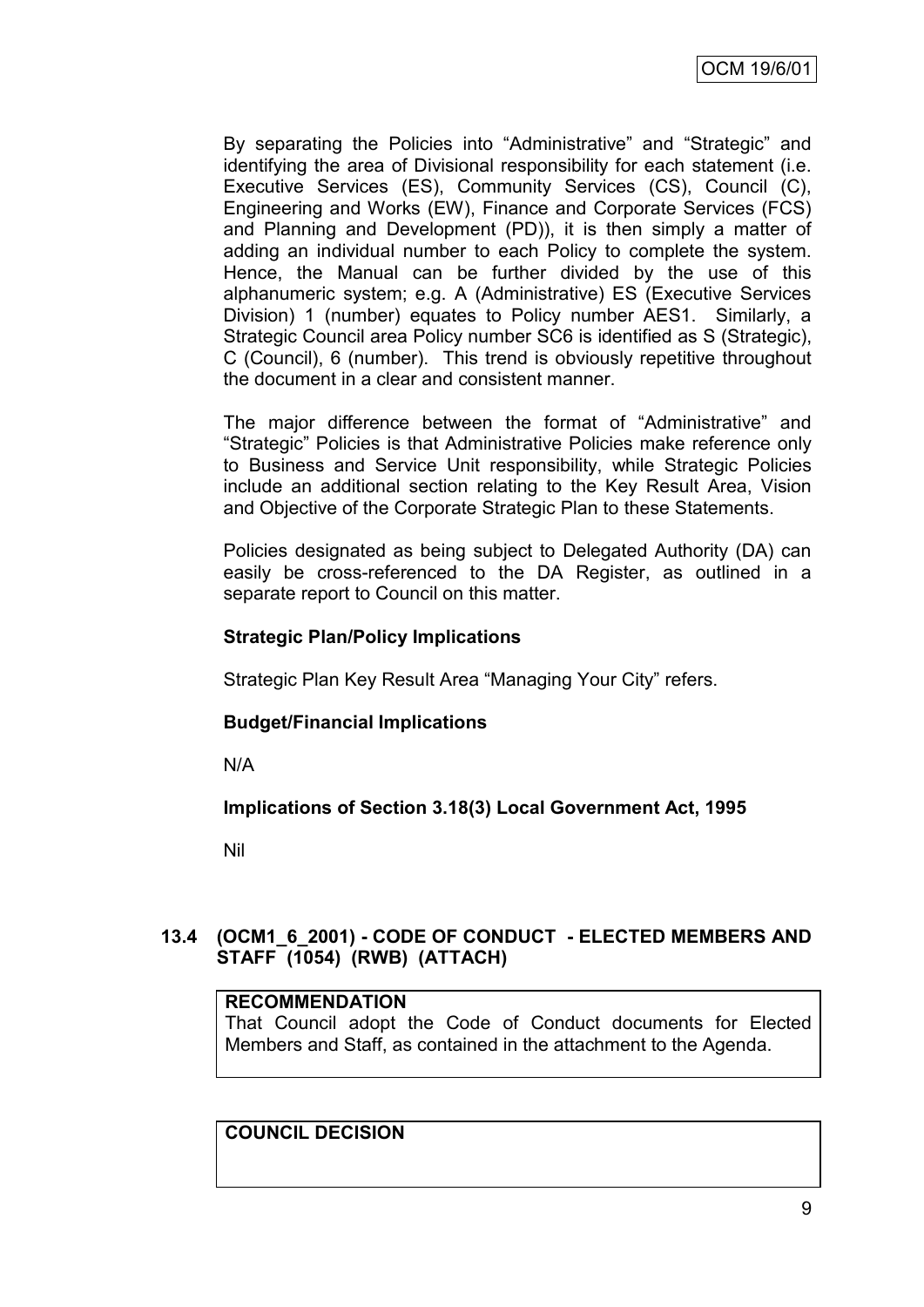By separating the Policies into "Administrative" and "Strategic" and identifying the area of Divisional responsibility for each statement (i.e. Executive Services (ES), Community Services (CS), Council (C), Engineering and Works (EW), Finance and Corporate Services (FCS) and Planning and Development (PD)), it is then simply a matter of adding an individual number to each Policy to complete the system. Hence, the Manual can be further divided by the use of this alphanumeric system; e.g. A (Administrative) ES (Executive Services Division) 1 (number) equates to Policy number AES1. Similarly, a Strategic Council area Policy number SC6 is identified as S (Strategic), C (Council), 6 (number). This trend is obviously repetitive throughout the document in a clear and consistent manner.

The major difference between the format of "Administrative" and "Strategic" Policies is that Administrative Policies make reference only to Business and Service Unit responsibility, while Strategic Policies include an additional section relating to the Key Result Area, Vision and Objective of the Corporate Strategic Plan to these Statements.

Policies designated as being subject to Delegated Authority (DA) can easily be cross-referenced to the DA Register, as outlined in a separate report to Council on this matter.

**Strategic Plan/Policy Implications**

Strategic Plan Key Result Area "Managing Your City" refers.

**Budget/Financial Implications**

N/A

**Implications of Section 3.18(3) Local Government Act, 1995**

Nil

### 13.4 (OCM1_6_2001) - CODE OF CONDUCT - ELECTED MEMBERS AND STAFF (1054) (RWB) (ATTACH)

**RECOMMENDATION**

That Council adopt the Code of Conduct documents for Elected Members and Staff, as contained in the attachment to the Agenda.

**COUNCIL DECISION**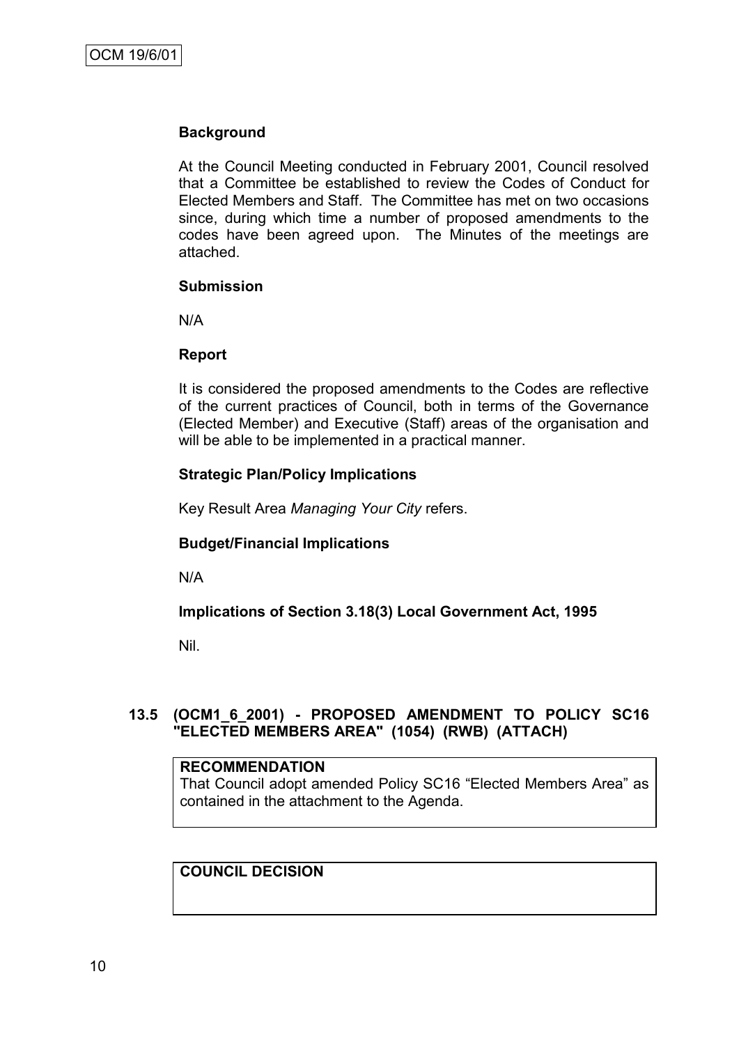**Background**

At the Council Meeting conducted in February 2001, Council resolved that a Committee be established to review the Codes of Conduct for Elected Members and Staff. The Committee has met on two occasions since, during which time a number of proposed amendments to the codes have been agreed upon. The Minutes of the meetings are attached.

**Submission**

N/A

**Report**

It is considered the proposed amendments to the Codes are reflective of the current practices of Council, both in terms of the Governance (Elected Member) and Executive (Staff) areas of the organisation and will be able to be implemented in a practical manner.

**Strategic Plan/Policy Implications**

Key Result Area *Managing Your City* refers.

**Budget/Financial Implications**

N/A

**Implications of Section 3.18(3) Local Government Act, 1995**

Nil.

### 13.5 (OCM1_6_2001) - PROPOSED AMENDMENT TO POLICY SC16 "ELECTED MEMBERS AREA" (1054) (RWB) (ATTACH)

**RECOMMENDATION**

That Council adopt amended Policy SC16 "Elected Members Area" as contained in the attachment to the Agenda.

**COUNCIL DECISION**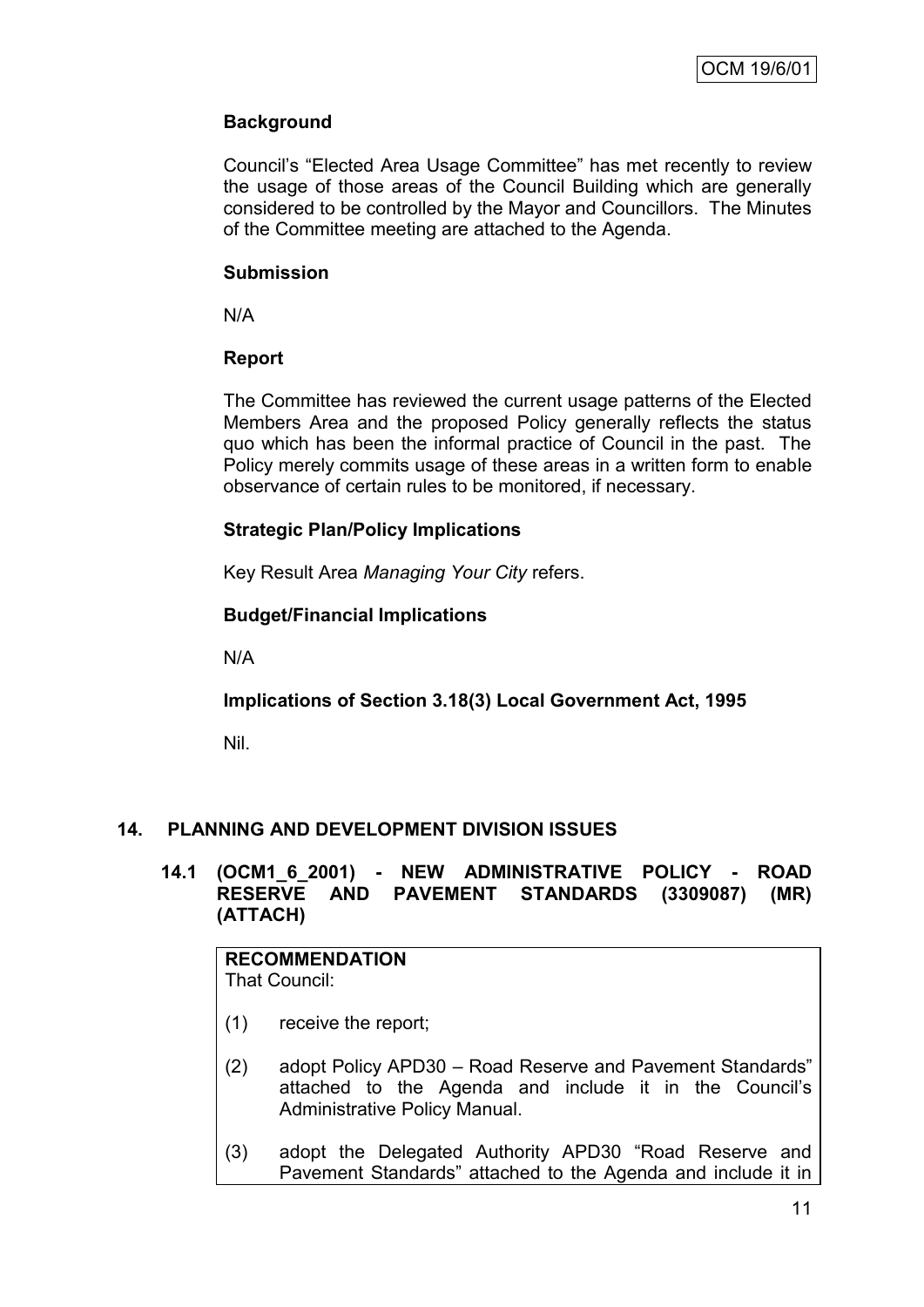**Background**

Council's "Elected Area Usage Committee" has met recently to review the usage of those areas of the Council Building which are generally considered to be controlled by the Mayor and Councillors. The Minutes of the Committee meeting are attached to the Agenda.

**Submission**

N/A

**Report**

The Committee has reviewed the current usage patterns of the Elected Members Area and the proposed Policy generally reflects the status quo which has been the informal practice of Council in the past. The Policy merely commits usage of these areas in a written form to enable observance of certain rules to be monitored, if necessary.

**Strategic Plan/Policy Implications**

Key Result Area *Managing Your City* refers.

**Budget/Financial Implications**

N/A

**Implications of Section 3.18(3) Local Government Act, 1995**

Nil.

## 14. PLANNING AND DEVELOPMENT DIVISION ISSUES

### 14.1 (OCM1_6_2001) - NEW ADMINISTRATIVE POLICY - ROAD RESERVE AND PAVEMENT STANDARDS (3309087) (MR) (ATTACH)

**RECOMMENDATION**
That Council:

(1) receive the report;

(2) adopt Policy APD30 – Road Reserve and Pavement Standards" attached to the Agenda and include it in the Council's Administrative Policy Manual.

(3) adopt the Delegated Authority APD30 "Road Reserve and Pavement Standards" attached to the Agenda and include it in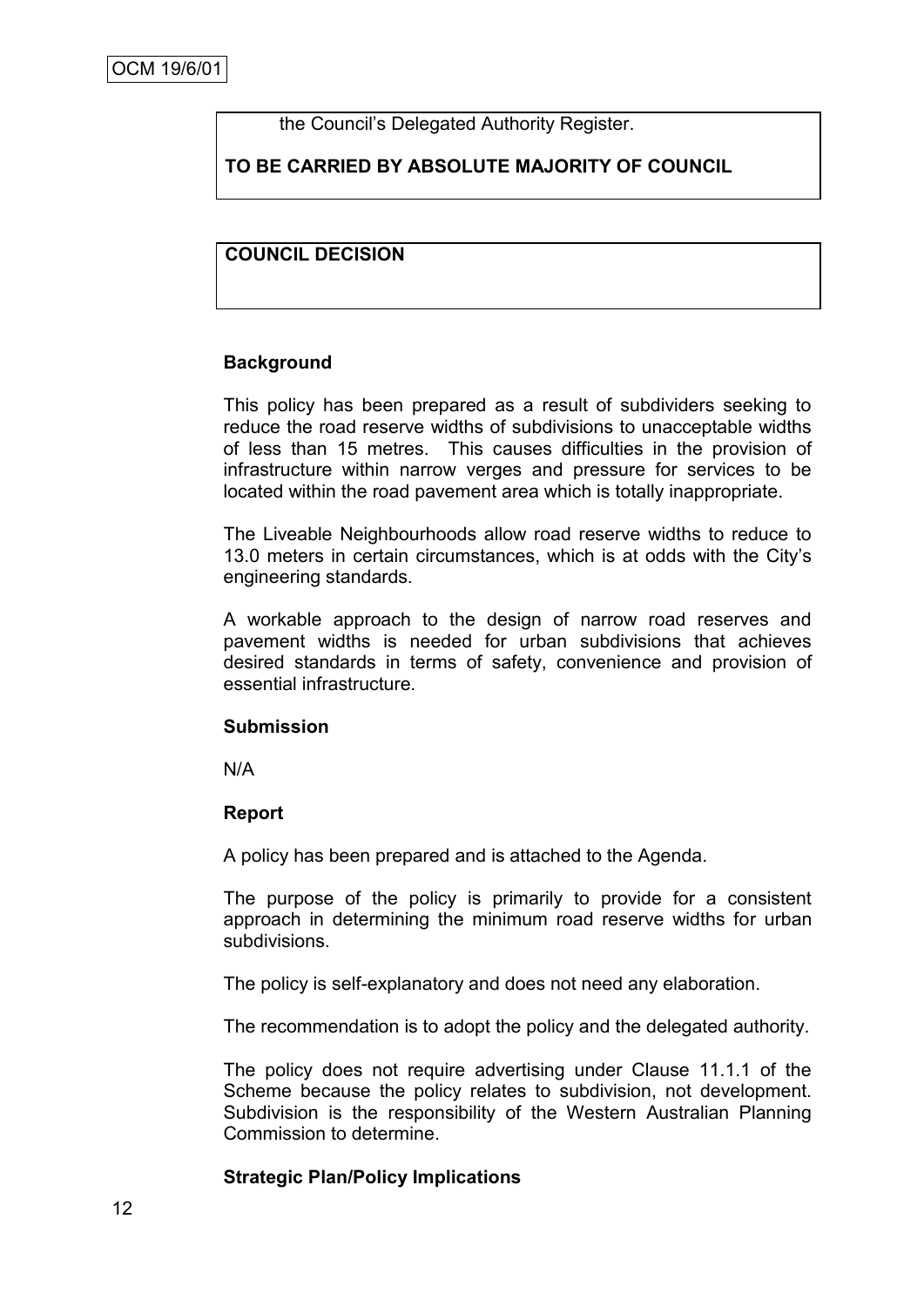the Council's Delegated Authority Register.

**TO BE CARRIED BY ABSOLUTE MAJORITY OF COUNCIL**

**COUNCIL DECISION**

**Background**

This policy has been prepared as a result of subdividers seeking to reduce the road reserve widths of subdivisions to unacceptable widths of less than 15 metres. This causes difficulties in the provision of infrastructure within narrow verges and pressure for services to be located within the road pavement area which is totally inappropriate.

The Liveable Neighbourhoods allow road reserve widths to reduce to 13.0 meters in certain circumstances, which is at odds with the City's engineering standards.

A workable approach to the design of narrow road reserves and pavement widths is needed for urban subdivisions that achieves desired standards in terms of safety, convenience and provision of essential infrastructure.

**Submission**

N/A

**Report**

A policy has been prepared and is attached to the Agenda.

The purpose of the policy is primarily to provide for a consistent approach in determining the minimum road reserve widths for urban subdivisions.

The policy is self-explanatory and does not need any elaboration.

The recommendation is to adopt the policy and the delegated authority.

The policy does not require advertising under Clause 11.1.1 of the Scheme because the policy relates to subdivision, not development. Subdivision is the responsibility of the Western Australian Planning Commission to determine.

**Strategic Plan/Policy Implications**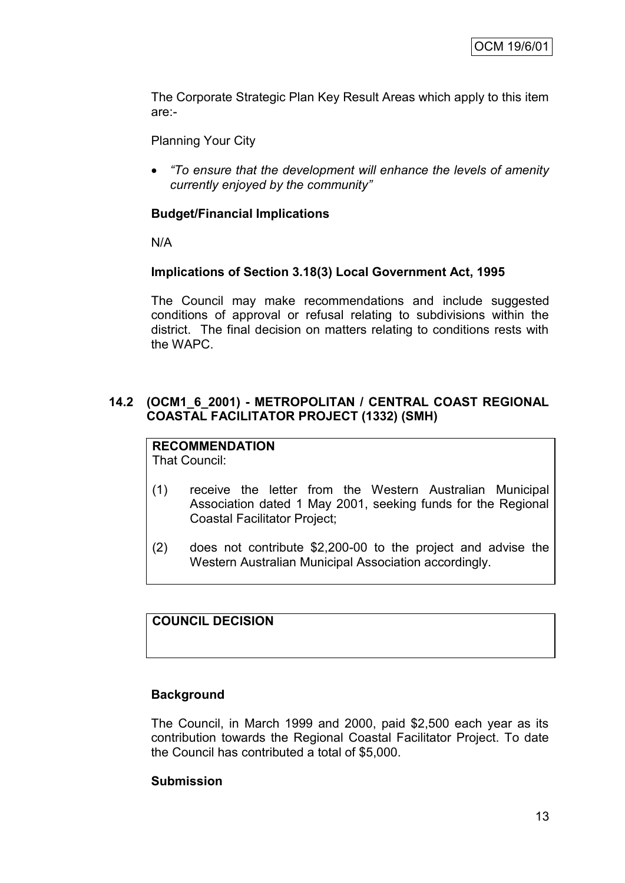The Corporate Strategic Plan Key Result Areas which apply to this item are:-

Planning Your City

- *"To ensure that the development will enhance the levels of amenity currently enjoyed by the community"*

**Budget/Financial Implications**

N/A

**Implications of Section 3.18(3) Local Government Act, 1995**

The Council may make recommendations and include suggested conditions of approval or refusal relating to subdivisions within the district. The final decision on matters relating to conditions rests with the WAPC.

## 14.2 (OCM1_6_2001) - METROPOLITAN / CENTRAL COAST REGIONAL COASTAL FACILITATOR PROJECT (1332) (SMH)

**RECOMMENDATION**

That Council:

(1) receive the letter from the Western Australian Municipal Association dated 1 May 2001, seeking funds for the Regional Coastal Facilitator Project;

(2) does not contribute $2,200-00 to the project and advise the Western Australian Municipal Association accordingly.

**COUNCIL DECISION**

**Background**

The Council, in March 1999 and 2000, paid $2,500 each year as its contribution towards the Regional Coastal Facilitator Project. To date the Council has contributed a total of $5,000.

**Submission**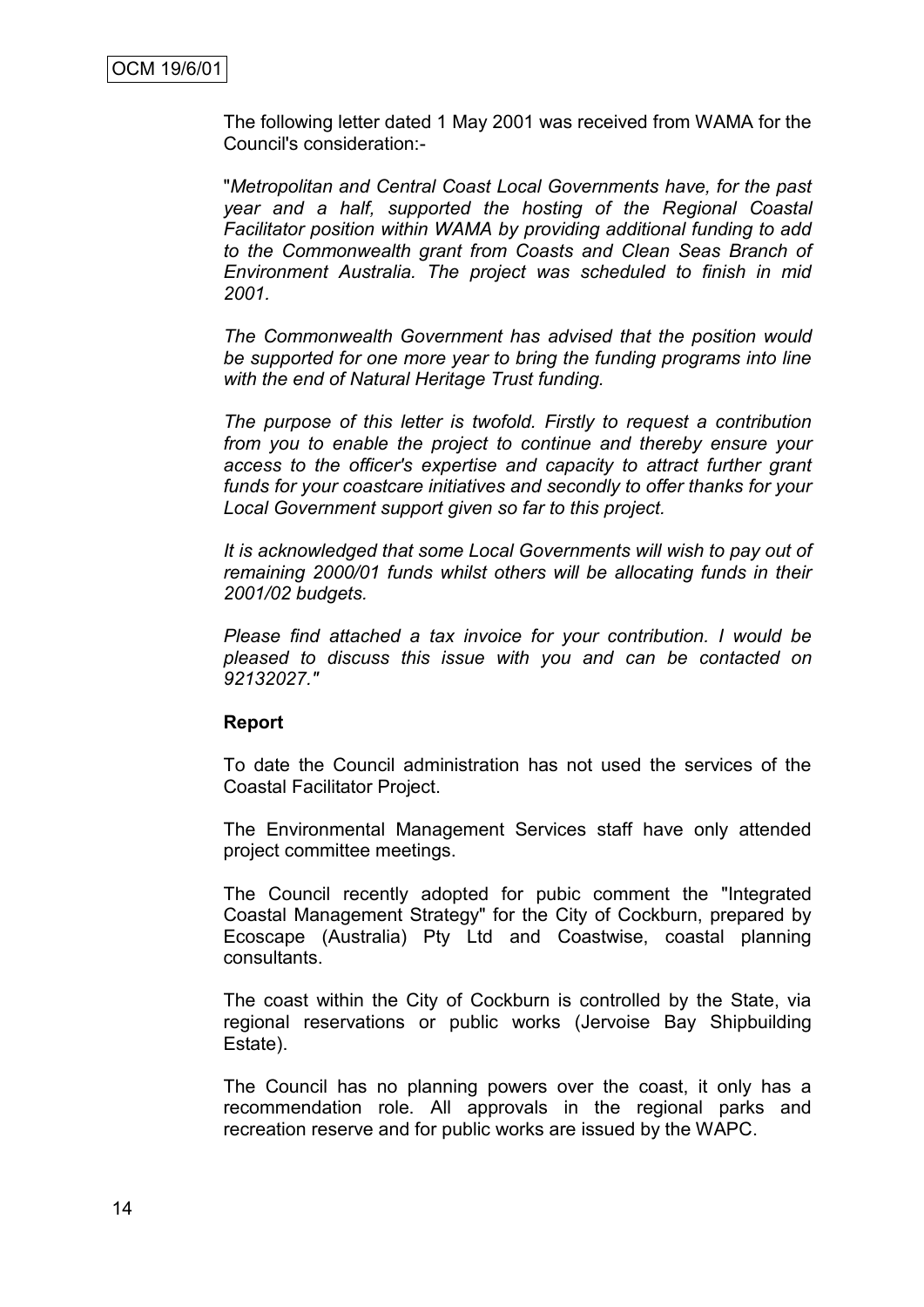The following letter dated 1 May 2001 was received from WAMA for the Council's consideration:-

"*Metropolitan and Central Coast Local Governments have, for the past year and a half, supported the hosting of the Regional Coastal Facilitator position within WAMA by providing additional funding to add to the Commonwealth grant from Coasts and Clean Seas Branch of Environment Australia. The project was scheduled to finish in mid 2001.*

*The Commonwealth Government has advised that the position would be supported for one more year to bring the funding programs into line with the end of Natural Heritage Trust funding.*

*The purpose of this letter is twofold. Firstly to request a contribution from you to enable the project to continue and thereby ensure your access to the officer's expertise and capacity to attract further grant funds for your coastcare initiatives and secondly to offer thanks for your Local Government support given so far to this project.*

*It is acknowledged that some Local Governments will wish to pay out of remaining 2000/01 funds whilst others will be allocating funds in their 2001/02 budgets.*

*Please find attached a tax invoice for your contribution. I would be pleased to discuss this issue with you and can be contacted on 92132027."*

**Report**

To date the Council administration has not used the services of the Coastal Facilitator Project.

The Environmental Management Services staff have only attended project committee meetings.

The Council recently adopted for pubic comment the "Integrated Coastal Management Strategy" for the City of Cockburn, prepared by Ecoscape (Australia) Pty Ltd and Coastwise, coastal planning consultants.

The coast within the City of Cockburn is controlled by the State, via regional reservations or public works (Jervoise Bay Shipbuilding Estate).

The Council has no planning powers over the coast, it only has a recommendation role. All approvals in the regional parks and recreation reserve and for public works are issued by the WAPC.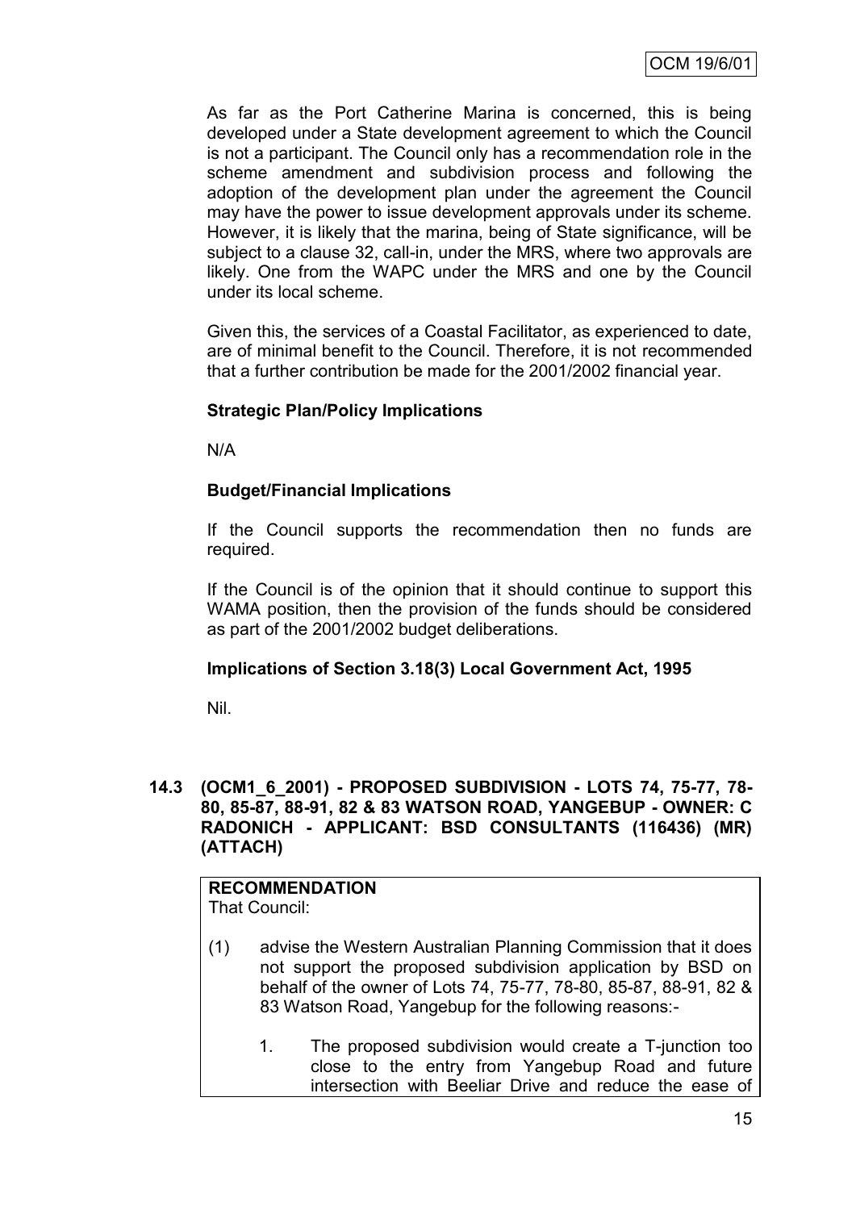As far as the Port Catherine Marina is concerned, this is being developed under a State development agreement to which the Council is not a participant. The Council only has a recommendation role in the scheme amendment and subdivision process and following the adoption of the development plan under the agreement the Council may have the power to issue development approvals under its scheme. However, it is likely that the marina, being of State significance, will be subject to a clause 32, call-in, under the MRS, where two approvals are likely. One from the WAPC under the MRS and one by the Council under its local scheme.

Given this, the services of a Coastal Facilitator, as experienced to date, are of minimal benefit to the Council. Therefore, it is not recommended that a further contribution be made for the 2001/2002 financial year.

**Strategic Plan/Policy Implications**

N/A

**Budget/Financial Implications**

If the Council supports the recommendation then no funds are required.

If the Council is of the opinion that it should continue to support this WAMA position, then the provision of the funds should be considered as part of the 2001/2002 budget deliberations.

**Implications of Section 3.18(3) Local Government Act, 1995**

Nil.

### 14.3 (OCM1_6_2001) - PROPOSED SUBDIVISION - LOTS 74, 75-77, 78-80, 85-87, 88-91, 82 & 83 WATSON ROAD, YANGEBUP - OWNER: C RADONICH - APPLICANT: BSD CONSULTANTS (116436) (MR) (ATTACH)

**RECOMMENDATION**

That Council:

(1) advise the Western Australian Planning Commission that it does not support the proposed subdivision application by BSD on behalf of the owner of Lots 74, 75-77, 78-80, 85-87, 88-91, 82 & 83 Watson Road, Yangebup for the following reasons:-

1. The proposed subdivision would create a T-junction too close to the entry from Yangebup Road and future intersection with Beeliar Drive and reduce the ease of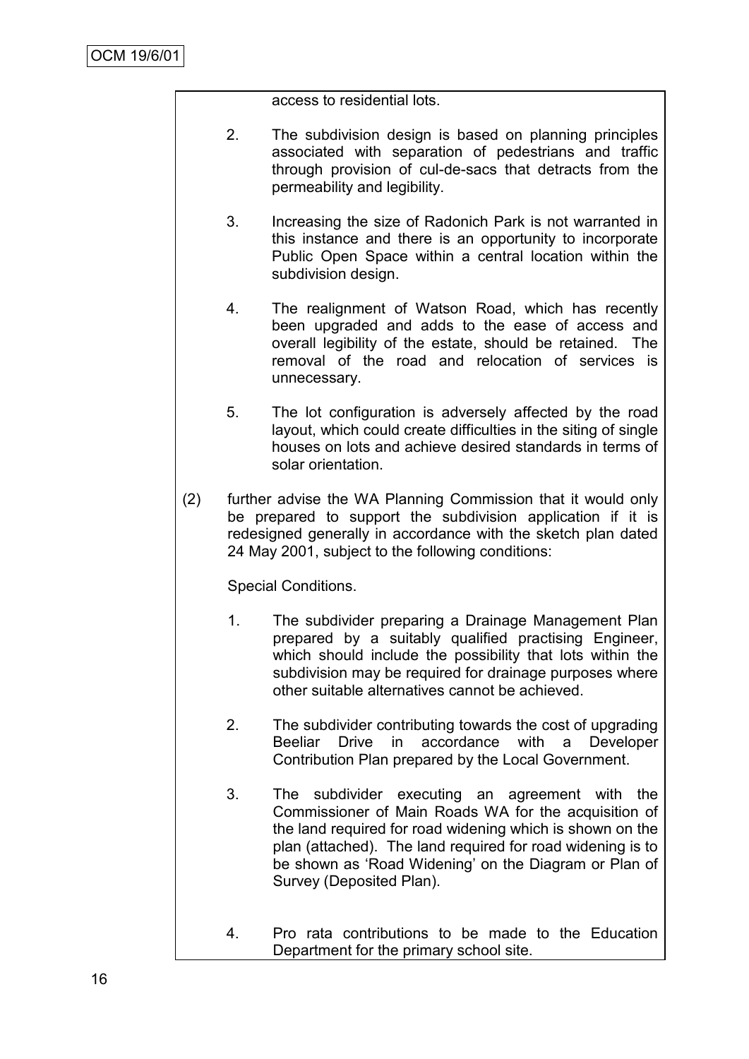access to residential lots.

2. The subdivision design is based on planning principles associated with separation of pedestrians and traffic through provision of cul-de-sacs that detracts from the permeability and legibility.

3. Increasing the size of Radonich Park is not warranted in this instance and there is an opportunity to incorporate Public Open Space within a central location within the subdivision design.

4. The realignment of Watson Road, which has recently been upgraded and adds to the ease of access and overall legibility of the estate, should be retained. The removal of the road and relocation of services is unnecessary.

5. The lot configuration is adversely affected by the road layout, which could create difficulties in the siting of single houses on lots and achieve desired standards in terms of solar orientation.

(2) further advise the WA Planning Commission that it would only be prepared to support the subdivision application if it is redesigned generally in accordance with the sketch plan dated 24 May 2001, subject to the following conditions:

Special Conditions.

1. The subdivider preparing a Drainage Management Plan prepared by a suitably qualified practising Engineer, which should include the possibility that lots within the subdivision may be required for drainage purposes where other suitable alternatives cannot be achieved.

2. The subdivider contributing towards the cost of upgrading Beeliar Drive in accordance with a Developer Contribution Plan prepared by the Local Government.

3. The subdivider executing an agreement with the Commissioner of Main Roads WA for the acquisition of the land required for road widening which is shown on the plan (attached). The land required for road widening is to be shown as 'Road Widening' on the Diagram or Plan of Survey (Deposited Plan).

4. Pro rata contributions to be made to the Education Department for the primary school site.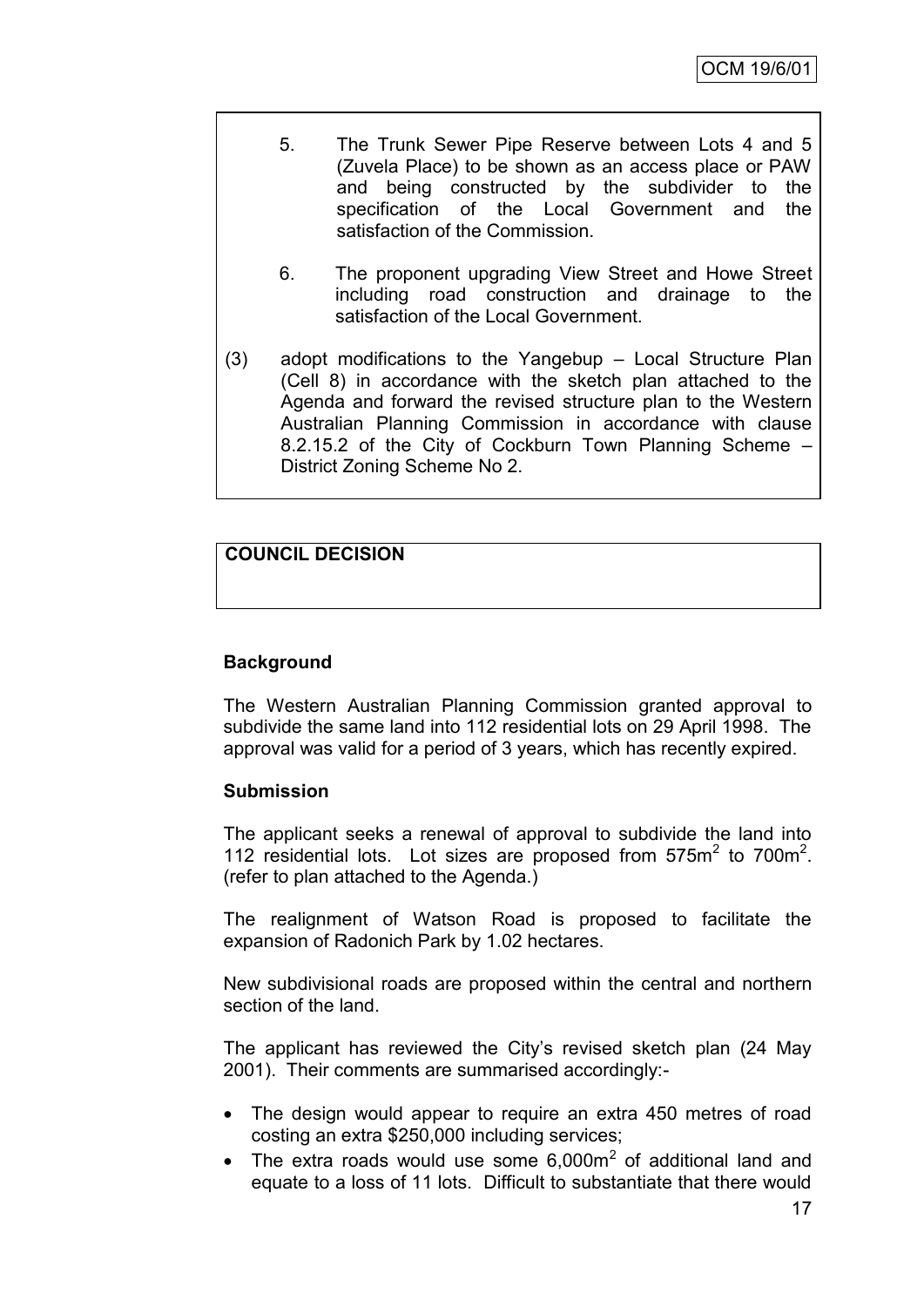5. The Trunk Sewer Pipe Reserve between Lots 4 and 5 (Zuvela Place) to be shown as an access place or PAW and being constructed by the subdivider to the specification of the Local Government and the satisfaction of the Commission.

6. The proponent upgrading View Street and Howe Street including road construction and drainage to the satisfaction of the Local Government.

(3) adopt modifications to the Yangebup – Local Structure Plan (Cell 8) in accordance with the sketch plan attached to the Agenda and forward the revised structure plan to the Western Australian Planning Commission in accordance with clause 8.2.15.2 of the City of Cockburn Town Planning Scheme – District Zoning Scheme No 2.

**COUNCIL DECISION**

**Background**

The Western Australian Planning Commission granted approval to subdivide the same land into 112 residential lots on 29 April 1998. The approval was valid for a period of 3 years, which has recently expired.

**Submission**

The applicant seeks a renewal of approval to subdivide the land into 112 residential lots. Lot sizes are proposed from 575m$^2$ to 700m$^2$. (refer to plan attached to the Agenda.)

The realignment of Watson Road is proposed to facilitate the expansion of Radonich Park by 1.02 hectares.

New subdivisional roads are proposed within the central and northern section of the land.

The applicant has reviewed the City's revised sketch plan (24 May 2001). Their comments are summarised accordingly:-

- The design would appear to require an extra 450 metres of road costing an extra $250,000 including services;
- The extra roads would use some 6,000m$^2$ of additional land and equate to a loss of 11 lots. Difficult to substantiate that there would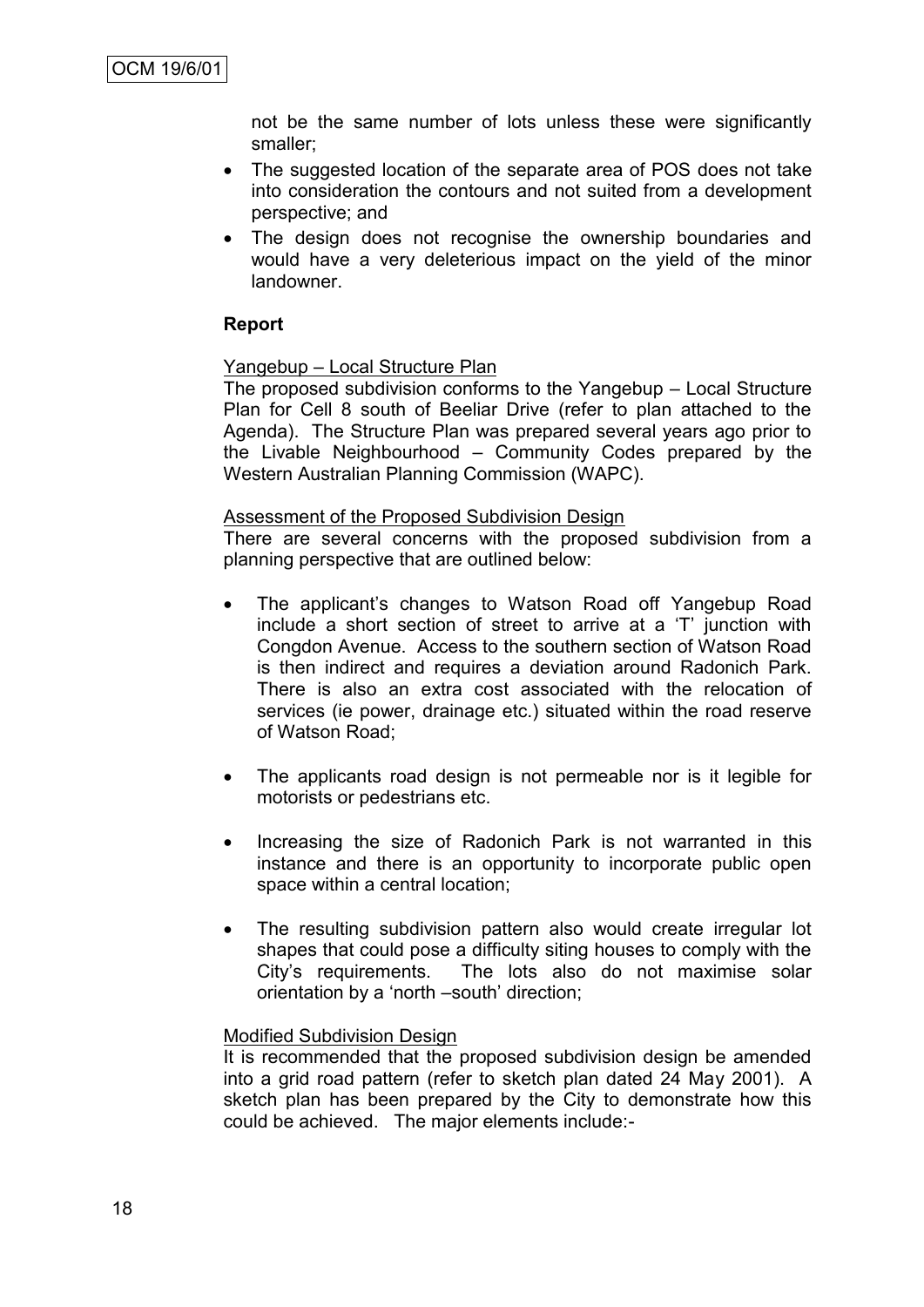not be the same number of lots unless these were significantly smaller;

- The suggested location of the separate area of POS does not take into consideration the contours and not suited from a development perspective; and
- The design does not recognise the ownership boundaries and would have a very deleterious impact on the yield of the minor landowner.

**Report**

Yangebup – Local Structure Plan

The proposed subdivision conforms to the Yangebup – Local Structure Plan for Cell 8 south of Beeliar Drive (refer to plan attached to the Agenda). The Structure Plan was prepared several years ago prior to the Livable Neighbourhood – Community Codes prepared by the Western Australian Planning Commission (WAPC).

Assessment of the Proposed Subdivision Design

There are several concerns with the proposed subdivision from a planning perspective that are outlined below:

- The applicant's changes to Watson Road off Yangebup Road include a short section of street to arrive at a 'T' junction with Congdon Avenue. Access to the southern section of Watson Road is then indirect and requires a deviation around Radonich Park. There is also an extra cost associated with the relocation of services (ie power, drainage etc.) situated within the road reserve of Watson Road;
- The applicants road design is not permeable nor is it legible for motorists or pedestrians etc.
- Increasing the size of Radonich Park is not warranted in this instance and there is an opportunity to incorporate public open space within a central location;
- The resulting subdivision pattern also would create irregular lot shapes that could pose a difficulty siting houses to comply with the City's requirements. The lots also do not maximise solar orientation by a 'north –south' direction;

Modified Subdivision Design

It is recommended that the proposed subdivision design be amended into a grid road pattern (refer to sketch plan dated 24 May 2001). A sketch plan has been prepared by the City to demonstrate how this could be achieved. The major elements include:-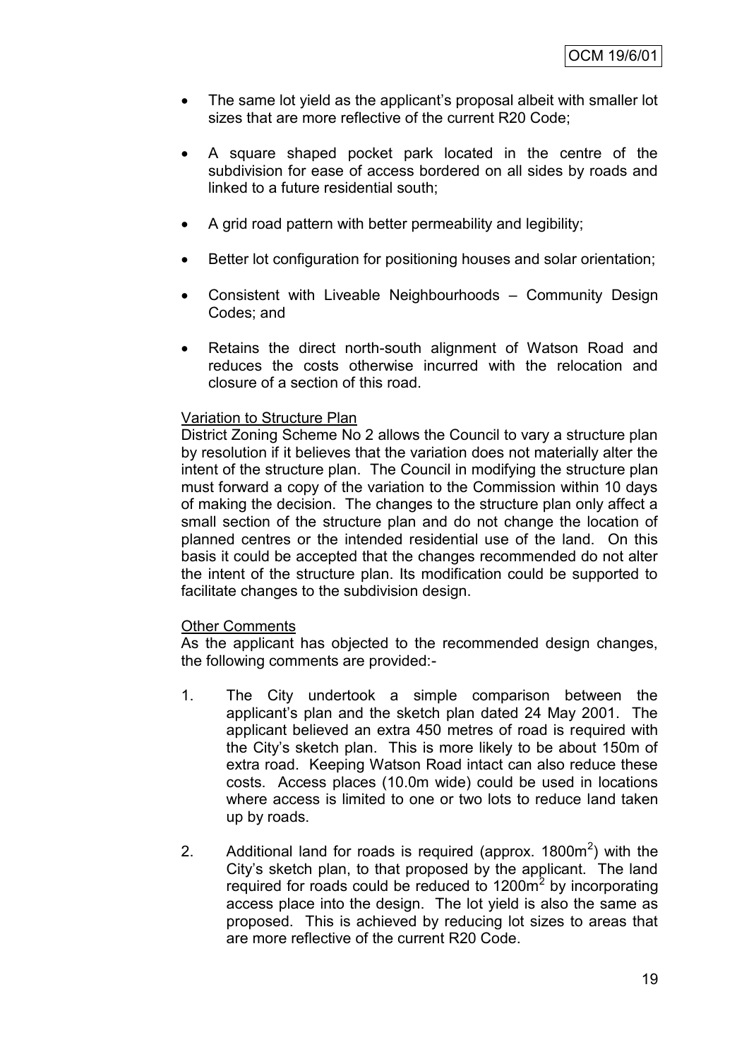- The same lot yield as the applicant's proposal albeit with smaller lot sizes that are more reflective of the current R20 Code;

- A square shaped pocket park located in the centre of the subdivision for ease of access bordered on all sides by roads and linked to a future residential south;

- A grid road pattern with better permeability and legibility;

- Better lot configuration for positioning houses and solar orientation;

- Consistent with Liveable Neighbourhoods – Community Design Codes; and

- Retains the direct north-south alignment of Watson Road and reduces the costs otherwise incurred with the relocation and closure of a section of this road.

Variation to Structure Plan

District Zoning Scheme No 2 allows the Council to vary a structure plan by resolution if it believes that the variation does not materially alter the intent of the structure plan. The Council in modifying the structure plan must forward a copy of the variation to the Commission within 10 days of making the decision. The changes to the structure plan only affect a small section of the structure plan and do not change the location of planned centres or the intended residential use of the land. On this basis it could be accepted that the changes recommended do not alter the intent of the structure plan. Its modification could be supported to facilitate changes to the subdivision design.

Other Comments

As the applicant has objected to the recommended design changes, the following comments are provided:-

1. The City undertook a simple comparison between the applicant's plan and the sketch plan dated 24 May 2001. The applicant believed an extra 450 metres of road is required with the City's sketch plan. This is more likely to be about 150m of extra road. Keeping Watson Road intact can also reduce these costs. Access places (10.0m wide) could be used in locations where access is limited to one or two lots to reduce land taken up by roads.

2. Additional land for roads is required (approx. 1800m$^2$) with the City's sketch plan, to that proposed by the applicant. The land required for roads could be reduced to 1200m$^2$ by incorporating access place into the design. The lot yield is also the same as proposed. This is achieved by reducing lot sizes to areas that are more reflective of the current R20 Code.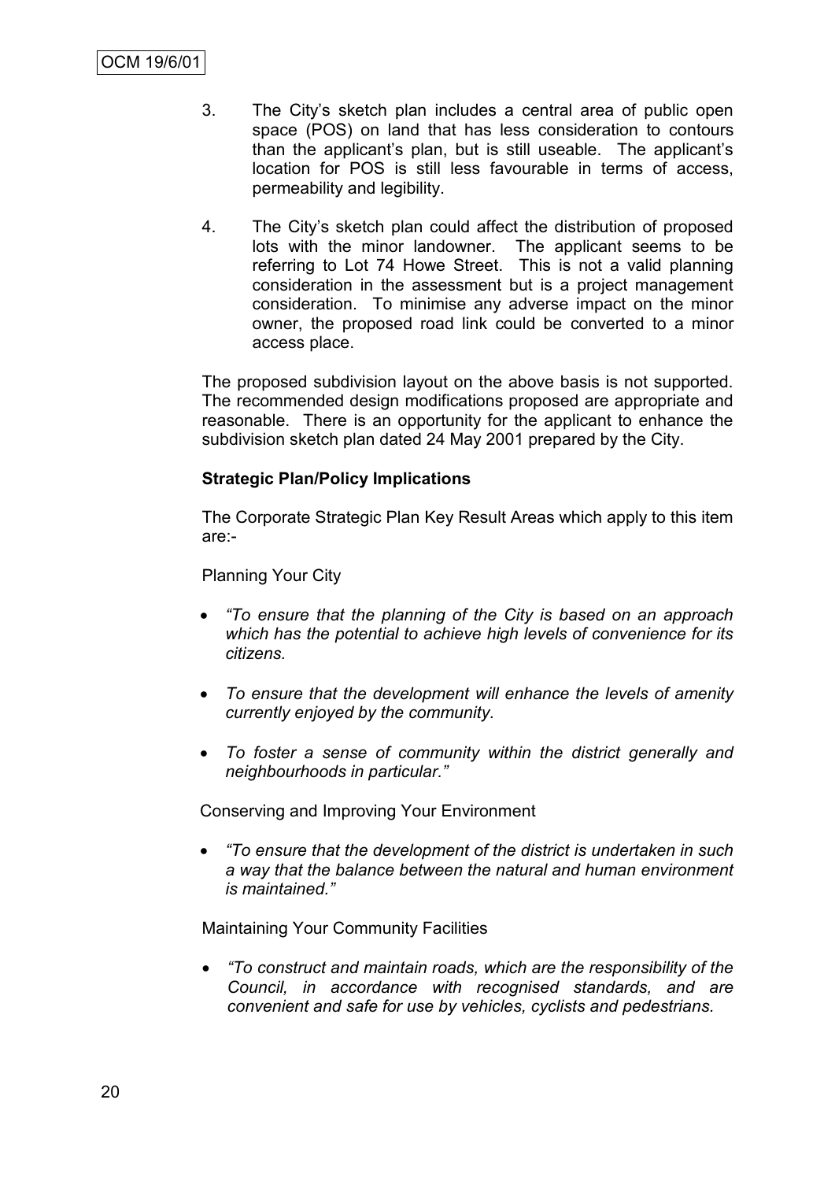3. The City's sketch plan includes a central area of public open space (POS) on land that has less consideration to contours than the applicant's plan, but is still useable. The applicant's location for POS is still less favourable in terms of access, permeability and legibility.

4. The City's sketch plan could affect the distribution of proposed lots with the minor landowner. The applicant seems to be referring to Lot 74 Howe Street. This is not a valid planning consideration in the assessment but is a project management consideration. To minimise any adverse impact on the minor owner, the proposed road link could be converted to a minor access place.

The proposed subdivision layout on the above basis is not supported. The recommended design modifications proposed are appropriate and reasonable. There is an opportunity for the applicant to enhance the subdivision sketch plan dated 24 May 2001 prepared by the City.

**Strategic Plan/Policy Implications**

The Corporate Strategic Plan Key Result Areas which apply to this item are:-

Planning Your City

- *"To ensure that the planning of the City is based on an approach which has the potential to achieve high levels of convenience for its citizens.*
- *To ensure that the development will enhance the levels of amenity currently enjoyed by the community.*
- *To foster a sense of community within the district generally and neighbourhoods in particular."*

Conserving and Improving Your Environment

- *"To ensure that the development of the district is undertaken in such a way that the balance between the natural and human environment is maintained."*

Maintaining Your Community Facilities

- *"To construct and maintain roads, which are the responsibility of the Council, in accordance with recognised standards, and are convenient and safe for use by vehicles, cyclists and pedestrians.*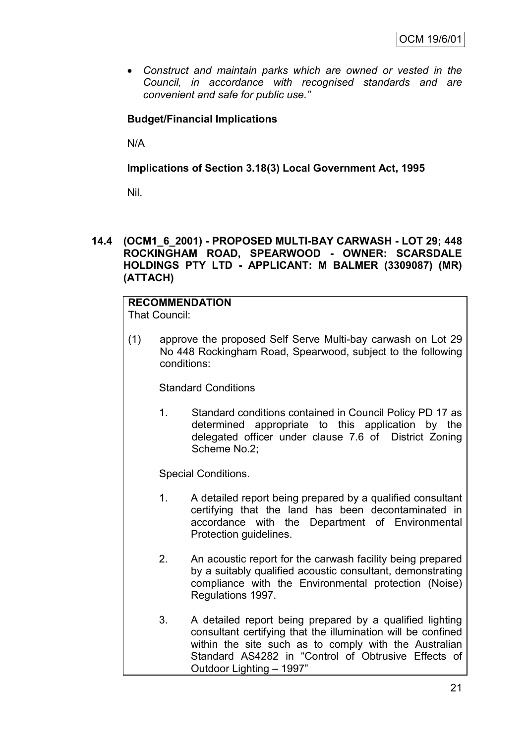- *Construct and maintain parks which are owned or vested in the Council, in accordance with recognised standards and are convenient and safe for public use."*

**Budget/Financial Implications**

N/A

**Implications of Section 3.18(3) Local Government Act, 1995**

Nil.

**14.4 (OCM1_6_2001) - PROPOSED MULTI-BAY CARWASH - LOT 29; 448 ROCKINGHAM ROAD, SPEARWOOD - OWNER: SCARSDALE HOLDINGS PTY LTD - APPLICANT: M BALMER (3309087) (MR) (ATTACH)**

**RECOMMENDATION**

That Council:

(1) approve the proposed Self Serve Multi-bay carwash on Lot 29 No 448 Rockingham Road, Spearwood, subject to the following conditions:

Standard Conditions

1. Standard conditions contained in Council Policy PD 17 as determined appropriate to this application by the delegated officer under clause 7.6 of District Zoning Scheme No.2;

Special Conditions.

1. A detailed report being prepared by a qualified consultant certifying that the land has been decontaminated in accordance with the Department of Environmental Protection guidelines.

2. An acoustic report for the carwash facility being prepared by a suitably qualified acoustic consultant, demonstrating compliance with the Environmental protection (Noise) Regulations 1997.

3. A detailed report being prepared by a qualified lighting consultant certifying that the illumination will be confined within the site such as to comply with the Australian Standard AS4282 in "Control of Obtrusive Effects of Outdoor Lighting – 1997"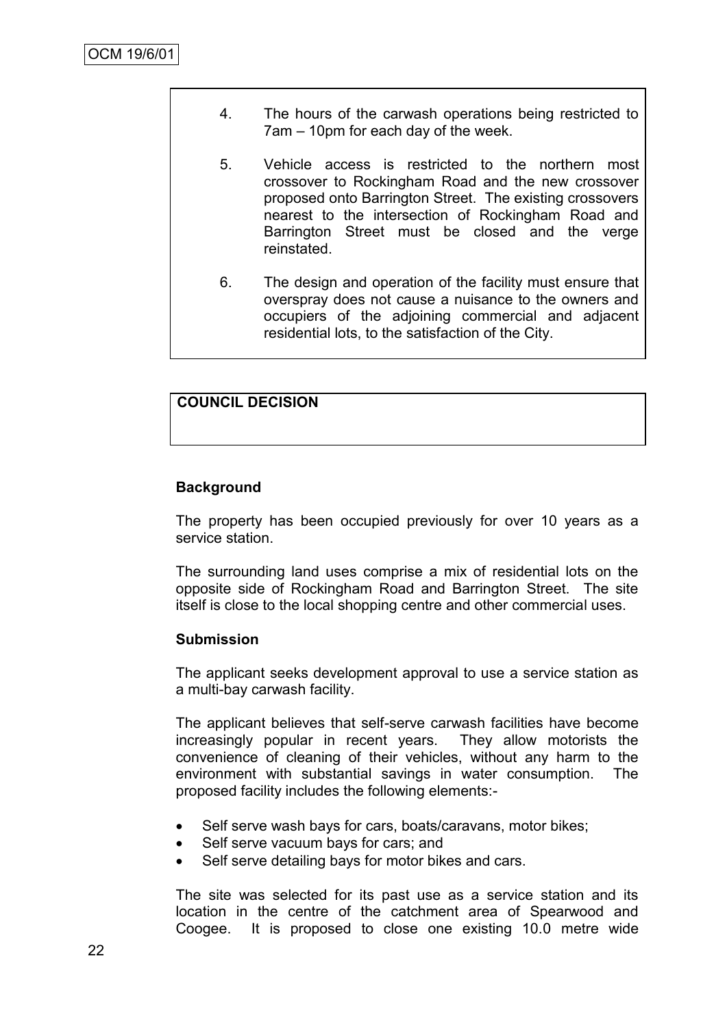4. The hours of the carwash operations being restricted to 7am – 10pm for each day of the week.

5. Vehicle access is restricted to the northern most crossover to Rockingham Road and the new crossover proposed onto Barrington Street. The existing crossovers nearest to the intersection of Rockingham Road and Barrington Street must be closed and the verge reinstated.

6. The design and operation of the facility must ensure that overspray does not cause a nuisance to the owners and occupiers of the adjoining commercial and adjacent residential lots, to the satisfaction of the City.

**COUNCIL DECISION**

**Background**

The property has been occupied previously for over 10 years as a service station.

The surrounding land uses comprise a mix of residential lots on the opposite side of Rockingham Road and Barrington Street. The site itself is close to the local shopping centre and other commercial uses.

**Submission**

The applicant seeks development approval to use a service station as a multi-bay carwash facility.

The applicant believes that self-serve carwash facilities have become increasingly popular in recent years. They allow motorists the convenience of cleaning of their vehicles, without any harm to the environment with substantial savings in water consumption. The proposed facility includes the following elements:-

- Self serve wash bays for cars, boats/caravans, motor bikes;
- Self serve vacuum bays for cars; and
- Self serve detailing bays for motor bikes and cars.

The site was selected for its past use as a service station and its location in the centre of the catchment area of Spearwood and Coogee. It is proposed to close one existing 10.0 metre wide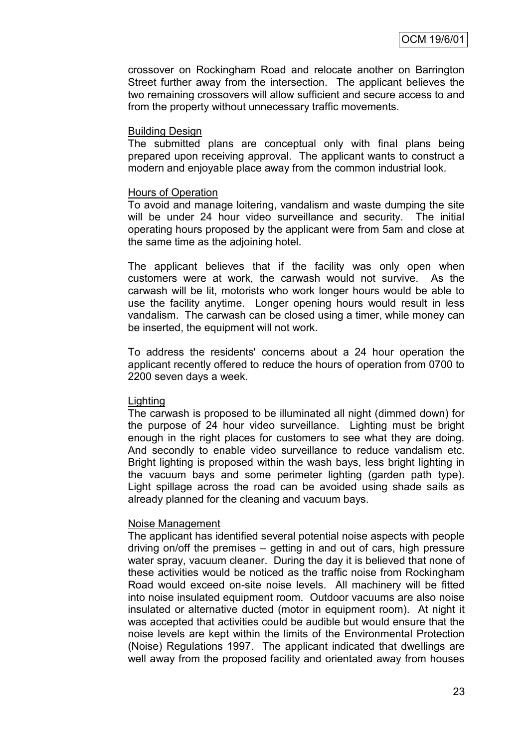crossover on Rockingham Road and relocate another on Barrington Street further away from the intersection. The applicant believes the two remaining crossovers will allow sufficient and secure access to and from the property without unnecessary traffic movements.

Building Design

The submitted plans are conceptual only with final plans being prepared upon receiving approval. The applicant wants to construct a modern and enjoyable place away from the common industrial look.

Hours of Operation

To avoid and manage loitering, vandalism and waste dumping the site will be under 24 hour video surveillance and security. The initial operating hours proposed by the applicant were from 5am and close at the same time as the adjoining hotel.

The applicant believes that if the facility was only open when customers were at work, the carwash would not survive. As the carwash will be lit, motorists who work longer hours would be able to use the facility anytime. Longer opening hours would result in less vandalism. The carwash can be closed using a timer, while money can be inserted, the equipment will not work.

To address the residents' concerns about a 24 hour operation the applicant recently offered to reduce the hours of operation from 0700 to 2200 seven days a week.

Lighting

The carwash is proposed to be illuminated all night (dimmed down) for the purpose of 24 hour video surveillance. Lighting must be bright enough in the right places for customers to see what they are doing. And secondly to enable video surveillance to reduce vandalism etc. Bright lighting is proposed within the wash bays, less bright lighting in the vacuum bays and some perimeter lighting (garden path type). Light spillage across the road can be avoided using shade sails as already planned for the cleaning and vacuum bays.

Noise Management

The applicant has identified several potential noise aspects with people driving on/off the premises – getting in and out of cars, high pressure water spray, vacuum cleaner. During the day it is believed that none of these activities would be noticed as the traffic noise from Rockingham Road would exceed on-site noise levels. All machinery will be fitted into noise insulated equipment room. Outdoor vacuums are also noise insulated or alternative ducted (motor in equipment room). At night it was accepted that activities could be audible but would ensure that the noise levels are kept within the limits of the Environmental Protection (Noise) Regulations 1997. The applicant indicated that dwellings are well away from the proposed facility and orientated away from houses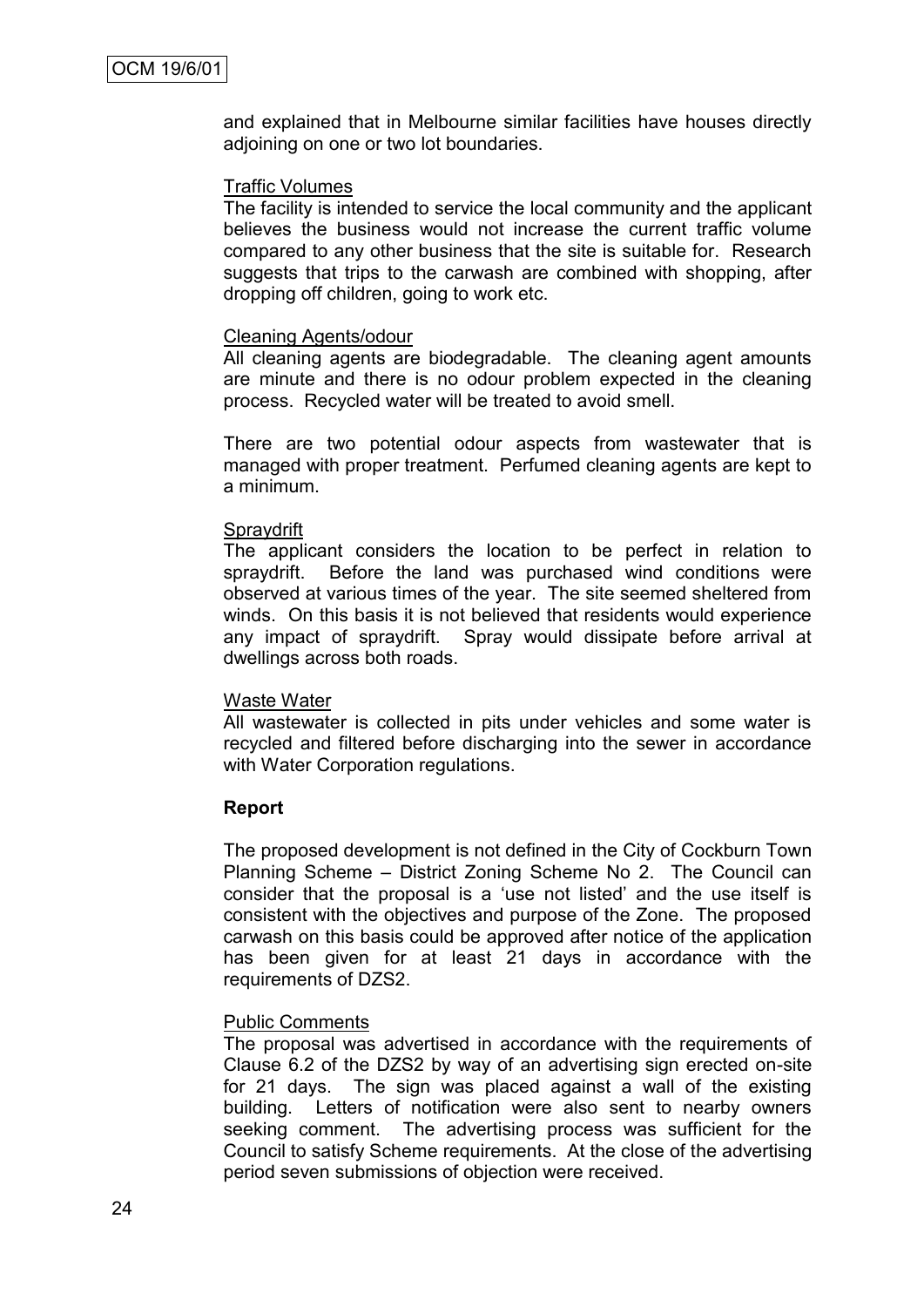and explained that in Melbourne similar facilities have houses directly adjoining on one or two lot boundaries.

Traffic Volumes

The facility is intended to service the local community and the applicant believes the business would not increase the current traffic volume compared to any other business that the site is suitable for. Research suggests that trips to the carwash are combined with shopping, after dropping off children, going to work etc.

Cleaning Agents/odour

All cleaning agents are biodegradable. The cleaning agent amounts are minute and there is no odour problem expected in the cleaning process. Recycled water will be treated to avoid smell.

There are two potential odour aspects from wastewater that is managed with proper treatment. Perfumed cleaning agents are kept to a minimum.

Spraydrift

The applicant considers the location to be perfect in relation to spraydrift. Before the land was purchased wind conditions were observed at various times of the year. The site seemed sheltered from winds. On this basis it is not believed that residents would experience any impact of spraydrift. Spray would dissipate before arrival at dwellings across both roads.

Waste Water

All wastewater is collected in pits under vehicles and some water is recycled and filtered before discharging into the sewer in accordance with Water Corporation regulations.

**Report**

The proposed development is not defined in the City of Cockburn Town Planning Scheme – District Zoning Scheme No 2. The Council can consider that the proposal is a 'use not listed' and the use itself is consistent with the objectives and purpose of the Zone. The proposed carwash on this basis could be approved after notice of the application has been given for at least 21 days in accordance with the requirements of DZS2.

Public Comments

The proposal was advertised in accordance with the requirements of Clause 6.2 of the DZS2 by way of an advertising sign erected on-site for 21 days. The sign was placed against a wall of the existing building. Letters of notification were also sent to nearby owners seeking comment. The advertising process was sufficient for the Council to satisfy Scheme requirements. At the close of the advertising period seven submissions of objection were received.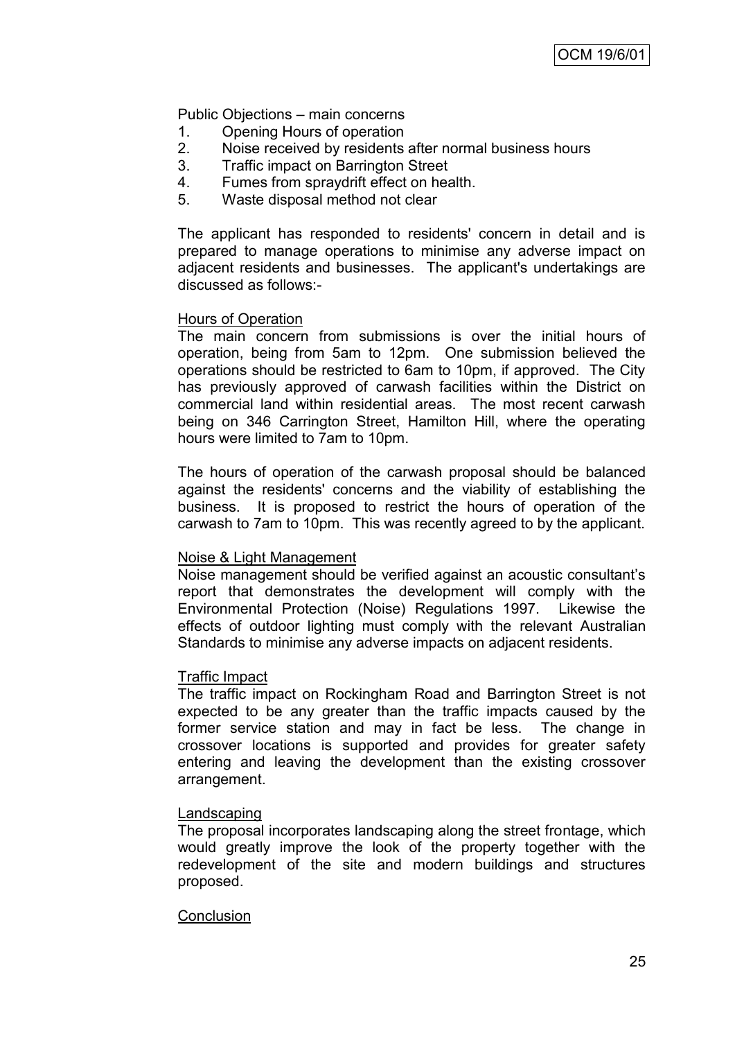Public Objections – main concerns

1. Opening Hours of operation
2. Noise received by residents after normal business hours
3. Traffic impact on Barrington Street
4. Fumes from spraydrift effect on health.
5. Waste disposal method not clear

The applicant has responded to residents' concern in detail and is prepared to manage operations to minimise any adverse impact on adjacent residents and businesses. The applicant's undertakings are discussed as follows:-

Hours of Operation

The main concern from submissions is over the initial hours of operation, being from 5am to 12pm. One submission believed the operations should be restricted to 6am to 10pm, if approved. The City has previously approved of carwash facilities within the District on commercial land within residential areas. The most recent carwash being on 346 Carrington Street, Hamilton Hill, where the operating hours were limited to 7am to 10pm.

The hours of operation of the carwash proposal should be balanced against the residents' concerns and the viability of establishing the business. It is proposed to restrict the hours of operation of the carwash to 7am to 10pm. This was recently agreed to by the applicant.

Noise & Light Management

Noise management should be verified against an acoustic consultant's report that demonstrates the development will comply with the Environmental Protection (Noise) Regulations 1997. Likewise the effects of outdoor lighting must comply with the relevant Australian Standards to minimise any adverse impacts on adjacent residents.

Traffic Impact

The traffic impact on Rockingham Road and Barrington Street is not expected to be any greater than the traffic impacts caused by the former service station and may in fact be less. The change in crossover locations is supported and provides for greater safety entering and leaving the development than the existing crossover arrangement.

Landscaping

The proposal incorporates landscaping along the street frontage, which would greatly improve the look of the property together with the redevelopment of the site and modern buildings and structures proposed.

Conclusion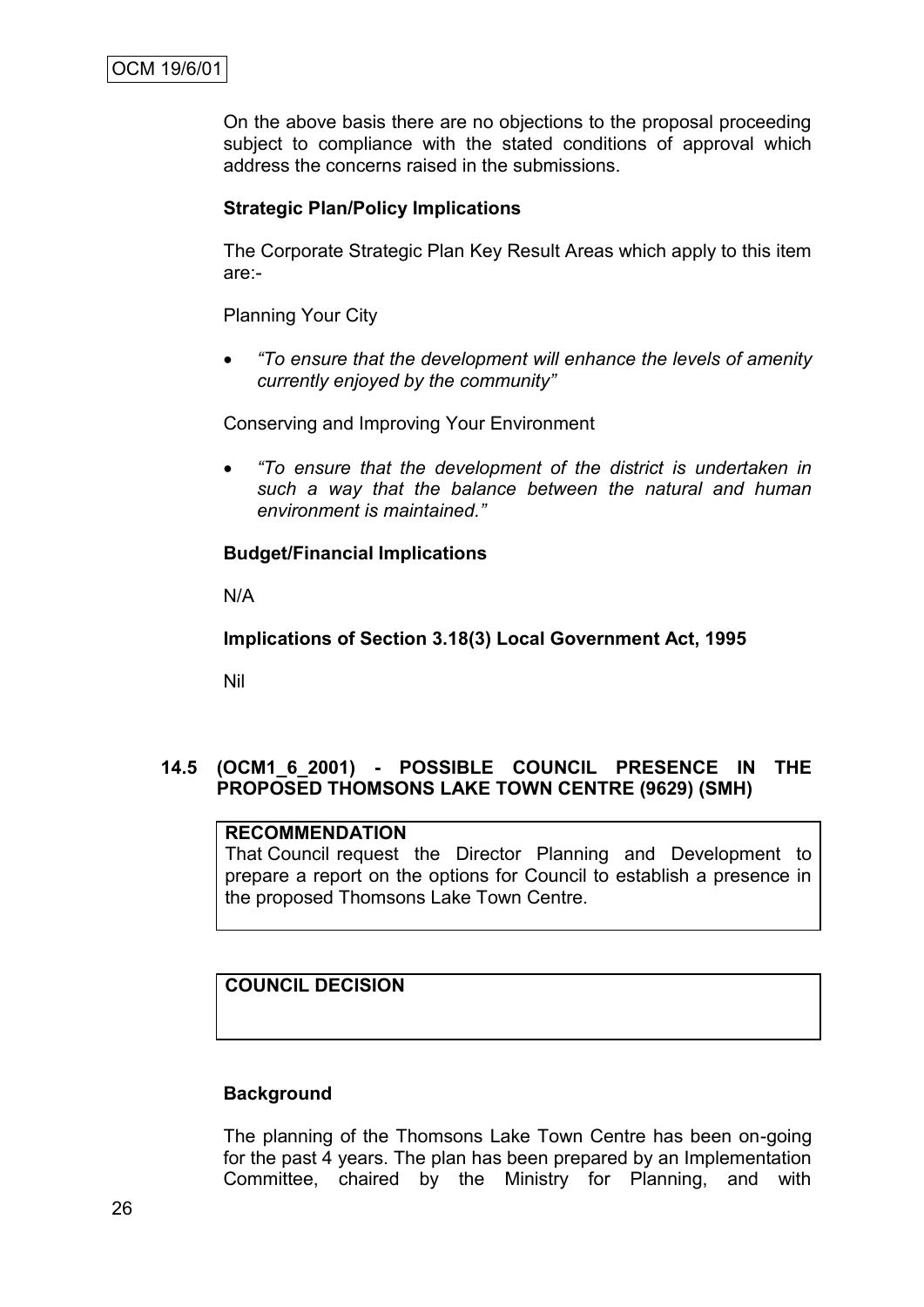On the above basis there are no objections to the proposal proceeding subject to compliance with the stated conditions of approval which address the concerns raised in the submissions.

**Strategic Plan/Policy Implications**

The Corporate Strategic Plan Key Result Areas which apply to this item are:-

Planning Your City

- *"To ensure that the development will enhance the levels of amenity currently enjoyed by the community"*

Conserving and Improving Your Environment

- *"To ensure that the development of the district is undertaken in such a way that the balance between the natural and human environment is maintained."*

**Budget/Financial Implications**

N/A

**Implications of Section 3.18(3) Local Government Act, 1995**

Nil

## 14.5 (OCM1_6_2001) - POSSIBLE COUNCIL PRESENCE IN THE PROPOSED THOMSONS LAKE TOWN CENTRE (9629) (SMH)

**RECOMMENDATION**

That Council request the Director Planning and Development to prepare a report on the options for Council to establish a presence in the proposed Thomsons Lake Town Centre.

**COUNCIL DECISION**

**Background**

The planning of the Thomsons Lake Town Centre has been on-going for the past 4 years. The plan has been prepared by an Implementation Committee, chaired by the Ministry for Planning, and with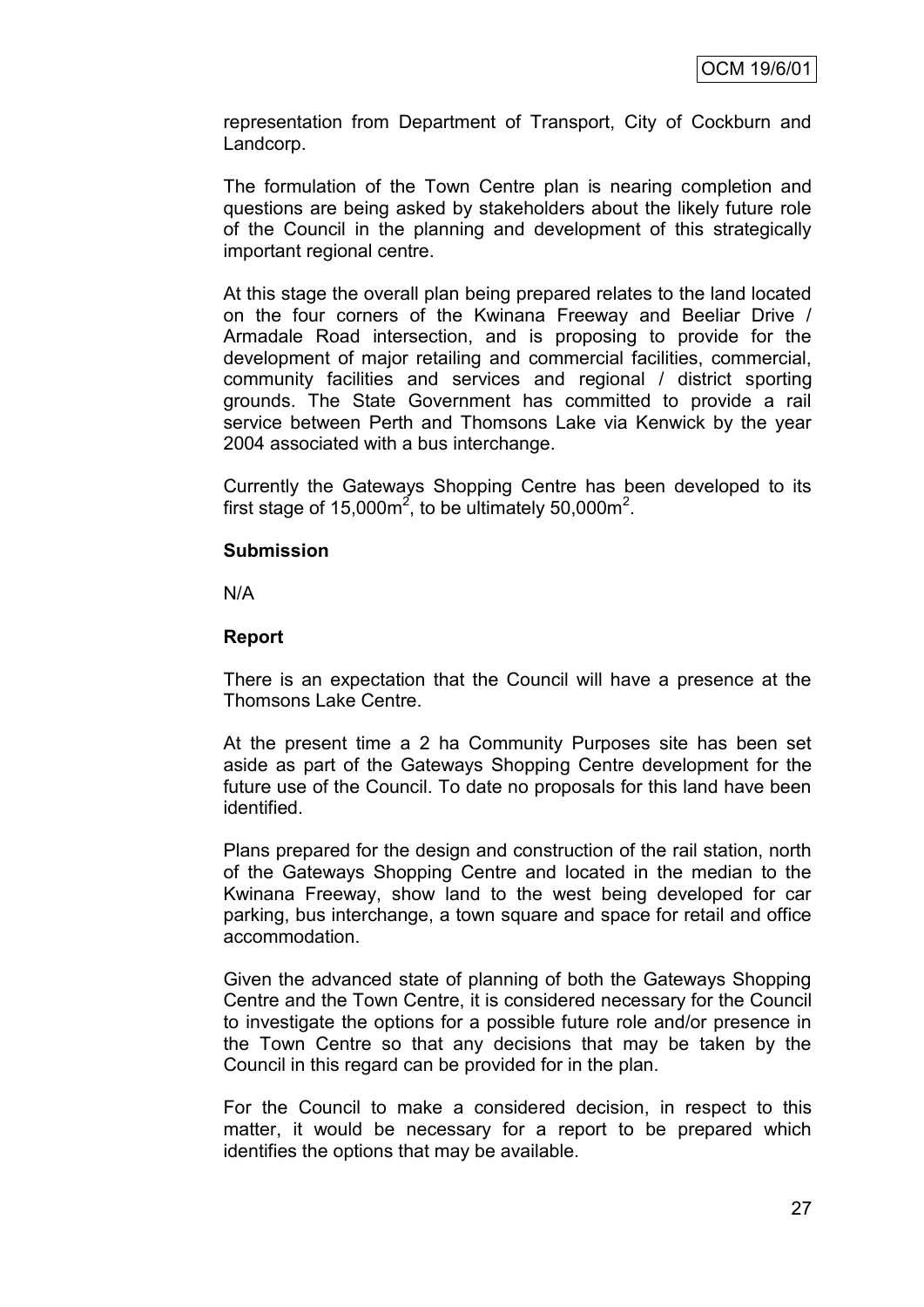representation from Department of Transport, City of Cockburn and Landcorp.

The formulation of the Town Centre plan is nearing completion and questions are being asked by stakeholders about the likely future role of the Council in the planning and development of this strategically important regional centre.

At this stage the overall plan being prepared relates to the land located on the four corners of the Kwinana Freeway and Beeliar Drive / Armadale Road intersection, and is proposing to provide for the development of major retailing and commercial facilities, commercial, community facilities and services and regional / district sporting grounds. The State Government has committed to provide a rail service between Perth and Thomsons Lake via Kenwick by the year 2004 associated with a bus interchange.

Currently the Gateways Shopping Centre has been developed to its first stage of 15,000m$^2$, to be ultimately 50,000m$^2$.

**Submission**

N/A

**Report**

There is an expectation that the Council will have a presence at the Thomsons Lake Centre.

At the present time a 2 ha Community Purposes site has been set aside as part of the Gateways Shopping Centre development for the future use of the Council. To date no proposals for this land have been identified.

Plans prepared for the design and construction of the rail station, north of the Gateways Shopping Centre and located in the median to the Kwinana Freeway, show land to the west being developed for car parking, bus interchange, a town square and space for retail and office accommodation.

Given the advanced state of planning of both the Gateways Shopping Centre and the Town Centre, it is considered necessary for the Council to investigate the options for a possible future role and/or presence in the Town Centre so that any decisions that may be taken by the Council in this regard can be provided for in the plan.

For the Council to make a considered decision, in respect to this matter, it would be necessary for a report to be prepared which identifies the options that may be available.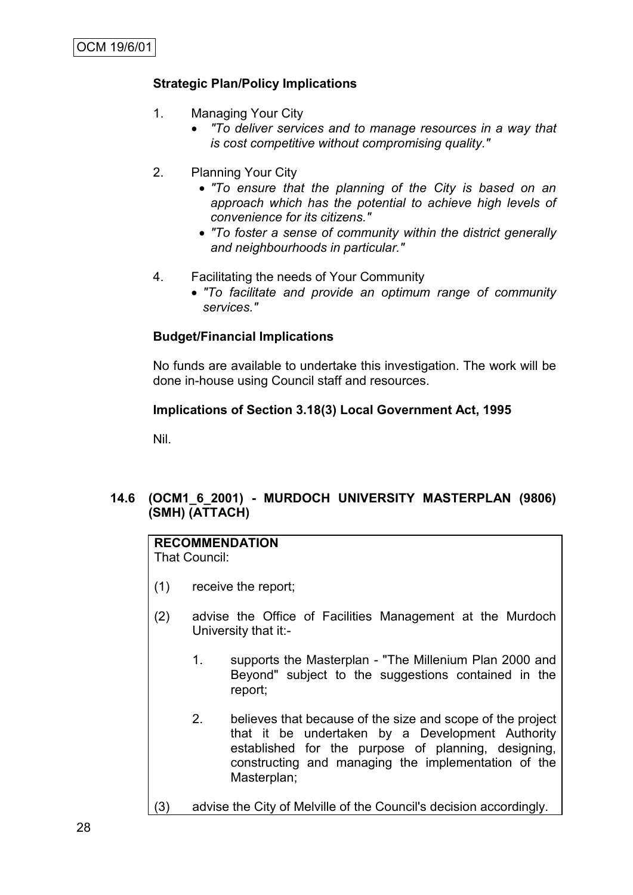**Strategic Plan/Policy Implications**

1. Managing Your City
    - *"To deliver services and to manage resources in a way that is cost competitive without compromising quality."*

2. Planning Your City
    - *"To ensure that the planning of the City is based on an approach which has the potential to achieve high levels of convenience for its citizens."*
    - *"To foster a sense of community within the district generally and neighbourhoods in particular."*

4. Facilitating the needs of Your Community
    - *"To facilitate and provide an optimum range of community services."*

**Budget/Financial Implications**

No funds are available to undertake this investigation. The work will be done in-house using Council staff and resources.

**Implications of Section 3.18(3) Local Government Act, 1995**

Nil.

### 14.6 (OCM1_6_2001) - MURDOCH UNIVERSITY MASTERPLAN (9806) (SMH) (ATTACH)

**RECOMMENDATION**
That Council:

(1) receive the report;

(2) advise the Office of Facilities Management at the Murdoch University that it:-

  1. supports the Masterplan - "The Millenium Plan 2000 and Beyond" subject to the suggestions contained in the report;

  2. believes that because of the size and scope of the project that it be undertaken by a Development Authority established for the purpose of planning, designing, constructing and managing the implementation of the Masterplan;

(3) advise the City of Melville of the Council's decision accordingly.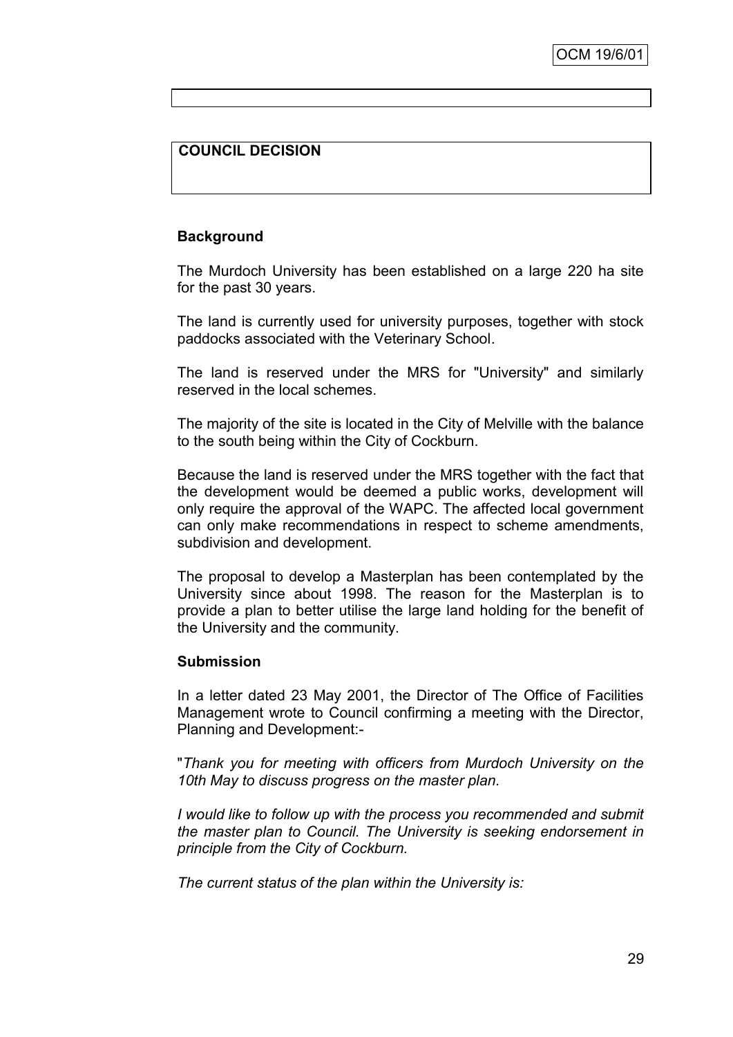**COUNCIL DECISION**

**Background**

The Murdoch University has been established on a large 220 ha site for the past 30 years.

The land is currently used for university purposes, together with stock paddocks associated with the Veterinary School.

The land is reserved under the MRS for "University" and similarly reserved in the local schemes.

The majority of the site is located in the City of Melville with the balance to the south being within the City of Cockburn.

Because the land is reserved under the MRS together with the fact that the development would be deemed a public works, development will only require the approval of the WAPC. The affected local government can only make recommendations in respect to scheme amendments, subdivision and development.

The proposal to develop a Masterplan has been contemplated by the University since about 1998. The reason for the Masterplan is to provide a plan to better utilise the large land holding for the benefit of the University and the community.

**Submission**

In a letter dated 23 May 2001, the Director of The Office of Facilities Management wrote to Council confirming a meeting with the Director, Planning and Development:-

"*Thank you for meeting with officers from Murdoch University on the 10th May to discuss progress on the master plan.*

*I would like to follow up with the process you recommended and submit the master plan to Council. The University is seeking endorsement in principle from the City of Cockburn.*

*The current status of the plan within the University is:*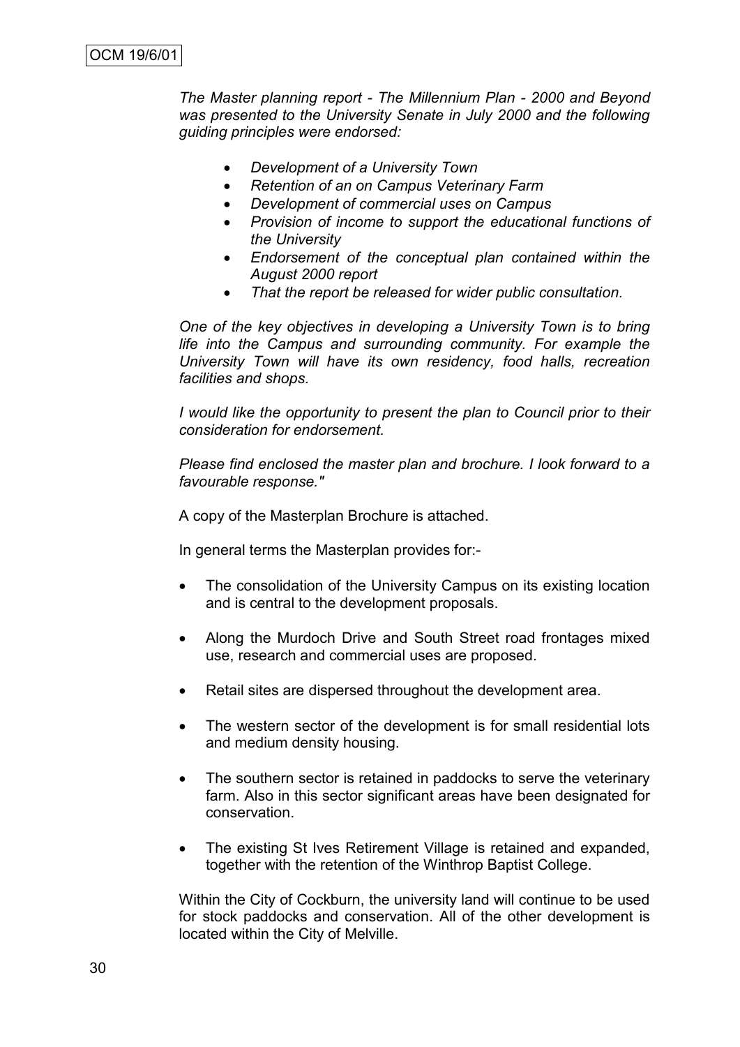*The Master planning report - The Millennium Plan - 2000 and Beyond was presented to the University Senate in July 2000 and the following guiding principles were endorsed:*

- *Development of a University Town*
- *Retention of an on Campus Veterinary Farm*
- *Development of commercial uses on Campus*
- *Provision of income to support the educational functions of the University*
- *Endorsement of the conceptual plan contained within the August 2000 report*
- *That the report be released for wider public consultation.*

*One of the key objectives in developing a University Town is to bring life into the Campus and surrounding community. For example the University Town will have its own residency, food halls, recreation facilities and shops.*

*I would like the opportunity to present the plan to Council prior to their consideration for endorsement.*

*Please find enclosed the master plan and brochure. I look forward to a favourable response."*

A copy of the Masterplan Brochure is attached.

In general terms the Masterplan provides for:-

- The consolidation of the University Campus on its existing location and is central to the development proposals.
- Along the Murdoch Drive and South Street road frontages mixed use, research and commercial uses are proposed.
- Retail sites are dispersed throughout the development area.
- The western sector of the development is for small residential lots and medium density housing.
- The southern sector is retained in paddocks to serve the veterinary farm. Also in this sector significant areas have been designated for conservation.
- The existing St Ives Retirement Village is retained and expanded, together with the retention of the Winthrop Baptist College.

Within the City of Cockburn, the university land will continue to be used for stock paddocks and conservation. All of the other development is located within the City of Melville.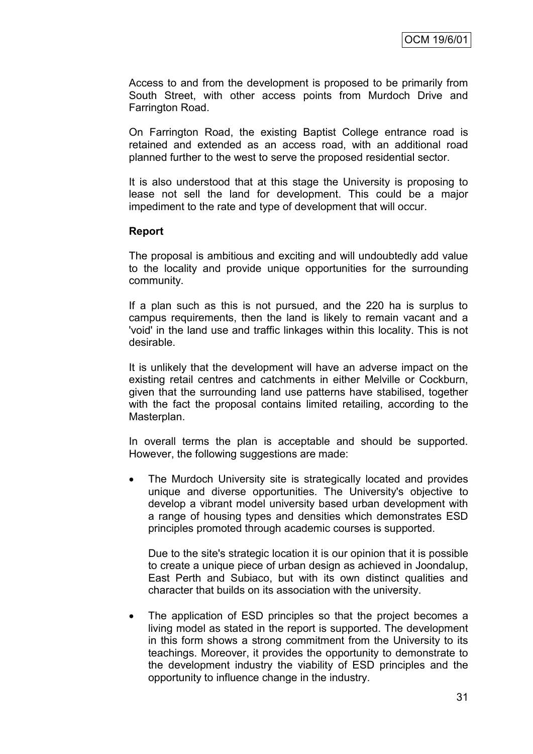Access to and from the development is proposed to be primarily from South Street, with other access points from Murdoch Drive and Farrington Road.

On Farrington Road, the existing Baptist College entrance road is retained and extended as an access road, with an additional road planned further to the west to serve the proposed residential sector.

It is also understood that at this stage the University is proposing to lease not sell the land for development. This could be a major impediment to the rate and type of development that will occur.

**Report**

The proposal is ambitious and exciting and will undoubtedly add value to the locality and provide unique opportunities for the surrounding community.

If a plan such as this is not pursued, and the 220 ha is surplus to campus requirements, then the land is likely to remain vacant and a 'void' in the land use and traffic linkages within this locality. This is not desirable.

It is unlikely that the development will have an adverse impact on the existing retail centres and catchments in either Melville or Cockburn, given that the surrounding land use patterns have stabilised, together with the fact the proposal contains limited retailing, according to the Masterplan.

In overall terms the plan is acceptable and should be supported. However, the following suggestions are made:

- The Murdoch University site is strategically located and provides unique and diverse opportunities. The University's objective to develop a vibrant model university based urban development with a range of housing types and densities which demonstrates ESD principles promoted through academic courses is supported.

  Due to the site's strategic location it is our opinion that it is possible to create a unique piece of urban design as achieved in Joondalup, East Perth and Subiaco, but with its own distinct qualities and character that builds on its association with the university.

- The application of ESD principles so that the project becomes a living model as stated in the report is supported. The development in this form shows a strong commitment from the University to its teachings. Moreover, it provides the opportunity to demonstrate to the development industry the viability of ESD principles and the opportunity to influence change in the industry.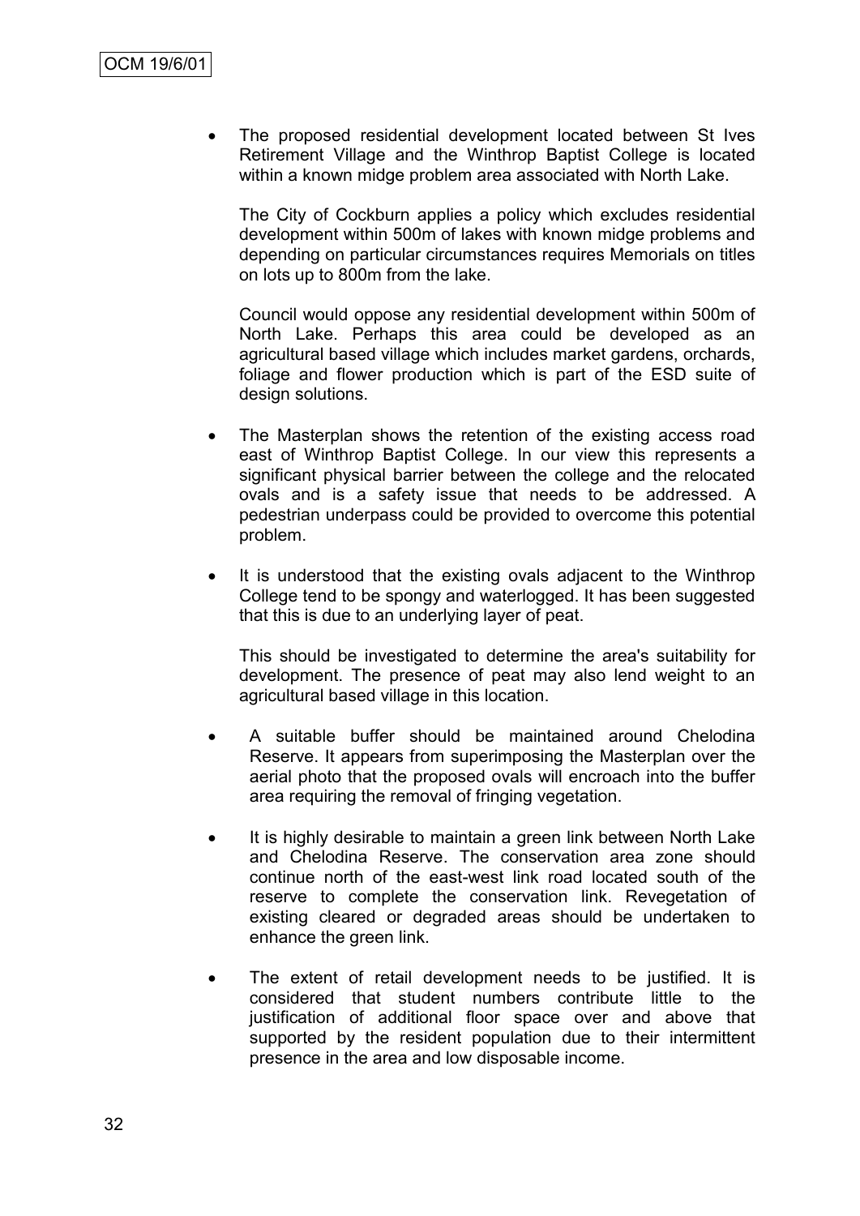- The proposed residential development located between St Ives Retirement Village and the Winthrop Baptist College is located within a known midge problem area associated with North Lake.

  The City of Cockburn applies a policy which excludes residential development within 500m of lakes with known midge problems and depending on particular circumstances requires Memorials on titles on lots up to 800m from the lake.

  Council would oppose any residential development within 500m of North Lake. Perhaps this area could be developed as an agricultural based village which includes market gardens, orchards, foliage and flower production which is part of the ESD suite of design solutions.

- The Masterplan shows the retention of the existing access road east of Winthrop Baptist College. In our view this represents a significant physical barrier between the college and the relocated ovals and is a safety issue that needs to be addressed. A pedestrian underpass could be provided to overcome this potential problem.

- It is understood that the existing ovals adjacent to the Winthrop College tend to be spongy and waterlogged. It has been suggested that this is due to an underlying layer of peat.

  This should be investigated to determine the area's suitability for development. The presence of peat may also lend weight to an agricultural based village in this location.

- A suitable buffer should be maintained around Chelodina Reserve. It appears from superimposing the Masterplan over the aerial photo that the proposed ovals will encroach into the buffer area requiring the removal of fringing vegetation.

- It is highly desirable to maintain a green link between North Lake and Chelodina Reserve. The conservation area zone should continue north of the east-west link road located south of the reserve to complete the conservation link. Revegetation of existing cleared or degraded areas should be undertaken to enhance the green link.

- The extent of retail development needs to be justified. It is considered that student numbers contribute little to the justification of additional floor space over and above that supported by the resident population due to their intermittent presence in the area and low disposable income.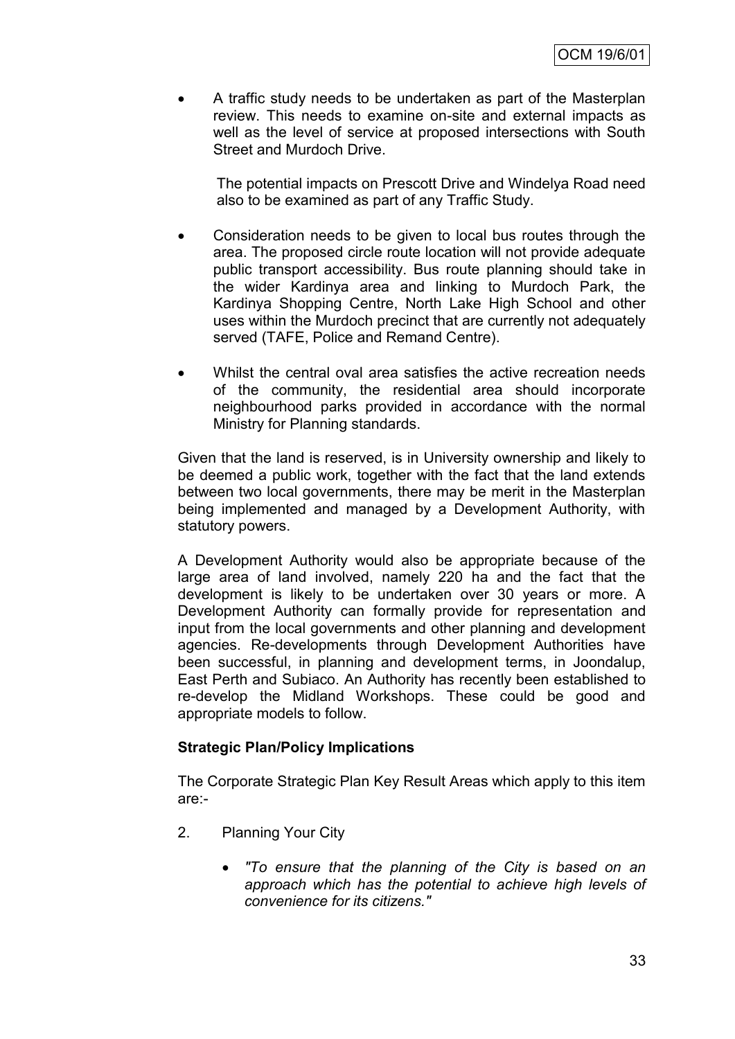- A traffic study needs to be undertaken as part of the Masterplan review. This needs to examine on-site and external impacts as well as the level of service at proposed intersections with South Street and Murdoch Drive.

  The potential impacts on Prescott Drive and Windelya Road need also to be examined as part of any Traffic Study.

- Consideration needs to be given to local bus routes through the area. The proposed circle route location will not provide adequate public transport accessibility. Bus route planning should take in the wider Kardinya area and linking to Murdoch Park, the Kardinya Shopping Centre, North Lake High School and other uses within the Murdoch precinct that are currently not adequately served (TAFE, Police and Remand Centre).

- Whilst the central oval area satisfies the active recreation needs of the community, the residential area should incorporate neighbourhood parks provided in accordance with the normal Ministry for Planning standards.

Given that the land is reserved, is in University ownership and likely to be deemed a public work, together with the fact that the land extends between two local governments, there may be merit in the Masterplan being implemented and managed by a Development Authority, with statutory powers.

A Development Authority would also be appropriate because of the large area of land involved, namely 220 ha and the fact that the development is likely to be undertaken over 30 years or more. A Development Authority can formally provide for representation and input from the local governments and other planning and development agencies. Re-developments through Development Authorities have been successful, in planning and development terms, in Joondalup, East Perth and Subiaco. An Authority has recently been established to re-develop the Midland Workshops. These could be good and appropriate models to follow.

**Strategic Plan/Policy Implications**

The Corporate Strategic Plan Key Result Areas which apply to this item are:-

2. Planning Your City

   - *"To ensure that the planning of the City is based on an approach which has the potential to achieve high levels of convenience for its citizens."*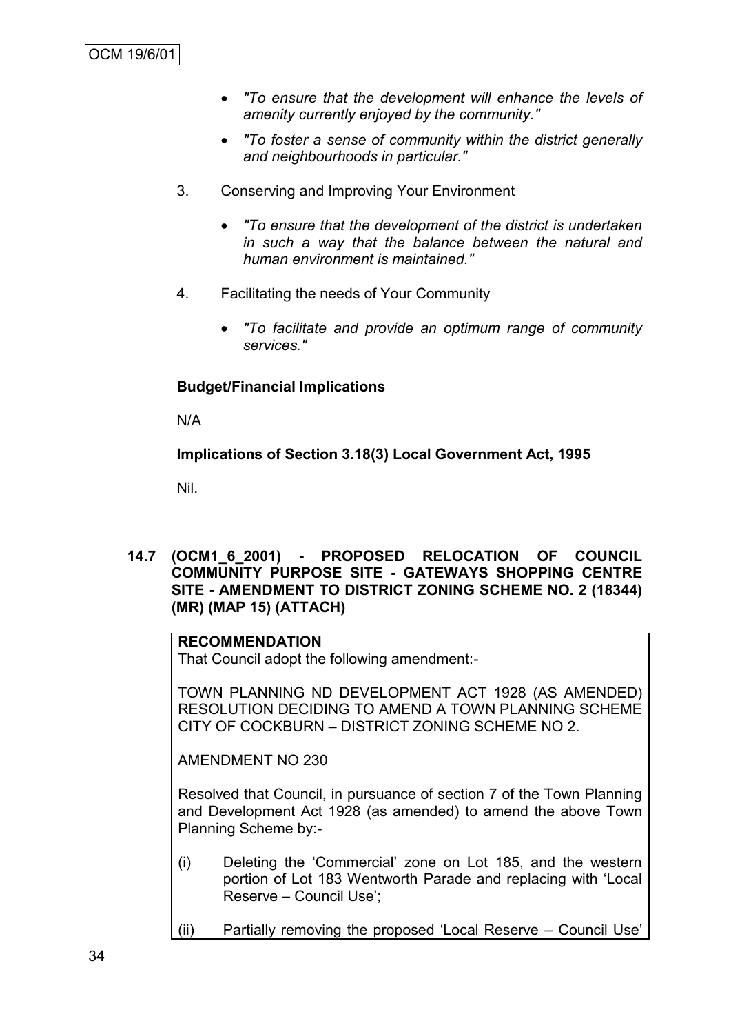- *"To ensure that the development will enhance the levels of amenity currently enjoyed by the community."*
- *"To foster a sense of community within the district generally and neighbourhoods in particular."*

3. Conserving and Improving Your Environment

   - *"To ensure that the development of the district is undertaken in such a way that the balance between the natural and human environment is maintained."*

4. Facilitating the needs of Your Community

   - *"To facilitate and provide an optimum range of community services."*

**Budget/Financial Implications**

N/A

**Implications of Section 3.18(3) Local Government Act, 1995**

Nil.

### 14.7 (OCM1_6_2001) - PROPOSED RELOCATION OF COUNCIL COMMUNITY PURPOSE SITE - GATEWAYS SHOPPING CENTRE SITE - AMENDMENT TO DISTRICT ZONING SCHEME NO. 2 (18344) (MR) (MAP 15) (ATTACH)

**RECOMMENDATION**

That Council adopt the following amendment:-

TOWN PLANNING ND DEVELOPMENT ACT 1928 (AS AMENDED) RESOLUTION DECIDING TO AMEND A TOWN PLANNING SCHEME CITY OF COCKBURN – DISTRICT ZONING SCHEME NO 2.

AMENDMENT NO 230

Resolved that Council, in pursuance of section 7 of the Town Planning and Development Act 1928 (as amended) to amend the above Town Planning Scheme by:-

(i) Deleting the 'Commercial' zone on Lot 185, and the western portion of Lot 183 Wentworth Parade and replacing with 'Local Reserve – Council Use';

(ii) Partially removing the proposed 'Local Reserve – Council Use'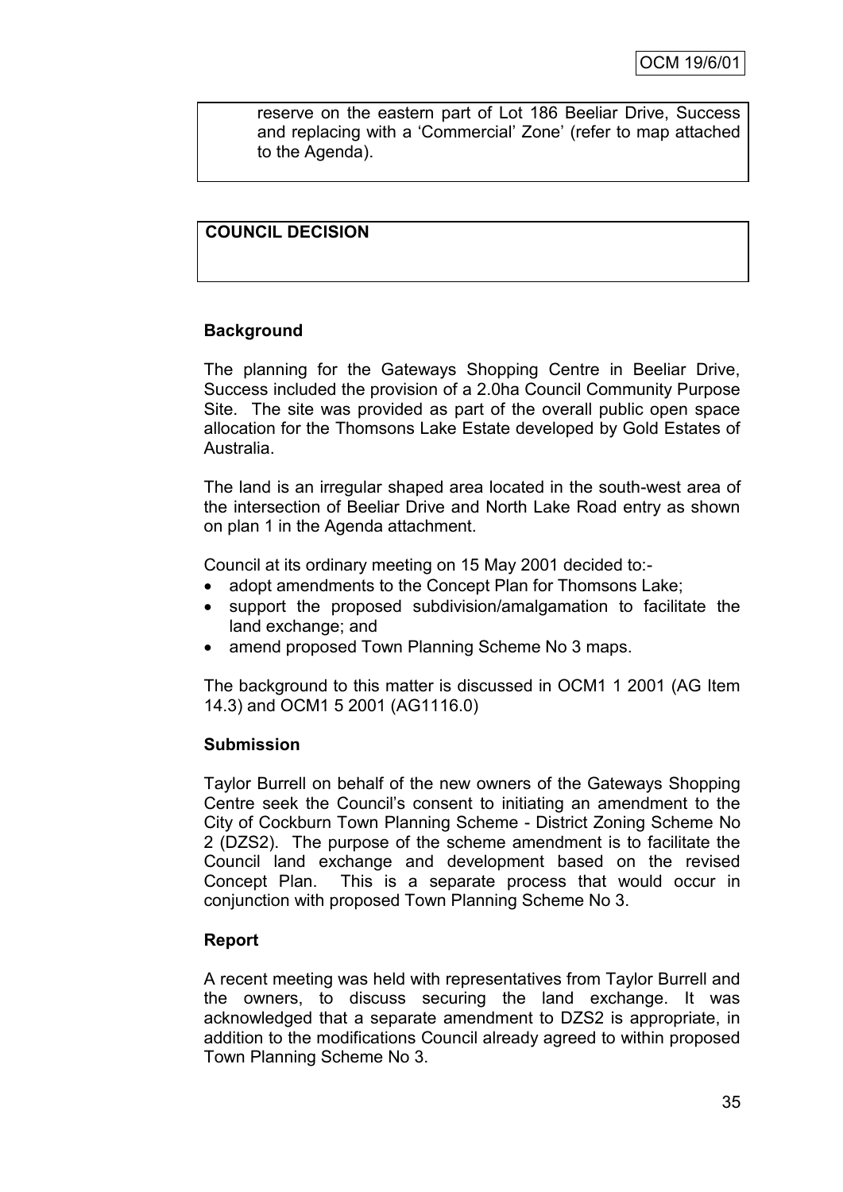reserve on the eastern part of Lot 186 Beeliar Drive, Success and replacing with a 'Commercial' Zone' (refer to map attached to the Agenda).

**COUNCIL DECISION**

**Background**

The planning for the Gateways Shopping Centre in Beeliar Drive, Success included the provision of a 2.0ha Council Community Purpose Site. The site was provided as part of the overall public open space allocation for the Thomsons Lake Estate developed by Gold Estates of Australia.

The land is an irregular shaped area located in the south-west area of the intersection of Beeliar Drive and North Lake Road entry as shown on plan 1 in the Agenda attachment.

Council at its ordinary meeting on 15 May 2001 decided to:-

- adopt amendments to the Concept Plan for Thomsons Lake;
- support the proposed subdivision/amalgamation to facilitate the land exchange; and
- amend proposed Town Planning Scheme No 3 maps.

The background to this matter is discussed in OCM1 1 2001 (AG Item 14.3) and OCM1 5 2001 (AG1116.0)

**Submission**

Taylor Burrell on behalf of the new owners of the Gateways Shopping Centre seek the Council's consent to initiating an amendment to the City of Cockburn Town Planning Scheme - District Zoning Scheme No 2 (DZS2). The purpose of the scheme amendment is to facilitate the Council land exchange and development based on the revised Concept Plan. This is a separate process that would occur in conjunction with proposed Town Planning Scheme No 3.

**Report**

A recent meeting was held with representatives from Taylor Burrell and the owners, to discuss securing the land exchange. It was acknowledged that a separate amendment to DZS2 is appropriate, in addition to the modifications Council already agreed to within proposed Town Planning Scheme No 3.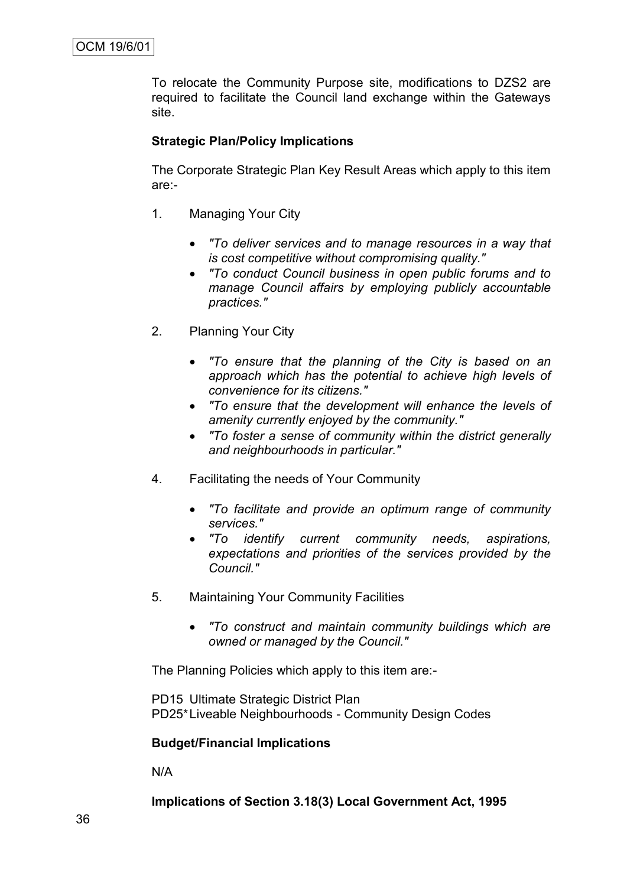To relocate the Community Purpose site, modifications to DZS2 are required to facilitate the Council land exchange within the Gateways site.

**Strategic Plan/Policy Implications**

The Corporate Strategic Plan Key Result Areas which apply to this item are:-

1. Managing Your City

   - *"To deliver services and to manage resources in a way that is cost competitive without compromising quality."*
   - *"To conduct Council business in open public forums and to manage Council affairs by employing publicly accountable practices."*

2. Planning Your City

   - *"To ensure that the planning of the City is based on an approach which has the potential to achieve high levels of convenience for its citizens."*
   - *"To ensure that the development will enhance the levels of amenity currently enjoyed by the community."*
   - *"To foster a sense of community within the district generally and neighbourhoods in particular."*

4. Facilitating the needs of Your Community

   - *"To facilitate and provide an optimum range of community services."*
   - *"To identify current community needs, aspirations, expectations and priorities of the services provided by the Council."*

5. Maintaining Your Community Facilities

   - *"To construct and maintain community buildings which are owned or managed by the Council."*

The Planning Policies which apply to this item are:-

PD15 Ultimate Strategic District Plan
PD25* Liveable Neighbourhoods - Community Design Codes

**Budget/Financial Implications**

N/A

**Implications of Section 3.18(3) Local Government Act, 1995**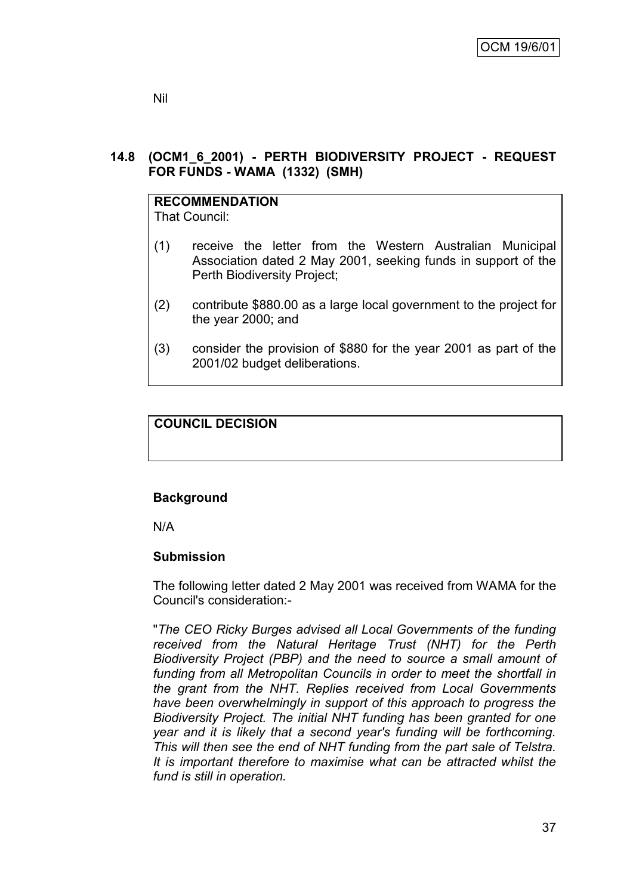Nil

## 14.8 (OCM1_6_2001) - PERTH BIODIVERSITY PROJECT - REQUEST FOR FUNDS - WAMA (1332) (SMH)

**RECOMMENDATION**
That Council:

(1) receive the letter from the Western Australian Municipal Association dated 2 May 2001, seeking funds in support of the Perth Biodiversity Project;

(2) contribute $880.00 as a large local government to the project for the year 2000; and

(3) consider the provision of $880 for the year 2001 as part of the 2001/02 budget deliberations.

**COUNCIL DECISION**

### Background

N/A

### Submission

The following letter dated 2 May 2001 was received from WAMA for the Council's consideration:-

"*The CEO Ricky Burges advised all Local Governments of the funding received from the Natural Heritage Trust (NHT) for the Perth Biodiversity Project (PBP) and the need to source a small amount of funding from all Metropolitan Councils in order to meet the shortfall in the grant from the NHT. Replies received from Local Governments have been overwhelmingly in support of this approach to progress the Biodiversity Project. The initial NHT funding has been granted for one year and it is likely that a second year's funding will be forthcoming. This will then see the end of NHT funding from the part sale of Telstra. It is important therefore to maximise what can be attracted whilst the fund is still in operation.*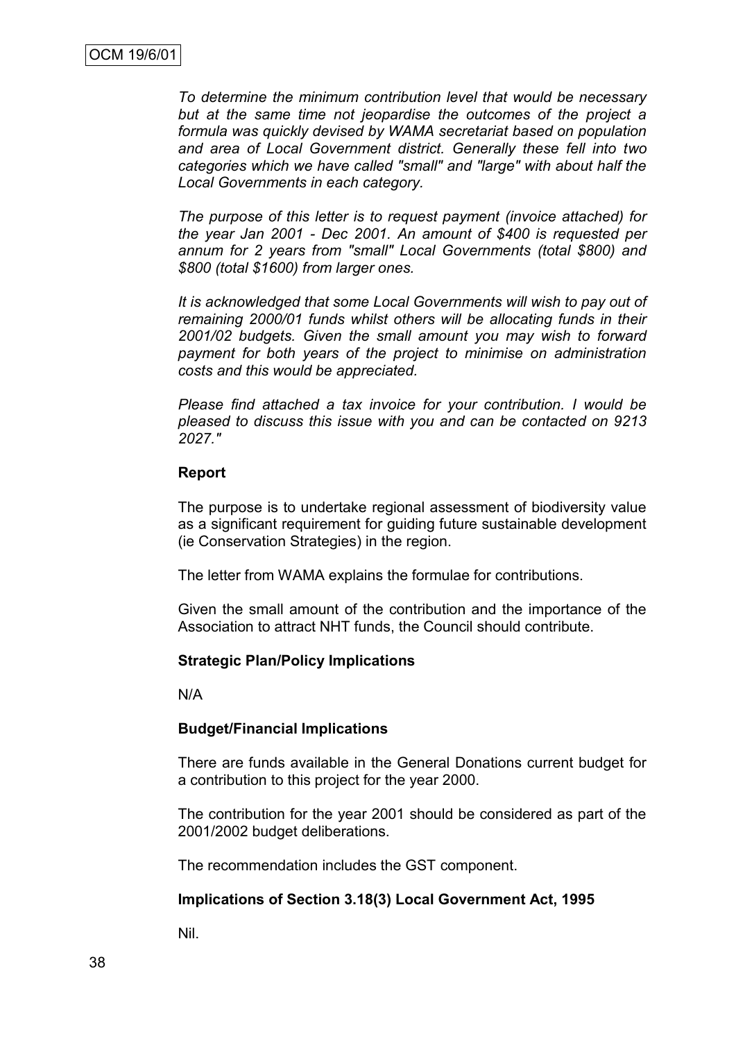*To determine the minimum contribution level that would be necessary but at the same time not jeopardise the outcomes of the project a formula was quickly devised by WAMA secretariat based on population and area of Local Government district. Generally these fell into two categories which we have called "small" and "large" with about half the Local Governments in each category.*

*The purpose of this letter is to request payment (invoice attached) for the year Jan 2001 - Dec 2001. An amount of $400 is requested per annum for 2 years from "small" Local Governments (total $800) and $800 (total $1600) from larger ones.*

*It is acknowledged that some Local Governments will wish to pay out of remaining 2000/01 funds whilst others will be allocating funds in their 2001/02 budgets. Given the small amount you may wish to forward payment for both years of the project to minimise on administration costs and this would be appreciated.*

*Please find attached a tax invoice for your contribution. I would be pleased to discuss this issue with you and can be contacted on 9213 2027."*

**Report**

The purpose is to undertake regional assessment of biodiversity value as a significant requirement for guiding future sustainable development (ie Conservation Strategies) in the region.

The letter from WAMA explains the formulae for contributions.

Given the small amount of the contribution and the importance of the Association to attract NHT funds, the Council should contribute.

**Strategic Plan/Policy Implications**

N/A

**Budget/Financial Implications**

There are funds available in the General Donations current budget for a contribution to this project for the year 2000.

The contribution for the year 2001 should be considered as part of the 2001/2002 budget deliberations.

The recommendation includes the GST component.

**Implications of Section 3.18(3) Local Government Act, 1995**

Nil.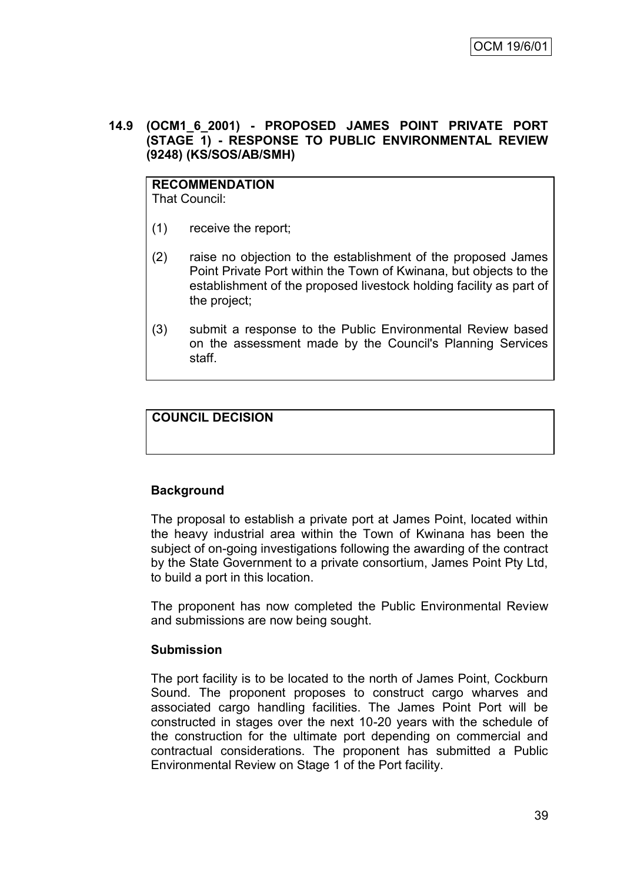**14.9 (OCM1_6_2001) - PROPOSED JAMES POINT PRIVATE PORT (STAGE 1) - RESPONSE TO PUBLIC ENVIRONMENTAL REVIEW (9248) (KS/SOS/AB/SMH)**

**RECOMMENDATION**

That Council:

(1) receive the report;

(2) raise no objection to the establishment of the proposed James Point Private Port within the Town of Kwinana, but objects to the establishment of the proposed livestock holding facility as part of the project;

(3) submit a response to the Public Environmental Review based on the assessment made by the Council's Planning Services staff.

**COUNCIL DECISION**

**Background**

The proposal to establish a private port at James Point, located within the heavy industrial area within the Town of Kwinana has been the subject of on-going investigations following the awarding of the contract by the State Government to a private consortium, James Point Pty Ltd, to build a port in this location.

The proponent has now completed the Public Environmental Review and submissions are now being sought.

**Submission**

The port facility is to be located to the north of James Point, Cockburn Sound. The proponent proposes to construct cargo wharves and associated cargo handling facilities. The James Point Port will be constructed in stages over the next 10-20 years with the schedule of the construction for the ultimate port depending on commercial and contractual considerations. The proponent has submitted a Public Environmental Review on Stage 1 of the Port facility.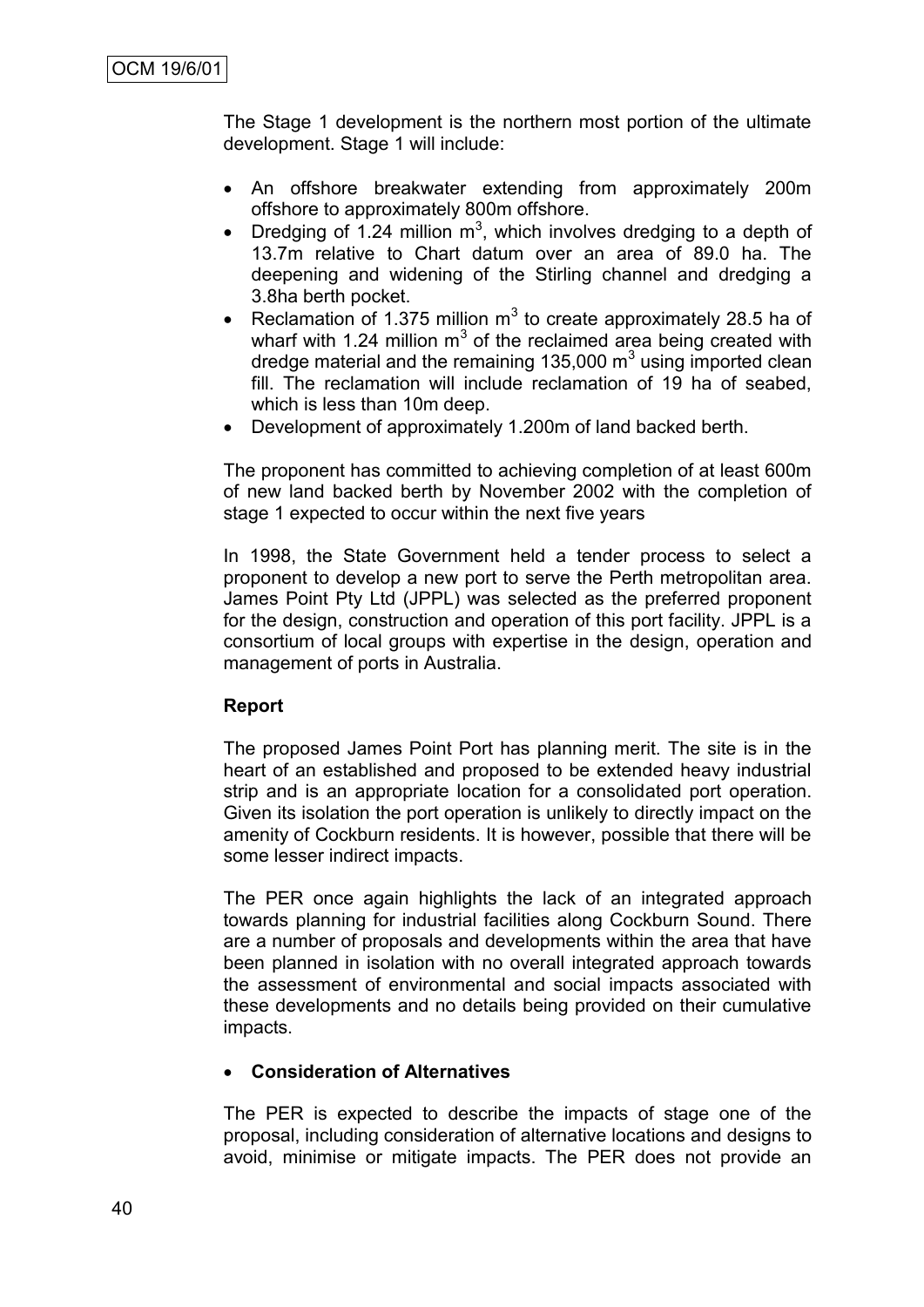The Stage 1 development is the northern most portion of the ultimate development. Stage 1 will include:

- An offshore breakwater extending from approximately 200m offshore to approximately 800m offshore.
- Dredging of 1.24 million $m^3$, which involves dredging to a depth of 13.7m relative to Chart datum over an area of 89.0 ha. The deepening and widening of the Stirling channel and dredging a 3.8ha berth pocket.
- Reclamation of 1.375 million $m^3$ to create approximately 28.5 ha of wharf with 1.24 million $m^3$ of the reclaimed area being created with dredge material and the remaining 135,000 $m^3$ using imported clean fill. The reclamation will include reclamation of 19 ha of seabed, which is less than 10m deep.
- Development of approximately 1.200m of land backed berth.

The proponent has committed to achieving completion of at least 600m of new land backed berth by November 2002 with the completion of stage 1 expected to occur within the next five years

In 1998, the State Government held a tender process to select a proponent to develop a new port to serve the Perth metropolitan area. James Point Pty Ltd (JPPL) was selected as the preferred proponent for the design, construction and operation of this port facility. JPPL is a consortium of local groups with expertise in the design, operation and management of ports in Australia.

**Report**

The proposed James Point Port has planning merit. The site is in the heart of an established and proposed to be extended heavy industrial strip and is an appropriate location for a consolidated port operation. Given its isolation the port operation is unlikely to directly impact on the amenity of Cockburn residents. It is however, possible that there will be some lesser indirect impacts.

The PER once again highlights the lack of an integrated approach towards planning for industrial facilities along Cockburn Sound. There are a number of proposals and developments within the area that have been planned in isolation with no overall integrated approach towards the assessment of environmental and social impacts associated with these developments and no details being provided on their cumulative impacts.

- **Consideration of Alternatives**

The PER is expected to describe the impacts of stage one of the proposal, including consideration of alternative locations and designs to avoid, minimise or mitigate impacts. The PER does not provide an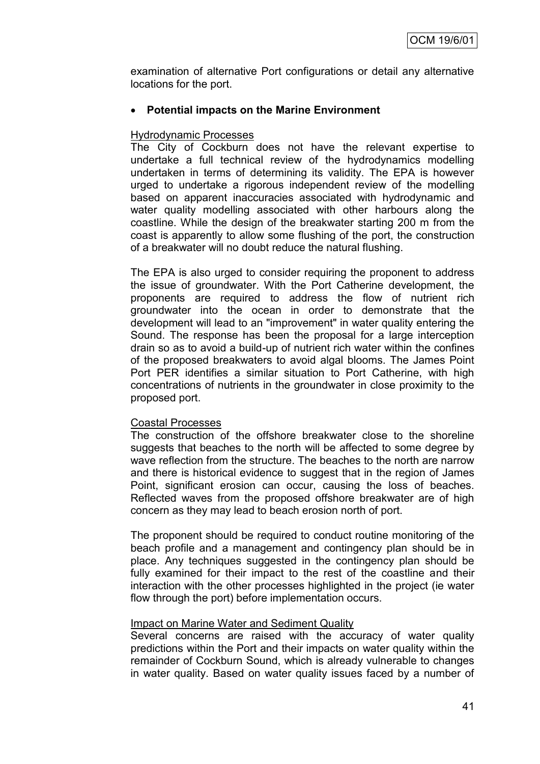examination of alternative Port configurations or detail any alternative locations for the port.

- **Potential impacts on the Marine Environment**

Hydrodynamic Processes

The City of Cockburn does not have the relevant expertise to undertake a full technical review of the hydrodynamics modelling undertaken in terms of determining its validity. The EPA is however urged to undertake a rigorous independent review of the modelling based on apparent inaccuracies associated with hydrodynamic and water quality modelling associated with other harbours along the coastline. While the design of the breakwater starting 200 m from the coast is apparently to allow some flushing of the port, the construction of a breakwater will no doubt reduce the natural flushing.

The EPA is also urged to consider requiring the proponent to address the issue of groundwater. With the Port Catherine development, the proponents are required to address the flow of nutrient rich groundwater into the ocean in order to demonstrate that the development will lead to an "improvement" in water quality entering the Sound. The response has been the proposal for a large interception drain so as to avoid a build-up of nutrient rich water within the confines of the proposed breakwaters to avoid algal blooms. The James Point Port PER identifies a similar situation to Port Catherine, with high concentrations of nutrients in the groundwater in close proximity to the proposed port.

Coastal Processes

The construction of the offshore breakwater close to the shoreline suggests that beaches to the north will be affected to some degree by wave reflection from the structure. The beaches to the north are narrow and there is historical evidence to suggest that in the region of James Point, significant erosion can occur, causing the loss of beaches. Reflected waves from the proposed offshore breakwater are of high concern as they may lead to beach erosion north of port.

The proponent should be required to conduct routine monitoring of the beach profile and a management and contingency plan should be in place. Any techniques suggested in the contingency plan should be fully examined for their impact to the rest of the coastline and their interaction with the other processes highlighted in the project (ie water flow through the port) before implementation occurs.

Impact on Marine Water and Sediment Quality

Several concerns are raised with the accuracy of water quality predictions within the Port and their impacts on water quality within the remainder of Cockburn Sound, which is already vulnerable to changes in water quality. Based on water quality issues faced by a number of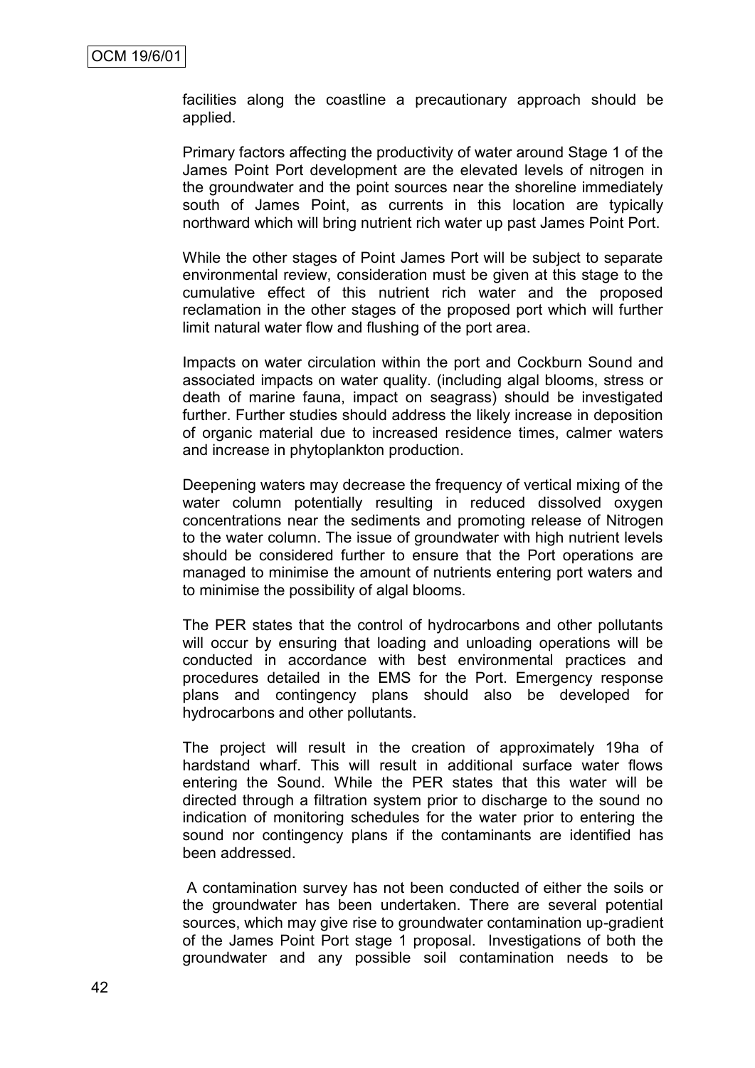facilities along the coastline a precautionary approach should be applied.

Primary factors affecting the productivity of water around Stage 1 of the James Point Port development are the elevated levels of nitrogen in the groundwater and the point sources near the shoreline immediately south of James Point, as currents in this location are typically northward which will bring nutrient rich water up past James Point Port.

While the other stages of Point James Port will be subject to separate environmental review, consideration must be given at this stage to the cumulative effect of this nutrient rich water and the proposed reclamation in the other stages of the proposed port which will further limit natural water flow and flushing of the port area.

Impacts on water circulation within the port and Cockburn Sound and associated impacts on water quality. (including algal blooms, stress or death of marine fauna, impact on seagrass) should be investigated further. Further studies should address the likely increase in deposition of organic material due to increased residence times, calmer waters and increase in phytoplankton production.

Deepening waters may decrease the frequency of vertical mixing of the water column potentially resulting in reduced dissolved oxygen concentrations near the sediments and promoting release of Nitrogen to the water column. The issue of groundwater with high nutrient levels should be considered further to ensure that the Port operations are managed to minimise the amount of nutrients entering port waters and to minimise the possibility of algal blooms.

The PER states that the control of hydrocarbons and other pollutants will occur by ensuring that loading and unloading operations will be conducted in accordance with best environmental practices and procedures detailed in the EMS for the Port. Emergency response plans and contingency plans should also be developed for hydrocarbons and other pollutants.

The project will result in the creation of approximately 19ha of hardstand wharf. This will result in additional surface water flows entering the Sound. While the PER states that this water will be directed through a filtration system prior to discharge to the sound no indication of monitoring schedules for the water prior to entering the sound nor contingency plans if the contaminants are identified has been addressed.

A contamination survey has not been conducted of either the soils or the groundwater has been undertaken. There are several potential sources, which may give rise to groundwater contamination up-gradient of the James Point Port stage 1 proposal. Investigations of both the groundwater and any possible soil contamination needs to be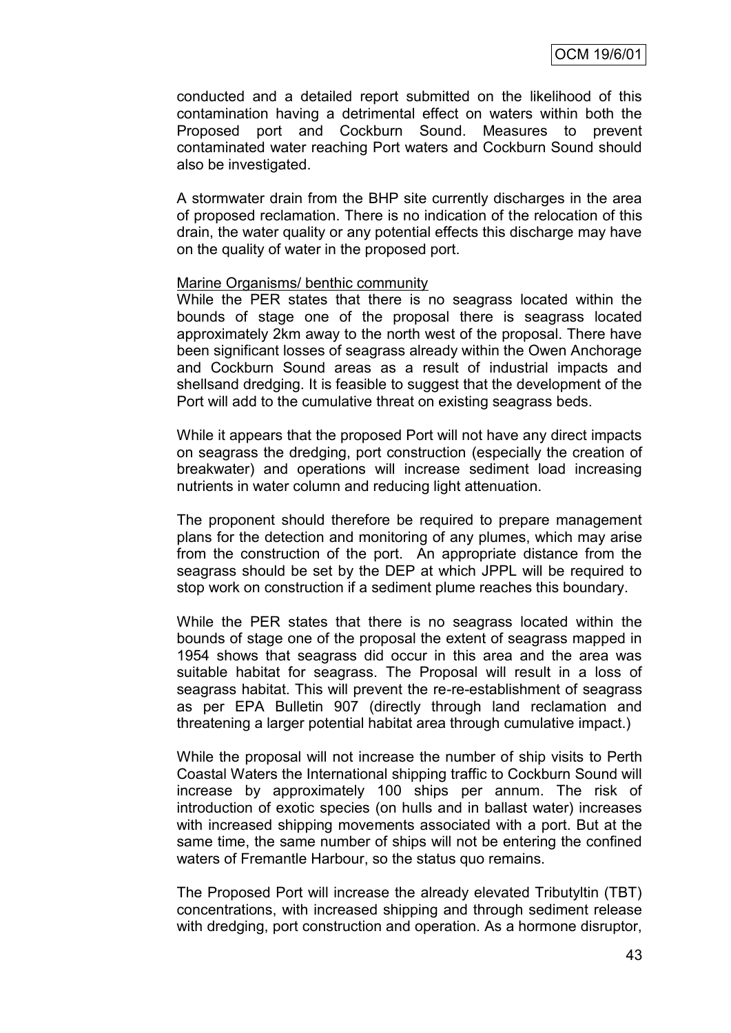conducted and a detailed report submitted on the likelihood of this contamination having a detrimental effect on waters within both the Proposed port and Cockburn Sound. Measures to prevent contaminated water reaching Port waters and Cockburn Sound should also be investigated.

A stormwater drain from the BHP site currently discharges in the area of proposed reclamation. There is no indication of the relocation of this drain, the water quality or any potential effects this discharge may have on the quality of water in the proposed port.

Marine Organisms/ benthic community

While the PER states that there is no seagrass located within the bounds of stage one of the proposal there is seagrass located approximately 2km away to the north west of the proposal. There have been significant losses of seagrass already within the Owen Anchorage and Cockburn Sound areas as a result of industrial impacts and shellsand dredging. It is feasible to suggest that the development of the Port will add to the cumulative threat on existing seagrass beds.

While it appears that the proposed Port will not have any direct impacts on seagrass the dredging, port construction (especially the creation of breakwater) and operations will increase sediment load increasing nutrients in water column and reducing light attenuation.

The proponent should therefore be required to prepare management plans for the detection and monitoring of any plumes, which may arise from the construction of the port. An appropriate distance from the seagrass should be set by the DEP at which JPPL will be required to stop work on construction if a sediment plume reaches this boundary.

While the PER states that there is no seagrass located within the bounds of stage one of the proposal the extent of seagrass mapped in 1954 shows that seagrass did occur in this area and the area was suitable habitat for seagrass. The Proposal will result in a loss of seagrass habitat. This will prevent the re-re-establishment of seagrass as per EPA Bulletin 907 (directly through land reclamation and threatening a larger potential habitat area through cumulative impact.)

While the proposal will not increase the number of ship visits to Perth Coastal Waters the International shipping traffic to Cockburn Sound will increase by approximately 100 ships per annum. The risk of introduction of exotic species (on hulls and in ballast water) increases with increased shipping movements associated with a port. But at the same time, the same number of ships will not be entering the confined waters of Fremantle Harbour, so the status quo remains.

The Proposed Port will increase the already elevated Tributyltin (TBT) concentrations, with increased shipping and through sediment release with dredging, port construction and operation. As a hormone disruptor,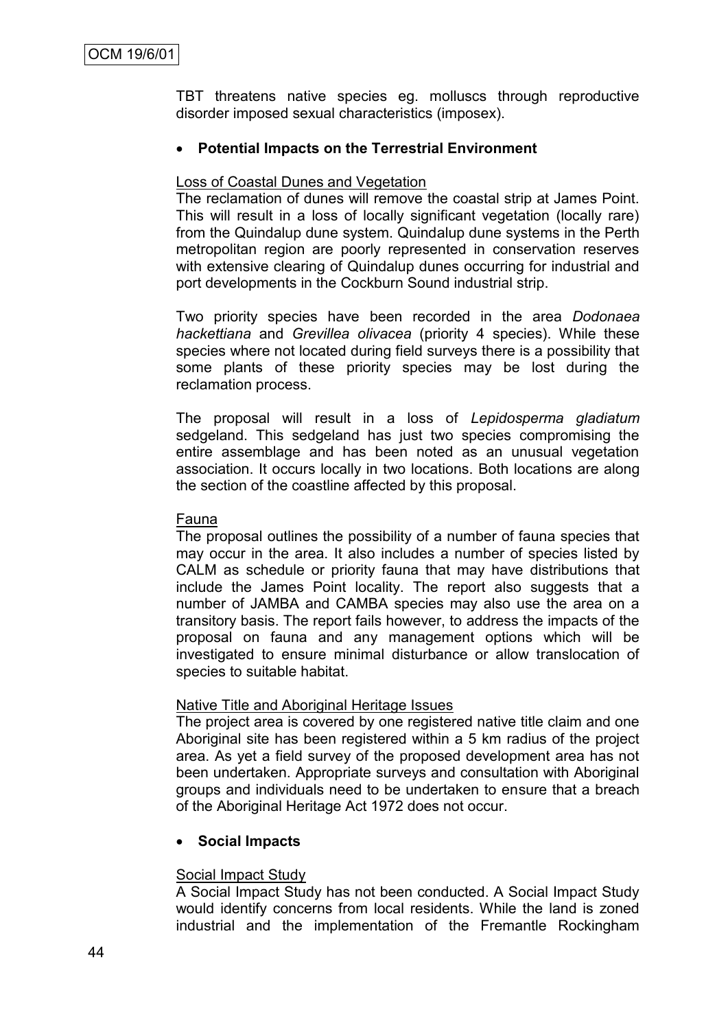TBT threatens native species eg. molluscs through reproductive disorder imposed sexual characteristics (imposex).

- **Potential Impacts on the Terrestrial Environment**

Loss of Coastal Dunes and Vegetation

The reclamation of dunes will remove the coastal strip at James Point. This will result in a loss of locally significant vegetation (locally rare) from the Quindalup dune system. Quindalup dune systems in the Perth metropolitan region are poorly represented in conservation reserves with extensive clearing of Quindalup dunes occurring for industrial and port developments in the Cockburn Sound industrial strip.

Two priority species have been recorded in the area *Dodonaea hackettiana* and *Grevillea olivacea* (priority 4 species). While these species where not located during field surveys there is a possibility that some plants of these priority species may be lost during the reclamation process.

The proposal will result in a loss of *Lepidosperma gladiatum* sedgeland. This sedgeland has just two species compromising the entire assemblage and has been noted as an unusual vegetation association. It occurs locally in two locations. Both locations are along the section of the coastline affected by this proposal.

Fauna

The proposal outlines the possibility of a number of fauna species that may occur in the area. It also includes a number of species listed by CALM as schedule or priority fauna that may have distributions that include the James Point locality. The report also suggests that a number of JAMBA and CAMBA species may also use the area on a transitory basis. The report fails however, to address the impacts of the proposal on fauna and any management options which will be investigated to ensure minimal disturbance or allow translocation of species to suitable habitat.

Native Title and Aboriginal Heritage Issues

The project area is covered by one registered native title claim and one Aboriginal site has been registered within a 5 km radius of the project area. As yet a field survey of the proposed development area has not been undertaken. Appropriate surveys and consultation with Aboriginal groups and individuals need to be undertaken to ensure that a breach of the Aboriginal Heritage Act 1972 does not occur.

- **Social Impacts**

Social Impact Study

A Social Impact Study has not been conducted. A Social Impact Study would identify concerns from local residents. While the land is zoned industrial and the implementation of the Fremantle Rockingham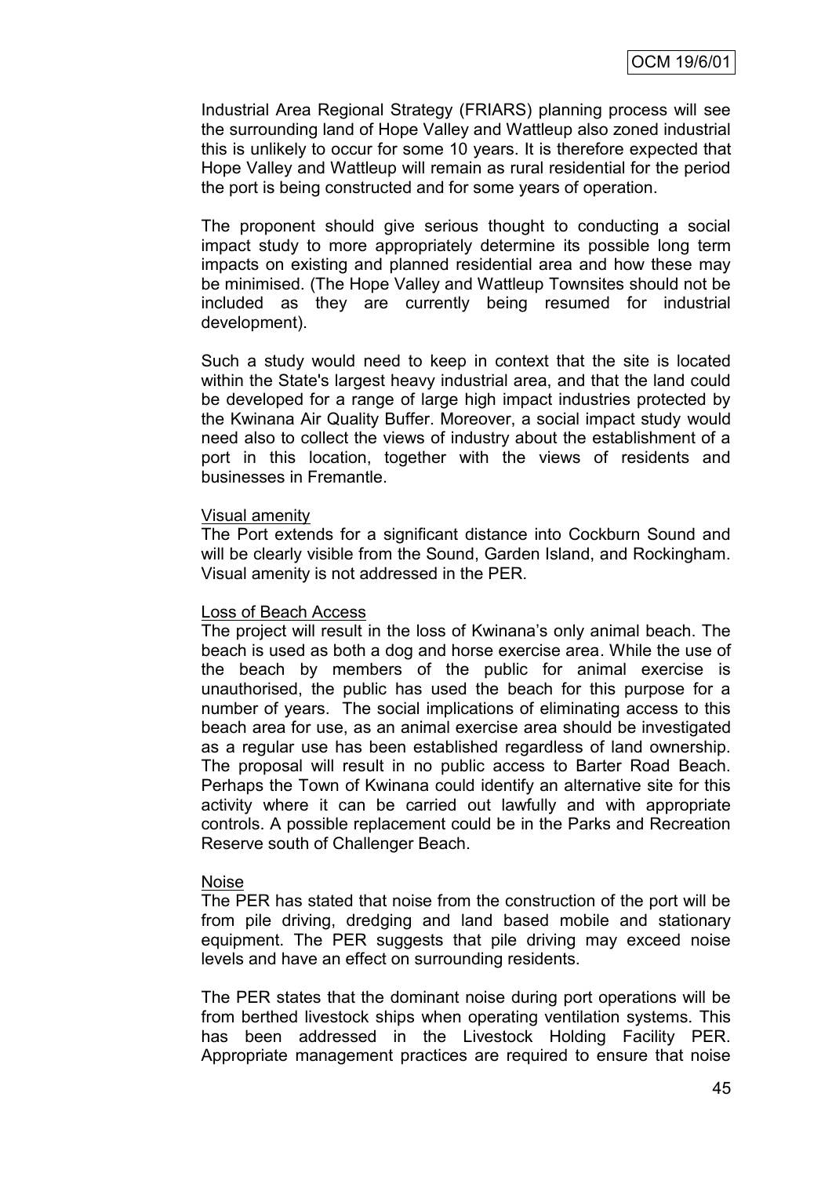Industrial Area Regional Strategy (FRIARS) planning process will see the surrounding land of Hope Valley and Wattleup also zoned industrial this is unlikely to occur for some 10 years. It is therefore expected that Hope Valley and Wattleup will remain as rural residential for the period the port is being constructed and for some years of operation.

The proponent should give serious thought to conducting a social impact study to more appropriately determine its possible long term impacts on existing and planned residential area and how these may be minimised. (The Hope Valley and Wattleup Townsites should not be included as they are currently being resumed for industrial development).

Such a study would need to keep in context that the site is located within the State's largest heavy industrial area, and that the land could be developed for a range of large high impact industries protected by the Kwinana Air Quality Buffer. Moreover, a social impact study would need also to collect the views of industry about the establishment of a port in this location, together with the views of residents and businesses in Fremantle.

Visual amenity

The Port extends for a significant distance into Cockburn Sound and will be clearly visible from the Sound, Garden Island, and Rockingham. Visual amenity is not addressed in the PER.

Loss of Beach Access

The project will result in the loss of Kwinana's only animal beach. The beach is used as both a dog and horse exercise area. While the use of the beach by members of the public for animal exercise is unauthorised, the public has used the beach for this purpose for a number of years. The social implications of eliminating access to this beach area for use, as an animal exercise area should be investigated as a regular use has been established regardless of land ownership. The proposal will result in no public access to Barter Road Beach. Perhaps the Town of Kwinana could identify an alternative site for this activity where it can be carried out lawfully and with appropriate controls. A possible replacement could be in the Parks and Recreation Reserve south of Challenger Beach.

Noise

The PER has stated that noise from the construction of the port will be from pile driving, dredging and land based mobile and stationary equipment. The PER suggests that pile driving may exceed noise levels and have an effect on surrounding residents.

The PER states that the dominant noise during port operations will be from berthed livestock ships when operating ventilation systems. This has been addressed in the Livestock Holding Facility PER. Appropriate management practices are required to ensure that noise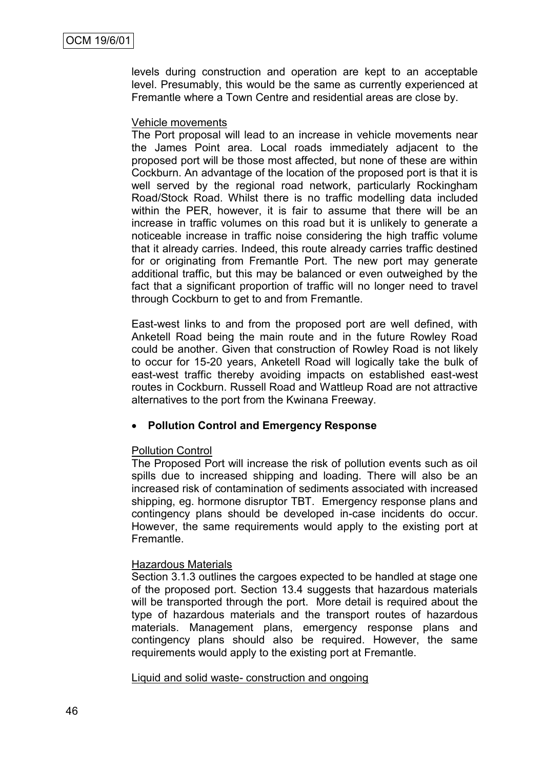levels during construction and operation are kept to an acceptable level. Presumably, this would be the same as currently experienced at Fremantle where a Town Centre and residential areas are close by.

Vehicle movements

The Port proposal will lead to an increase in vehicle movements near the James Point area. Local roads immediately adjacent to the proposed port will be those most affected, but none of these are within Cockburn. An advantage of the location of the proposed port is that it is well served by the regional road network, particularly Rockingham Road/Stock Road. Whilst there is no traffic modelling data included within the PER, however, it is fair to assume that there will be an increase in traffic volumes on this road but it is unlikely to generate a noticeable increase in traffic noise considering the high traffic volume that it already carries. Indeed, this route already carries traffic destined for or originating from Fremantle Port. The new port may generate additional traffic, but this may be balanced or even outweighed by the fact that a significant proportion of traffic will no longer need to travel through Cockburn to get to and from Fremantle.

East-west links to and from the proposed port are well defined, with Anketell Road being the main route and in the future Rowley Road could be another. Given that construction of Rowley Road is not likely to occur for 15-20 years, Anketell Road will logically take the bulk of east-west traffic thereby avoiding impacts on established east-west routes in Cockburn. Russell Road and Wattleup Road are not attractive alternatives to the port from the Kwinana Freeway.

- **Pollution Control and Emergency Response**

Pollution Control

The Proposed Port will increase the risk of pollution events such as oil spills due to increased shipping and loading. There will also be an increased risk of contamination of sediments associated with increased shipping, eg. hormone disruptor TBT. Emergency response plans and contingency plans should be developed in-case incidents do occur. However, the same requirements would apply to the existing port at Fremantle.

Hazardous Materials

Section 3.1.3 outlines the cargoes expected to be handled at stage one of the proposed port. Section 13.4 suggests that hazardous materials will be transported through the port. More detail is required about the type of hazardous materials and the transport routes of hazardous materials. Management plans, emergency response plans and contingency plans should also be required. However, the same requirements would apply to the existing port at Fremantle.

Liquid and solid waste- construction and ongoing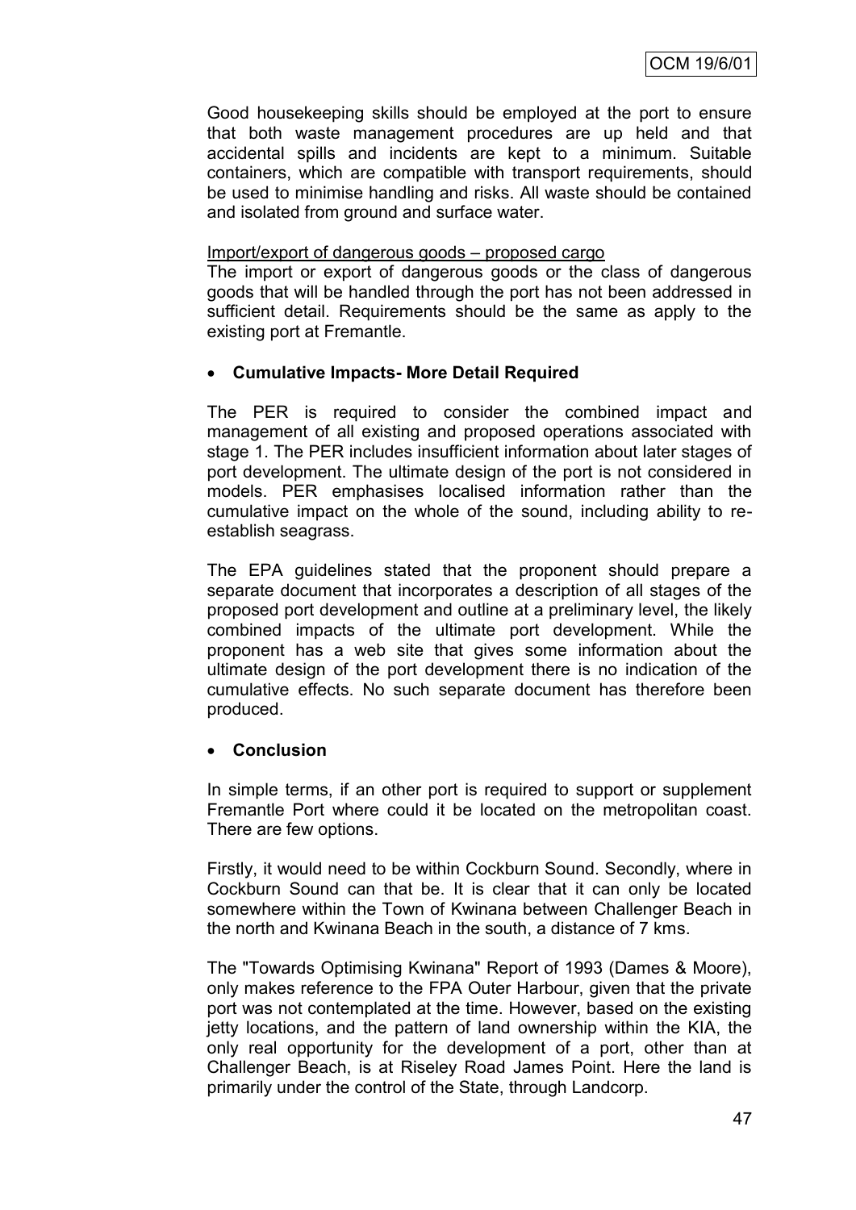Good housekeeping skills should be employed at the port to ensure that both waste management procedures are up held and that accidental spills and incidents are kept to a minimum. Suitable containers, which are compatible with transport requirements, should be used to minimise handling and risks. All waste should be contained and isolated from ground and surface water.

Import/export of dangerous goods – proposed cargo

The import or export of dangerous goods or the class of dangerous goods that will be handled through the port has not been addressed in sufficient detail. Requirements should be the same as apply to the existing port at Fremantle.

- **Cumulative Impacts- More Detail Required**

The PER is required to consider the combined impact and management of all existing and proposed operations associated with stage 1. The PER includes insufficient information about later stages of port development. The ultimate design of the port is not considered in models. PER emphasises localised information rather than the cumulative impact on the whole of the sound, including ability to re-establish seagrass.

The EPA guidelines stated that the proponent should prepare a separate document that incorporates a description of all stages of the proposed port development and outline at a preliminary level, the likely combined impacts of the ultimate port development. While the proponent has a web site that gives some information about the ultimate design of the port development there is no indication of the cumulative effects. No such separate document has therefore been produced.

- **Conclusion**

In simple terms, if an other port is required to support or supplement Fremantle Port where could it be located on the metropolitan coast. There are few options.

Firstly, it would need to be within Cockburn Sound. Secondly, where in Cockburn Sound can that be. It is clear that it can only be located somewhere within the Town of Kwinana between Challenger Beach in the north and Kwinana Beach in the south, a distance of 7 kms.

The "Towards Optimising Kwinana" Report of 1993 (Dames & Moore), only makes reference to the FPA Outer Harbour, given that the private port was not contemplated at the time. However, based on the existing jetty locations, and the pattern of land ownership within the KIA, the only real opportunity for the development of a port, other than at Challenger Beach, is at Riseley Road James Point. Here the land is primarily under the control of the State, through Landcorp.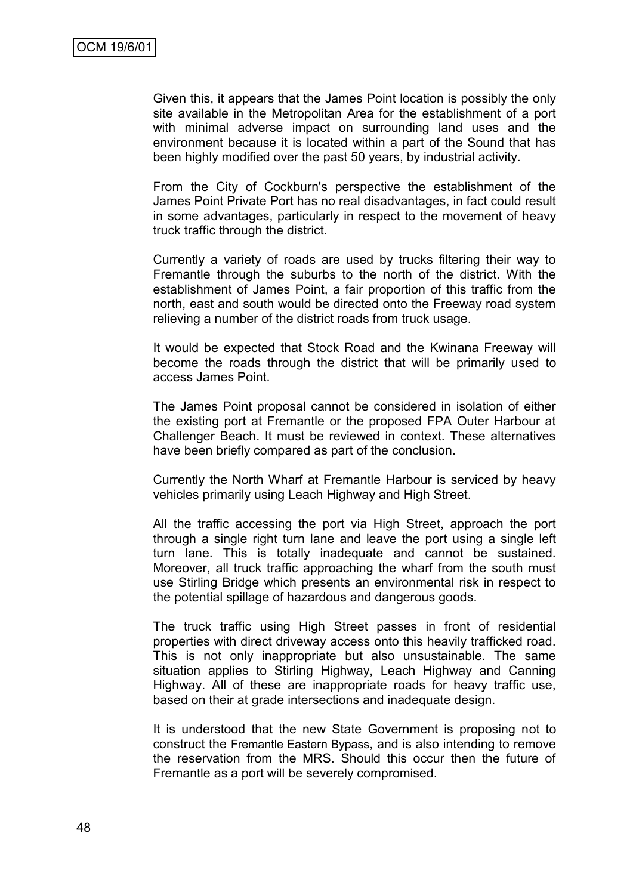Given this, it appears that the James Point location is possibly the only site available in the Metropolitan Area for the establishment of a port with minimal adverse impact on surrounding land uses and the environment because it is located within a part of the Sound that has been highly modified over the past 50 years, by industrial activity.

From the City of Cockburn's perspective the establishment of the James Point Private Port has no real disadvantages, in fact could result in some advantages, particularly in respect to the movement of heavy truck traffic through the district.

Currently a variety of roads are used by trucks filtering their way to Fremantle through the suburbs to the north of the district. With the establishment of James Point, a fair proportion of this traffic from the north, east and south would be directed onto the Freeway road system relieving a number of the district roads from truck usage.

It would be expected that Stock Road and the Kwinana Freeway will become the roads through the district that will be primarily used to access James Point.

The James Point proposal cannot be considered in isolation of either the existing port at Fremantle or the proposed FPA Outer Harbour at Challenger Beach. It must be reviewed in context. These alternatives have been briefly compared as part of the conclusion.

Currently the North Wharf at Fremantle Harbour is serviced by heavy vehicles primarily using Leach Highway and High Street.

All the traffic accessing the port via High Street, approach the port through a single right turn lane and leave the port using a single left turn lane. This is totally inadequate and cannot be sustained. Moreover, all truck traffic approaching the wharf from the south must use Stirling Bridge which presents an environmental risk in respect to the potential spillage of hazardous and dangerous goods.

The truck traffic using High Street passes in front of residential properties with direct driveway access onto this heavily trafficked road. This is not only inappropriate but also unsustainable. The same situation applies to Stirling Highway, Leach Highway and Canning Highway. All of these are inappropriate roads for heavy traffic use, based on their at grade intersections and inadequate design.

It is understood that the new State Government is proposing not to construct the Fremantle Eastern Bypass, and is also intending to remove the reservation from the MRS. Should this occur then the future of Fremantle as a port will be severely compromised.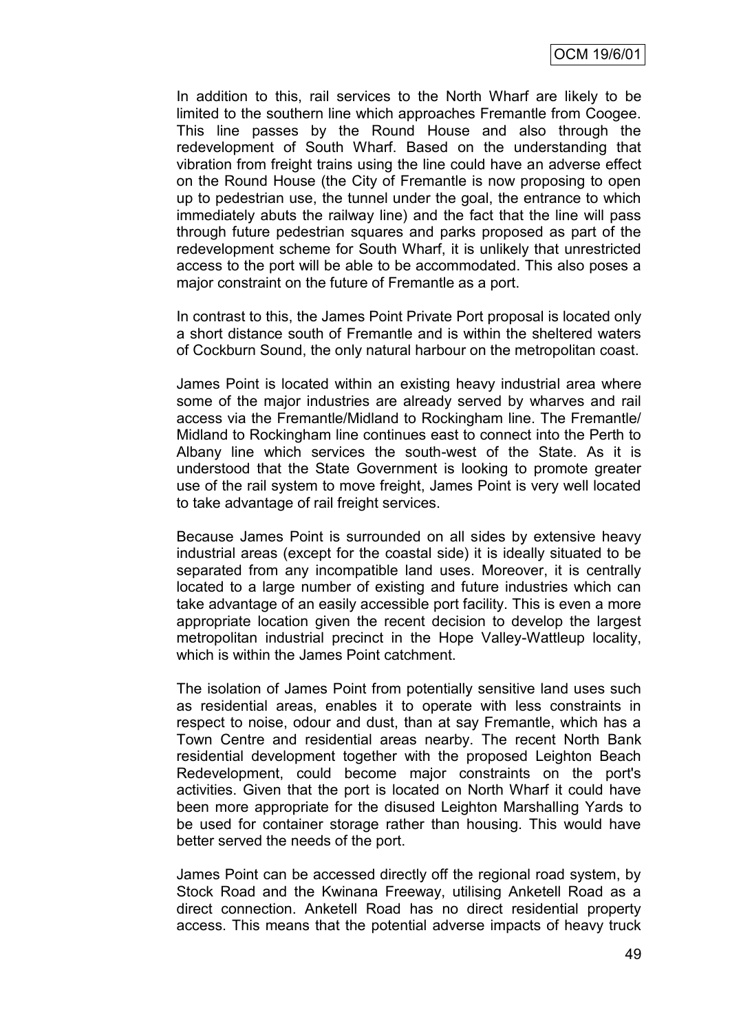In addition to this, rail services to the North Wharf are likely to be limited to the southern line which approaches Fremantle from Coogee. This line passes by the Round House and also through the redevelopment of South Wharf. Based on the understanding that vibration from freight trains using the line could have an adverse effect on the Round House (the City of Fremantle is now proposing to open up to pedestrian use, the tunnel under the goal, the entrance to which immediately abuts the railway line) and the fact that the line will pass through future pedestrian squares and parks proposed as part of the redevelopment scheme for South Wharf, it is unlikely that unrestricted access to the port will be able to be accommodated. This also poses a major constraint on the future of Fremantle as a port.

In contrast to this, the James Point Private Port proposal is located only a short distance south of Fremantle and is within the sheltered waters of Cockburn Sound, the only natural harbour on the metropolitan coast.

James Point is located within an existing heavy industrial area where some of the major industries are already served by wharves and rail access via the Fremantle/Midland to Rockingham line. The Fremantle/ Midland to Rockingham line continues east to connect into the Perth to Albany line which services the south-west of the State. As it is understood that the State Government is looking to promote greater use of the rail system to move freight, James Point is very well located to take advantage of rail freight services.

Because James Point is surrounded on all sides by extensive heavy industrial areas (except for the coastal side) it is ideally situated to be separated from any incompatible land uses. Moreover, it is centrally located to a large number of existing and future industries which can take advantage of an easily accessible port facility. This is even a more appropriate location given the recent decision to develop the largest metropolitan industrial precinct in the Hope Valley-Wattleup locality, which is within the James Point catchment.

The isolation of James Point from potentially sensitive land uses such as residential areas, enables it to operate with less constraints in respect to noise, odour and dust, than at say Fremantle, which has a Town Centre and residential areas nearby. The recent North Bank residential development together with the proposed Leighton Beach Redevelopment, could become major constraints on the port's activities. Given that the port is located on North Wharf it could have been more appropriate for the disused Leighton Marshalling Yards to be used for container storage rather than housing. This would have better served the needs of the port.

James Point can be accessed directly off the regional road system, by Stock Road and the Kwinana Freeway, utilising Anketell Road as a direct connection. Anketell Road has no direct residential property access. This means that the potential adverse impacts of heavy truck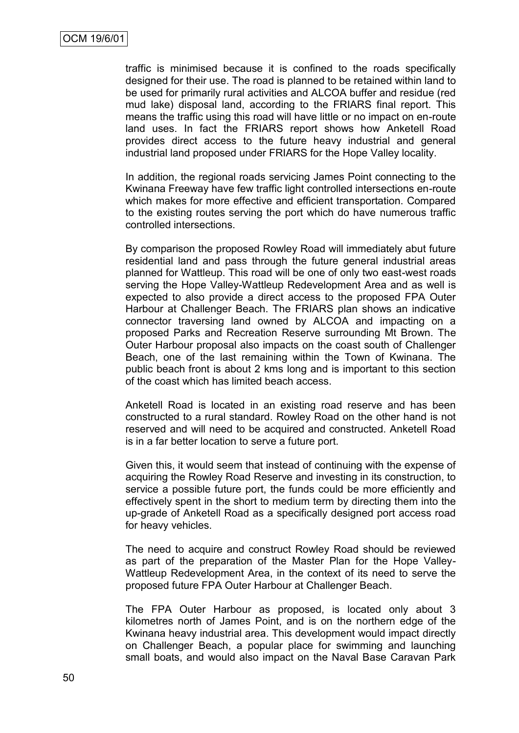traffic is minimised because it is confined to the roads specifically designed for their use. The road is planned to be retained within land to be used for primarily rural activities and ALCOA buffer and residue (red mud lake) disposal land, according to the FRIARS final report. This means the traffic using this road will have little or no impact on en-route land uses. In fact the FRIARS report shows how Anketell Road provides direct access to the future heavy industrial and general industrial land proposed under FRIARS for the Hope Valley locality.

In addition, the regional roads servicing James Point connecting to the Kwinana Freeway have few traffic light controlled intersections en-route which makes for more effective and efficient transportation. Compared to the existing routes serving the port which do have numerous traffic controlled intersections.

By comparison the proposed Rowley Road will immediately abut future residential land and pass through the future general industrial areas planned for Wattleup. This road will be one of only two east-west roads serving the Hope Valley-Wattleup Redevelopment Area and as well is expected to also provide a direct access to the proposed FPA Outer Harbour at Challenger Beach. The FRIARS plan shows an indicative connector traversing land owned by ALCOA and impacting on a proposed Parks and Recreation Reserve surrounding Mt Brown. The Outer Harbour proposal also impacts on the coast south of Challenger Beach, one of the last remaining within the Town of Kwinana. The public beach front is about 2 kms long and is important to this section of the coast which has limited beach access.

Anketell Road is located in an existing road reserve and has been constructed to a rural standard. Rowley Road on the other hand is not reserved and will need to be acquired and constructed. Anketell Road is in a far better location to serve a future port.

Given this, it would seem that instead of continuing with the expense of acquiring the Rowley Road Reserve and investing in its construction, to service a possible future port, the funds could be more efficiently and effectively spent in the short to medium term by directing them into the up-grade of Anketell Road as a specifically designed port access road for heavy vehicles.

The need to acquire and construct Rowley Road should be reviewed as part of the preparation of the Master Plan for the Hope Valley-Wattleup Redevelopment Area, in the context of its need to serve the proposed future FPA Outer Harbour at Challenger Beach.

The FPA Outer Harbour as proposed, is located only about 3 kilometres north of James Point, and is on the northern edge of the Kwinana heavy industrial area. This development would impact directly on Challenger Beach, a popular place for swimming and launching small boats, and would also impact on the Naval Base Caravan Park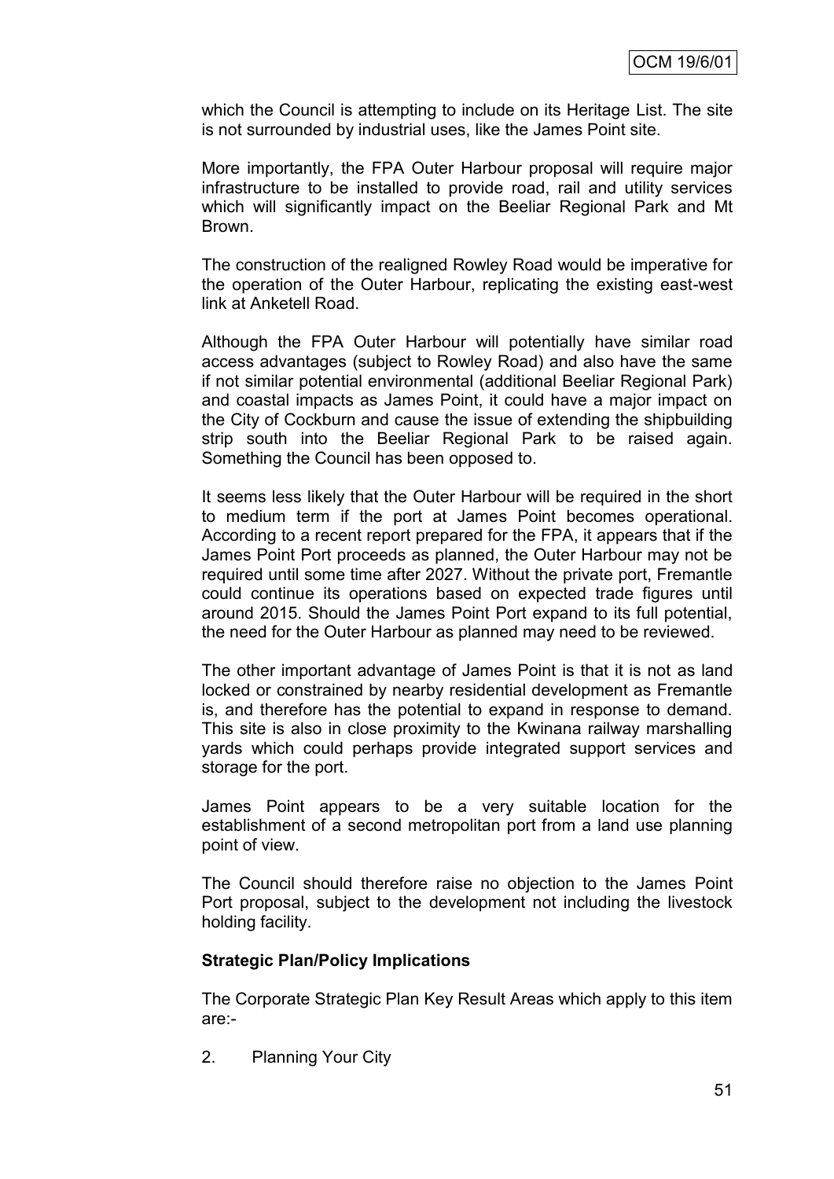which the Council is attempting to include on its Heritage List. The site is not surrounded by industrial uses, like the James Point site.

More importantly, the FPA Outer Harbour proposal will require major infrastructure to be installed to provide road, rail and utility services which will significantly impact on the Beeliar Regional Park and Mt Brown.

The construction of the realigned Rowley Road would be imperative for the operation of the Outer Harbour, replicating the existing east-west link at Anketell Road.

Although the FPA Outer Harbour will potentially have similar road access advantages (subject to Rowley Road) and also have the same if not similar potential environmental (additional Beeliar Regional Park) and coastal impacts as James Point, it could have a major impact on the City of Cockburn and cause the issue of extending the shipbuilding strip south into the Beeliar Regional Park to be raised again. Something the Council has been opposed to.

It seems less likely that the Outer Harbour will be required in the short to medium term if the port at James Point becomes operational. According to a recent report prepared for the FPA, it appears that if the James Point Port proceeds as planned, the Outer Harbour may not be required until some time after 2027. Without the private port, Fremantle could continue its operations based on expected trade figures until around 2015. Should the James Point Port expand to its full potential, the need for the Outer Harbour as planned may need to be reviewed.

The other important advantage of James Point is that it is not as land locked or constrained by nearby residential development as Fremantle is, and therefore has the potential to expand in response to demand. This site is also in close proximity to the Kwinana railway marshalling yards which could perhaps provide integrated support services and storage for the port.

James Point appears to be a very suitable location for the establishment of a second metropolitan port from a land use planning point of view.

The Council should therefore raise no objection to the James Point Port proposal, subject to the development not including the livestock holding facility.

**Strategic Plan/Policy Implications**

The Corporate Strategic Plan Key Result Areas which apply to this item are:-

2. Planning Your City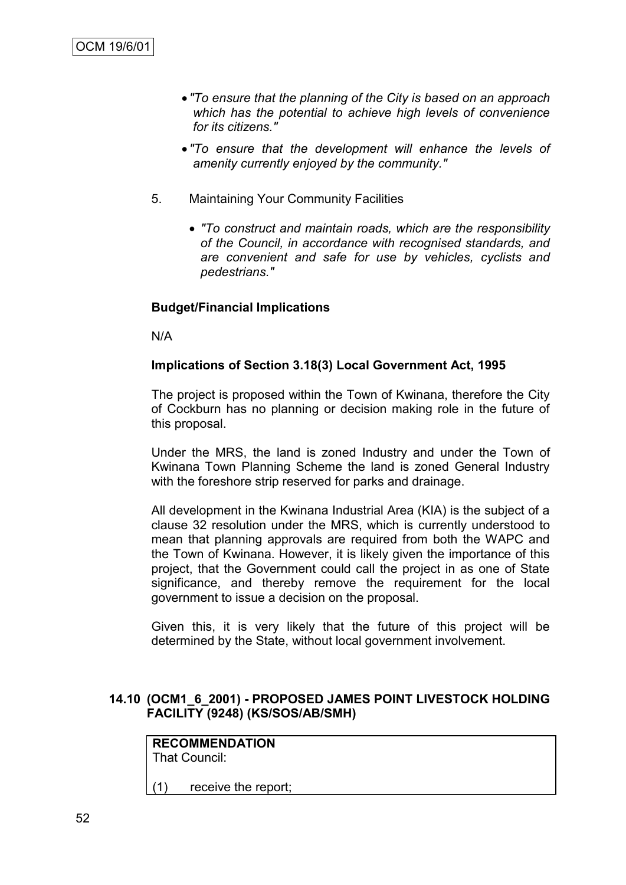- *"To ensure that the planning of the City is based on an approach which has the potential to achieve high levels of convenience for its citizens."*
- *"To ensure that the development will enhance the levels of amenity currently enjoyed by the community."*

5. Maintaining Your Community Facilities

   - *"To construct and maintain roads, which are the responsibility of the Council, in accordance with recognised standards, and are convenient and safe for use by vehicles, cyclists and pedestrians."*

**Budget/Financial Implications**

N/A

**Implications of Section 3.18(3) Local Government Act, 1995**

The project is proposed within the Town of Kwinana, therefore the City of Cockburn has no planning or decision making role in the future of this proposal.

Under the MRS, the land is zoned Industry and under the Town of Kwinana Town Planning Scheme the land is zoned General Industry with the foreshore strip reserved for parks and drainage.

All development in the Kwinana Industrial Area (KIA) is the subject of a clause 32 resolution under the MRS, which is currently understood to mean that planning approvals are required from both the WAPC and the Town of Kwinana. However, it is likely given the importance of this project, that the Government could call the project in as one of State significance, and thereby remove the requirement for the local government to issue a decision on the proposal.

Given this, it is very likely that the future of this project will be determined by the State, without local government involvement.

### 14.10 (OCM1_6_2001) - PROPOSED JAMES POINT LIVESTOCK HOLDING FACILITY (9248) (KS/SOS/AB/SMH)

**RECOMMENDATION**
That Council:

(1) receive the report;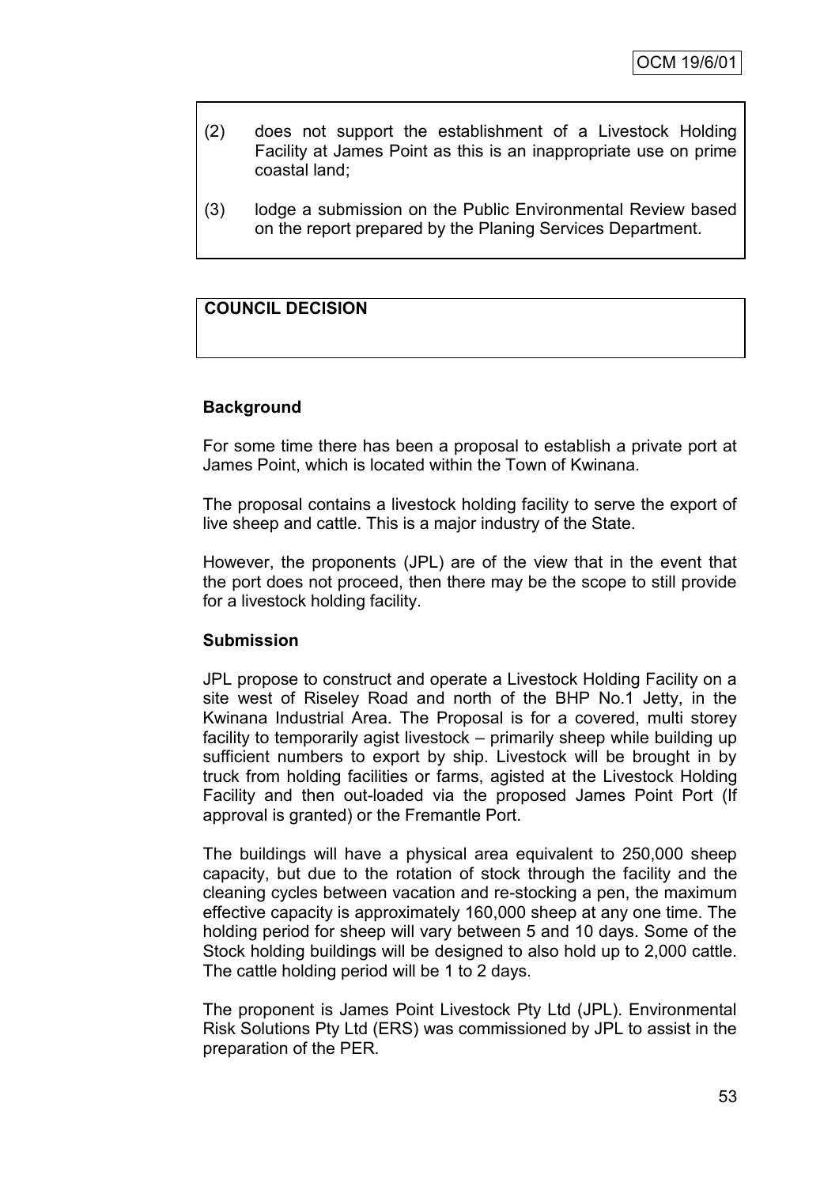(2) does not support the establishment of a Livestock Holding Facility at James Point as this is an inappropriate use on prime coastal land;

(3) lodge a submission on the Public Environmental Review based on the report prepared by the Planing Services Department.

**COUNCIL DECISION**

**Background**

For some time there has been a proposal to establish a private port at James Point, which is located within the Town of Kwinana.

The proposal contains a livestock holding facility to serve the export of live sheep and cattle. This is a major industry of the State.

However, the proponents (JPL) are of the view that in the event that the port does not proceed, then there may be the scope to still provide for a livestock holding facility.

**Submission**

JPL propose to construct and operate a Livestock Holding Facility on a site west of Riseley Road and north of the BHP No.1 Jetty, in the Kwinana Industrial Area. The Proposal is for a covered, multi storey facility to temporarily agist livestock – primarily sheep while building up sufficient numbers to export by ship. Livestock will be brought in by truck from holding facilities or farms, agisted at the Livestock Holding Facility and then out-loaded via the proposed James Point Port (If approval is granted) or the Fremantle Port.

The buildings will have a physical area equivalent to 250,000 sheep capacity, but due to the rotation of stock through the facility and the cleaning cycles between vacation and re-stocking a pen, the maximum effective capacity is approximately 160,000 sheep at any one time. The holding period for sheep will vary between 5 and 10 days. Some of the Stock holding buildings will be designed to also hold up to 2,000 cattle. The cattle holding period will be 1 to 2 days.

The proponent is James Point Livestock Pty Ltd (JPL). Environmental Risk Solutions Pty Ltd (ERS) was commissioned by JPL to assist in the preparation of the PER.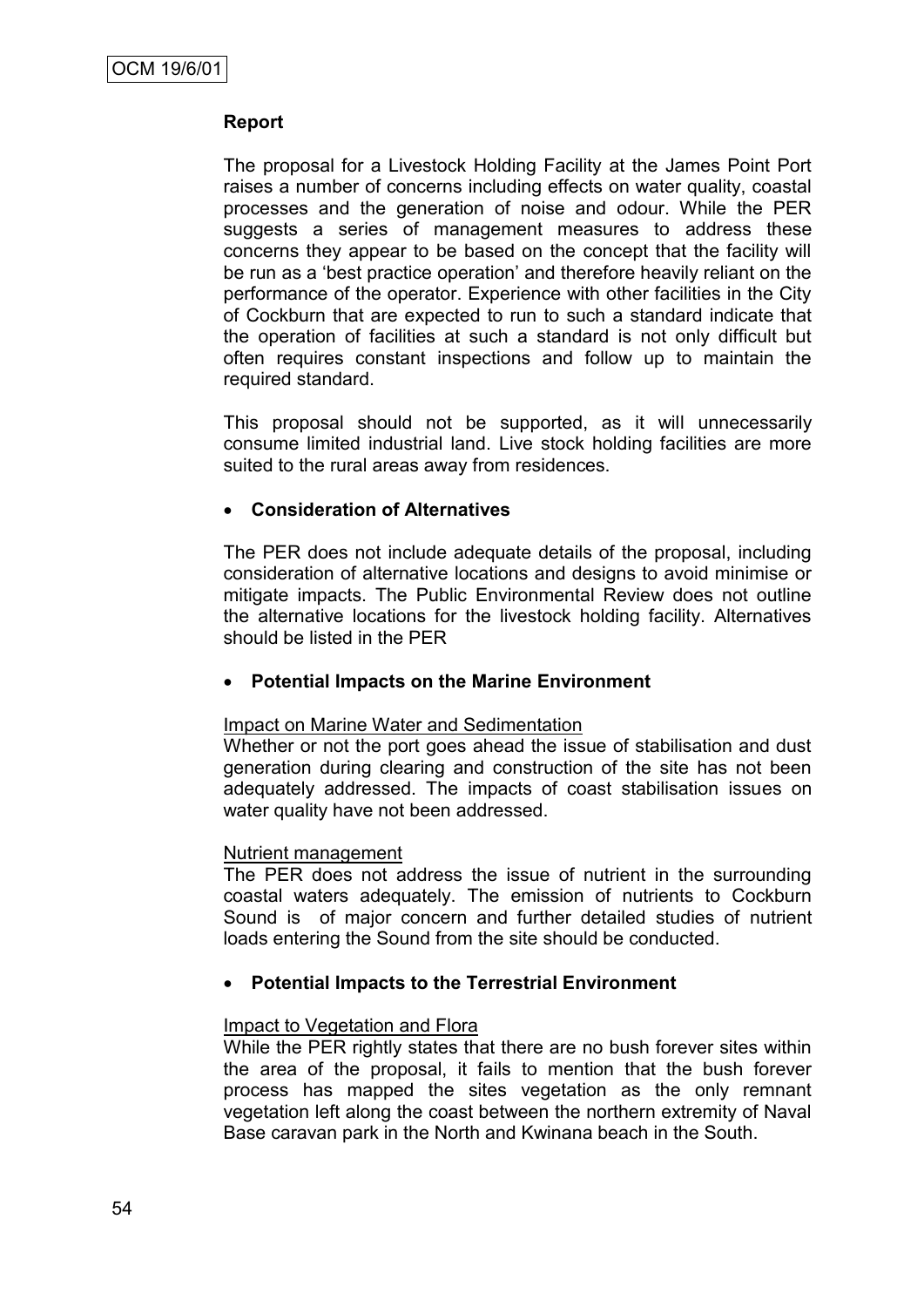**Report**

The proposal for a Livestock Holding Facility at the James Point Port raises a number of concerns including effects on water quality, coastal processes and the generation of noise and odour. While the PER suggests a series of management measures to address these concerns they appear to be based on the concept that the facility will be run as a 'best practice operation' and therefore heavily reliant on the performance of the operator. Experience with other facilities in the City of Cockburn that are expected to run to such a standard indicate that the operation of facilities at such a standard is not only difficult but often requires constant inspections and follow up to maintain the required standard.

This proposal should not be supported, as it will unnecessarily consume limited industrial land. Live stock holding facilities are more suited to the rural areas away from residences.

- **Consideration of Alternatives**

The PER does not include adequate details of the proposal, including consideration of alternative locations and designs to avoid minimise or mitigate impacts. The Public Environmental Review does not outline the alternative locations for the livestock holding facility. Alternatives should be listed in the PER

- **Potential Impacts on the Marine Environment**

<u>Impact on Marine Water and Sedimentation</u>
Whether or not the port goes ahead the issue of stabilisation and dust generation during clearing and construction of the site has not been adequately addressed. The impacts of coast stabilisation issues on water quality have not been addressed.

<u>Nutrient management</u>
The PER does not address the issue of nutrient in the surrounding coastal waters adequately. The emission of nutrients to Cockburn Sound is of major concern and further detailed studies of nutrient loads entering the Sound from the site should be conducted.

- **Potential Impacts to the Terrestrial Environment**

<u>Impact to Vegetation and Flora</u>
While the PER rightly states that there are no bush forever sites within the area of the proposal, it fails to mention that the bush forever process has mapped the sites vegetation as the only remnant vegetation left along the coast between the northern extremity of Naval Base caravan park in the North and Kwinana beach in the South.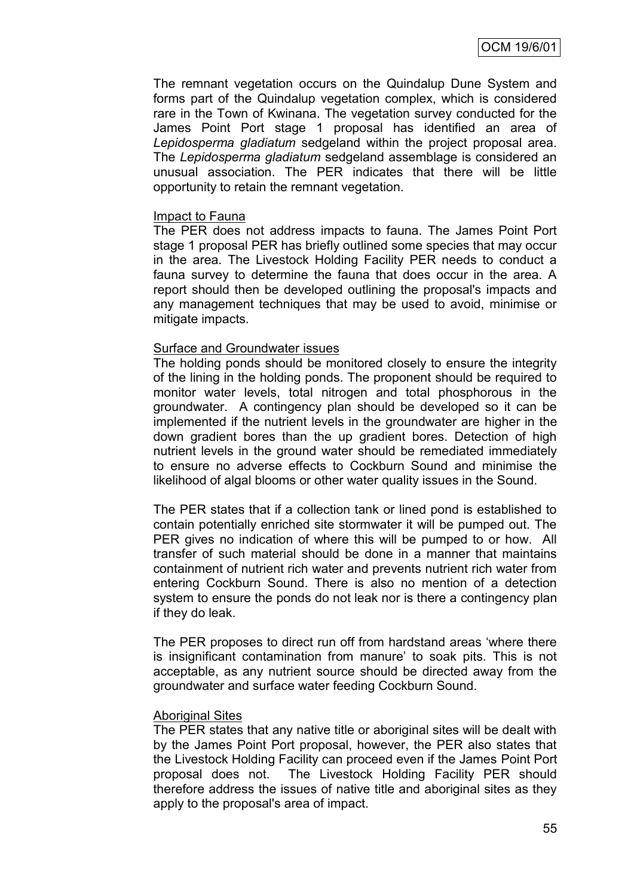The remnant vegetation occurs on the Quindalup Dune System and forms part of the Quindalup vegetation complex, which is considered rare in the Town of Kwinana. The vegetation survey conducted for the James Point Port stage 1 proposal has identified an area of *Lepidosperma gladiatum* sedgeland within the project proposal area. The *Lepidosperma gladiatum* sedgeland assemblage is considered an unusual association. The PER indicates that there will be little opportunity to retain the remnant vegetation.

Impact to Fauna

The PER does not address impacts to fauna. The James Point Port stage 1 proposal PER has briefly outlined some species that may occur in the area. The Livestock Holding Facility PER needs to conduct a fauna survey to determine the fauna that does occur in the area. A report should then be developed outlining the proposal's impacts and any management techniques that may be used to avoid, minimise or mitigate impacts.

Surface and Groundwater issues

The holding ponds should be monitored closely to ensure the integrity of the lining in the holding ponds. The proponent should be required to monitor water levels, total nitrogen and total phosphorous in the groundwater. A contingency plan should be developed so it can be implemented if the nutrient levels in the groundwater are higher in the down gradient bores than the up gradient bores. Detection of high nutrient levels in the ground water should be remediated immediately to ensure no adverse effects to Cockburn Sound and minimise the likelihood of algal blooms or other water quality issues in the Sound.

The PER states that if a collection tank or lined pond is established to contain potentially enriched site stormwater it will be pumped out. The PER gives no indication of where this will be pumped to or how. All transfer of such material should be done in a manner that maintains containment of nutrient rich water and prevents nutrient rich water from entering Cockburn Sound. There is also no mention of a detection system to ensure the ponds do not leak nor is there a contingency plan if they do leak.

The PER proposes to direct run off from hardstand areas 'where there is insignificant contamination from manure' to soak pits. This is not acceptable, as any nutrient source should be directed away from the groundwater and surface water feeding Cockburn Sound.

Aboriginal Sites

The PER states that any native title or aboriginal sites will be dealt with by the James Point Port proposal, however, the PER also states that the Livestock Holding Facility can proceed even if the James Point Port proposal does not. The Livestock Holding Facility PER should therefore address the issues of native title and aboriginal sites as they apply to the proposal's area of impact.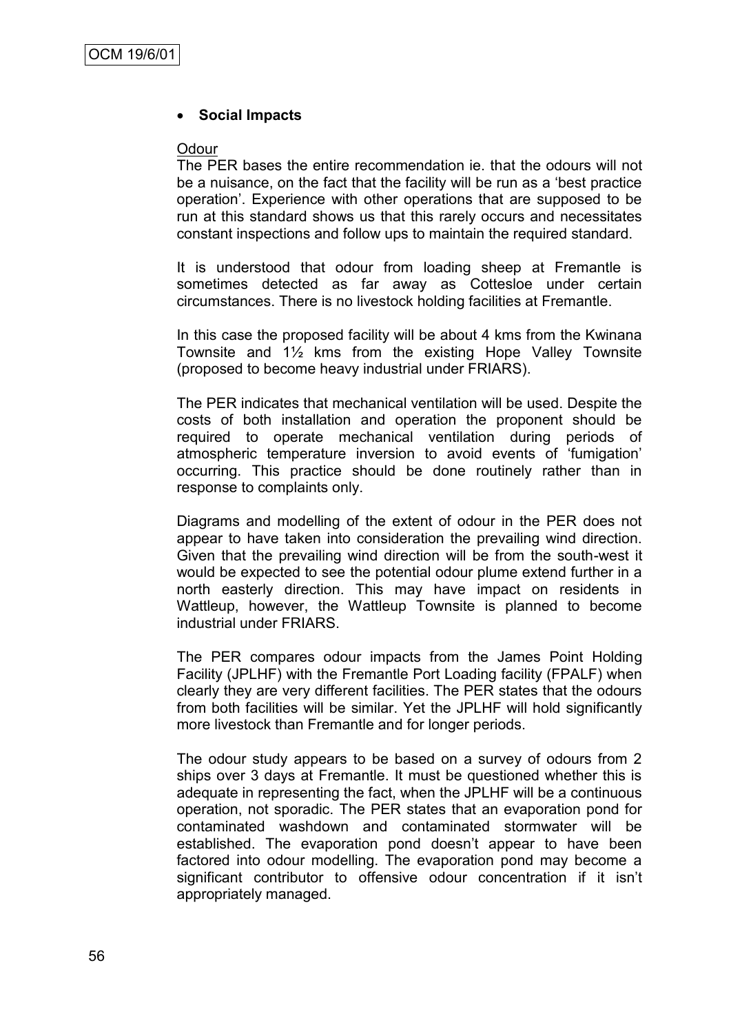- **Social Impacts**

Odour

The PER bases the entire recommendation ie. that the odours will not be a nuisance, on the fact that the facility will be run as a 'best practice operation'. Experience with other operations that are supposed to be run at this standard shows us that this rarely occurs and necessitates constant inspections and follow ups to maintain the required standard.

It is understood that odour from loading sheep at Fremantle is sometimes detected as far away as Cottesloe under certain circumstances. There is no livestock holding facilities at Fremantle.

In this case the proposed facility will be about 4 kms from the Kwinana Townsite and 1½ kms from the existing Hope Valley Townsite (proposed to become heavy industrial under FRIARS).

The PER indicates that mechanical ventilation will be used. Despite the costs of both installation and operation the proponent should be required to operate mechanical ventilation during periods of atmospheric temperature inversion to avoid events of 'fumigation' occurring. This practice should be done routinely rather than in response to complaints only.

Diagrams and modelling of the extent of odour in the PER does not appear to have taken into consideration the prevailing wind direction. Given that the prevailing wind direction will be from the south-west it would be expected to see the potential odour plume extend further in a north easterly direction. This may have impact on residents in Wattleup, however, the Wattleup Townsite is planned to become industrial under FRIARS.

The PER compares odour impacts from the James Point Holding Facility (JPLHF) with the Fremantle Port Loading facility (FPALF) when clearly they are very different facilities. The PER states that the odours from both facilities will be similar. Yet the JPLHF will hold significantly more livestock than Fremantle and for longer periods.

The odour study appears to be based on a survey of odours from 2 ships over 3 days at Fremantle. It must be questioned whether this is adequate in representing the fact, when the JPLHF will be a continuous operation, not sporadic. The PER states that an evaporation pond for contaminated washdown and contaminated stormwater will be established. The evaporation pond doesn't appear to have been factored into odour modelling. The evaporation pond may become a significant contributor to offensive odour concentration if it isn't appropriately managed.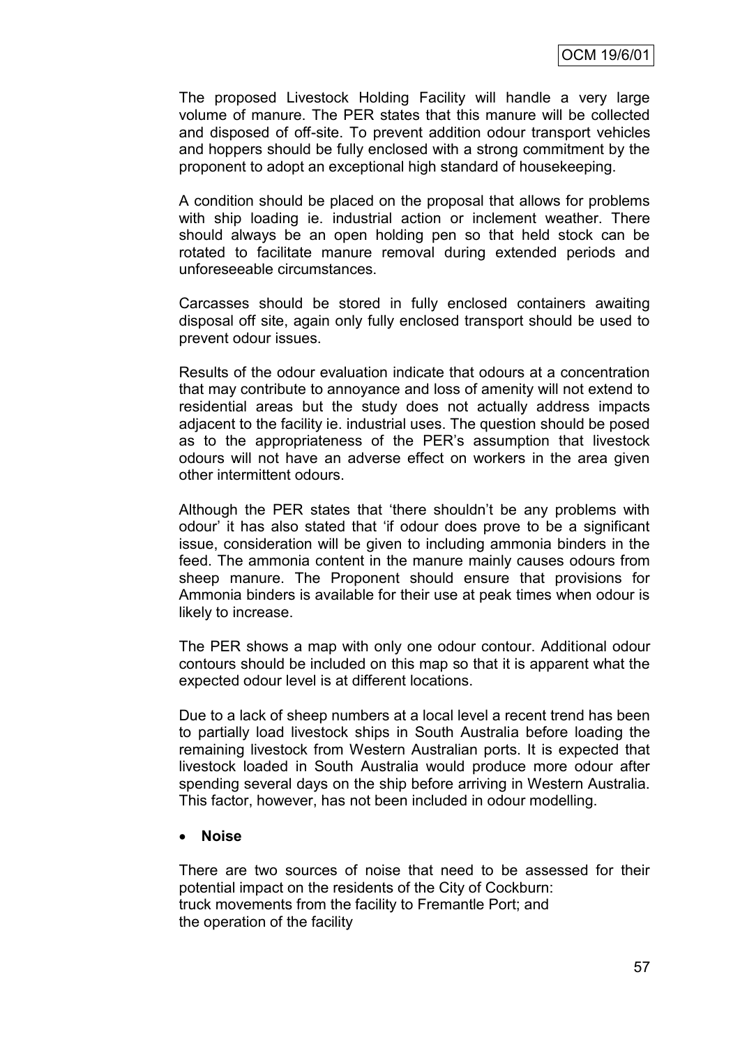The proposed Livestock Holding Facility will handle a very large volume of manure. The PER states that this manure will be collected and disposed of off-site. To prevent addition odour transport vehicles and hoppers should be fully enclosed with a strong commitment by the proponent to adopt an exceptional high standard of housekeeping.

A condition should be placed on the proposal that allows for problems with ship loading ie. industrial action or inclement weather. There should always be an open holding pen so that held stock can be rotated to facilitate manure removal during extended periods and unforeseeable circumstances.

Carcasses should be stored in fully enclosed containers awaiting disposal off site, again only fully enclosed transport should be used to prevent odour issues.

Results of the odour evaluation indicate that odours at a concentration that may contribute to annoyance and loss of amenity will not extend to residential areas but the study does not actually address impacts adjacent to the facility ie. industrial uses. The question should be posed as to the appropriateness of the PER's assumption that livestock odours will not have an adverse effect on workers in the area given other intermittent odours.

Although the PER states that 'there shouldn't be any problems with odour' it has also stated that 'if odour does prove to be a significant issue, consideration will be given to including ammonia binders in the feed. The ammonia content in the manure mainly causes odours from sheep manure. The Proponent should ensure that provisions for Ammonia binders is available for their use at peak times when odour is likely to increase.

The PER shows a map with only one odour contour. Additional odour contours should be included on this map so that it is apparent what the expected odour level is at different locations.

Due to a lack of sheep numbers at a local level a recent trend has been to partially load livestock ships in South Australia before loading the remaining livestock from Western Australian ports. It is expected that livestock loaded in South Australia would produce more odour after spending several days on the ship before arriving in Western Australia. This factor, however, has not been included in odour modelling.

- **Noise**

There are two sources of noise that need to be assessed for their potential impact on the residents of the City of Cockburn:
truck movements from the facility to Fremantle Port; and
the operation of the facility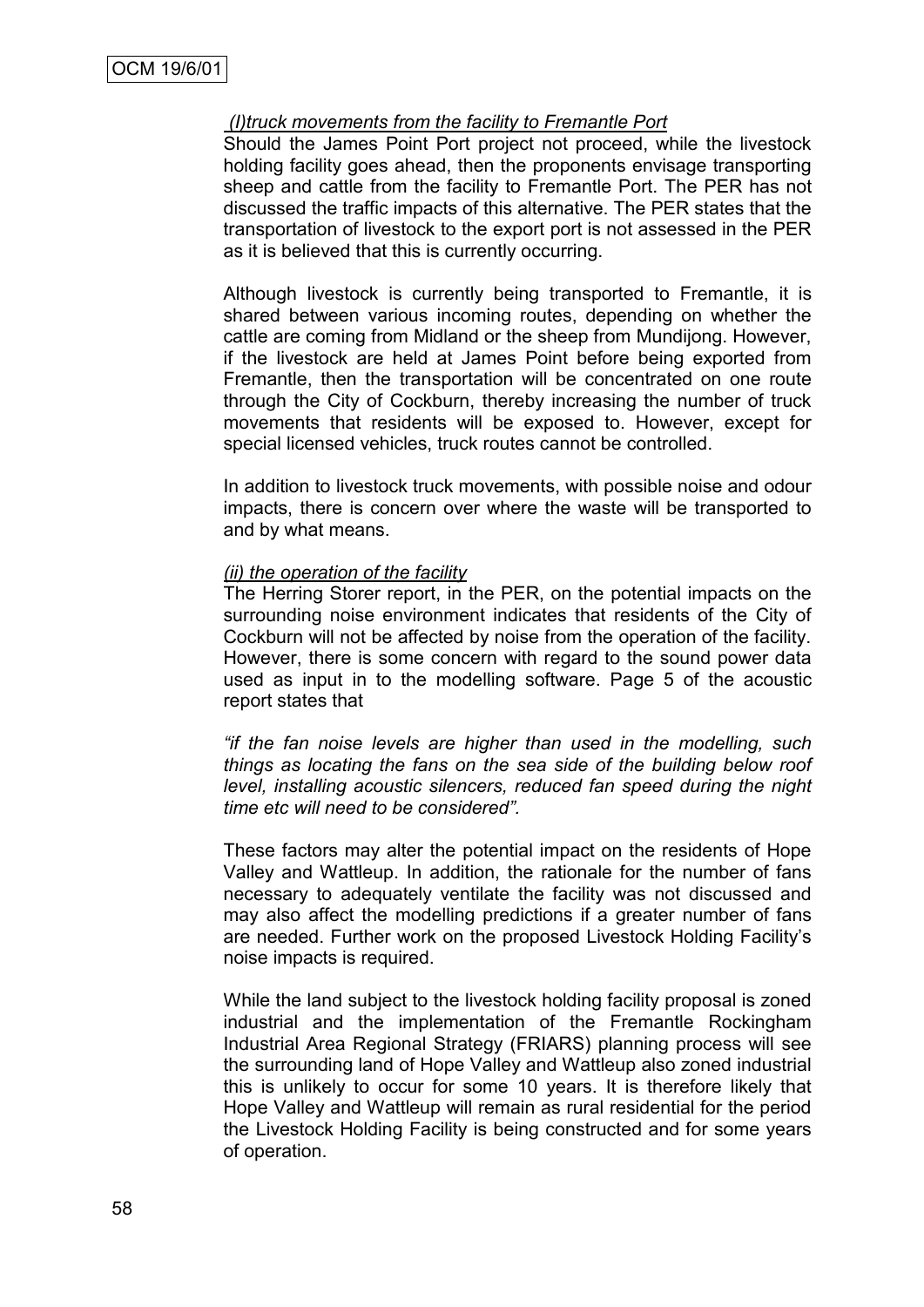*(I)truck movements from the facility to Fremantle Port*

Should the James Point Port project not proceed, while the livestock holding facility goes ahead, then the proponents envisage transporting sheep and cattle from the facility to Fremantle Port. The PER has not discussed the traffic impacts of this alternative. The PER states that the transportation of livestock to the export port is not assessed in the PER as it is believed that this is currently occurring.

Although livestock is currently being transported to Fremantle, it is shared between various incoming routes, depending on whether the cattle are coming from Midland or the sheep from Mundijong. However, if the livestock are held at James Point before being exported from Fremantle, then the transportation will be concentrated on one route through the City of Cockburn, thereby increasing the number of truck movements that residents will be exposed to. However, except for special licensed vehicles, truck routes cannot be controlled.

In addition to livestock truck movements, with possible noise and odour impacts, there is concern over where the waste will be transported to and by what means.

*(ii) the operation of the facility*

The Herring Storer report, in the PER, on the potential impacts on the surrounding noise environment indicates that residents of the City of Cockburn will not be affected by noise from the operation of the facility. However, there is some concern with regard to the sound power data used as input in to the modelling software. Page 5 of the acoustic report states that

*"if the fan noise levels are higher than used in the modelling, such things as locating the fans on the sea side of the building below roof level, installing acoustic silencers, reduced fan speed during the night time etc will need to be considered".*

These factors may alter the potential impact on the residents of Hope Valley and Wattleup. In addition, the rationale for the number of fans necessary to adequately ventilate the facility was not discussed and may also affect the modelling predictions if a greater number of fans are needed. Further work on the proposed Livestock Holding Facility's noise impacts is required.

While the land subject to the livestock holding facility proposal is zoned industrial and the implementation of the Fremantle Rockingham Industrial Area Regional Strategy (FRIARS) planning process will see the surrounding land of Hope Valley and Wattleup also zoned industrial this is unlikely to occur for some 10 years. It is therefore likely that Hope Valley and Wattleup will remain as rural residential for the period the Livestock Holding Facility is being constructed and for some years of operation.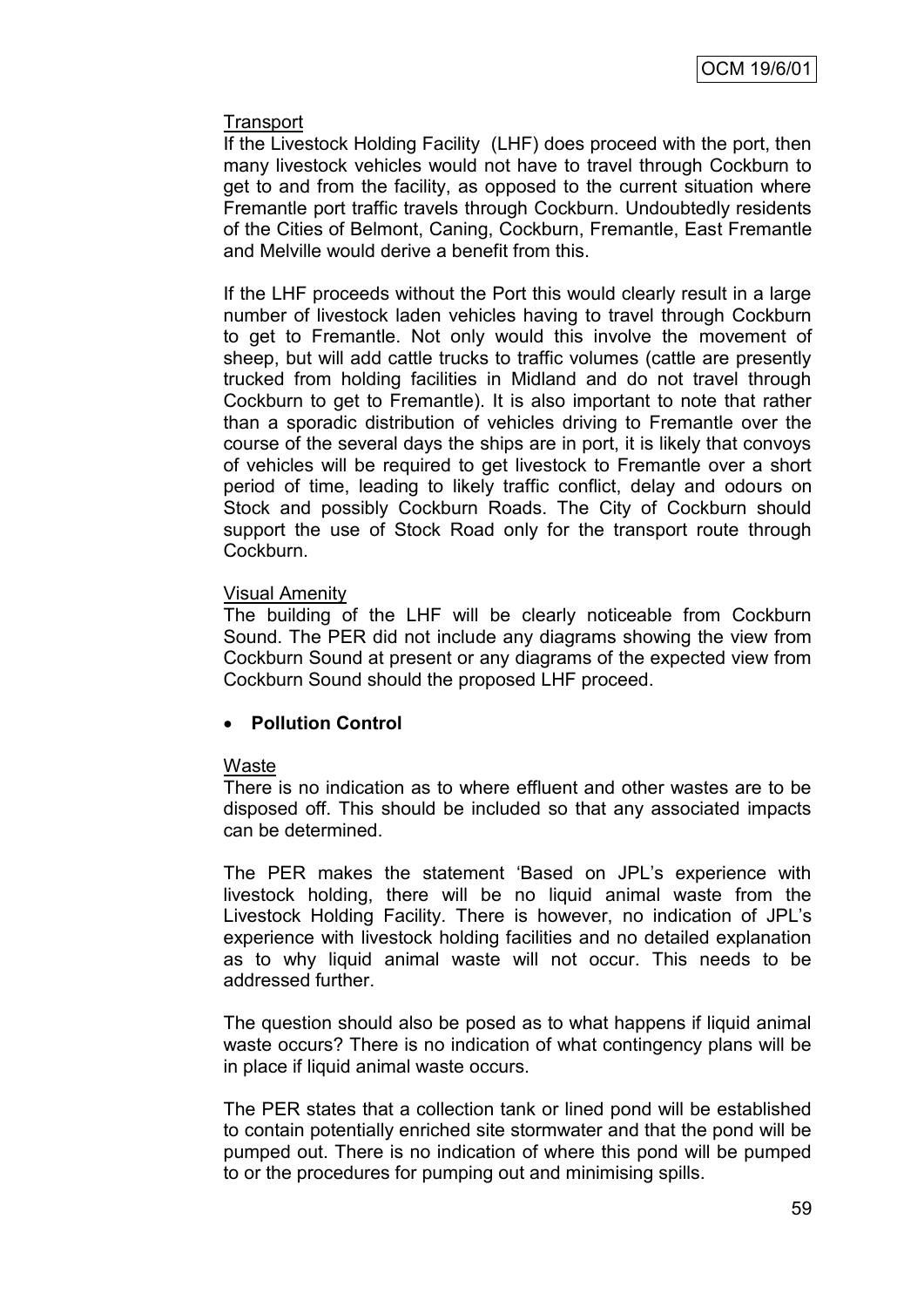Transport

If the Livestock Holding Facility (LHF) does proceed with the port, then many livestock vehicles would not have to travel through Cockburn to get to and from the facility, as opposed to the current situation where Fremantle port traffic travels through Cockburn. Undoubtedly residents of the Cities of Belmont, Caning, Cockburn, Fremantle, East Fremantle and Melville would derive a benefit from this.

If the LHF proceeds without the Port this would clearly result in a large number of livestock laden vehicles having to travel through Cockburn to get to Fremantle. Not only would this involve the movement of sheep, but will add cattle trucks to traffic volumes (cattle are presently trucked from holding facilities in Midland and do not travel through Cockburn to get to Fremantle). It is also important to note that rather than a sporadic distribution of vehicles driving to Fremantle over the course of the several days the ships are in port, it is likely that convoys of vehicles will be required to get livestock to Fremantle over a short period of time, leading to likely traffic conflict, delay and odours on Stock and possibly Cockburn Roads. The City of Cockburn should support the use of Stock Road only for the transport route through Cockburn.

Visual Amenity

The building of the LHF will be clearly noticeable from Cockburn Sound. The PER did not include any diagrams showing the view from Cockburn Sound at present or any diagrams of the expected view from Cockburn Sound should the proposed LHF proceed.

- **Pollution Control**

Waste

There is no indication as to where effluent and other wastes are to be disposed off. This should be included so that any associated impacts can be determined.

The PER makes the statement 'Based on JPL's experience with livestock holding, there will be no liquid animal waste from the Livestock Holding Facility. There is however, no indication of JPL's experience with livestock holding facilities and no detailed explanation as to why liquid animal waste will not occur. This needs to be addressed further.

The question should also be posed as to what happens if liquid animal waste occurs? There is no indication of what contingency plans will be in place if liquid animal waste occurs.

The PER states that a collection tank or lined pond will be established to contain potentially enriched site stormwater and that the pond will be pumped out. There is no indication of where this pond will be pumped to or the procedures for pumping out and minimising spills.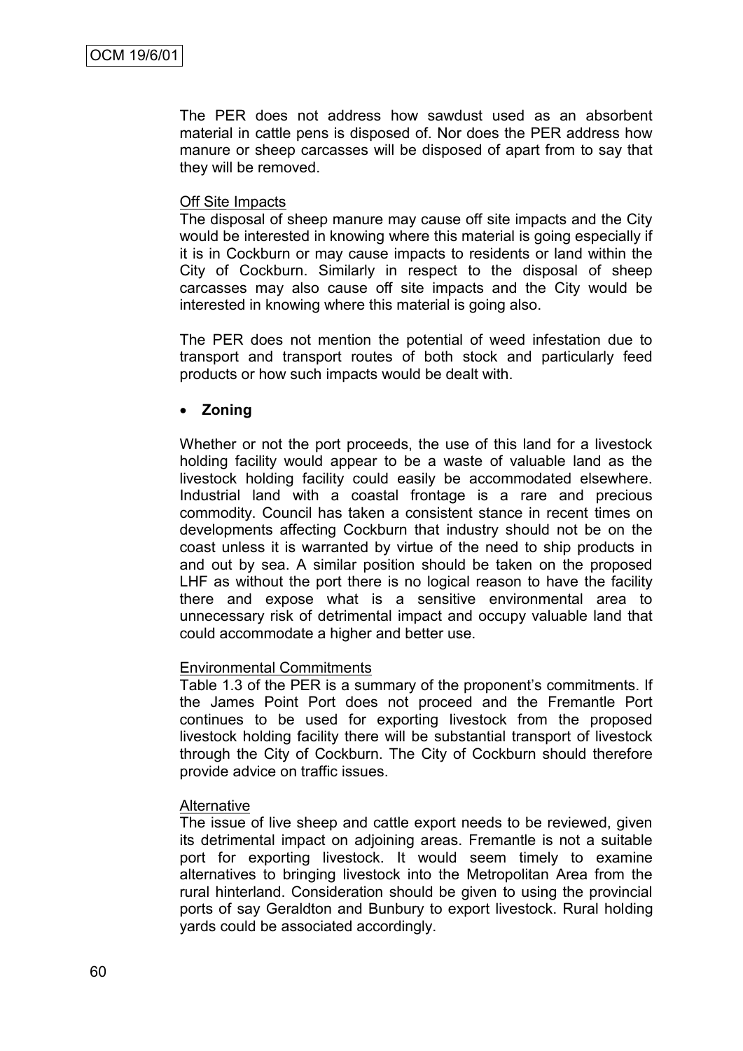The PER does not address how sawdust used as an absorbent material in cattle pens is disposed of. Nor does the PER address how manure or sheep carcasses will be disposed of apart from to say that they will be removed.

Off Site Impacts

The disposal of sheep manure may cause off site impacts and the City would be interested in knowing where this material is going especially if it is in Cockburn or may cause impacts to residents or land within the City of Cockburn. Similarly in respect to the disposal of sheep carcasses may also cause off site impacts and the City would be interested in knowing where this material is going also.

The PER does not mention the potential of weed infestation due to transport and transport routes of both stock and particularly feed products or how such impacts would be dealt with.

- **Zoning**

Whether or not the port proceeds, the use of this land for a livestock holding facility would appear to be a waste of valuable land as the livestock holding facility could easily be accommodated elsewhere. Industrial land with a coastal frontage is a rare and precious commodity. Council has taken a consistent stance in recent times on developments affecting Cockburn that industry should not be on the coast unless it is warranted by virtue of the need to ship products in and out by sea. A similar position should be taken on the proposed LHF as without the port there is no logical reason to have the facility there and expose what is a sensitive environmental area to unnecessary risk of detrimental impact and occupy valuable land that could accommodate a higher and better use.

Environmental Commitments

Table 1.3 of the PER is a summary of the proponent's commitments. If the James Point Port does not proceed and the Fremantle Port continues to be used for exporting livestock from the proposed livestock holding facility there will be substantial transport of livestock through the City of Cockburn. The City of Cockburn should therefore provide advice on traffic issues.

Alternative

The issue of live sheep and cattle export needs to be reviewed, given its detrimental impact on adjoining areas. Fremantle is not a suitable port for exporting livestock. It would seem timely to examine alternatives to bringing livestock into the Metropolitan Area from the rural hinterland. Consideration should be given to using the provincial ports of say Geraldton and Bunbury to export livestock. Rural holding yards could be associated accordingly.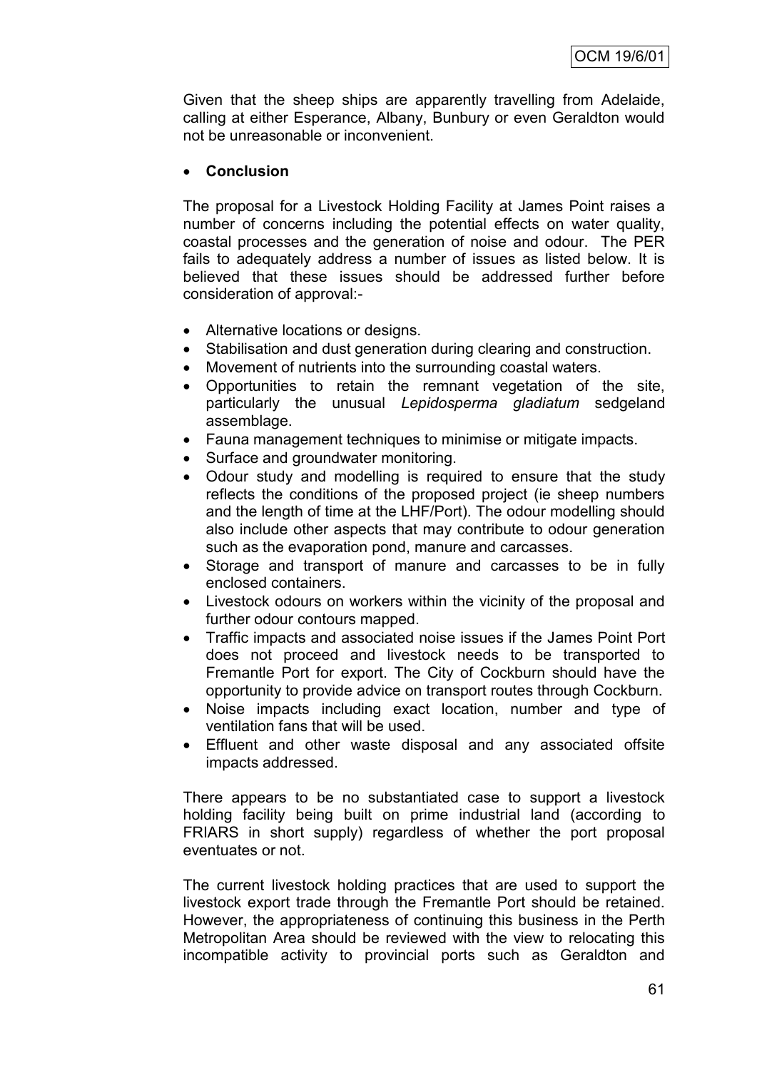Given that the sheep ships are apparently travelling from Adelaide, calling at either Esperance, Albany, Bunbury or even Geraldton would not be unreasonable or inconvenient.

- **Conclusion**

The proposal for a Livestock Holding Facility at James Point raises a number of concerns including the potential effects on water quality, coastal processes and the generation of noise and odour. The PER fails to adequately address a number of issues as listed below. It is believed that these issues should be addressed further before consideration of approval:-

- Alternative locations or designs.
- Stabilisation and dust generation during clearing and construction.
- Movement of nutrients into the surrounding coastal waters.
- Opportunities to retain the remnant vegetation of the site, particularly the unusual *Lepidosperma gladiatum* sedgeland assemblage.
- Fauna management techniques to minimise or mitigate impacts.
- Surface and groundwater monitoring.
- Odour study and modelling is required to ensure that the study reflects the conditions of the proposed project (ie sheep numbers and the length of time at the LHF/Port). The odour modelling should also include other aspects that may contribute to odour generation such as the evaporation pond, manure and carcasses.
- Storage and transport of manure and carcasses to be in fully enclosed containers.
- Livestock odours on workers within the vicinity of the proposal and further odour contours mapped.
- Traffic impacts and associated noise issues if the James Point Port does not proceed and livestock needs to be transported to Fremantle Port for export. The City of Cockburn should have the opportunity to provide advice on transport routes through Cockburn.
- Noise impacts including exact location, number and type of ventilation fans that will be used.
- Effluent and other waste disposal and any associated offsite impacts addressed.

There appears to be no substantiated case to support a livestock holding facility being built on prime industrial land (according to FRIARS in short supply) regardless of whether the port proposal eventuates or not.

The current livestock holding practices that are used to support the livestock export trade through the Fremantle Port should be retained. However, the appropriateness of continuing this business in the Perth Metropolitan Area should be reviewed with the view to relocating this incompatible activity to provincial ports such as Geraldton and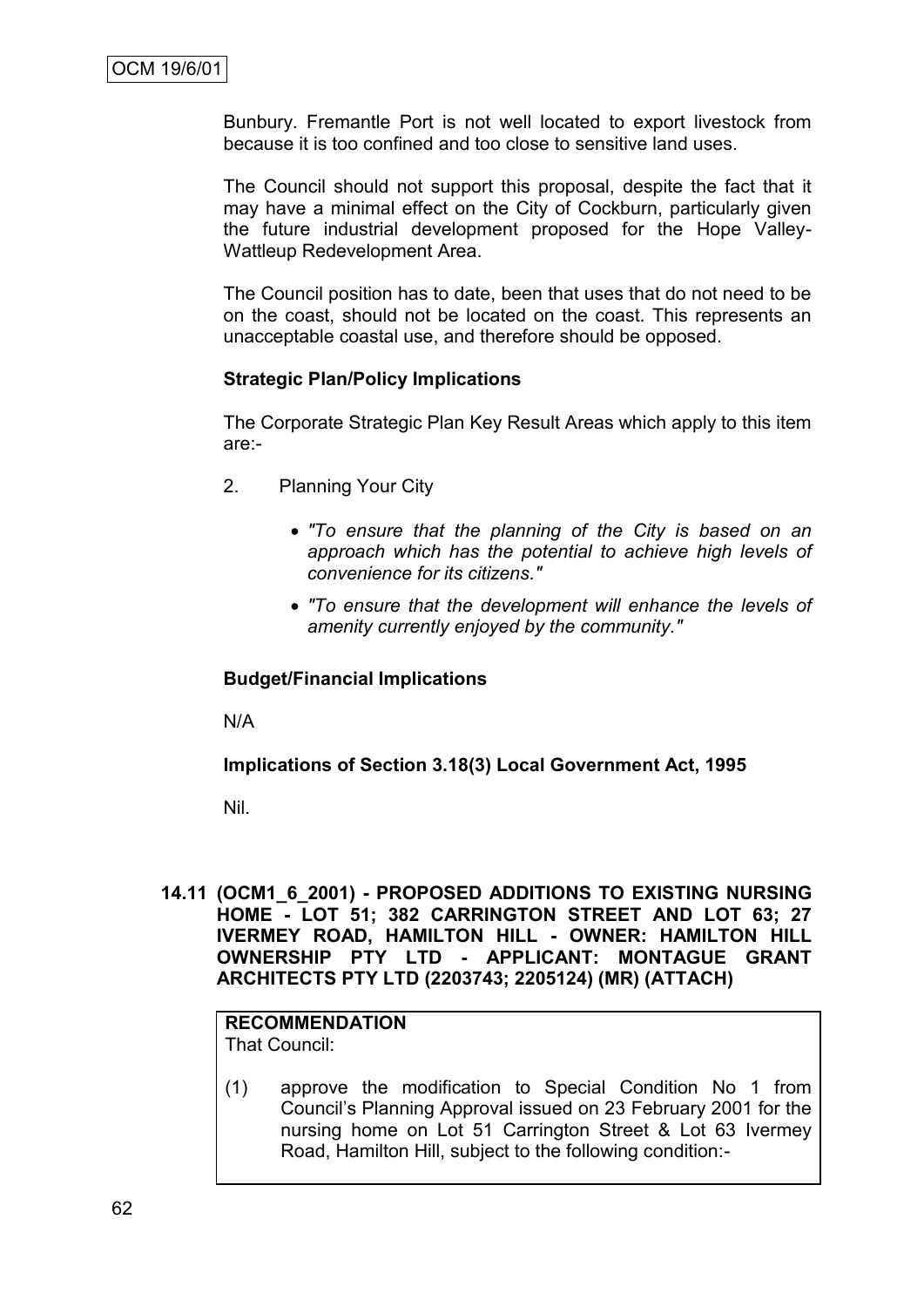Bunbury. Fremantle Port is not well located to export livestock from because it is too confined and too close to sensitive land uses.

The Council should not support this proposal, despite the fact that it may have a minimal effect on the City of Cockburn, particularly given the future industrial development proposed for the Hope Valley-Wattleup Redevelopment Area.

The Council position has to date, been that uses that do not need to be on the coast, should not be located on the coast. This represents an unacceptable coastal use, and therefore should be opposed.

**Strategic Plan/Policy Implications**

The Corporate Strategic Plan Key Result Areas which apply to this item are:-

2. Planning Your City

   - *"To ensure that the planning of the City is based on an approach which has the potential to achieve high levels of convenience for its citizens."*
   - *"To ensure that the development will enhance the levels of amenity currently enjoyed by the community."*

**Budget/Financial Implications**

N/A

**Implications of Section 3.18(3) Local Government Act, 1995**

Nil.

**14.11 (OCM1_6_2001) - PROPOSED ADDITIONS TO EXISTING NURSING HOME - LOT 51; 382 CARRINGTON STREET AND LOT 63; 27 IVERMEY ROAD, HAMILTON HILL - OWNER: HAMILTON HILL OWNERSHIP PTY LTD - APPLICANT: MONTAGUE GRANT ARCHITECTS PTY LTD (2203743; 2205124) (MR) (ATTACH)**

**RECOMMENDATION**
That Council:

(1) approve the modification to Special Condition No 1 from Council's Planning Approval issued on 23 February 2001 for the nursing home on Lot 51 Carrington Street & Lot 63 Ivermey Road, Hamilton Hill, subject to the following condition:-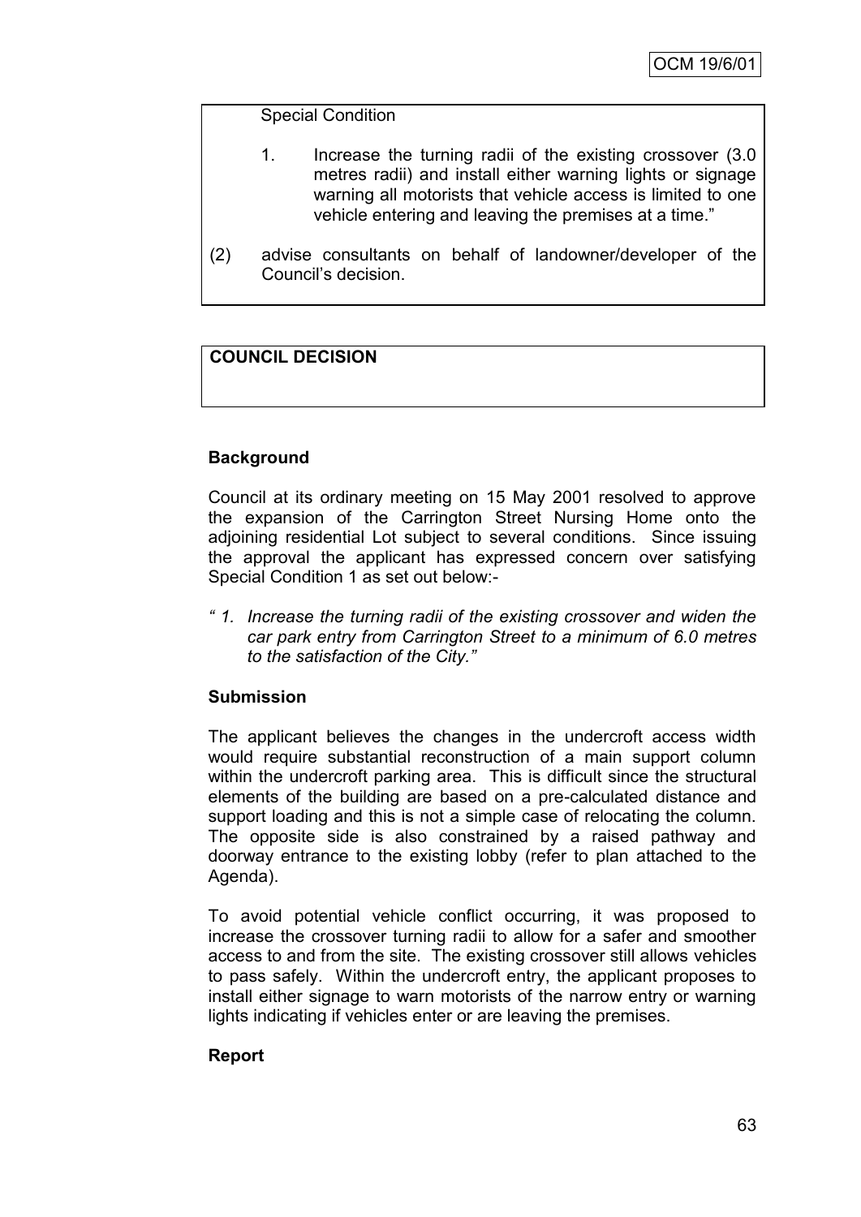Special Condition

1. Increase the turning radii of the existing crossover (3.0 metres radii) and install either warning lights or signage warning all motorists that vehicle access is limited to one vehicle entering and leaving the premises at a time."

(2) advise consultants on behalf of landowner/developer of the Council's decision.

**COUNCIL DECISION**

**Background**

Council at its ordinary meeting on 15 May 2001 resolved to approve the expansion of the Carrington Street Nursing Home onto the adjoining residential Lot subject to several conditions. Since issuing the approval the applicant has expressed concern over satisfying Special Condition 1 as set out below:-

*" 1. Increase the turning radii of the existing crossover and widen the car park entry from Carrington Street to a minimum of 6.0 metres to the satisfaction of the City."*

**Submission**

The applicant believes the changes in the undercroft access width would require substantial reconstruction of a main support column within the undercroft parking area. This is difficult since the structural elements of the building are based on a pre-calculated distance and support loading and this is not a simple case of relocating the column. The opposite side is also constrained by a raised pathway and doorway entrance to the existing lobby (refer to plan attached to the Agenda).

To avoid potential vehicle conflict occurring, it was proposed to increase the crossover turning radii to allow for a safer and smoother access to and from the site. The existing crossover still allows vehicles to pass safely. Within the undercroft entry, the applicant proposes to install either signage to warn motorists of the narrow entry or warning lights indicating if vehicles enter or are leaving the premises.

**Report**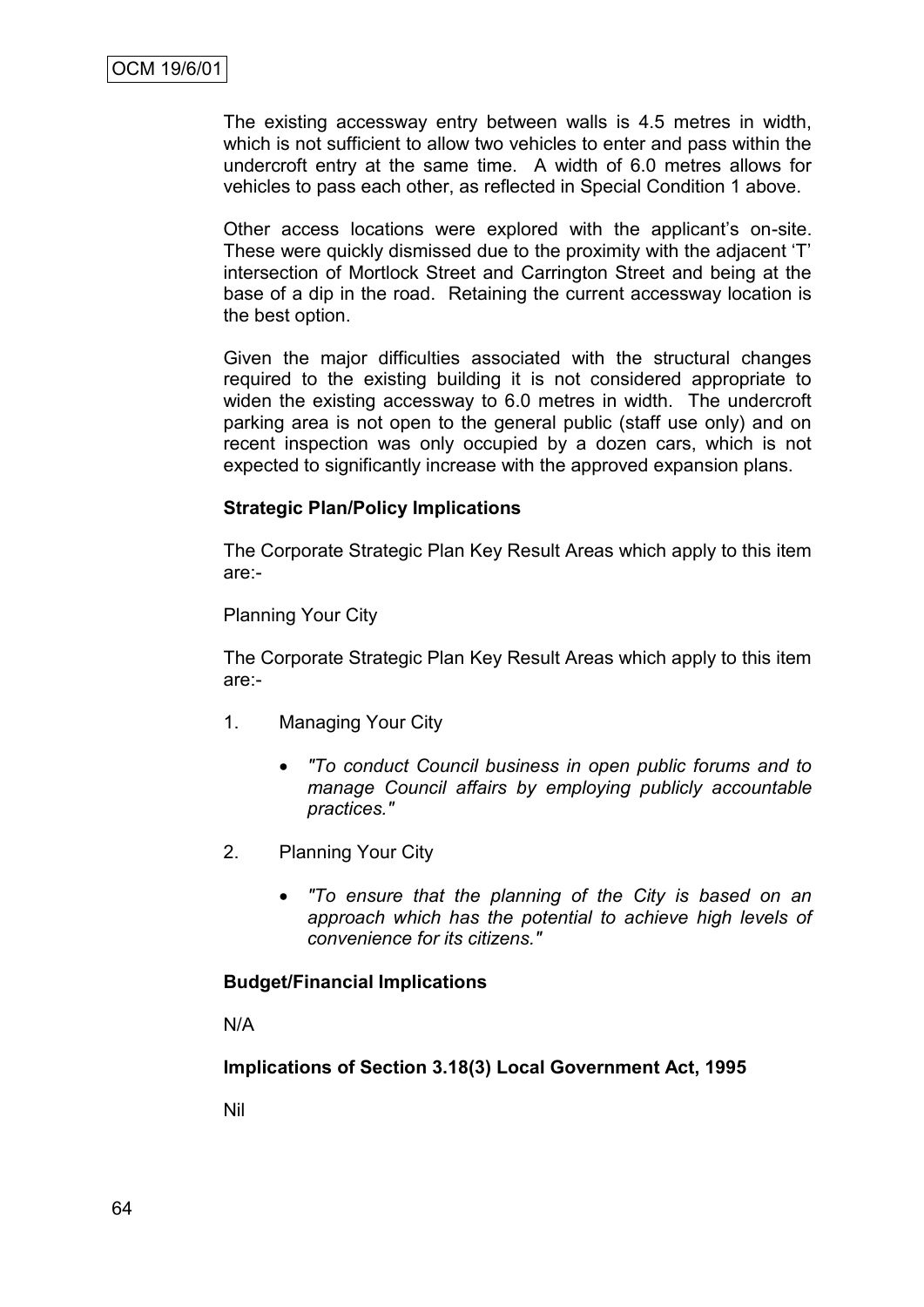The existing accessway entry between walls is 4.5 metres in width, which is not sufficient to allow two vehicles to enter and pass within the undercroft entry at the same time. A width of 6.0 metres allows for vehicles to pass each other, as reflected in Special Condition 1 above.

Other access locations were explored with the applicant's on-site. These were quickly dismissed due to the proximity with the adjacent 'T' intersection of Mortlock Street and Carrington Street and being at the base of a dip in the road. Retaining the current accessway location is the best option.

Given the major difficulties associated with the structural changes required to the existing building it is not considered appropriate to widen the existing accessway to 6.0 metres in width. The undercroft parking area is not open to the general public (staff use only) and on recent inspection was only occupied by a dozen cars, which is not expected to significantly increase with the approved expansion plans.

**Strategic Plan/Policy Implications**

The Corporate Strategic Plan Key Result Areas which apply to this item are:-

Planning Your City

The Corporate Strategic Plan Key Result Areas which apply to this item are:-

1. Managing Your City

   - *"To conduct Council business in open public forums and to manage Council affairs by employing publicly accountable practices."*

2. Planning Your City

   - *"To ensure that the planning of the City is based on an approach which has the potential to achieve high levels of convenience for its citizens."*

**Budget/Financial Implications**

N/A

**Implications of Section 3.18(3) Local Government Act, 1995**

Nil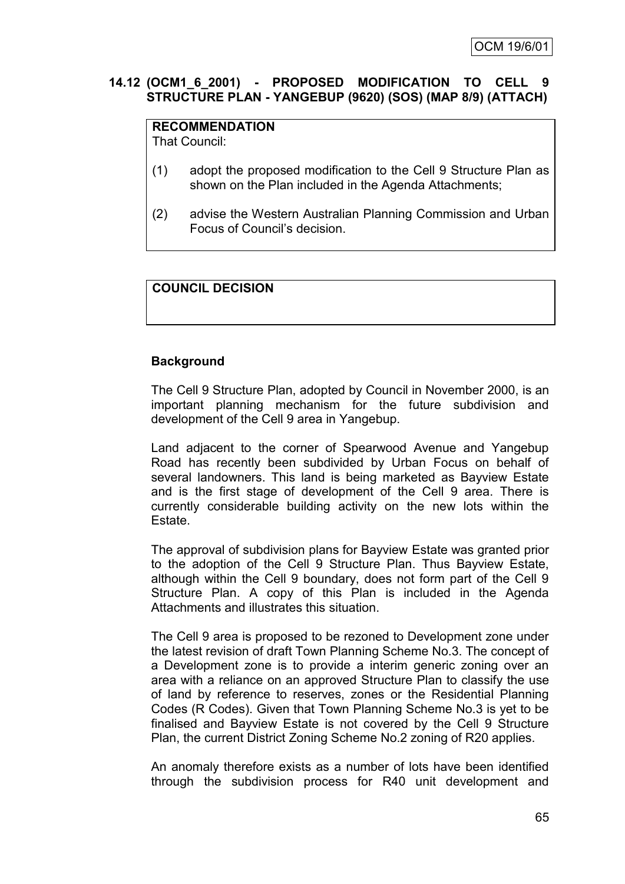## 14.12 (OCM1_6_2001) - PROPOSED MODIFICATION TO CELL 9 STRUCTURE PLAN - YANGEBUP (9620) (SOS) (MAP 8/9) (ATTACH)

**RECOMMENDATION**

That Council:

(1) adopt the proposed modification to the Cell 9 Structure Plan as shown on the Plan included in the Agenda Attachments;

(2) advise the Western Australian Planning Commission and Urban Focus of Council's decision.

**COUNCIL DECISION**

**Background**

The Cell 9 Structure Plan, adopted by Council in November 2000, is an important planning mechanism for the future subdivision and development of the Cell 9 area in Yangebup.

Land adjacent to the corner of Spearwood Avenue and Yangebup Road has recently been subdivided by Urban Focus on behalf of several landowners. This land is being marketed as Bayview Estate and is the first stage of development of the Cell 9 area. There is currently considerable building activity on the new lots within the Estate.

The approval of subdivision plans for Bayview Estate was granted prior to the adoption of the Cell 9 Structure Plan. Thus Bayview Estate, although within the Cell 9 boundary, does not form part of the Cell 9 Structure Plan. A copy of this Plan is included in the Agenda Attachments and illustrates this situation.

The Cell 9 area is proposed to be rezoned to Development zone under the latest revision of draft Town Planning Scheme No.3. The concept of a Development zone is to provide a interim generic zoning over an area with a reliance on an approved Structure Plan to classify the use of land by reference to reserves, zones or the Residential Planning Codes (R Codes). Given that Town Planning Scheme No.3 is yet to be finalised and Bayview Estate is not covered by the Cell 9 Structure Plan, the current District Zoning Scheme No.2 zoning of R20 applies.

An anomaly therefore exists as a number of lots have been identified through the subdivision process for R40 unit development and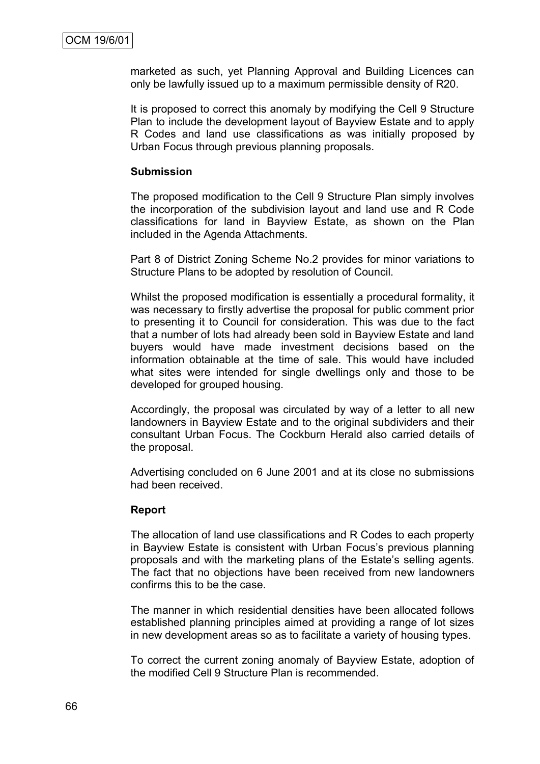marketed as such, yet Planning Approval and Building Licences can only be lawfully issued up to a maximum permissible density of R20.

It is proposed to correct this anomaly by modifying the Cell 9 Structure Plan to include the development layout of Bayview Estate and to apply R Codes and land use classifications as was initially proposed by Urban Focus through previous planning proposals.

**Submission**

The proposed modification to the Cell 9 Structure Plan simply involves the incorporation of the subdivision layout and land use and R Code classifications for land in Bayview Estate, as shown on the Plan included in the Agenda Attachments.

Part 8 of District Zoning Scheme No.2 provides for minor variations to Structure Plans to be adopted by resolution of Council.

Whilst the proposed modification is essentially a procedural formality, it was necessary to firstly advertise the proposal for public comment prior to presenting it to Council for consideration. This was due to the fact that a number of lots had already been sold in Bayview Estate and land buyers would have made investment decisions based on the information obtainable at the time of sale. This would have included what sites were intended for single dwellings only and those to be developed for grouped housing.

Accordingly, the proposal was circulated by way of a letter to all new landowners in Bayview Estate and to the original subdividers and their consultant Urban Focus. The Cockburn Herald also carried details of the proposal.

Advertising concluded on 6 June 2001 and at its close no submissions had been received.

**Report**

The allocation of land use classifications and R Codes to each property in Bayview Estate is consistent with Urban Focus's previous planning proposals and with the marketing plans of the Estate's selling agents. The fact that no objections have been received from new landowners confirms this to be the case.

The manner in which residential densities have been allocated follows established planning principles aimed at providing a range of lot sizes in new development areas so as to facilitate a variety of housing types.

To correct the current zoning anomaly of Bayview Estate, adoption of the modified Cell 9 Structure Plan is recommended.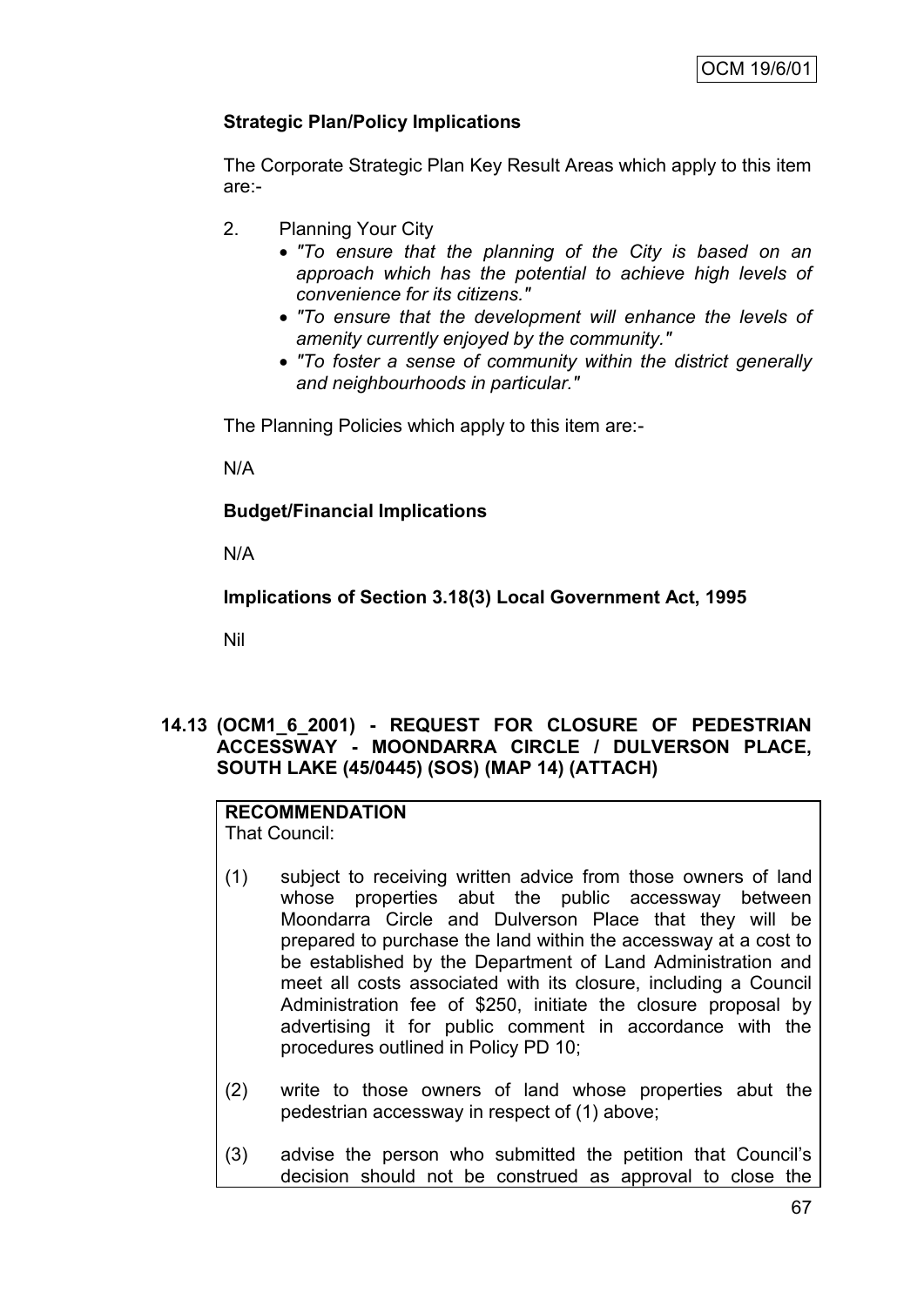**Strategic Plan/Policy Implications**

The Corporate Strategic Plan Key Result Areas which apply to this item are:-

2. Planning Your City
   - *"To ensure that the planning of the City is based on an approach which has the potential to achieve high levels of convenience for its citizens."*
   - *"To ensure that the development will enhance the levels of amenity currently enjoyed by the community."*
   - *"To foster a sense of community within the district generally and neighbourhoods in particular."*

The Planning Policies which apply to this item are:-

N/A

**Budget/Financial Implications**

N/A

**Implications of Section 3.18(3) Local Government Act, 1995**

Nil

## 14.13 (OCM1_6_2001) - REQUEST FOR CLOSURE OF PEDESTRIAN ACCESSWAY - MOONDARRA CIRCLE / DULVERSON PLACE, SOUTH LAKE (45/0445) (SOS) (MAP 14) (ATTACH)

**RECOMMENDATION**
That Council:

(1) subject to receiving written advice from those owners of land whose properties abut the public accessway between Moondarra Circle and Dulverson Place that they will be prepared to purchase the land within the accessway at a cost to be established by the Department of Land Administration and meet all costs associated with its closure, including a Council Administration fee of $250, initiate the closure proposal by advertising it for public comment in accordance with the procedures outlined in Policy PD 10;

(2) write to those owners of land whose properties abut the pedestrian accessway in respect of (1) above;

(3) advise the person who submitted the petition that Council's decision should not be construed as approval to close the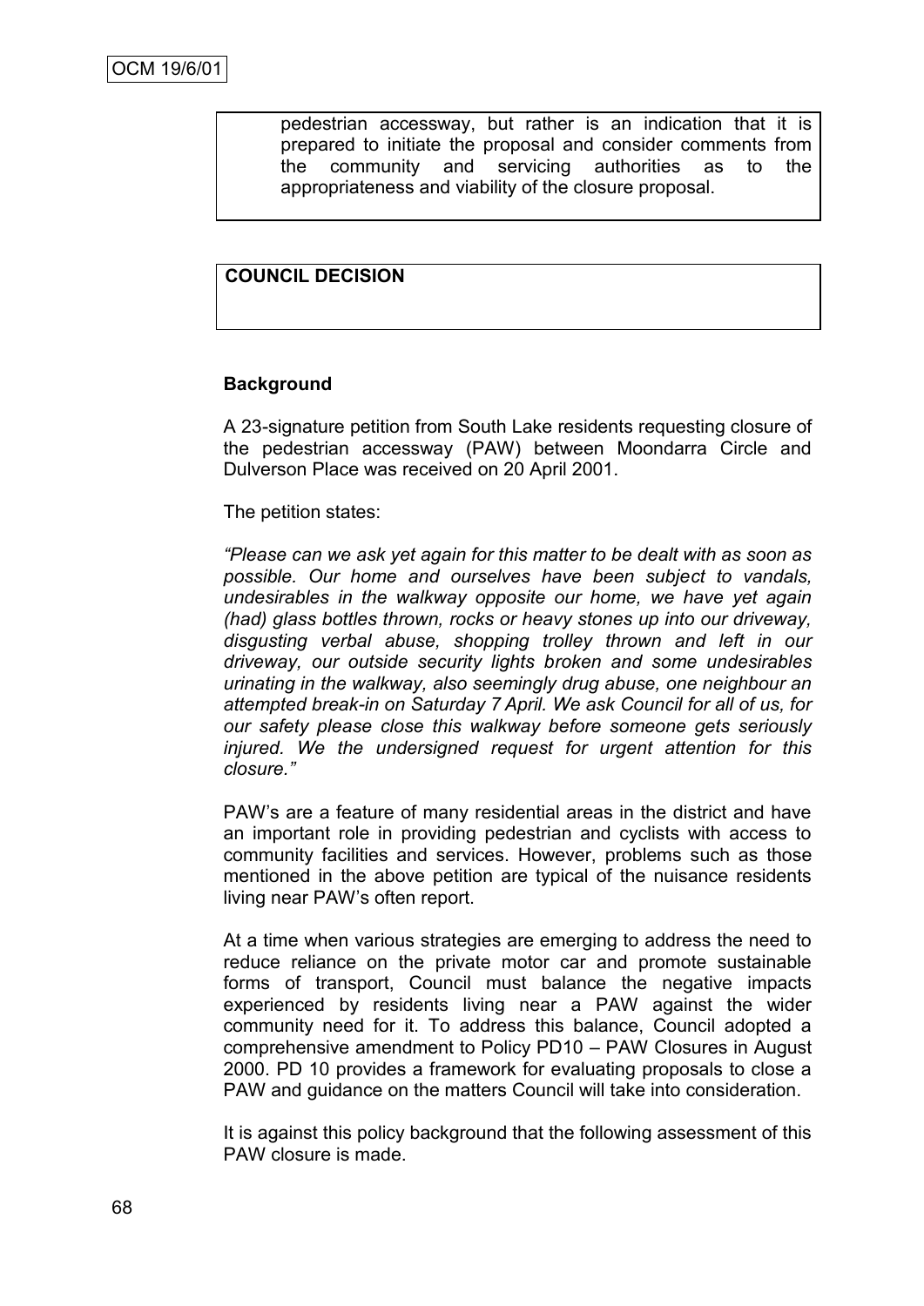pedestrian accessway, but rather is an indication that it is prepared to initiate the proposal and consider comments from the community and servicing authorities as to the appropriateness and viability of the closure proposal.

**COUNCIL DECISION**

**Background**

A 23-signature petition from South Lake residents requesting closure of the pedestrian accessway (PAW) between Moondarra Circle and Dulverson Place was received on 20 April 2001.

The petition states:

*"Please can we ask yet again for this matter to be dealt with as soon as possible. Our home and ourselves have been subject to vandals, undesirables in the walkway opposite our home, we have yet again (had) glass bottles thrown, rocks or heavy stones up into our driveway, disgusting verbal abuse, shopping trolley thrown and left in our driveway, our outside security lights broken and some undesirables urinating in the walkway, also seemingly drug abuse, one neighbour an attempted break-in on Saturday 7 April. We ask Council for all of us, for our safety please close this walkway before someone gets seriously injured. We the undersigned request for urgent attention for this closure."*

PAW's are a feature of many residential areas in the district and have an important role in providing pedestrian and cyclists with access to community facilities and services. However, problems such as those mentioned in the above petition are typical of the nuisance residents living near PAW's often report.

At a time when various strategies are emerging to address the need to reduce reliance on the private motor car and promote sustainable forms of transport, Council must balance the negative impacts experienced by residents living near a PAW against the wider community need for it. To address this balance, Council adopted a comprehensive amendment to Policy PD10 – PAW Closures in August 2000. PD 10 provides a framework for evaluating proposals to close a PAW and guidance on the matters Council will take into consideration.

It is against this policy background that the following assessment of this PAW closure is made.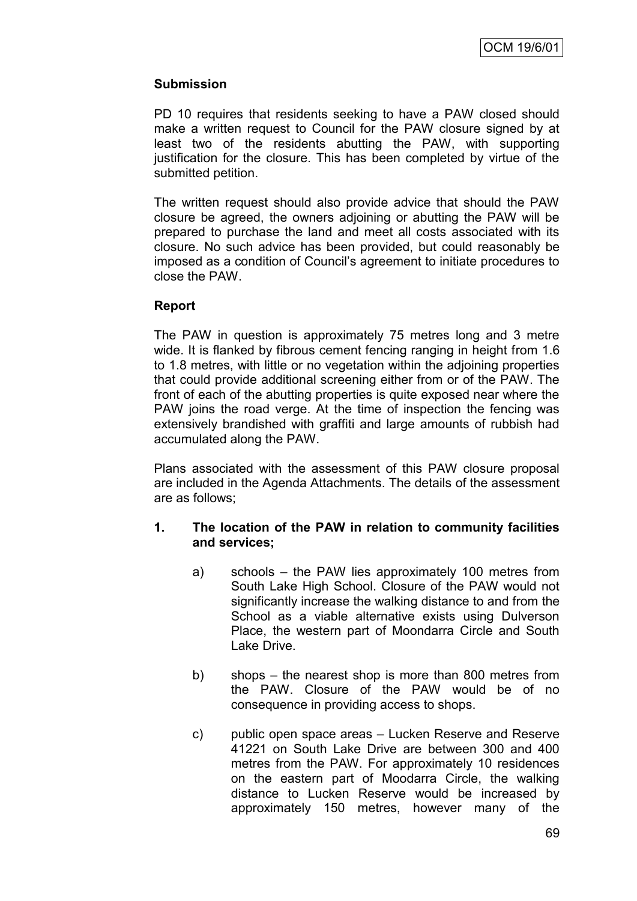**Submission**

PD 10 requires that residents seeking to have a PAW closed should make a written request to Council for the PAW closure signed by at least two of the residents abutting the PAW, with supporting justification for the closure. This has been completed by virtue of the submitted petition.

The written request should also provide advice that should the PAW closure be agreed, the owners adjoining or abutting the PAW will be prepared to purchase the land and meet all costs associated with its closure. No such advice has been provided, but could reasonably be imposed as a condition of Council's agreement to initiate procedures to close the PAW.

**Report**

The PAW in question is approximately 75 metres long and 3 metre wide. It is flanked by fibrous cement fencing ranging in height from 1.6 to 1.8 metres, with little or no vegetation within the adjoining properties that could provide additional screening either from or of the PAW. The front of each of the abutting properties is quite exposed near where the PAW joins the road verge. At the time of inspection the fencing was extensively brandished with graffiti and large amounts of rubbish had accumulated along the PAW.

Plans associated with the assessment of this PAW closure proposal are included in the Agenda Attachments. The details of the assessment are as follows;

**1. The location of the PAW in relation to community facilities and services;**

a) schools – the PAW lies approximately 100 metres from South Lake High School. Closure of the PAW would not significantly increase the walking distance to and from the School as a viable alternative exists using Dulverson Place, the western part of Moondarra Circle and South Lake Drive.

b) shops – the nearest shop is more than 800 metres from the PAW. Closure of the PAW would be of no consequence in providing access to shops.

c) public open space areas – Lucken Reserve and Reserve 41221 on South Lake Drive are between 300 and 400 metres from the PAW. For approximately 10 residences on the eastern part of Moodarra Circle, the walking distance to Lucken Reserve would be increased by approximately 150 metres, however many of the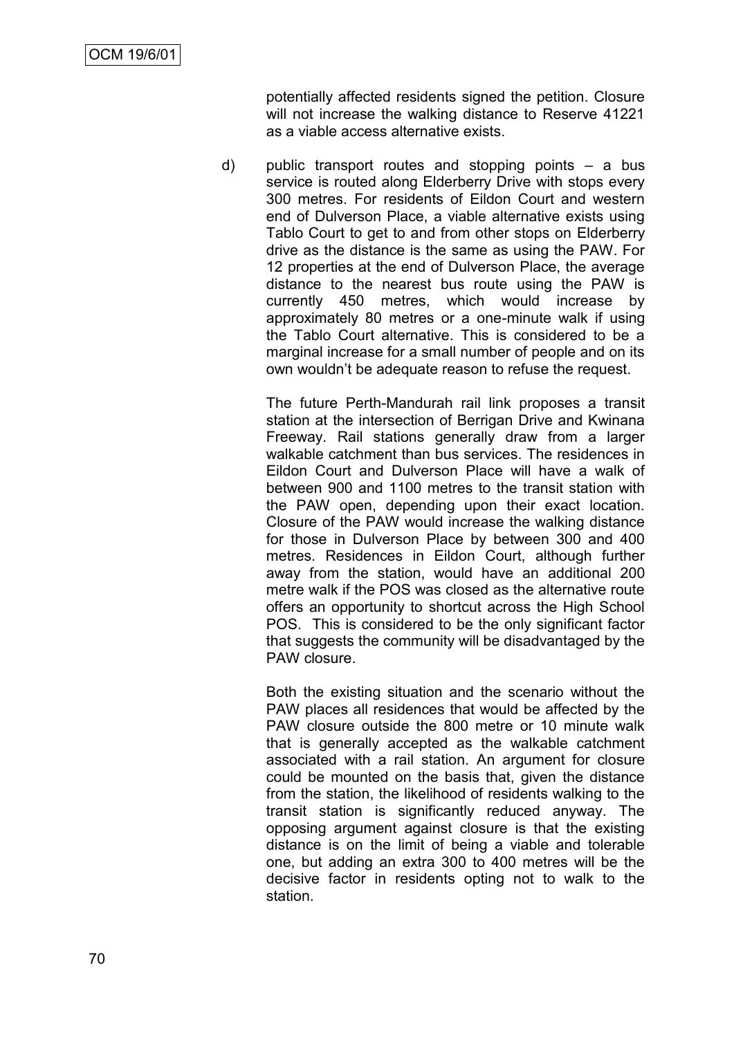potentially affected residents signed the petition. Closure will not increase the walking distance to Reserve 41221 as a viable access alternative exists.

d) public transport routes and stopping points – a bus service is routed along Elderberry Drive with stops every 300 metres. For residents of Eildon Court and western end of Dulverson Place, a viable alternative exists using Tablo Court to get to and from other stops on Elderberry drive as the distance is the same as using the PAW. For 12 properties at the end of Dulverson Place, the average distance to the nearest bus route using the PAW is currently 450 metres, which would increase by approximately 80 metres or a one-minute walk if using the Tablo Court alternative. This is considered to be a marginal increase for a small number of people and on its own wouldn't be adequate reason to refuse the request.

The future Perth-Mandurah rail link proposes a transit station at the intersection of Berrigan Drive and Kwinana Freeway. Rail stations generally draw from a larger walkable catchment than bus services. The residences in Eildon Court and Dulverson Place will have a walk of between 900 and 1100 metres to the transit station with the PAW open, depending upon their exact location. Closure of the PAW would increase the walking distance for those in Dulverson Place by between 300 and 400 metres. Residences in Eildon Court, although further away from the station, would have an additional 200 metre walk if the POS was closed as the alternative route offers an opportunity to shortcut across the High School POS. This is considered to be the only significant factor that suggests the community will be disadvantaged by the PAW closure.

Both the existing situation and the scenario without the PAW places all residences that would be affected by the PAW closure outside the 800 metre or 10 minute walk that is generally accepted as the walkable catchment associated with a rail station. An argument for closure could be mounted on the basis that, given the distance from the station, the likelihood of residents walking to the transit station is significantly reduced anyway. The opposing argument against closure is that the existing distance is on the limit of being a viable and tolerable one, but adding an extra 300 to 400 metres will be the decisive factor in residents opting not to walk to the station.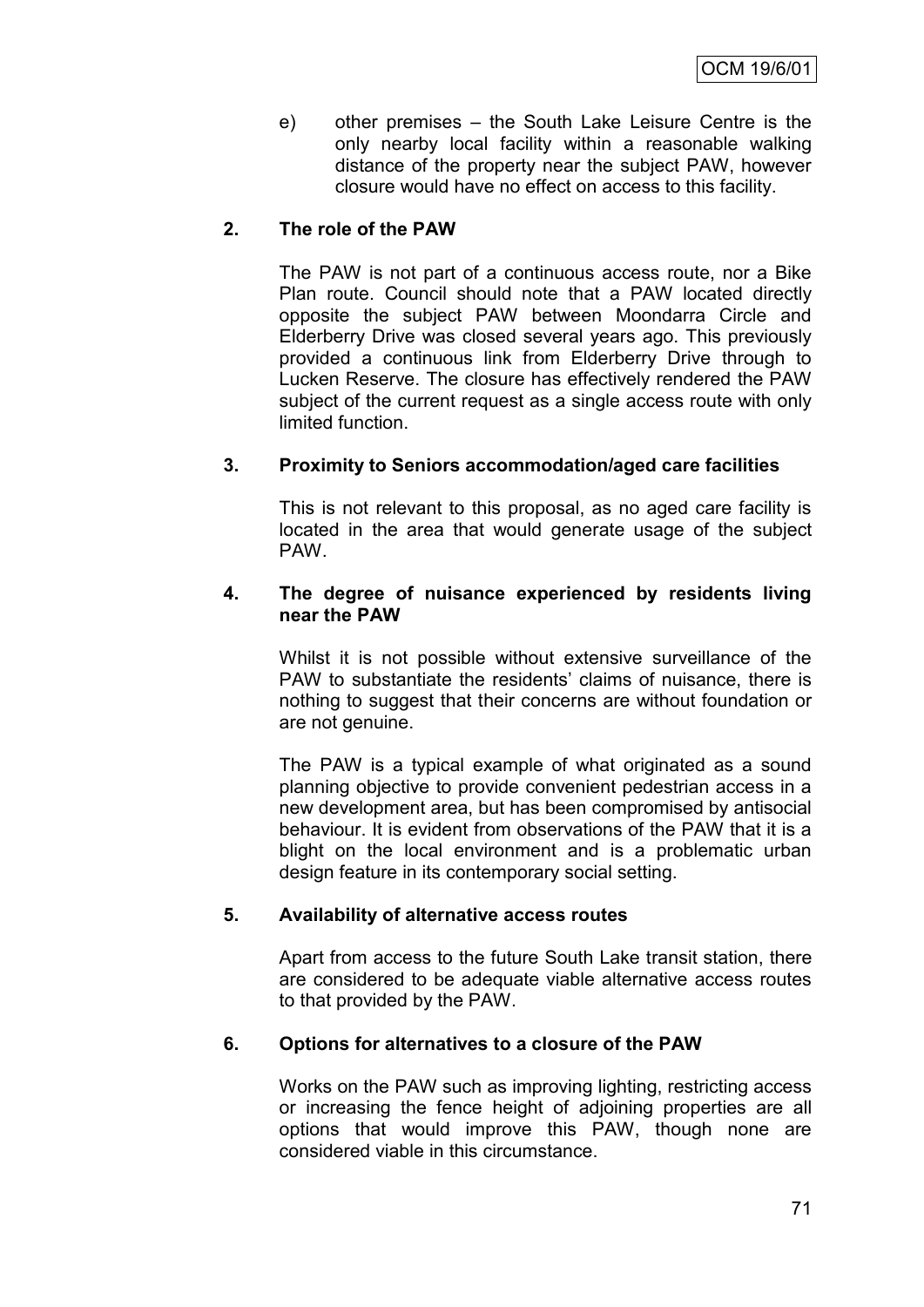e) other premises – the South Lake Leisure Centre is the only nearby local facility within a reasonable walking distance of the property near the subject PAW, however closure would have no effect on access to this facility.

**2. The role of the PAW**

The PAW is not part of a continuous access route, nor a Bike Plan route. Council should note that a PAW located directly opposite the subject PAW between Moondarra Circle and Elderberry Drive was closed several years ago. This previously provided a continuous link from Elderberry Drive through to Lucken Reserve. The closure has effectively rendered the PAW subject of the current request as a single access route with only limited function.

**3. Proximity to Seniors accommodation/aged care facilities**

This is not relevant to this proposal, as no aged care facility is located in the area that would generate usage of the subject PAW.

**4. The degree of nuisance experienced by residents living near the PAW**

Whilst it is not possible without extensive surveillance of the PAW to substantiate the residents' claims of nuisance, there is nothing to suggest that their concerns are without foundation or are not genuine.

The PAW is a typical example of what originated as a sound planning objective to provide convenient pedestrian access in a new development area, but has been compromised by antisocial behaviour. It is evident from observations of the PAW that it is a blight on the local environment and is a problematic urban design feature in its contemporary social setting.

**5. Availability of alternative access routes**

Apart from access to the future South Lake transit station, there are considered to be adequate viable alternative access routes to that provided by the PAW.

**6. Options for alternatives to a closure of the PAW**

Works on the PAW such as improving lighting, restricting access or increasing the fence height of adjoining properties are all options that would improve this PAW, though none are considered viable in this circumstance.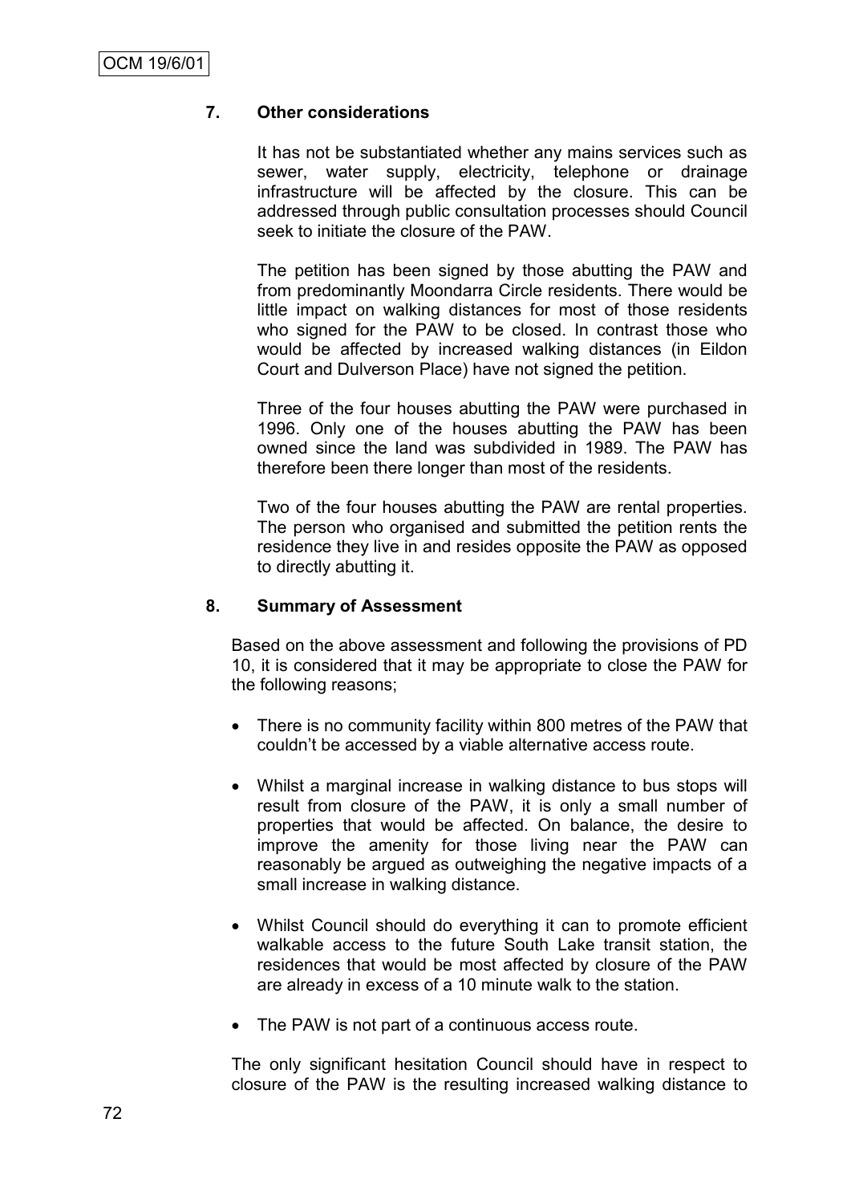## 7. Other considerations

It has not be substantiated whether any mains services such as sewer, water supply, electricity, telephone or drainage infrastructure will be affected by the closure. This can be addressed through public consultation processes should Council seek to initiate the closure of the PAW.

The petition has been signed by those abutting the PAW and from predominantly Moondarra Circle residents. There would be little impact on walking distances for most of those residents who signed for the PAW to be closed. In contrast those who would be affected by increased walking distances (in Eildon Court and Dulverson Place) have not signed the petition.

Three of the four houses abutting the PAW were purchased in 1996. Only one of the houses abutting the PAW has been owned since the land was subdivided in 1989. The PAW has therefore been there longer than most of the residents.

Two of the four houses abutting the PAW are rental properties. The person who organised and submitted the petition rents the residence they live in and resides opposite the PAW as opposed to directly abutting it.

## 8. Summary of Assessment

Based on the above assessment and following the provisions of PD 10, it is considered that it may be appropriate to close the PAW for the following reasons;

- There is no community facility within 800 metres of the PAW that couldn't be accessed by a viable alternative access route.
- Whilst a marginal increase in walking distance to bus stops will result from closure of the PAW, it is only a small number of properties that would be affected. On balance, the desire to improve the amenity for those living near the PAW can reasonably be argued as outweighing the negative impacts of a small increase in walking distance.
- Whilst Council should do everything it can to promote efficient walkable access to the future South Lake transit station, the residences that would be most affected by closure of the PAW are already in excess of a 10 minute walk to the station.
- The PAW is not part of a continuous access route.

The only significant hesitation Council should have in respect to closure of the PAW is the resulting increased walking distance to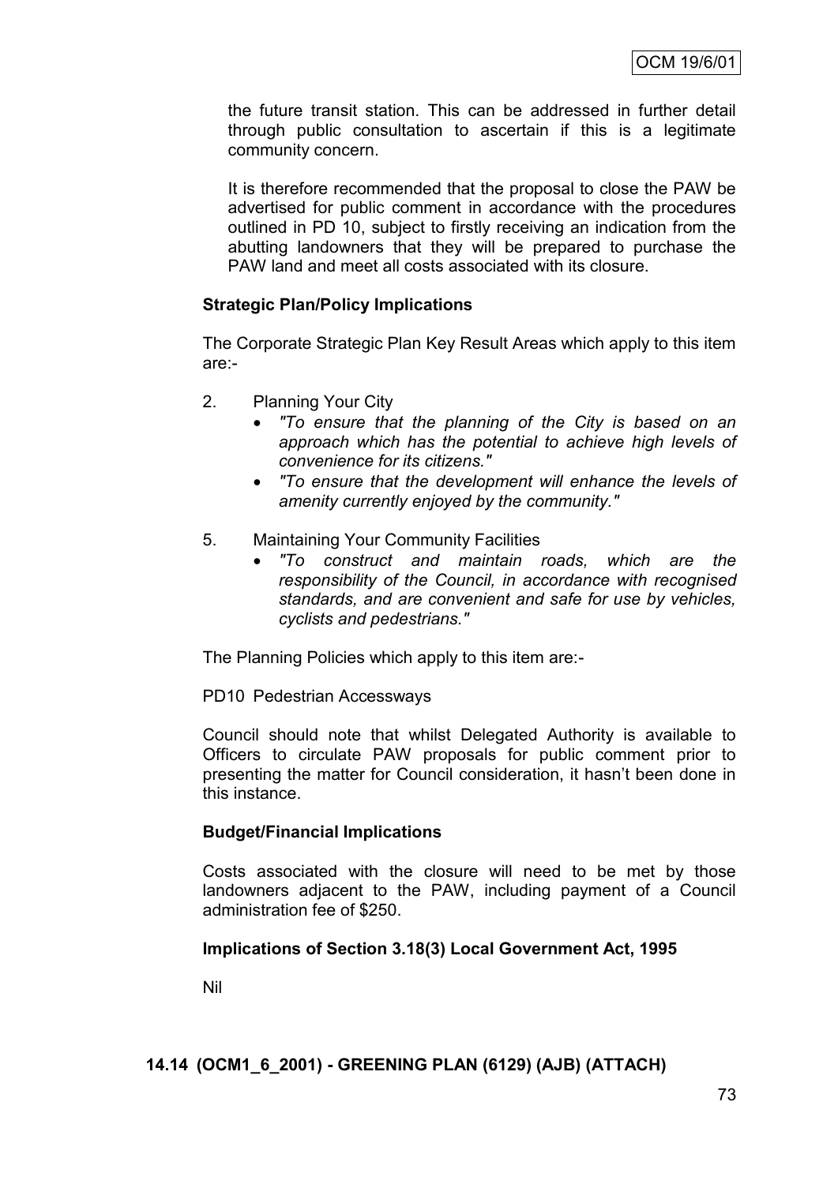the future transit station. This can be addressed in further detail through public consultation to ascertain if this is a legitimate community concern.

It is therefore recommended that the proposal to close the PAW be advertised for public comment in accordance with the procedures outlined in PD 10, subject to firstly receiving an indication from the abutting landowners that they will be prepared to purchase the PAW land and meet all costs associated with its closure.

**Strategic Plan/Policy Implications**

The Corporate Strategic Plan Key Result Areas which apply to this item are:-

2. Planning Your City
   - *"To ensure that the planning of the City is based on an approach which has the potential to achieve high levels of convenience for its citizens."*
   - *"To ensure that the development will enhance the levels of amenity currently enjoyed by the community."*

5. Maintaining Your Community Facilities
   - *"To construct and maintain roads, which are the responsibility of the Council, in accordance with recognised standards, and are convenient and safe for use by vehicles, cyclists and pedestrians."*

The Planning Policies which apply to this item are:-

PD10 Pedestrian Accessways

Council should note that whilst Delegated Authority is available to Officers to circulate PAW proposals for public comment prior to presenting the matter for Council consideration, it hasn't been done in this instance.

**Budget/Financial Implications**

Costs associated with the closure will need to be met by those landowners adjacent to the PAW, including payment of a Council administration fee of $250.

**Implications of Section 3.18(3) Local Government Act, 1995**

Nil

## 14.14 (OCM1_6_2001) - GREENING PLAN (6129) (AJB) (ATTACH)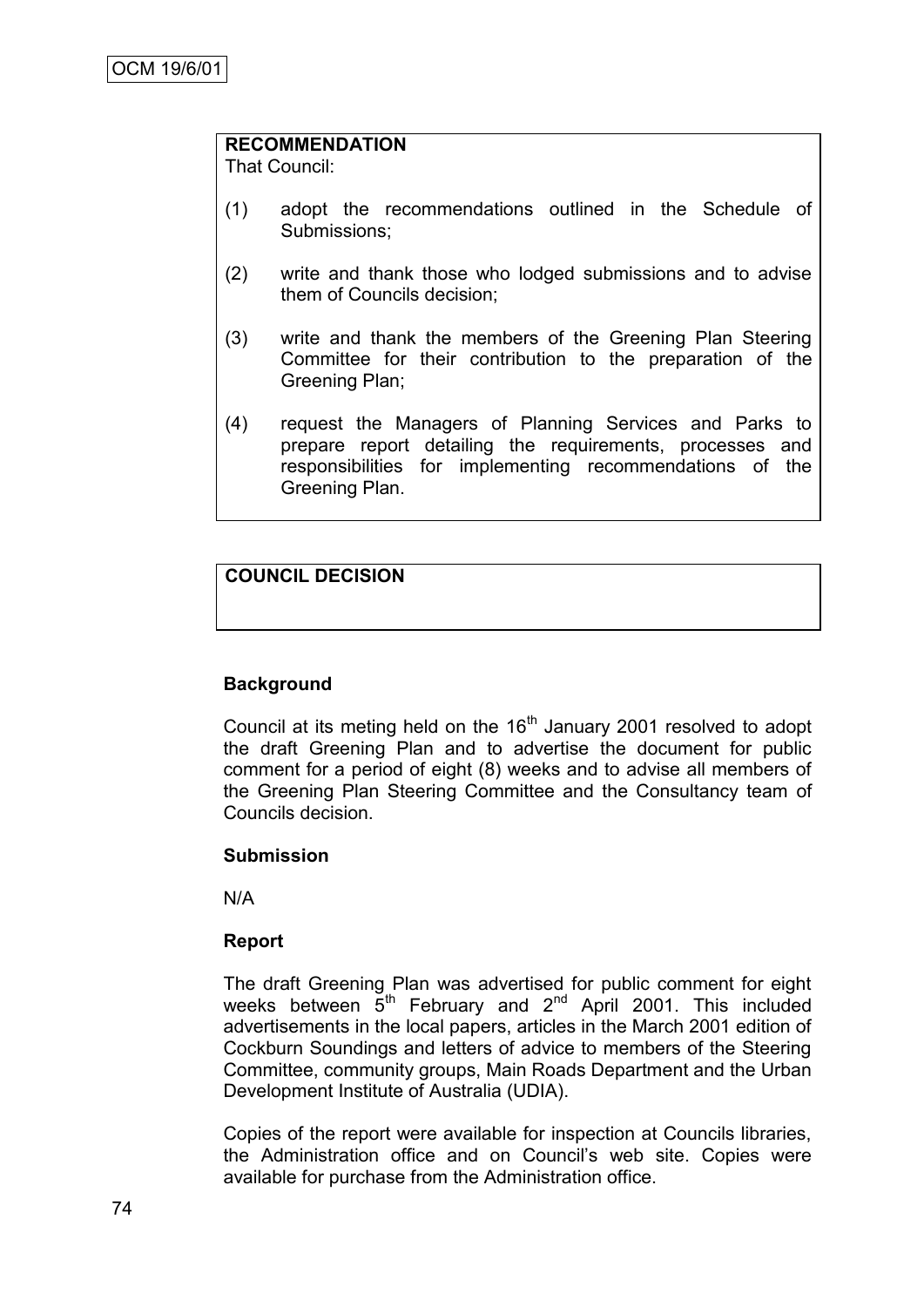OCM 19/6/01

**RECOMMENDATION**

That Council:

(1) adopt the recommendations outlined in the Schedule of Submissions;

(2) write and thank those who lodged submissions and to advise them of Councils decision;

(3) write and thank the members of the Greening Plan Steering Committee for their contribution to the preparation of the Greening Plan;

(4) request the Managers of Planning Services and Parks to prepare report detailing the requirements, processes and responsibilities for implementing recommendations of the Greening Plan.

**COUNCIL DECISION**

**Background**

Council at its meting held on the 16th January 2001 resolved to adopt the draft Greening Plan and to advertise the document for public comment for a period of eight (8) weeks and to advise all members of the Greening Plan Steering Committee and the Consultancy team of Councils decision.

**Submission**

N/A

**Report**

The draft Greening Plan was advertised for public comment for eight weeks between 5th February and 2nd April 2001. This included advertisements in the local papers, articles in the March 2001 edition of Cockburn Soundings and letters of advice to members of the Steering Committee, community groups, Main Roads Department and the Urban Development Institute of Australia (UDIA).

Copies of the report were available for inspection at Councils libraries, the Administration office and on Council's web site. Copies were available for purchase from the Administration office.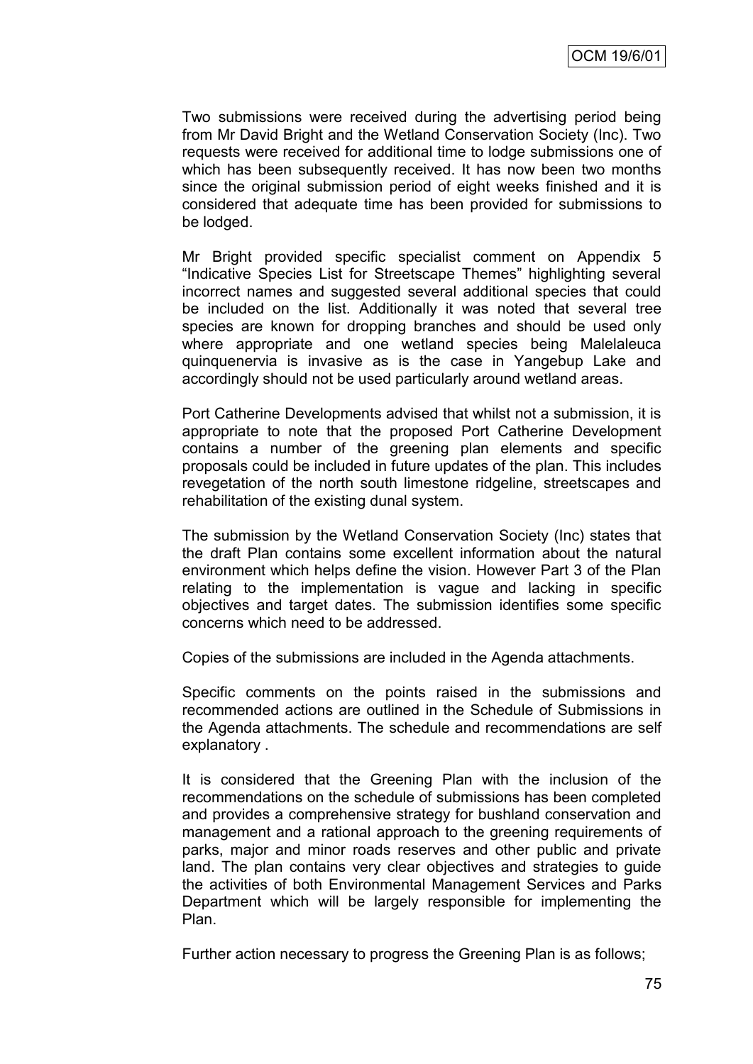Two submissions were received during the advertising period being from Mr David Bright and the Wetland Conservation Society (Inc). Two requests were received for additional time to lodge submissions one of which has been subsequently received. It has now been two months since the original submission period of eight weeks finished and it is considered that adequate time has been provided for submissions to be lodged.

Mr Bright provided specific specialist comment on Appendix 5 "Indicative Species List for Streetscape Themes" highlighting several incorrect names and suggested several additional species that could be included on the list. Additionally it was noted that several tree species are known for dropping branches and should be used only where appropriate and one wetland species being Malelaleuca quinquenervia is invasive as is the case in Yangebup Lake and accordingly should not be used particularly around wetland areas.

Port Catherine Developments advised that whilst not a submission, it is appropriate to note that the proposed Port Catherine Development contains a number of the greening plan elements and specific proposals could be included in future updates of the plan. This includes revegetation of the north south limestone ridgeline, streetscapes and rehabilitation of the existing dunal system.

The submission by the Wetland Conservation Society (Inc) states that the draft Plan contains some excellent information about the natural environment which helps define the vision. However Part 3 of the Plan relating to the implementation is vague and lacking in specific objectives and target dates. The submission identifies some specific concerns which need to be addressed.

Copies of the submissions are included in the Agenda attachments.

Specific comments on the points raised in the submissions and recommended actions are outlined in the Schedule of Submissions in the Agenda attachments. The schedule and recommendations are self explanatory .

It is considered that the Greening Plan with the inclusion of the recommendations on the schedule of submissions has been completed and provides a comprehensive strategy for bushland conservation and management and a rational approach to the greening requirements of parks, major and minor roads reserves and other public and private land. The plan contains very clear objectives and strategies to guide the activities of both Environmental Management Services and Parks Department which will be largely responsible for implementing the Plan.

Further action necessary to progress the Greening Plan is as follows;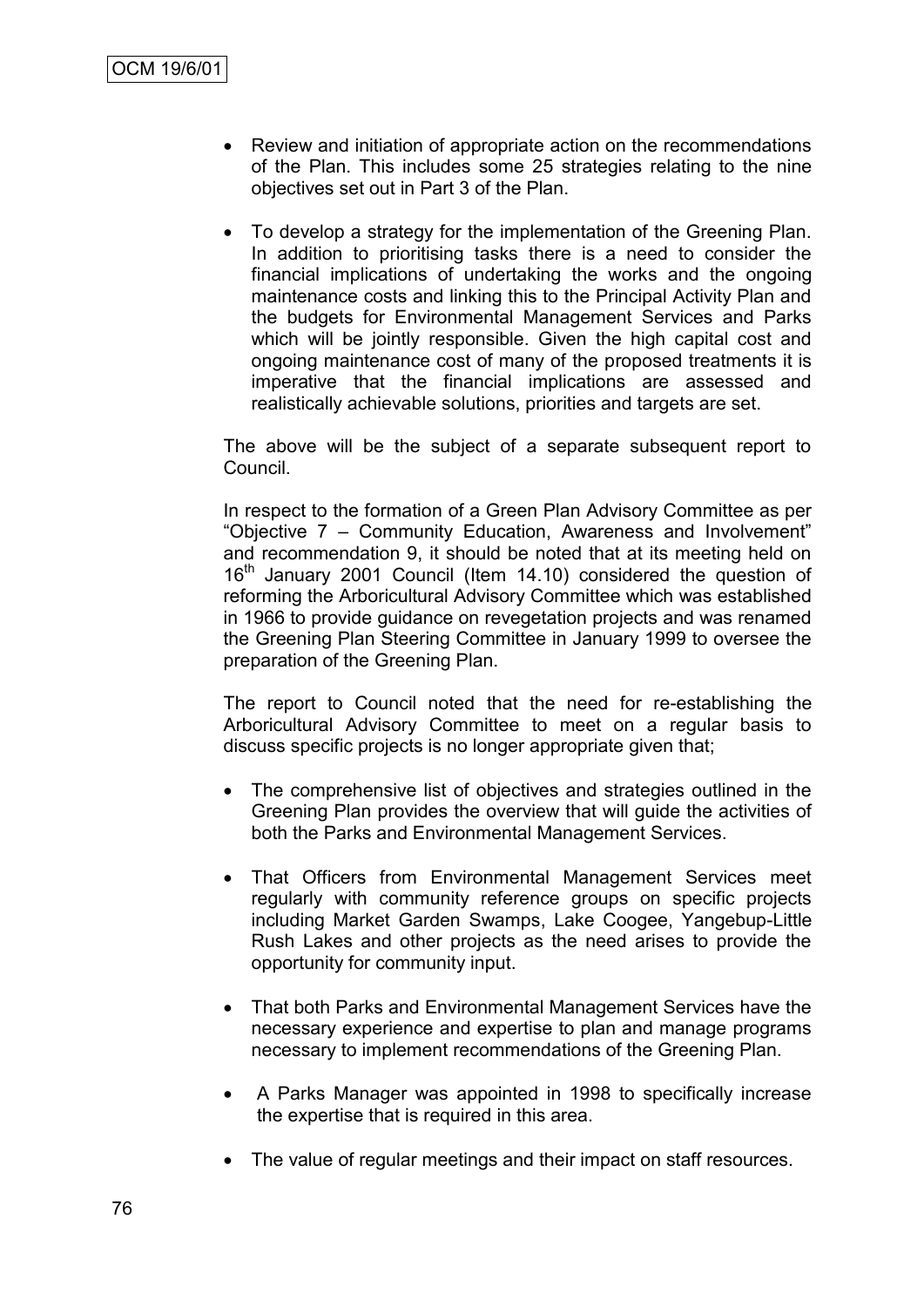- Review and initiation of appropriate action on the recommendations of the Plan. This includes some 25 strategies relating to the nine objectives set out in Part 3 of the Plan.

- To develop a strategy for the implementation of the Greening Plan. In addition to prioritising tasks there is a need to consider the financial implications of undertaking the works and the ongoing maintenance costs and linking this to the Principal Activity Plan and the budgets for Environmental Management Services and Parks which will be jointly responsible. Given the high capital cost and ongoing maintenance cost of many of the proposed treatments it is imperative that the financial implications are assessed and realistically achievable solutions, priorities and targets are set.

The above will be the subject of a separate subsequent report to Council.

In respect to the formation of a Green Plan Advisory Committee as per "Objective 7 – Community Education, Awareness and Involvement" and recommendation 9, it should be noted that at its meeting held on 16th January 2001 Council (Item 14.10) considered the question of reforming the Arboricultural Advisory Committee which was established in 1966 to provide guidance on revegetation projects and was renamed the Greening Plan Steering Committee in January 1999 to oversee the preparation of the Greening Plan.

The report to Council noted that the need for re-establishing the Arboricultural Advisory Committee to meet on a regular basis to discuss specific projects is no longer appropriate given that;

- The comprehensive list of objectives and strategies outlined in the Greening Plan provides the overview that will guide the activities of both the Parks and Environmental Management Services.

- That Officers from Environmental Management Services meet regularly with community reference groups on specific projects including Market Garden Swamps, Lake Coogee, Yangebup-Little Rush Lakes and other projects as the need arises to provide the opportunity for community input.

- That both Parks and Environmental Management Services have the necessary experience and expertise to plan and manage programs necessary to implement recommendations of the Greening Plan.

- A Parks Manager was appointed in 1998 to specifically increase the expertise that is required in this area.

- The value of regular meetings and their impact on staff resources.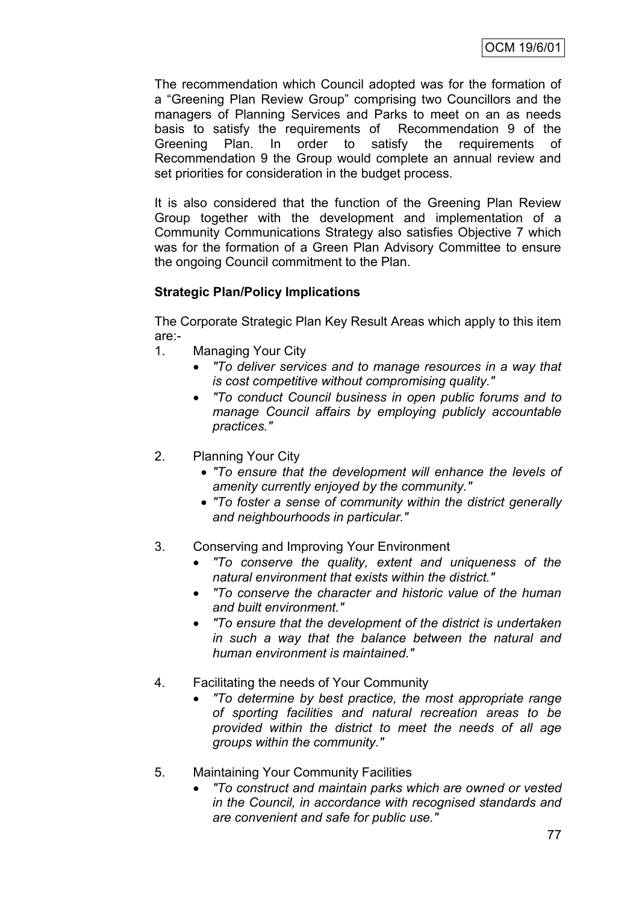The recommendation which Council adopted was for the formation of a "Greening Plan Review Group" comprising two Councillors and the managers of Planning Services and Parks to meet on an as needs basis to satisfy the requirements of Recommendation 9 of the Greening Plan. In order to satisfy the requirements of Recommendation 9 the Group would complete an annual review and set priorities for consideration in the budget process.

It is also considered that the function of the Greening Plan Review Group together with the development and implementation of a Community Communications Strategy also satisfies Objective 7 which was for the formation of a Green Plan Advisory Committee to ensure the ongoing Council commitment to the Plan.

**Strategic Plan/Policy Implications**

The Corporate Strategic Plan Key Result Areas which apply to this item are:-

1. Managing Your City
   - *"To deliver services and to manage resources in a way that is cost competitive without compromising quality."*
   - *"To conduct Council business in open public forums and to manage Council affairs by employing publicly accountable practices."*

2. Planning Your City
   - *"To ensure that the development will enhance the levels of amenity currently enjoyed by the community."*
   - *"To foster a sense of community within the district generally and neighbourhoods in particular."*

3. Conserving and Improving Your Environment
   - *"To conserve the quality, extent and uniqueness of the natural environment that exists within the district."*
   - *"To conserve the character and historic value of the human and built environment."*
   - *"To ensure that the development of the district is undertaken in such a way that the balance between the natural and human environment is maintained."*

4. Facilitating the needs of Your Community
   - *"To determine by best practice, the most appropriate range of sporting facilities and natural recreation areas to be provided within the district to meet the needs of all age groups within the community."*

5. Maintaining Your Community Facilities
   - *"To construct and maintain parks which are owned or vested in the Council, in accordance with recognised standards and are convenient and safe for public use."*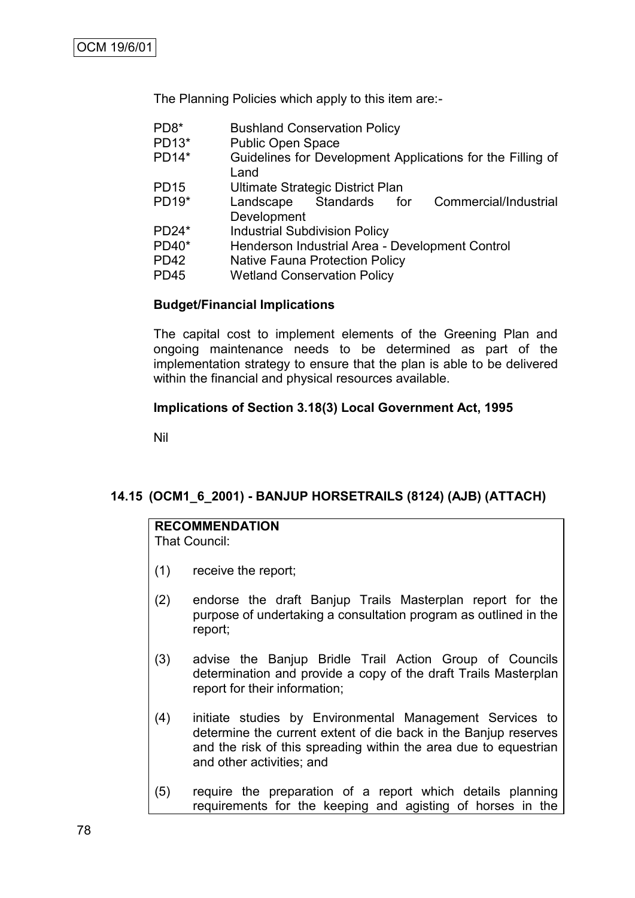The Planning Policies which apply to this item are:-

| | |
|---|---|
| PD8* | Bushland Conservation Policy |
| PD13* | Public Open Space |
| PD14* | Guidelines for Development Applications for the Filling of Land |
| PD15 | Ultimate Strategic District Plan |
| PD19* | Landscape Standards for Commercial/Industrial Development |
| PD24* | Industrial Subdivision Policy |
| PD40* | Henderson Industrial Area - Development Control |
| PD42 | Native Fauna Protection Policy |
| PD45 | Wetland Conservation Policy |

**Budget/Financial Implications**

The capital cost to implement elements of the Greening Plan and ongoing maintenance needs to be determined as part of the implementation strategy to ensure that the plan is able to be delivered within the financial and physical resources available.

**Implications of Section 3.18(3) Local Government Act, 1995**

Nil

## 14.15 (OCM1_6_2001) - BANJUP HORSETRAILS (8124) (AJB) (ATTACH)

**RECOMMENDATION**

That Council:

(1) receive the report;

(2) endorse the draft Banjup Trails Masterplan report for the purpose of undertaking a consultation program as outlined in the report;

(3) advise the Banjup Bridle Trail Action Group of Councils determination and provide a copy of the draft Trails Masterplan report for their information;

(4) initiate studies by Environmental Management Services to determine the current extent of die back in the Banjup reserves and the risk of this spreading within the area due to equestrian and other activities; and

(5) require the preparation of a report which details planning requirements for the keeping and agisting of horses in the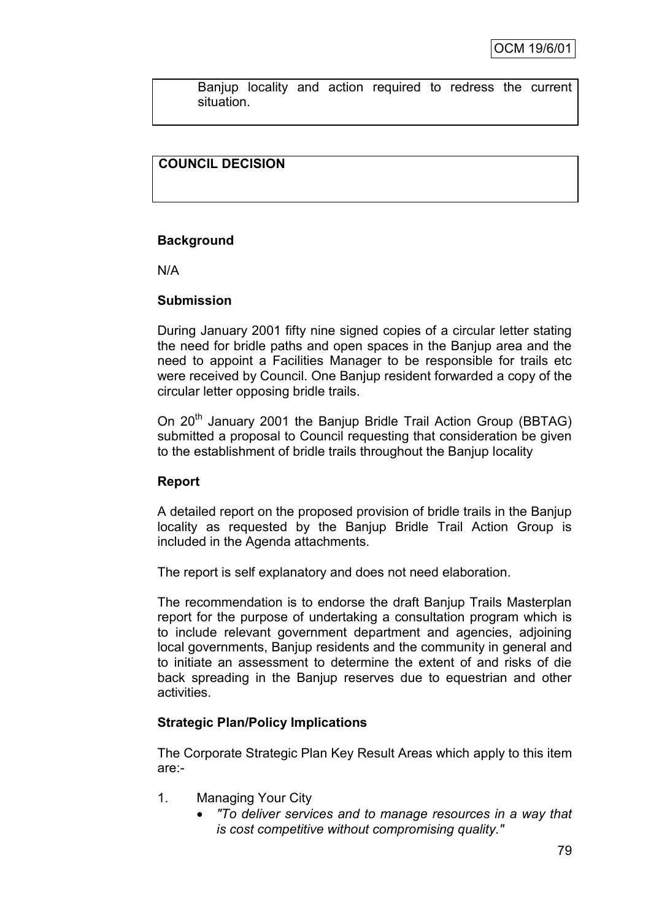Banjup locality and action required to redress the current situation.

**COUNCIL DECISION**

**Background**

N/A

**Submission**

During January 2001 fifty nine signed copies of a circular letter stating the need for bridle paths and open spaces in the Banjup area and the need to appoint a Facilities Manager to be responsible for trails etc were received by Council. One Banjup resident forwarded a copy of the circular letter opposing bridle trails.

On 20th January 2001 the Banjup Bridle Trail Action Group (BBTAG) submitted a proposal to Council requesting that consideration be given to the establishment of bridle trails throughout the Banjup locality

**Report**

A detailed report on the proposed provision of bridle trails in the Banjup locality as requested by the Banjup Bridle Trail Action Group is included in the Agenda attachments.

The report is self explanatory and does not need elaboration.

The recommendation is to endorse the draft Banjup Trails Masterplan report for the purpose of undertaking a consultation program which is to include relevant government department and agencies, adjoining local governments, Banjup residents and the community in general and to initiate an assessment to determine the extent of and risks of die back spreading in the Banjup reserves due to equestrian and other activities.

**Strategic Plan/Policy Implications**

The Corporate Strategic Plan Key Result Areas which apply to this item are:-

1. Managing Your City
   - *"To deliver services and to manage resources in a way that is cost competitive without compromising quality."*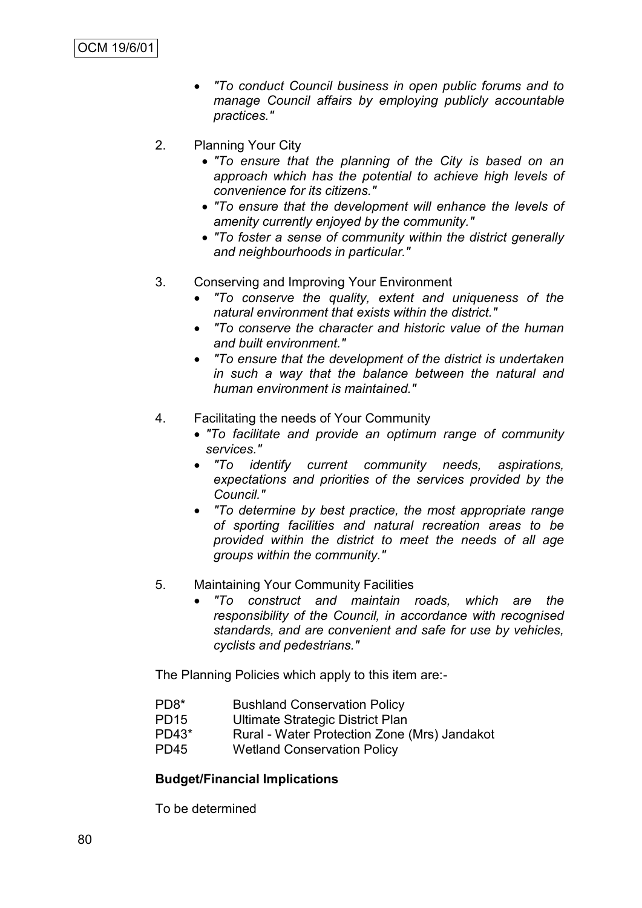- *"To conduct Council business in open public forums and to manage Council affairs by employing publicly accountable practices."*

2. Planning Your City
   - *"To ensure that the planning of the City is based on an approach which has the potential to achieve high levels of convenience for its citizens."*
   - *"To ensure that the development will enhance the levels of amenity currently enjoyed by the community."*
   - *"To foster a sense of community within the district generally and neighbourhoods in particular."*

3. Conserving and Improving Your Environment
   - *"To conserve the quality, extent and uniqueness of the natural environment that exists within the district."*
   - *"To conserve the character and historic value of the human and built environment."*
   - *"To ensure that the development of the district is undertaken in such a way that the balance between the natural and human environment is maintained."*

4. Facilitating the needs of Your Community
   - *"To facilitate and provide an optimum range of community services."*
   - *"To identify current community needs, aspirations, expectations and priorities of the services provided by the Council."*
   - *"To determine by best practice, the most appropriate range of sporting facilities and natural recreation areas to be provided within the district to meet the needs of all age groups within the community."*

5. Maintaining Your Community Facilities
   - *"To construct and maintain roads, which are the responsibility of the Council, in accordance with recognised standards, and are convenient and safe for use by vehicles, cyclists and pedestrians."*

The Planning Policies which apply to this item are:-

| | |
|---|---|
| PD8* | Bushland Conservation Policy |
| PD15 | Ultimate Strategic District Plan |
| PD43* | Rural - Water Protection Zone (Mrs) Jandakot |
| PD45 | Wetland Conservation Policy |

**Budget/Financial Implications**

To be determined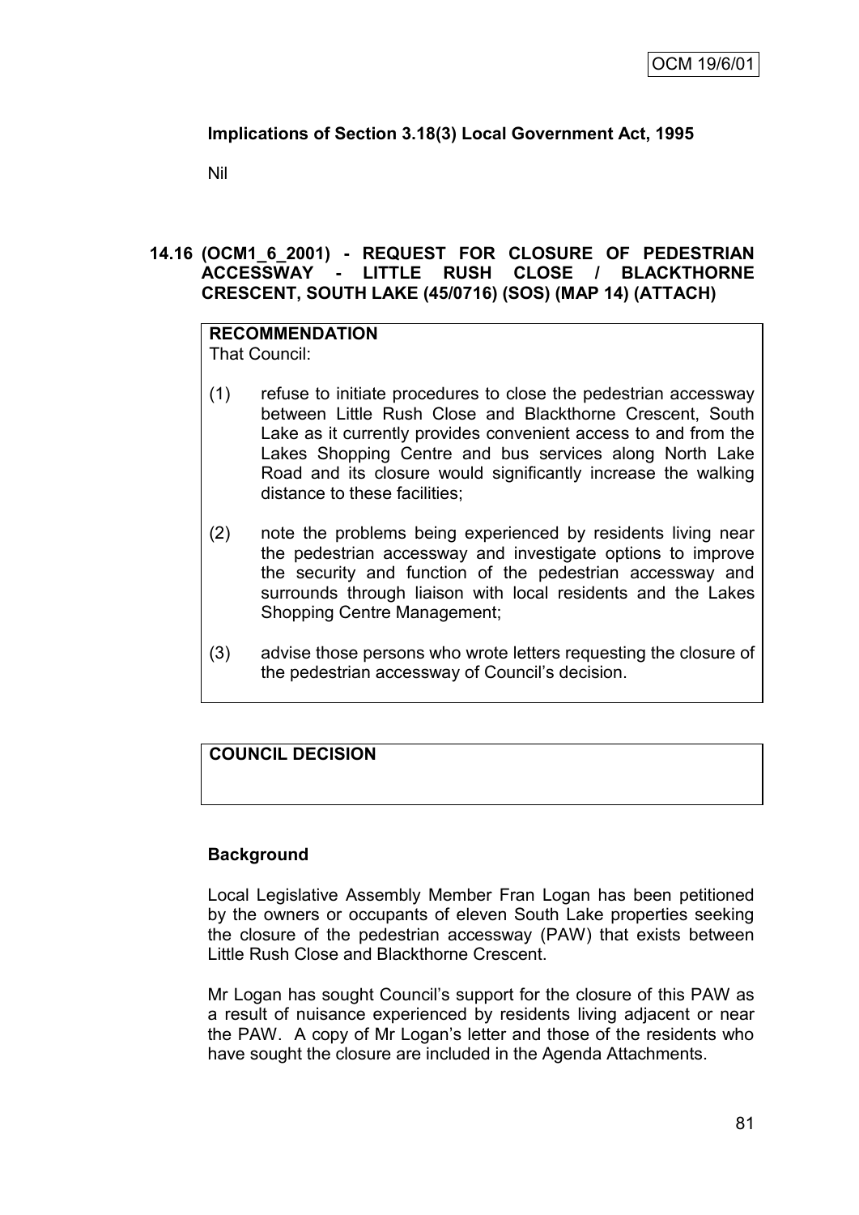**Implications of Section 3.18(3) Local Government Act, 1995**

Nil

## 14.16 (OCM1_6_2001) - REQUEST FOR CLOSURE OF PEDESTRIAN ACCESSWAY - LITTLE RUSH CLOSE / BLACKTHORNE CRESCENT, SOUTH LAKE (45/0716) (SOS) (MAP 14) (ATTACH)

**RECOMMENDATION**

That Council:

(1) refuse to initiate procedures to close the pedestrian accessway between Little Rush Close and Blackthorne Crescent, South Lake as it currently provides convenient access to and from the Lakes Shopping Centre and bus services along North Lake Road and its closure would significantly increase the walking distance to these facilities;

(2) note the problems being experienced by residents living near the pedestrian accessway and investigate options to improve the security and function of the pedestrian accessway and surrounds through liaison with local residents and the Lakes Shopping Centre Management;

(3) advise those persons who wrote letters requesting the closure of the pedestrian accessway of Council's decision.

**COUNCIL DECISION**

**Background**

Local Legislative Assembly Member Fran Logan has been petitioned by the owners or occupants of eleven South Lake properties seeking the closure of the pedestrian accessway (PAW) that exists between Little Rush Close and Blackthorne Crescent.

Mr Logan has sought Council's support for the closure of this PAW as a result of nuisance experienced by residents living adjacent or near the PAW. A copy of Mr Logan's letter and those of the residents who have sought the closure are included in the Agenda Attachments.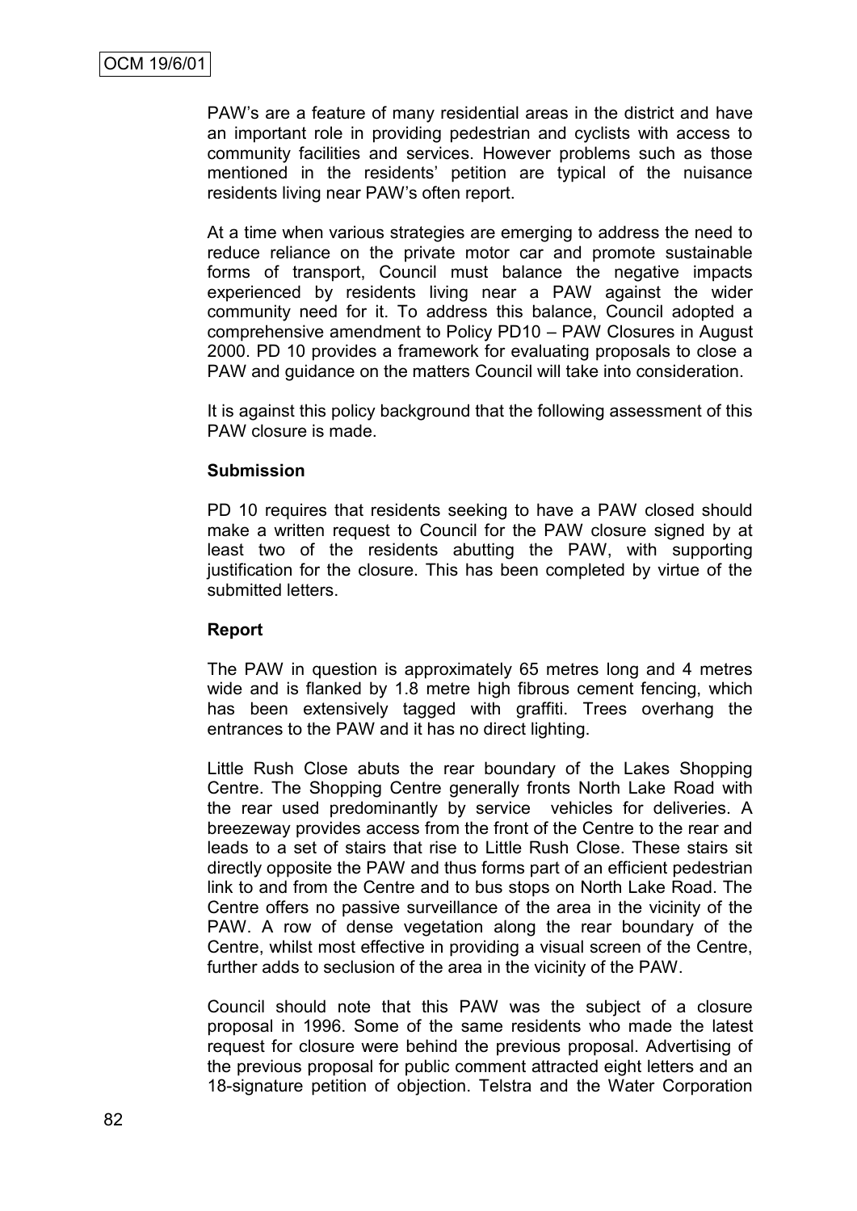PAW's are a feature of many residential areas in the district and have an important role in providing pedestrian and cyclists with access to community facilities and services. However problems such as those mentioned in the residents' petition are typical of the nuisance residents living near PAW's often report.

At a time when various strategies are emerging to address the need to reduce reliance on the private motor car and promote sustainable forms of transport, Council must balance the negative impacts experienced by residents living near a PAW against the wider community need for it. To address this balance, Council adopted a comprehensive amendment to Policy PD10 – PAW Closures in August 2000. PD 10 provides a framework for evaluating proposals to close a PAW and guidance on the matters Council will take into consideration.

It is against this policy background that the following assessment of this PAW closure is made.

**Submission**

PD 10 requires that residents seeking to have a PAW closed should make a written request to Council for the PAW closure signed by at least two of the residents abutting the PAW, with supporting justification for the closure. This has been completed by virtue of the submitted letters.

**Report**

The PAW in question is approximately 65 metres long and 4 metres wide and is flanked by 1.8 metre high fibrous cement fencing, which has been extensively tagged with graffiti. Trees overhang the entrances to the PAW and it has no direct lighting.

Little Rush Close abuts the rear boundary of the Lakes Shopping Centre. The Shopping Centre generally fronts North Lake Road with the rear used predominantly by service vehicles for deliveries. A breezeway provides access from the front of the Centre to the rear and leads to a set of stairs that rise to Little Rush Close. These stairs sit directly opposite the PAW and thus forms part of an efficient pedestrian link to and from the Centre and to bus stops on North Lake Road. The Centre offers no passive surveillance of the area in the vicinity of the PAW. A row of dense vegetation along the rear boundary of the Centre, whilst most effective in providing a visual screen of the Centre, further adds to seclusion of the area in the vicinity of the PAW.

Council should note that this PAW was the subject of a closure proposal in 1996. Some of the same residents who made the latest request for closure were behind the previous proposal. Advertising of the previous proposal for public comment attracted eight letters and an 18-signature petition of objection. Telstra and the Water Corporation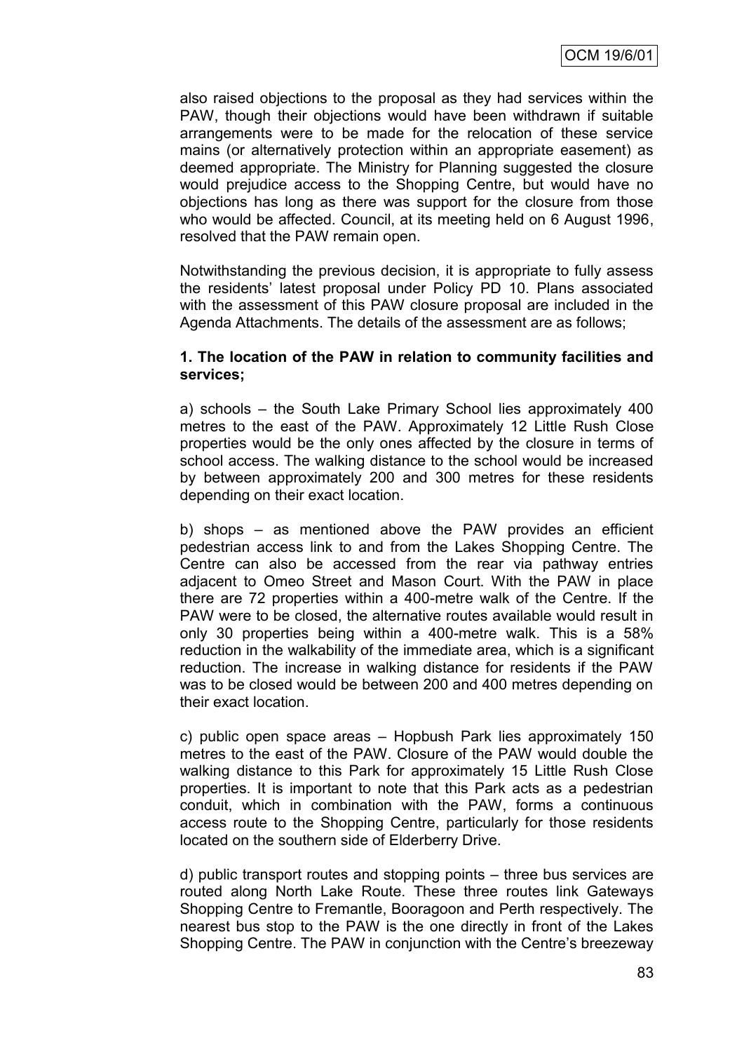also raised objections to the proposal as they had services within the PAW, though their objections would have been withdrawn if suitable arrangements were to be made for the relocation of these service mains (or alternatively protection within an appropriate easement) as deemed appropriate. The Ministry for Planning suggested the closure would prejudice access to the Shopping Centre, but would have no objections has long as there was support for the closure from those who would be affected. Council, at its meeting held on 6 August 1996, resolved that the PAW remain open.

Notwithstanding the previous decision, it is appropriate to fully assess the residents' latest proposal under Policy PD 10. Plans associated with the assessment of this PAW closure proposal are included in the Agenda Attachments. The details of the assessment are as follows;

**1. The location of the PAW in relation to community facilities and services;**

a) schools – the South Lake Primary School lies approximately 400 metres to the east of the PAW. Approximately 12 Little Rush Close properties would be the only ones affected by the closure in terms of school access. The walking distance to the school would be increased by between approximately 200 and 300 metres for these residents depending on their exact location.

b) shops – as mentioned above the PAW provides an efficient pedestrian access link to and from the Lakes Shopping Centre. The Centre can also be accessed from the rear via pathway entries adjacent to Omeo Street and Mason Court. With the PAW in place there are 72 properties within a 400-metre walk of the Centre. If the PAW were to be closed, the alternative routes available would result in only 30 properties being within a 400-metre walk. This is a 58% reduction in the walkability of the immediate area, which is a significant reduction. The increase in walking distance for residents if the PAW was to be closed would be between 200 and 400 metres depending on their exact location.

c) public open space areas – Hopbush Park lies approximately 150 metres to the east of the PAW. Closure of the PAW would double the walking distance to this Park for approximately 15 Little Rush Close properties. It is important to note that this Park acts as a pedestrian conduit, which in combination with the PAW, forms a continuous access route to the Shopping Centre, particularly for those residents located on the southern side of Elderberry Drive.

d) public transport routes and stopping points – three bus services are routed along North Lake Route. These three routes link Gateways Shopping Centre to Fremantle, Booragoon and Perth respectively. The nearest bus stop to the PAW is the one directly in front of the Lakes Shopping Centre. The PAW in conjunction with the Centre's breezeway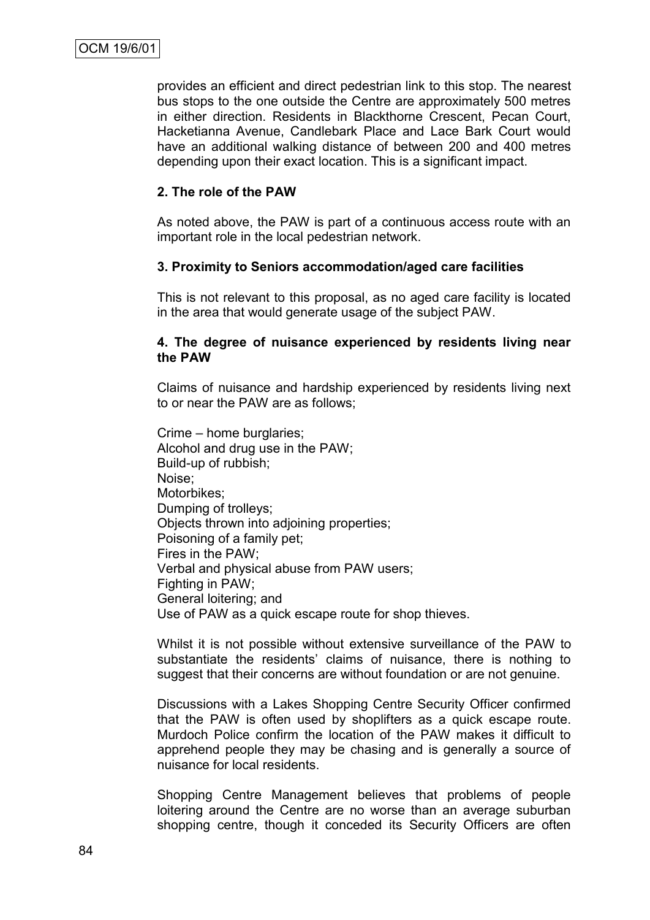provides an efficient and direct pedestrian link to this stop. The nearest bus stops to the one outside the Centre are approximately 500 metres in either direction. Residents in Blackthorne Crescent, Pecan Court, Hacketianna Avenue, Candlebark Place and Lace Bark Court would have an additional walking distance of between 200 and 400 metres depending upon their exact location. This is a significant impact.

**2. The role of the PAW**

As noted above, the PAW is part of a continuous access route with an important role in the local pedestrian network.

**3. Proximity to Seniors accommodation/aged care facilities**

This is not relevant to this proposal, as no aged care facility is located in the area that would generate usage of the subject PAW.

**4. The degree of nuisance experienced by residents living near the PAW**

Claims of nuisance and hardship experienced by residents living next to or near the PAW are as follows;

Crime – home burglaries;
Alcohol and drug use in the PAW;
Build-up of rubbish;
Noise;
Motorbikes;
Dumping of trolleys;
Objects thrown into adjoining properties;
Poisoning of a family pet;
Fires in the PAW;
Verbal and physical abuse from PAW users;
Fighting in PAW;
General loitering; and
Use of PAW as a quick escape route for shop thieves.

Whilst it is not possible without extensive surveillance of the PAW to substantiate the residents' claims of nuisance, there is nothing to suggest that their concerns are without foundation or are not genuine.

Discussions with a Lakes Shopping Centre Security Officer confirmed that the PAW is often used by shoplifters as a quick escape route. Murdoch Police confirm the location of the PAW makes it difficult to apprehend people they may be chasing and is generally a source of nuisance for local residents.

Shopping Centre Management believes that problems of people loitering around the Centre are no worse than an average suburban shopping centre, though it conceded its Security Officers are often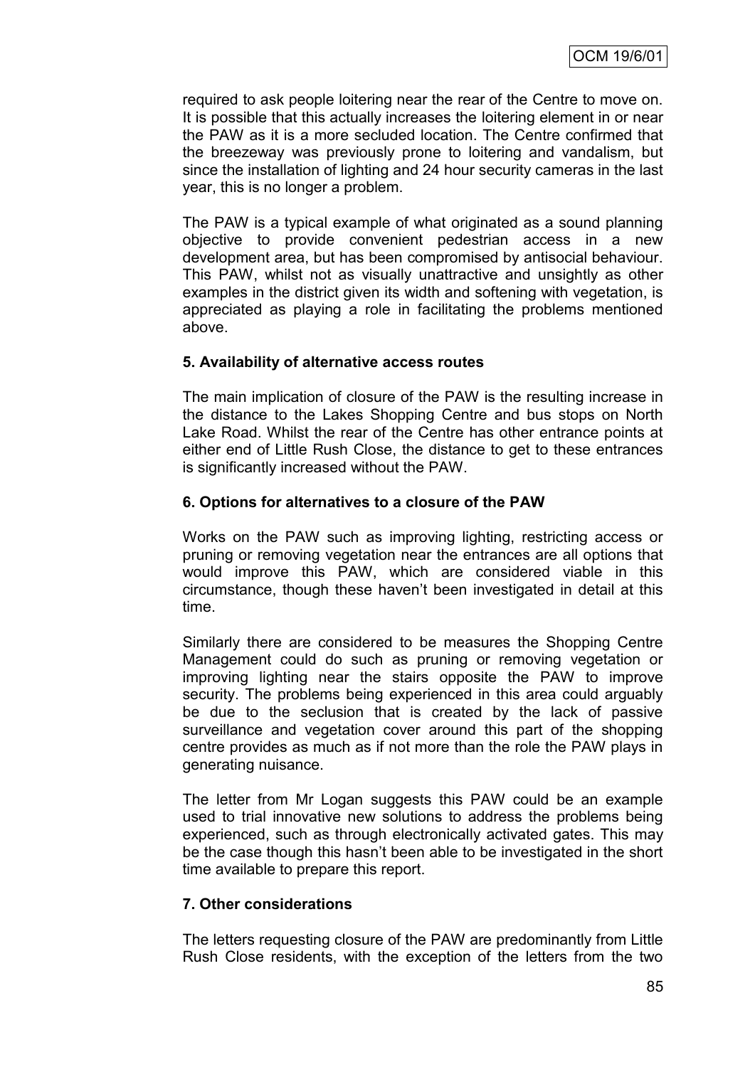required to ask people loitering near the rear of the Centre to move on. It is possible that this actually increases the loitering element in or near the PAW as it is a more secluded location. The Centre confirmed that the breezeway was previously prone to loitering and vandalism, but since the installation of lighting and 24 hour security cameras in the last year, this is no longer a problem.

The PAW is a typical example of what originated as a sound planning objective to provide convenient pedestrian access in a new development area, but has been compromised by antisocial behaviour. This PAW, whilst not as visually unattractive and unsightly as other examples in the district given its width and softening with vegetation, is appreciated as playing a role in facilitating the problems mentioned above.

**5. Availability of alternative access routes**

The main implication of closure of the PAW is the resulting increase in the distance to the Lakes Shopping Centre and bus stops on North Lake Road. Whilst the rear of the Centre has other entrance points at either end of Little Rush Close, the distance to get to these entrances is significantly increased without the PAW.

**6. Options for alternatives to a closure of the PAW**

Works on the PAW such as improving lighting, restricting access or pruning or removing vegetation near the entrances are all options that would improve this PAW, which are considered viable in this circumstance, though these haven't been investigated in detail at this time.

Similarly there are considered to be measures the Shopping Centre Management could do such as pruning or removing vegetation or improving lighting near the stairs opposite the PAW to improve security. The problems being experienced in this area could arguably be due to the seclusion that is created by the lack of passive surveillance and vegetation cover around this part of the shopping centre provides as much as if not more than the role the PAW plays in generating nuisance.

The letter from Mr Logan suggests this PAW could be an example used to trial innovative new solutions to address the problems being experienced, such as through electronically activated gates. This may be the case though this hasn't been able to be investigated in the short time available to prepare this report.

**7. Other considerations**

The letters requesting closure of the PAW are predominantly from Little Rush Close residents, with the exception of the letters from the two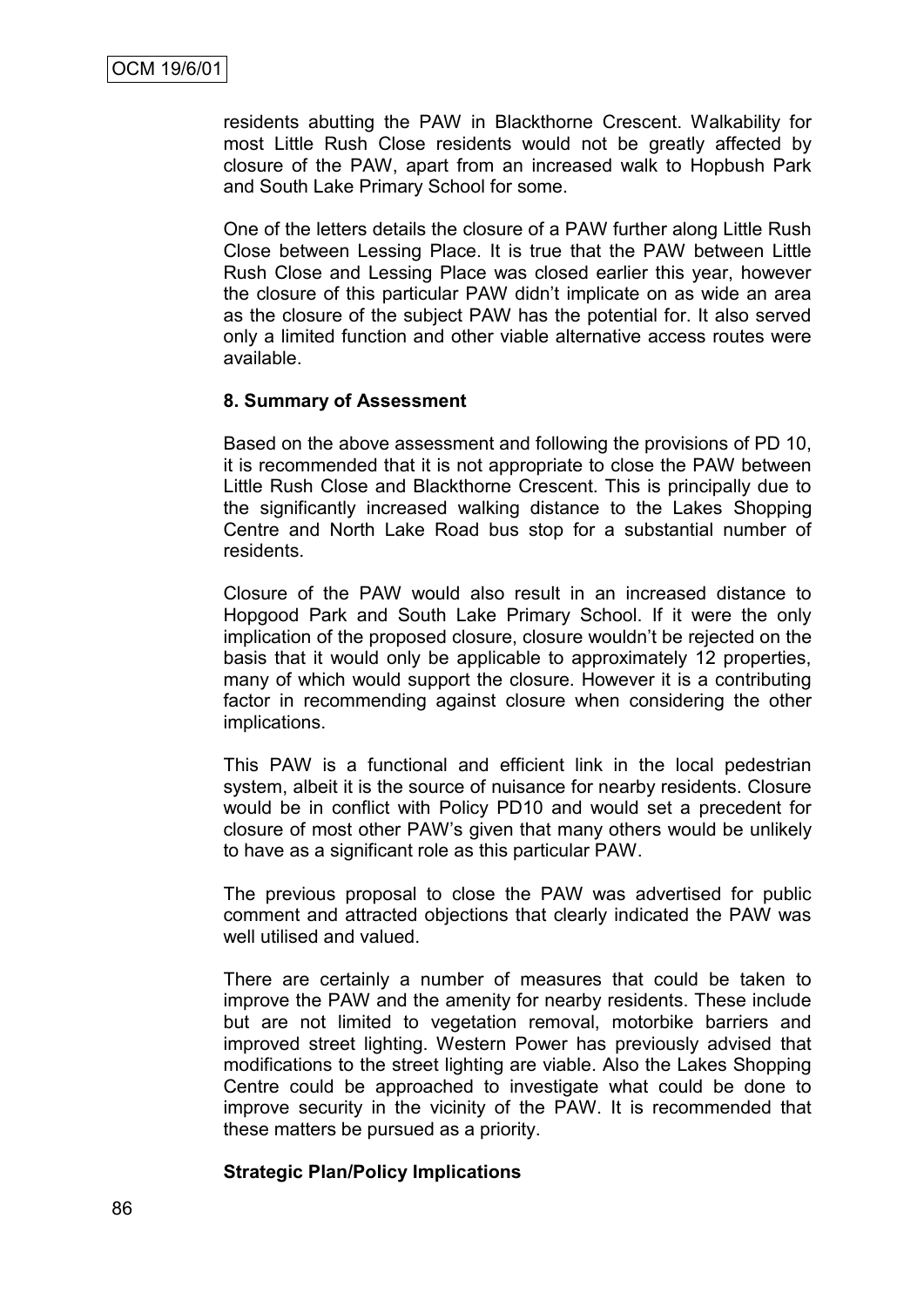residents abutting the PAW in Blackthorne Crescent. Walkability for most Little Rush Close residents would not be greatly affected by closure of the PAW, apart from an increased walk to Hopbush Park and South Lake Primary School for some.

One of the letters details the closure of a PAW further along Little Rush Close between Lessing Place. It is true that the PAW between Little Rush Close and Lessing Place was closed earlier this year, however the closure of this particular PAW didn't implicate on as wide an area as the closure of the subject PAW has the potential for. It also served only a limited function and other viable alternative access routes were available.

**8. Summary of Assessment**

Based on the above assessment and following the provisions of PD 10, it is recommended that it is not appropriate to close the PAW between Little Rush Close and Blackthorne Crescent. This is principally due to the significantly increased walking distance to the Lakes Shopping Centre and North Lake Road bus stop for a substantial number of residents.

Closure of the PAW would also result in an increased distance to Hopgood Park and South Lake Primary School. If it were the only implication of the proposed closure, closure wouldn't be rejected on the basis that it would only be applicable to approximately 12 properties, many of which would support the closure. However it is a contributing factor in recommending against closure when considering the other implications.

This PAW is a functional and efficient link in the local pedestrian system, albeit it is the source of nuisance for nearby residents. Closure would be in conflict with Policy PD10 and would set a precedent for closure of most other PAW's given that many others would be unlikely to have as a significant role as this particular PAW.

The previous proposal to close the PAW was advertised for public comment and attracted objections that clearly indicated the PAW was well utilised and valued.

There are certainly a number of measures that could be taken to improve the PAW and the amenity for nearby residents. These include but are not limited to vegetation removal, motorbike barriers and improved street lighting. Western Power has previously advised that modifications to the street lighting are viable. Also the Lakes Shopping Centre could be approached to investigate what could be done to improve security in the vicinity of the PAW. It is recommended that these matters be pursued as a priority.

**Strategic Plan/Policy Implications**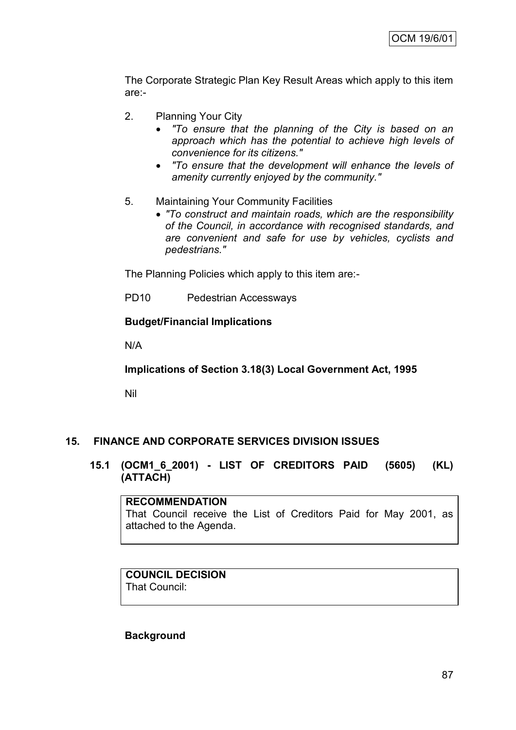The Corporate Strategic Plan Key Result Areas which apply to this item are:-

2. Planning Your City
   - *"To ensure that the planning of the City is based on an approach which has the potential to achieve high levels of convenience for its citizens."*
   - *"To ensure that the development will enhance the levels of amenity currently enjoyed by the community."*

5. Maintaining Your Community Facilities
   - *"To construct and maintain roads, which are the responsibility of the Council, in accordance with recognised standards, and are convenient and safe for use by vehicles, cyclists and pedestrians."*

The Planning Policies which apply to this item are:-

PD10 Pedestrian Accessways

**Budget/Financial Implications**

N/A

**Implications of Section 3.18(3) Local Government Act, 1995**

Nil

## 15. FINANCE AND CORPORATE SERVICES DIVISION ISSUES

### 15.1 (OCM1_6_2001) - LIST OF CREDITORS PAID (5605) (KL) (ATTACH)

**RECOMMENDATION**
That Council receive the List of Creditors Paid for May 2001, as attached to the Agenda.

**COUNCIL DECISION**
That Council:

**Background**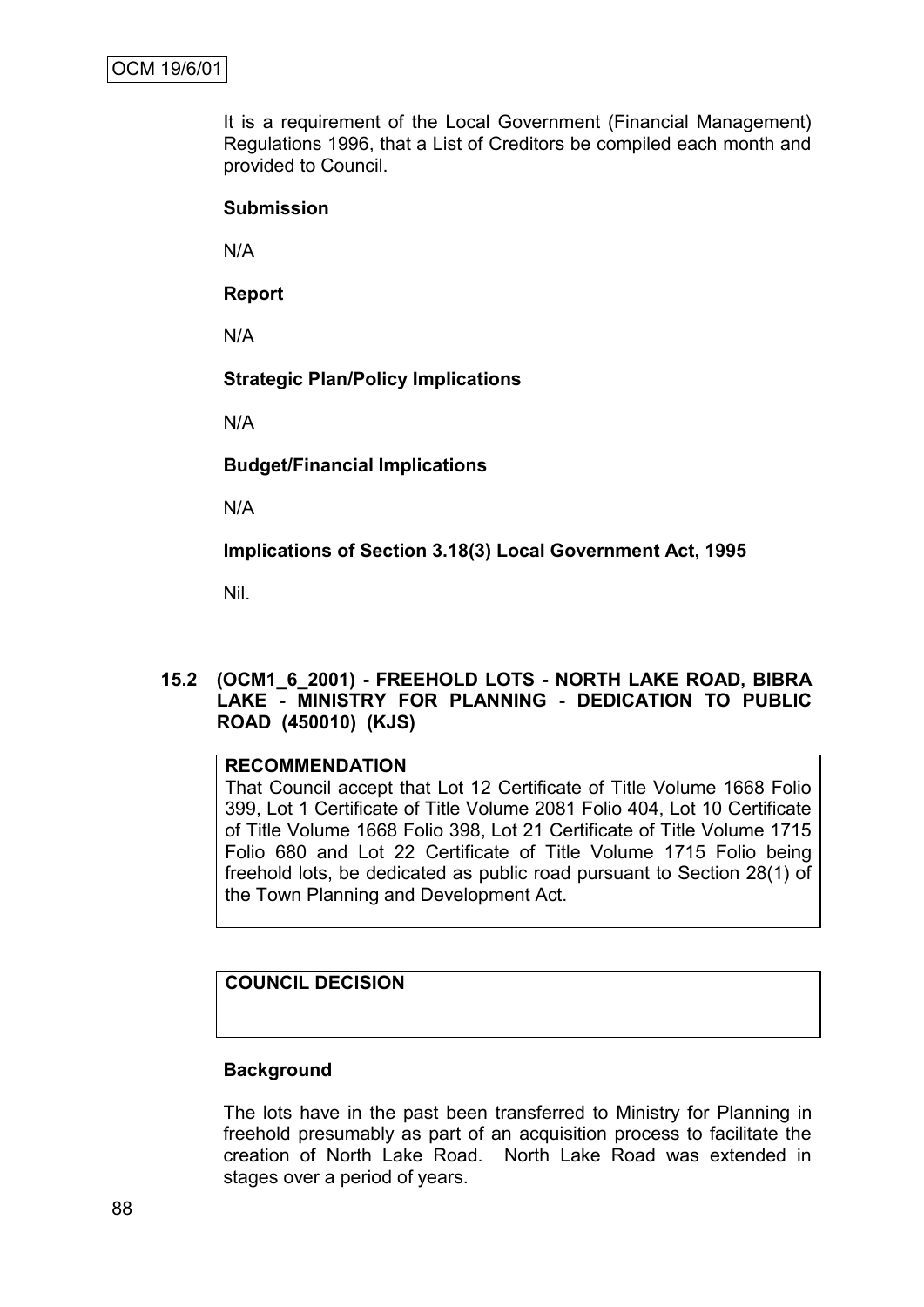It is a requirement of the Local Government (Financial Management) Regulations 1996, that a List of Creditors be compiled each month and provided to Council.

**Submission**

N/A

**Report**

N/A

**Strategic Plan/Policy Implications**

N/A

**Budget/Financial Implications**

N/A

**Implications of Section 3.18(3) Local Government Act, 1995**

Nil.

### 15.2 (OCM1_6_2001) - FREEHOLD LOTS - NORTH LAKE ROAD, BIBRA LAKE - MINISTRY FOR PLANNING - DEDICATION TO PUBLIC ROAD (450010) (KJS)

**RECOMMENDATION**

That Council accept that Lot 12 Certificate of Title Volume 1668 Folio 399, Lot 1 Certificate of Title Volume 2081 Folio 404, Lot 10 Certificate of Title Volume 1668 Folio 398, Lot 21 Certificate of Title Volume 1715 Folio 680 and Lot 22 Certificate of Title Volume 1715 Folio being freehold lots, be dedicated as public road pursuant to Section 28(1) of the Town Planning and Development Act.

**COUNCIL DECISION**

**Background**

The lots have in the past been transferred to Ministry for Planning in freehold presumably as part of an acquisition process to facilitate the creation of North Lake Road. North Lake Road was extended in stages over a period of years.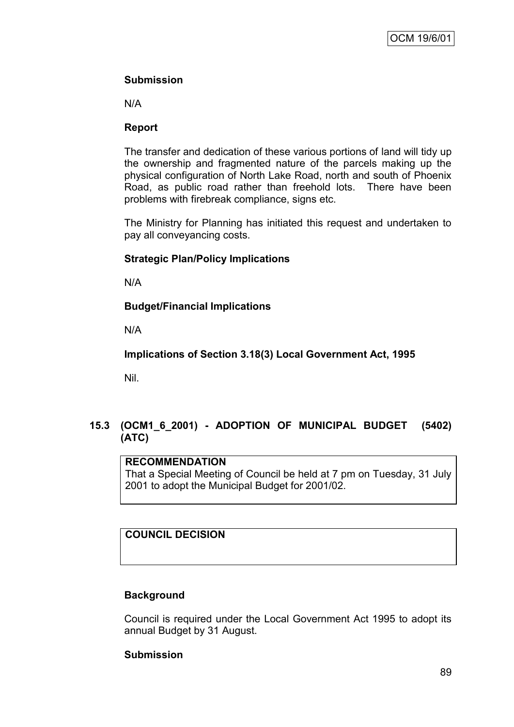**Submission**

N/A

**Report**

The transfer and dedication of these various portions of land will tidy up the ownership and fragmented nature of the parcels making up the physical configuration of North Lake Road, north and south of Phoenix Road, as public road rather than freehold lots. There have been problems with firebreak compliance, signs etc.

The Ministry for Planning has initiated this request and undertaken to pay all conveyancing costs.

**Strategic Plan/Policy Implications**

N/A

**Budget/Financial Implications**

N/A

**Implications of Section 3.18(3) Local Government Act, 1995**

Nil.

## 15.3 (OCM1_6_2001) - ADOPTION OF MUNICIPAL BUDGET (5402) (ATC)

**RECOMMENDATION**

That a Special Meeting of Council be held at 7 pm on Tuesday, 31 July 2001 to adopt the Municipal Budget for 2001/02.

**COUNCIL DECISION**

**Background**

Council is required under the Local Government Act 1995 to adopt its annual Budget by 31 August.

**Submission**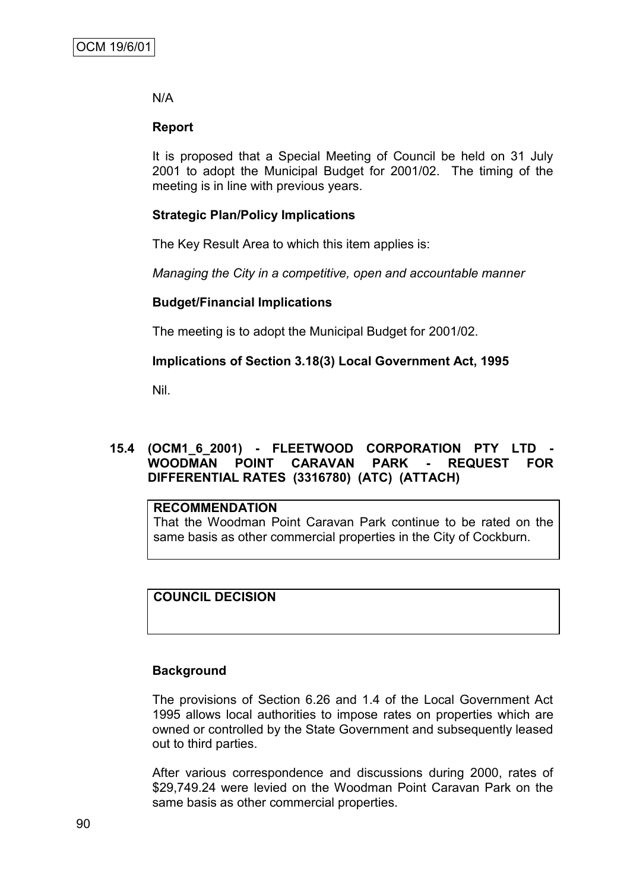N/A

**Report**

It is proposed that a Special Meeting of Council be held on 31 July 2001 to adopt the Municipal Budget for 2001/02. The timing of the meeting is in line with previous years.

**Strategic Plan/Policy Implications**

The Key Result Area to which this item applies is:

*Managing the City in a competitive, open and accountable manner*

**Budget/Financial Implications**

The meeting is to adopt the Municipal Budget for 2001/02.

**Implications of Section 3.18(3) Local Government Act, 1995**

Nil.

### 15.4 (OCM1_6_2001) - FLEETWOOD CORPORATION PTY LTD - WOODMAN POINT CARAVAN PARK - REQUEST FOR DIFFERENTIAL RATES (3316780) (ATC) (ATTACH)

**RECOMMENDATION**
That the Woodman Point Caravan Park continue to be rated on the same basis as other commercial properties in the City of Cockburn.

**COUNCIL DECISION**

**Background**

The provisions of Section 6.26 and 1.4 of the Local Government Act 1995 allows local authorities to impose rates on properties which are owned or controlled by the State Government and subsequently leased out to third parties.

After various correspondence and discussions during 2000, rates of $29,749.24 were levied on the Woodman Point Caravan Park on the same basis as other commercial properties.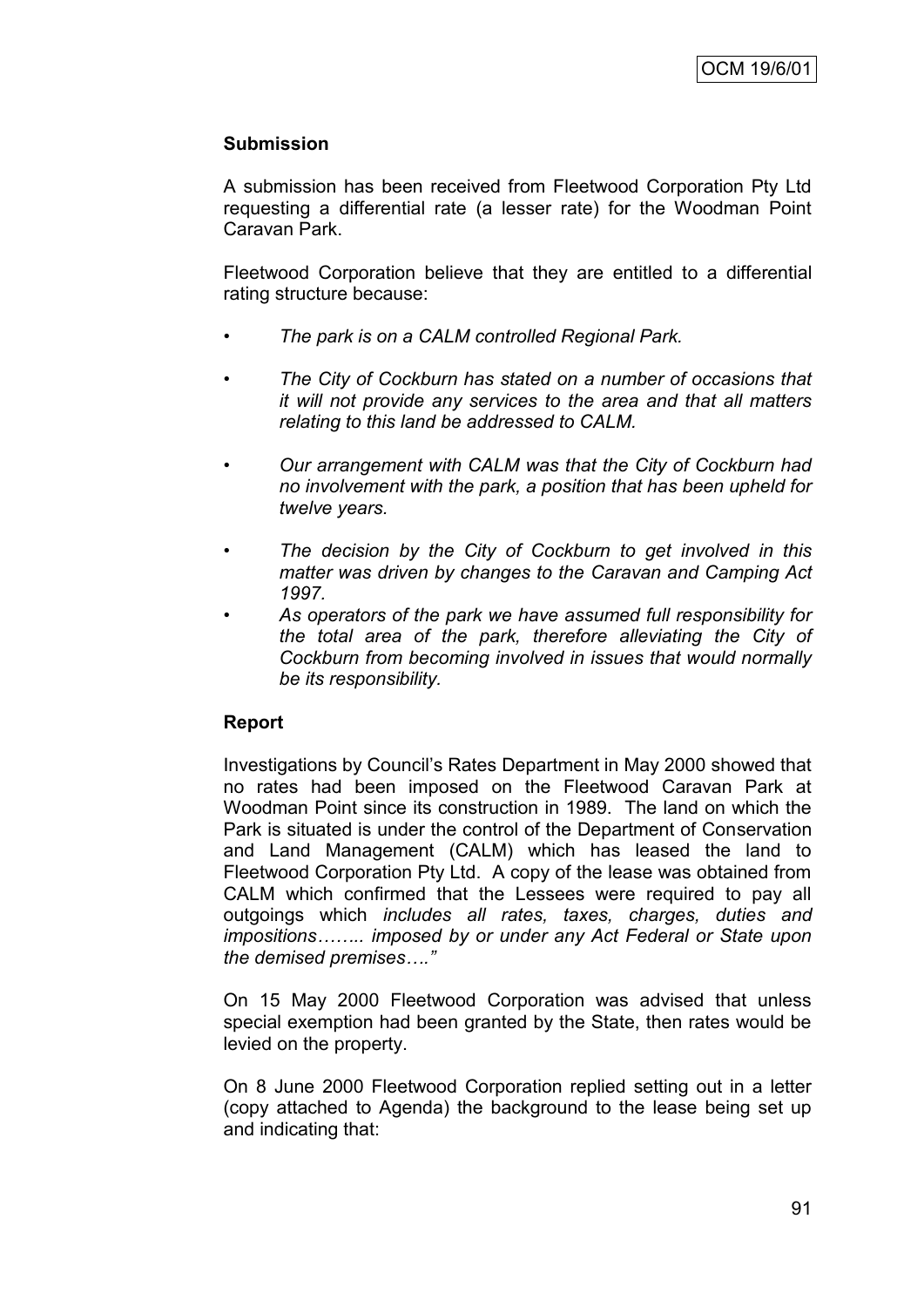**Submission**

A submission has been received from Fleetwood Corporation Pty Ltd requesting a differential rate (a lesser rate) for the Woodman Point Caravan Park.

Fleetwood Corporation believe that they are entitled to a differential rating structure because:

- *The park is on a CALM controlled Regional Park.*
- *The City of Cockburn has stated on a number of occasions that it will not provide any services to the area and that all matters relating to this land be addressed to CALM.*
- *Our arrangement with CALM was that the City of Cockburn had no involvement with the park, a position that has been upheld for twelve years.*
- *The decision by the City of Cockburn to get involved in this matter was driven by changes to the Caravan and Camping Act 1997.*
- *As operators of the park we have assumed full responsibility for the total area of the park, therefore alleviating the City of Cockburn from becoming involved in issues that would normally be its responsibility.*

**Report**

Investigations by Council's Rates Department in May 2000 showed that no rates had been imposed on the Fleetwood Caravan Park at Woodman Point since its construction in 1989. The land on which the Park is situated is under the control of the Department of Conservation and Land Management (CALM) which has leased the land to Fleetwood Corporation Pty Ltd. A copy of the lease was obtained from CALM which confirmed that the Lessees were required to pay all outgoings which *includes all rates, taxes, charges, duties and impositions…….. imposed by or under any Act Federal or State upon the demised premises…."*

On 15 May 2000 Fleetwood Corporation was advised that unless special exemption had been granted by the State, then rates would be levied on the property.

On 8 June 2000 Fleetwood Corporation replied setting out in a letter (copy attached to Agenda) the background to the lease being set up and indicating that: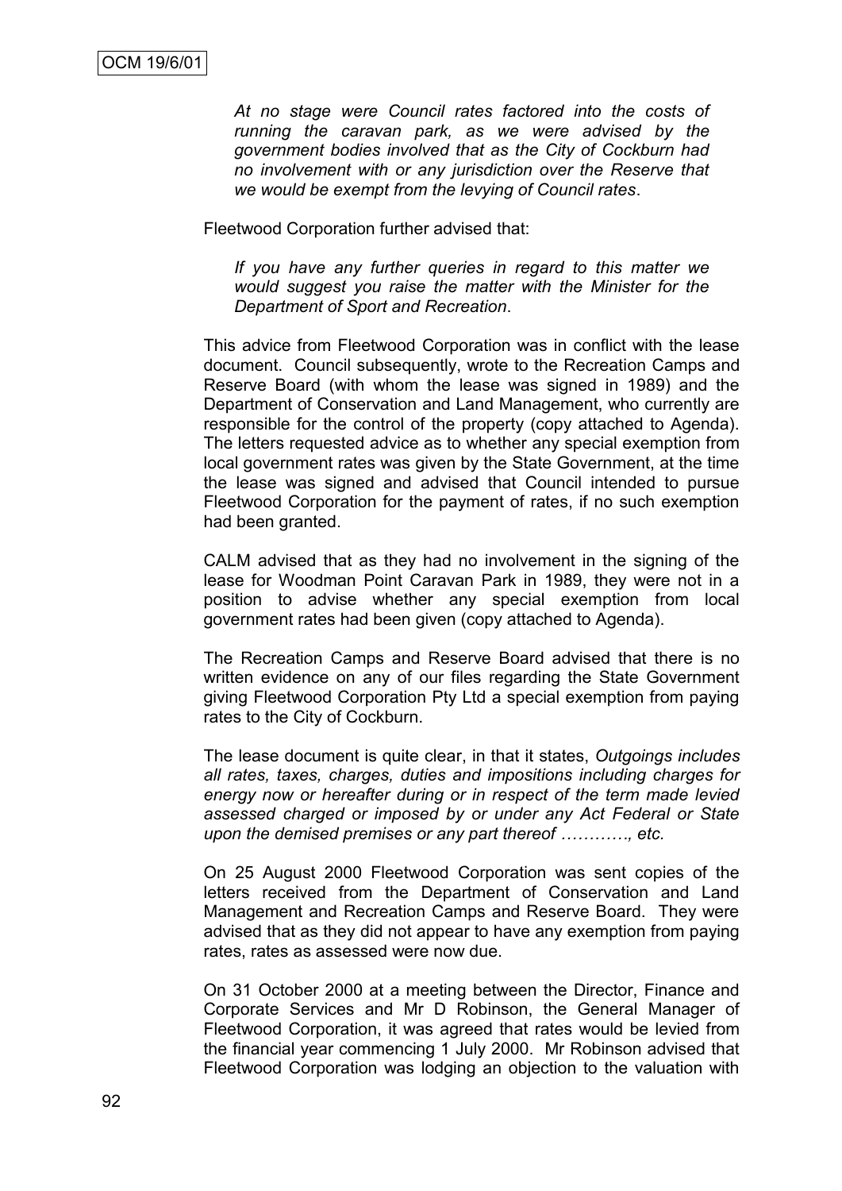*At no stage were Council rates factored into the costs of running the caravan park, as we were advised by the government bodies involved that as the City of Cockburn had no involvement with or any jurisdiction over the Reserve that we would be exempt from the levying of Council rates*.

Fleetwood Corporation further advised that:

*If you have any further queries in regard to this matter we would suggest you raise the matter with the Minister for the Department of Sport and Recreation*.

This advice from Fleetwood Corporation was in conflict with the lease document. Council subsequently, wrote to the Recreation Camps and Reserve Board (with whom the lease was signed in 1989) and the Department of Conservation and Land Management, who currently are responsible for the control of the property (copy attached to Agenda). The letters requested advice as to whether any special exemption from local government rates was given by the State Government, at the time the lease was signed and advised that Council intended to pursue Fleetwood Corporation for the payment of rates, if no such exemption had been granted.

CALM advised that as they had no involvement in the signing of the lease for Woodman Point Caravan Park in 1989, they were not in a position to advise whether any special exemption from local government rates had been given (copy attached to Agenda).

The Recreation Camps and Reserve Board advised that there is no written evidence on any of our files regarding the State Government giving Fleetwood Corporation Pty Ltd a special exemption from paying rates to the City of Cockburn.

The lease document is quite clear, in that it states, *Outgoings includes all rates, taxes, charges, duties and impositions including charges for energy now or hereafter during or in respect of the term made levied assessed charged or imposed by or under any Act Federal or State upon the demised premises or any part thereof …………, etc.*

On 25 August 2000 Fleetwood Corporation was sent copies of the letters received from the Department of Conservation and Land Management and Recreation Camps and Reserve Board. They were advised that as they did not appear to have any exemption from paying rates, rates as assessed were now due.

On 31 October 2000 at a meeting between the Director, Finance and Corporate Services and Mr D Robinson, the General Manager of Fleetwood Corporation, it was agreed that rates would be levied from the financial year commencing 1 July 2000. Mr Robinson advised that Fleetwood Corporation was lodging an objection to the valuation with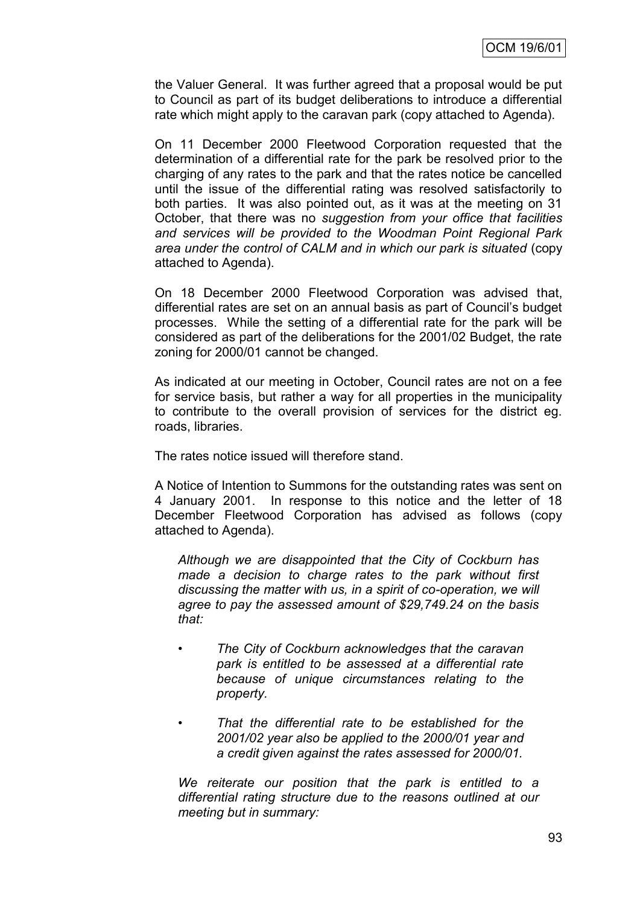the Valuer General. It was further agreed that a proposal would be put to Council as part of its budget deliberations to introduce a differential rate which might apply to the caravan park (copy attached to Agenda).

On 11 December 2000 Fleetwood Corporation requested that the determination of a differential rate for the park be resolved prior to the charging of any rates to the park and that the rates notice be cancelled until the issue of the differential rating was resolved satisfactorily to both parties. It was also pointed out, as it was at the meeting on 31 October, that there was no *suggestion from your office that facilities and services will be provided to the Woodman Point Regional Park area under the control of CALM and in which our park is situated* (copy attached to Agenda).

On 18 December 2000 Fleetwood Corporation was advised that, differential rates are set on an annual basis as part of Council's budget processes. While the setting of a differential rate for the park will be considered as part of the deliberations for the 2001/02 Budget, the rate zoning for 2000/01 cannot be changed.

As indicated at our meeting in October, Council rates are not on a fee for service basis, but rather a way for all properties in the municipality to contribute to the overall provision of services for the district eg. roads, libraries.

The rates notice issued will therefore stand.

A Notice of Intention to Summons for the outstanding rates was sent on 4 January 2001. In response to this notice and the letter of 18 December Fleetwood Corporation has advised as follows (copy attached to Agenda).

> *Although we are disappointed that the City of Cockburn has made a decision to charge rates to the park without first discussing the matter with us, in a spirit of co-operation, we will agree to pay the assessed amount of $29,749.24 on the basis that:*
>
> - *The City of Cockburn acknowledges that the caravan park is entitled to be assessed at a differential rate because of unique circumstances relating to the property.*
> - *That the differential rate to be established for the 2001/02 year also be applied to the 2000/01 year and a credit given against the rates assessed for 2000/01.*
>
> *We reiterate our position that the park is entitled to a differential rating structure due to the reasons outlined at our meeting but in summary:*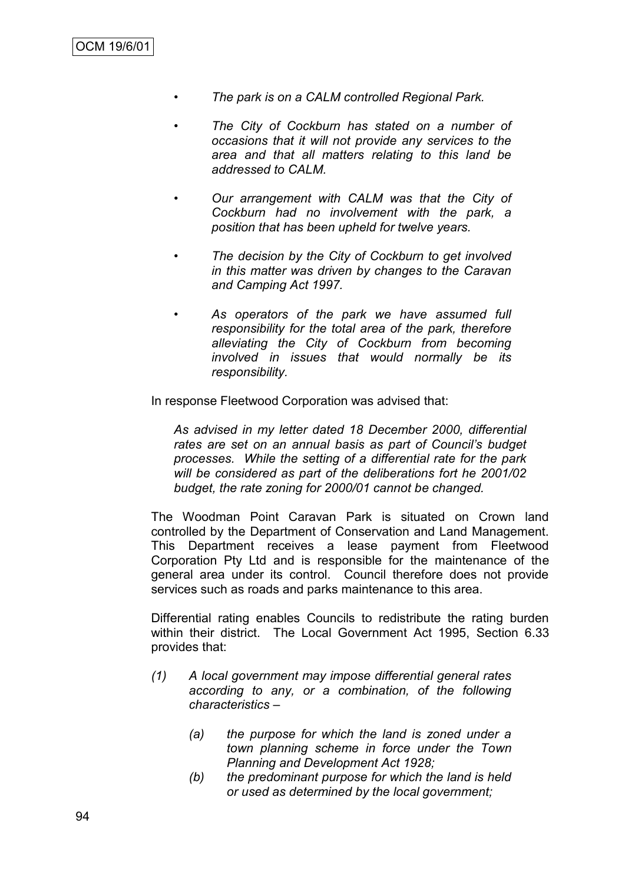- *The park is on a CALM controlled Regional Park.*

- *The City of Cockburn has stated on a number of occasions that it will not provide any services to the area and that all matters relating to this land be addressed to CALM.*

- *Our arrangement with CALM was that the City of Cockburn had no involvement with the park, a position that has been upheld for twelve years.*

- *The decision by the City of Cockburn to get involved in this matter was driven by changes to the Caravan and Camping Act 1997.*

- *As operators of the park we have assumed full responsibility for the total area of the park, therefore alleviating the City of Cockburn from becoming involved in issues that would normally be its responsibility.*

In response Fleetwood Corporation was advised that:

> *As advised in my letter dated 18 December 2000, differential rates are set on an annual basis as part of Council's budget processes. While the setting of a differential rate for the park will be considered as part of the deliberations fort he 2001/02 budget, the rate zoning for 2000/01 cannot be changed.*

The Woodman Point Caravan Park is situated on Crown land controlled by the Department of Conservation and Land Management. This Department receives a lease payment from Fleetwood Corporation Pty Ltd and is responsible for the maintenance of the general area under its control. Council therefore does not provide services such as roads and parks maintenance to this area.

Differential rating enables Councils to redistribute the rating burden within their district. The Local Government Act 1995, Section 6.33 provides that:

*(1) A local government may impose differential general rates according to any, or a combination, of the following characteristics –*

*(a) the purpose for which the land is zoned under a town planning scheme in force under the Town Planning and Development Act 1928;*

*(b) the predominant purpose for which the land is held or used as determined by the local government;*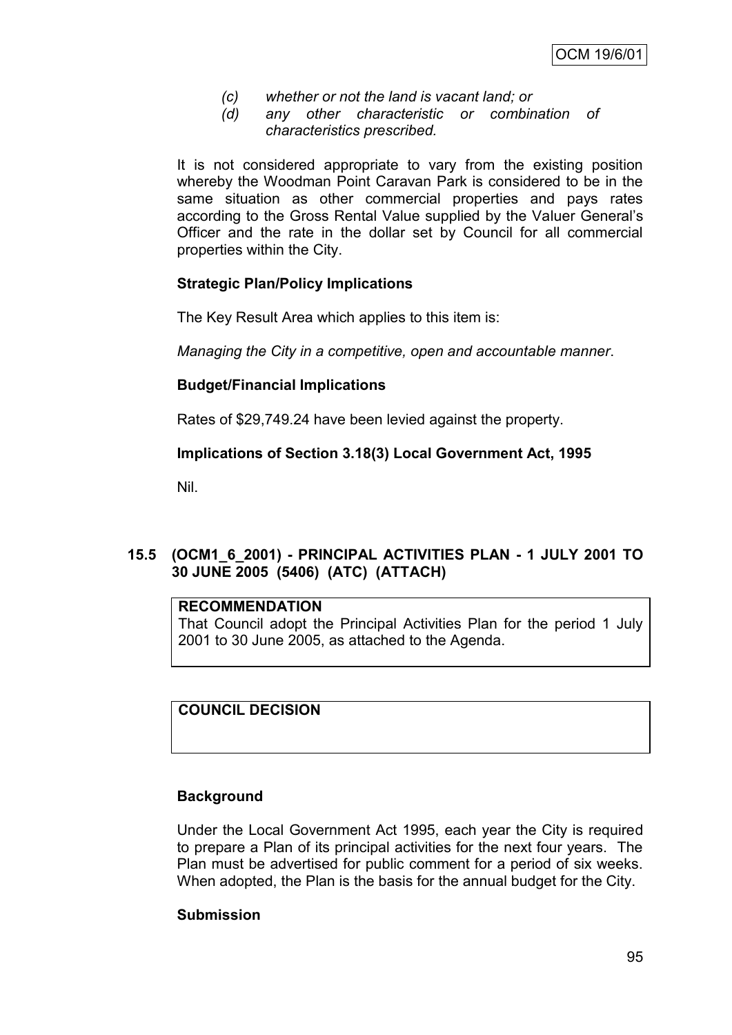*(c) whether or not the land is vacant land; or*

*(d) any other characteristic or combination of characteristics prescribed.*

It is not considered appropriate to vary from the existing position whereby the Woodman Point Caravan Park is considered to be in the same situation as other commercial properties and pays rates according to the Gross Rental Value supplied by the Valuer General's Officer and the rate in the dollar set by Council for all commercial properties within the City.

**Strategic Plan/Policy Implications**

The Key Result Area which applies to this item is:

*Managing the City in a competitive, open and accountable manner*.

**Budget/Financial Implications**

Rates of $29,749.24 have been levied against the property.

**Implications of Section 3.18(3) Local Government Act, 1995**

Nil.

## 15.5 (OCM1_6_2001) - PRINCIPAL ACTIVITIES PLAN - 1 JULY 2001 TO 30 JUNE 2005 (5406) (ATC) (ATTACH)

**RECOMMENDATION**

That Council adopt the Principal Activities Plan for the period 1 July 2001 to 30 June 2005, as attached to the Agenda.

**COUNCIL DECISION**

**Background**

Under the Local Government Act 1995, each year the City is required to prepare a Plan of its principal activities for the next four years. The Plan must be advertised for public comment for a period of six weeks. When adopted, the Plan is the basis for the annual budget for the City.

**Submission**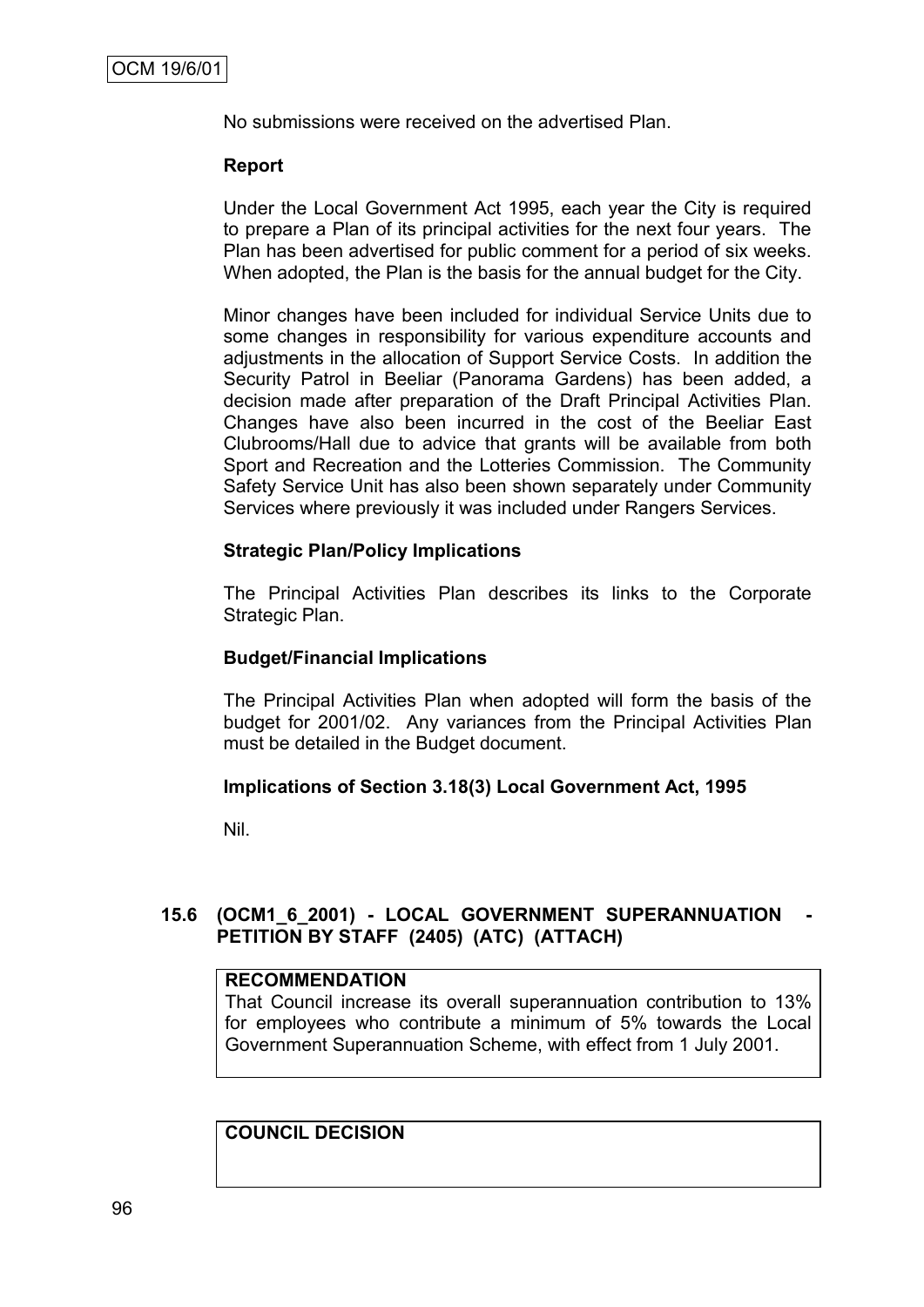No submissions were received on the advertised Plan.

**Report**

Under the Local Government Act 1995, each year the City is required to prepare a Plan of its principal activities for the next four years. The Plan has been advertised for public comment for a period of six weeks. When adopted, the Plan is the basis for the annual budget for the City.

Minor changes have been included for individual Service Units due to some changes in responsibility for various expenditure accounts and adjustments in the allocation of Support Service Costs. In addition the Security Patrol in Beeliar (Panorama Gardens) has been added, a decision made after preparation of the Draft Principal Activities Plan. Changes have also been incurred in the cost of the Beeliar East Clubrooms/Hall due to advice that grants will be available from both Sport and Recreation and the Lotteries Commission. The Community Safety Service Unit has also been shown separately under Community Services where previously it was included under Rangers Services.

**Strategic Plan/Policy Implications**

The Principal Activities Plan describes its links to the Corporate Strategic Plan.

**Budget/Financial Implications**

The Principal Activities Plan when adopted will form the basis of the budget for 2001/02. Any variances from the Principal Activities Plan must be detailed in the Budget document.

**Implications of Section 3.18(3) Local Government Act, 1995**

Nil.

### 15.6 (OCM1_6_2001) - LOCAL GOVERNMENT SUPERANNUATION - PETITION BY STAFF (2405) (ATC) (ATTACH)

**RECOMMENDATION**

That Council increase its overall superannuation contribution to 13% for employees who contribute a minimum of 5% towards the Local Government Superannuation Scheme, with effect from 1 July 2001.

**COUNCIL DECISION**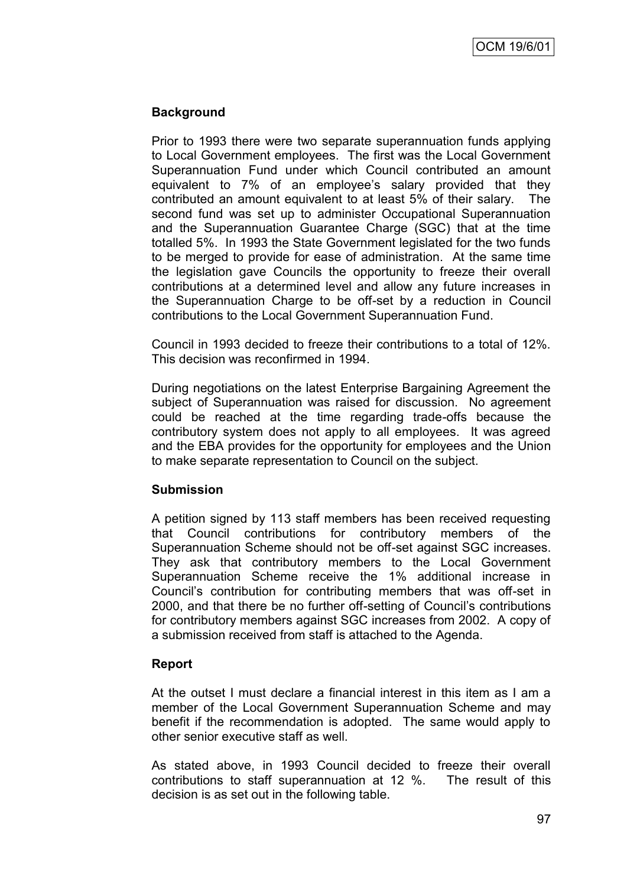## Background

Prior to 1993 there were two separate superannuation funds applying to Local Government employees. The first was the Local Government Superannuation Fund under which Council contributed an amount equivalent to 7% of an employee's salary provided that they contributed an amount equivalent to at least 5% of their salary. The second fund was set up to administer Occupational Superannuation and the Superannuation Guarantee Charge (SGC) that at the time totalled 5%. In 1993 the State Government legislated for the two funds to be merged to provide for ease of administration. At the same time the legislation gave Councils the opportunity to freeze their overall contributions at a determined level and allow any future increases in the Superannuation Charge to be off-set by a reduction in Council contributions to the Local Government Superannuation Fund.

Council in 1993 decided to freeze their contributions to a total of 12%. This decision was reconfirmed in 1994.

During negotiations on the latest Enterprise Bargaining Agreement the subject of Superannuation was raised for discussion. No agreement could be reached at the time regarding trade-offs because the contributory system does not apply to all employees. It was agreed and the EBA provides for the opportunity for employees and the Union to make separate representation to Council on the subject.

## Submission

A petition signed by 113 staff members has been received requesting that Council contributions for contributory members of the Superannuation Scheme should not be off-set against SGC increases. They ask that contributory members to the Local Government Superannuation Scheme receive the 1% additional increase in Council's contribution for contributing members that was off-set in 2000, and that there be no further off-setting of Council's contributions for contributory members against SGC increases from 2002. A copy of a submission received from staff is attached to the Agenda.

## Report

At the outset I must declare a financial interest in this item as I am a member of the Local Government Superannuation Scheme and may benefit if the recommendation is adopted. The same would apply to other senior executive staff as well.

As stated above, in 1993 Council decided to freeze their overall contributions to staff superannuation at 12 %. The result of this decision is as set out in the following table.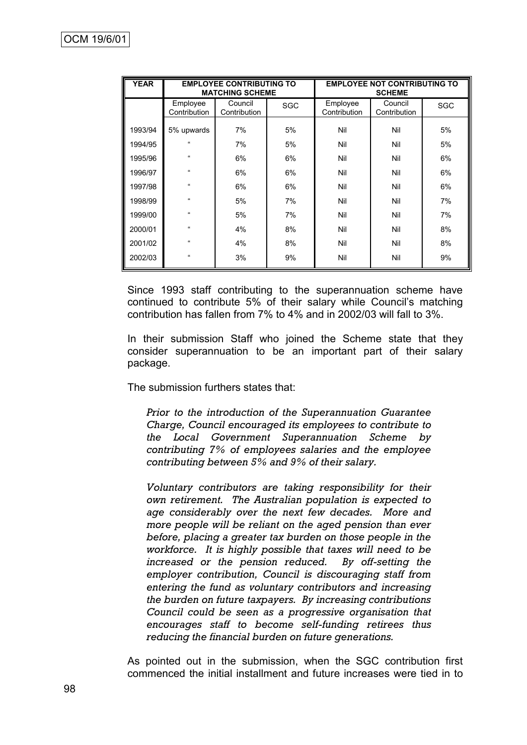| YEAR | EMPLOYEE CONTRIBUTING TO MATCHING SCHEME | | | EMPLOYEE NOT CONTRIBUTING TO SCHEME | | |
|---|---|---|---|---|---|---|
| | Employee Contribution | Council Contribution | SGC | Employee Contribution | Council Contribution | SGC |
| 1993/94 | 5% upwards | 7% | 5% | Nil | Nil | 5% |
| 1994/95 | " | 7% | 5% | Nil | Nil | 5% |
| 1995/96 | " | 6% | 6% | Nil | Nil | 6% |
| 1996/97 | " | 6% | 6% | Nil | Nil | 6% |
| 1997/98 | " | 6% | 6% | Nil | Nil | 6% |
| 1998/99 | " | 5% | 7% | Nil | Nil | 7% |
| 1999/00 | " | 5% | 7% | Nil | Nil | 7% |
| 2000/01 | " | 4% | 8% | Nil | Nil | 8% |
| 2001/02 | " | 4% | 8% | Nil | Nil | 8% |
| 2002/03 | " | 3% | 9% | Nil | Nil | 9% |

Since 1993 staff contributing to the superannuation scheme have continued to contribute 5% of their salary while Council's matching contribution has fallen from 7% to 4% and in 2002/03 will fall to 3%.

In their submission Staff who joined the Scheme state that they consider superannuation to be an important part of their salary package.

The submission furthers states that:

*Prior to the introduction of the Superannuation Guarantee Charge, Council encouraged its employees to contribute to the Local Government Superannuation Scheme by contributing 7% of employees salaries and the employee contributing between 5% and 9% of their salary.*

*Voluntary contributors are taking responsibility for their own retirement. The Australian population is expected to age considerably over the next few decades. More and more people will be reliant on the aged pension than ever before, placing a greater tax burden on those people in the workforce. It is highly possible that taxes will need to be increased or the pension reduced. By off-setting the employer contribution, Council is discouraging staff from entering the fund as voluntary contributors and increasing the burden on future taxpayers. By increasing contributions Council could be seen as a progressive organisation that encourages staff to become self-funding retirees thus reducing the financial burden on future generations.*

As pointed out in the submission, when the SGC contribution first commenced the initial installment and future increases were tied in to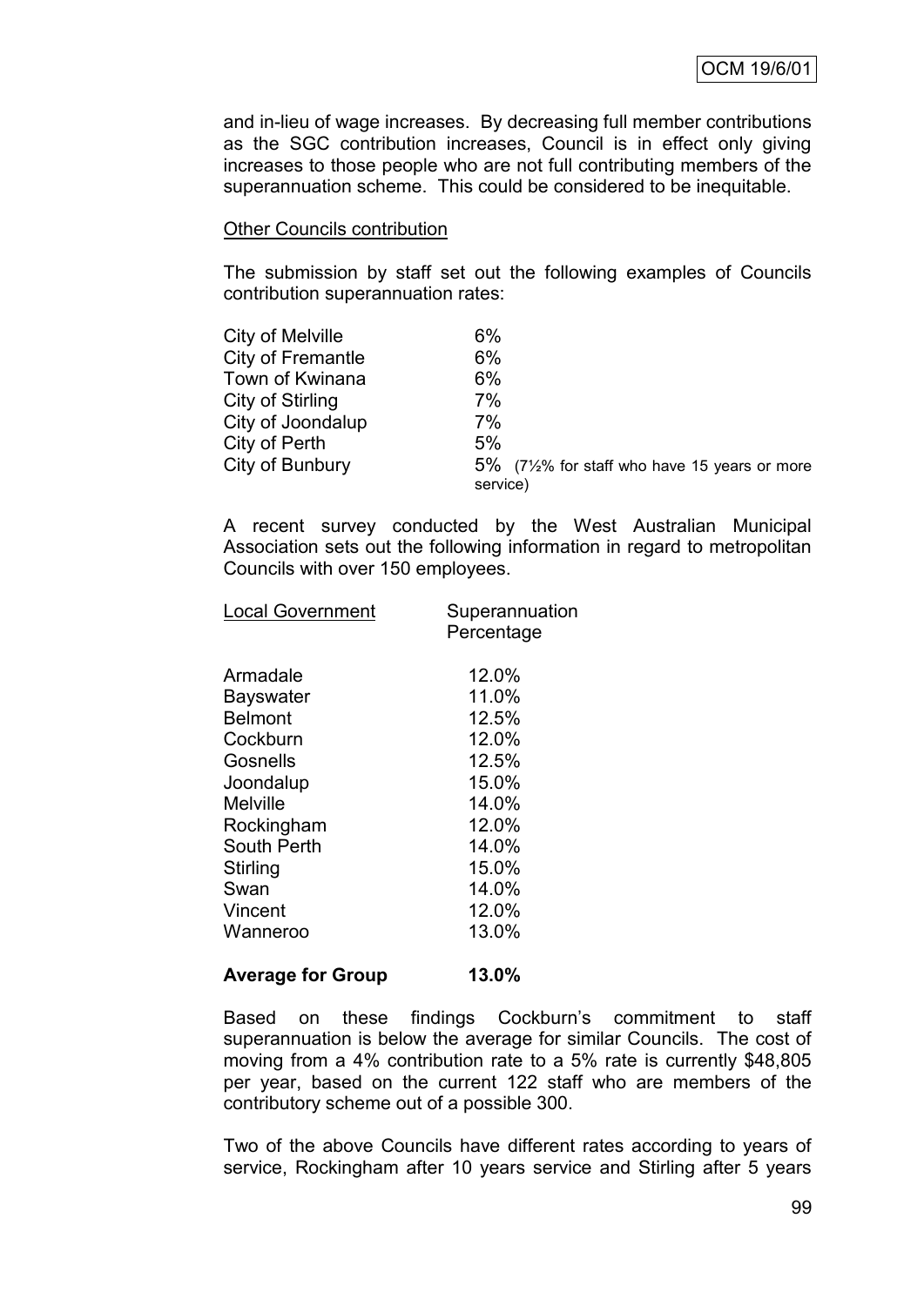and in-lieu of wage increases. By decreasing full member contributions as the SGC contribution increases, Council is in effect only giving increases to those people who are not full contributing members of the superannuation scheme. This could be considered to be inequitable.

Other Councils contribution

The submission by staff set out the following examples of Councils contribution superannuation rates:

| | |
|---|---|
| City of Melville | 6% |
| City of Fremantle | 6% |
| Town of Kwinana | 6% |
| City of Stirling | 7% |
| City of Joondalup | 7% |
| City of Perth | 5% |
| City of Bunbury | 5% (7½% for staff who have 15 years or more service) |

A recent survey conducted by the West Australian Municipal Association sets out the following information in regard to metropolitan Councils with over 150 employees.

| Local Government | Superannuation Percentage |
|---|---|
| Armadale | 12.0% |
| Bayswater | 11.0% |
| Belmont | 12.5% |
| Cockburn | 12.0% |
| Gosnells | 12.5% |
| Joondalup | 15.0% |
| Melville | 14.0% |
| Rockingham | 12.0% |
| South Perth | 14.0% |
| Stirling | 15.0% |
| Swan | 14.0% |
| Vincent | 12.0% |
| Wanneroo | 13.0% |
| **Average for Group** | **13.0%** |

Based on these findings Cockburn's commitment to staff superannuation is below the average for similar Councils. The cost of moving from a 4% contribution rate to a 5% rate is currently $48,805 per year, based on the current 122 staff who are members of the contributory scheme out of a possible 300.

Two of the above Councils have different rates according to years of service, Rockingham after 10 years service and Stirling after 5 years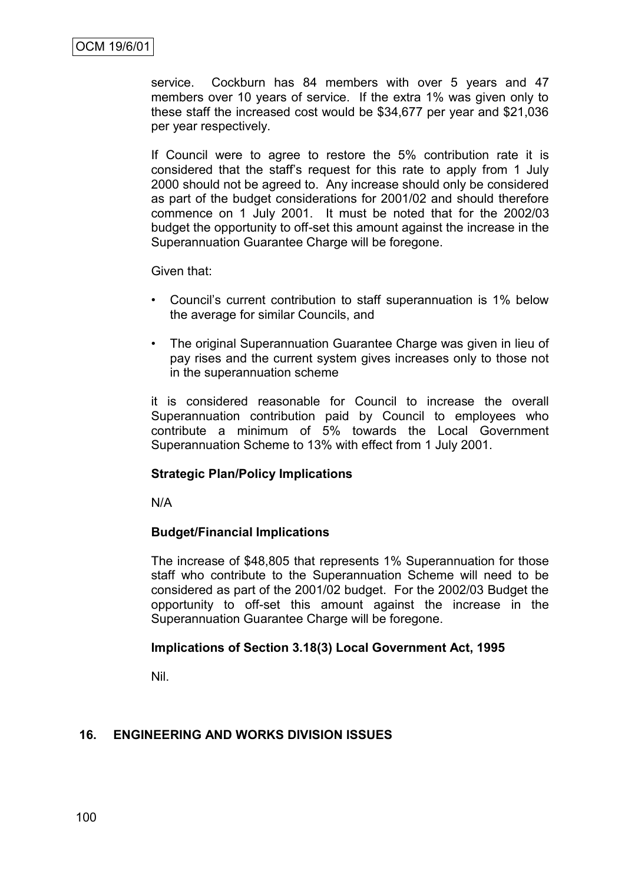service. Cockburn has 84 members with over 5 years and 47 members over 10 years of service. If the extra 1% was given only to these staff the increased cost would be $34,677 per year and $21,036 per year respectively.

If Council were to agree to restore the 5% contribution rate it is considered that the staff's request for this rate to apply from 1 July 2000 should not be agreed to. Any increase should only be considered as part of the budget considerations for 2001/02 and should therefore commence on 1 July 2001. It must be noted that for the 2002/03 budget the opportunity to off-set this amount against the increase in the Superannuation Guarantee Charge will be foregone.

Given that:

- Council's current contribution to staff superannuation is 1% below the average for similar Councils, and
- The original Superannuation Guarantee Charge was given in lieu of pay rises and the current system gives increases only to those not in the superannuation scheme

it is considered reasonable for Council to increase the overall Superannuation contribution paid by Council to employees who contribute a minimum of 5% towards the Local Government Superannuation Scheme to 13% with effect from 1 July 2001.

**Strategic Plan/Policy Implications**

N/A

**Budget/Financial Implications**

The increase of $48,805 that represents 1% Superannuation for those staff who contribute to the Superannuation Scheme will need to be considered as part of the 2001/02 budget. For the 2002/03 Budget the opportunity to off-set this amount against the increase in the Superannuation Guarantee Charge will be foregone.

**Implications of Section 3.18(3) Local Government Act, 1995**

Nil.

## 16. ENGINEERING AND WORKS DIVISION ISSUES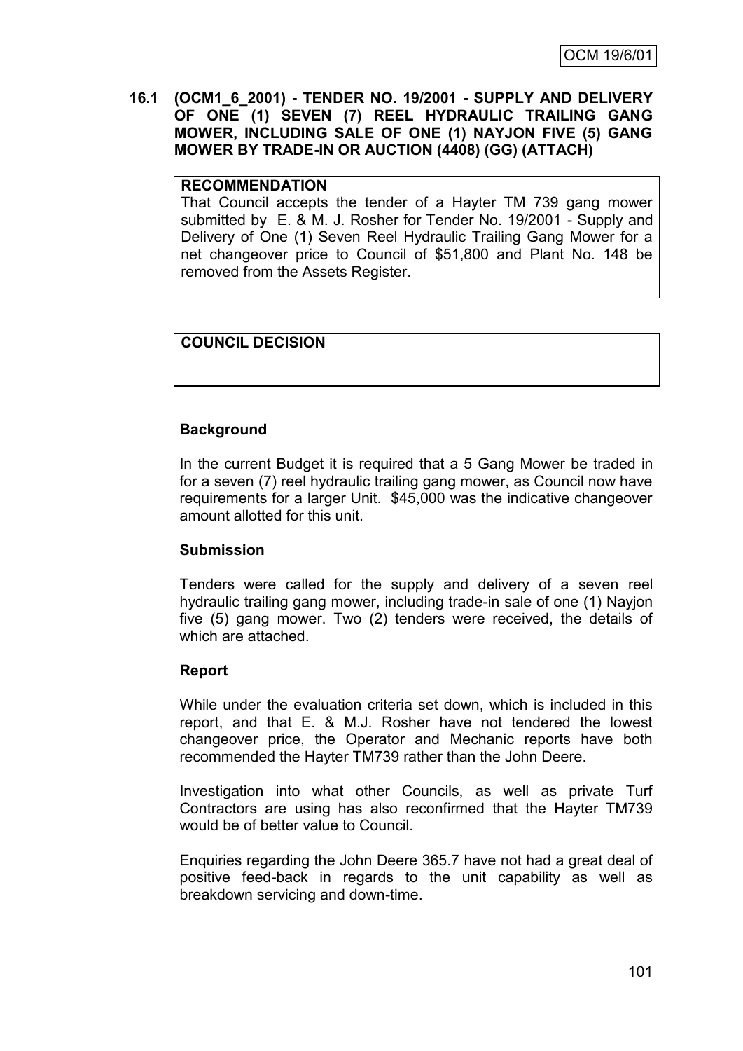OCM 19/6/01

## 16.1 (OCM1_6_2001) - TENDER NO. 19/2001 - SUPPLY AND DELIVERY OF ONE (1) SEVEN (7) REEL HYDRAULIC TRAILING GANG MOWER, INCLUDING SALE OF ONE (1) NAYJON FIVE (5) GANG MOWER BY TRADE-IN OR AUCTION (4408) (GG) (ATTACH)

**RECOMMENDATION**

That Council accepts the tender of a Hayter TM 739 gang mower submitted by E. & M. J. Rosher for Tender No. 19/2001 - Supply and Delivery of One (1) Seven Reel Hydraulic Trailing Gang Mower for a net changeover price to Council of $51,800 and Plant No. 148 be removed from the Assets Register.

**COUNCIL DECISION**

### Background

In the current Budget it is required that a 5 Gang Mower be traded in for a seven (7) reel hydraulic trailing gang mower, as Council now have requirements for a larger Unit. $45,000 was the indicative changeover amount allotted for this unit.

### Submission

Tenders were called for the supply and delivery of a seven reel hydraulic trailing gang mower, including trade-in sale of one (1) Nayjon five (5) gang mower. Two (2) tenders were received, the details of which are attached.

### Report

While under the evaluation criteria set down, which is included in this report, and that E. & M.J. Rosher have not tendered the lowest changeover price, the Operator and Mechanic reports have both recommended the Hayter TM739 rather than the John Deere.

Investigation into what other Councils, as well as private Turf Contractors are using has also reconfirmed that the Hayter TM739 would be of better value to Council.

Enquiries regarding the John Deere 365.7 have not had a great deal of positive feed-back in regards to the unit capability as well as breakdown servicing and down-time.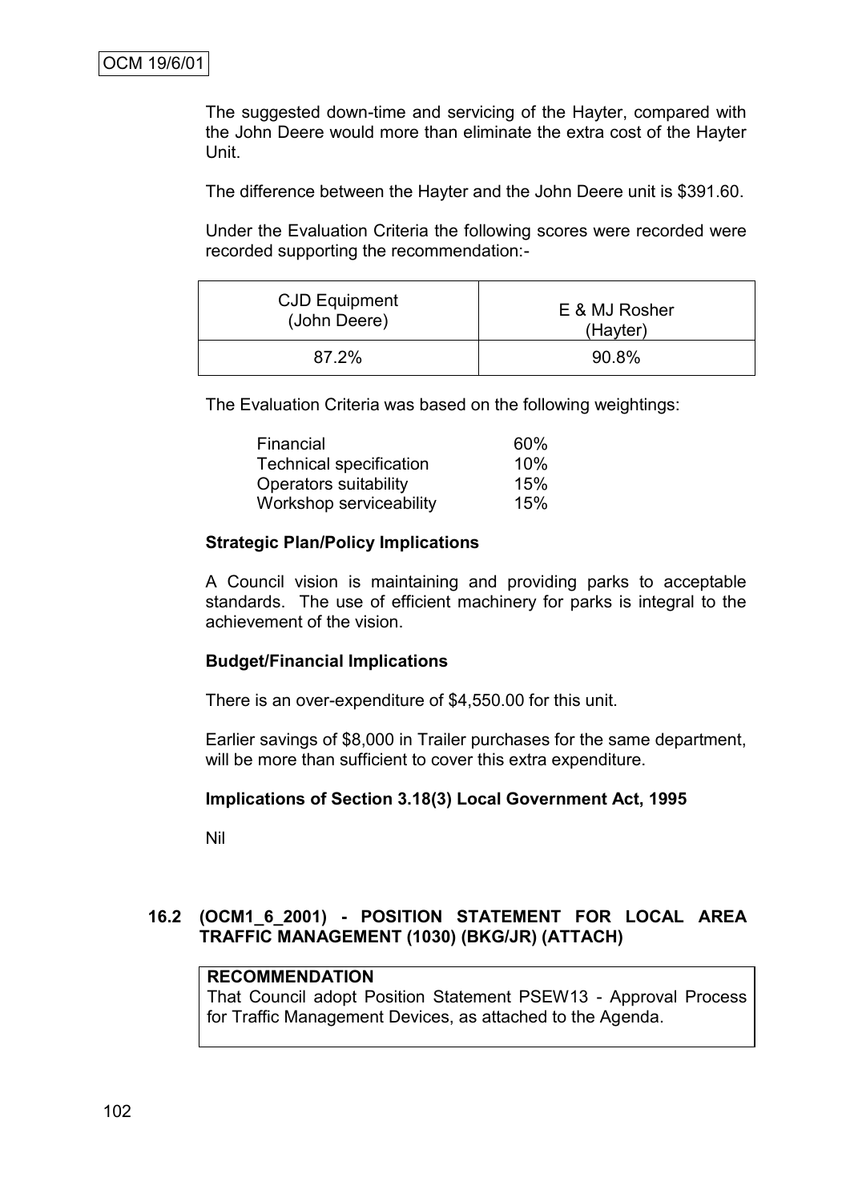The suggested down-time and servicing of the Hayter, compared with the John Deere would more than eliminate the extra cost of the Hayter Unit.

The difference between the Hayter and the John Deere unit is $391.60.

Under the Evaluation Criteria the following scores were recorded were recorded supporting the recommendation:-

| CJD Equipment (John Deere) | E & MJ Rosher (Hayter) |
|---|---|
| 87.2% | 90.8% |

The Evaluation Criteria was based on the following weightings:

| | |
|---|---|
| Financial | 60% |
| Technical specification | 10% |
| Operators suitability | 15% |
| Workshop serviceability | 15% |

**Strategic Plan/Policy Implications**

A Council vision is maintaining and providing parks to acceptable standards. The use of efficient machinery for parks is integral to the achievement of the vision.

**Budget/Financial Implications**

There is an over-expenditure of $4,550.00 for this unit.

Earlier savings of $8,000 in Trailer purchases for the same department, will be more than sufficient to cover this extra expenditure.

**Implications of Section 3.18(3) Local Government Act, 1995**

Nil

## 16.2 (OCM1_6_2001) - POSITION STATEMENT FOR LOCAL AREA TRAFFIC MANAGEMENT (1030) (BKG/JR) (ATTACH)

**RECOMMENDATION**
That Council adopt Position Statement PSEW13 - Approval Process for Traffic Management Devices, as attached to the Agenda.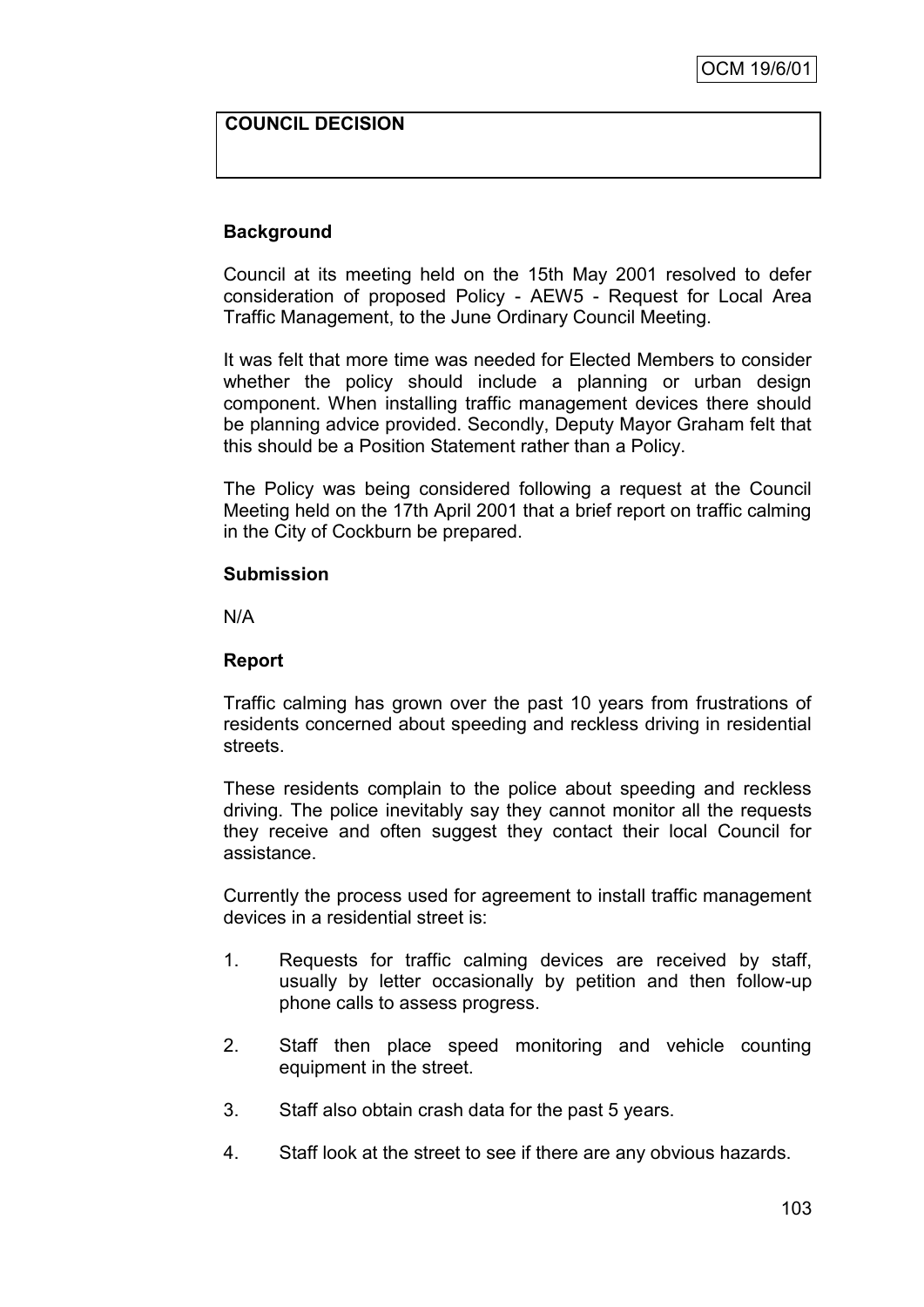**COUNCIL DECISION**

**Background**

Council at its meeting held on the 15th May 2001 resolved to defer consideration of proposed Policy - AEW5 - Request for Local Area Traffic Management, to the June Ordinary Council Meeting.

It was felt that more time was needed for Elected Members to consider whether the policy should include a planning or urban design component. When installing traffic management devices there should be planning advice provided. Secondly, Deputy Mayor Graham felt that this should be a Position Statement rather than a Policy.

The Policy was being considered following a request at the Council Meeting held on the 17th April 2001 that a brief report on traffic calming in the City of Cockburn be prepared.

**Submission**

N/A

**Report**

Traffic calming has grown over the past 10 years from frustrations of residents concerned about speeding and reckless driving in residential streets.

These residents complain to the police about speeding and reckless driving. The police inevitably say they cannot monitor all the requests they receive and often suggest they contact their local Council for assistance.

Currently the process used for agreement to install traffic management devices in a residential street is:

1. Requests for traffic calming devices are received by staff, usually by letter occasionally by petition and then follow-up phone calls to assess progress.
2. Staff then place speed monitoring and vehicle counting equipment in the street.
3. Staff also obtain crash data for the past 5 years.
4. Staff look at the street to see if there are any obvious hazards.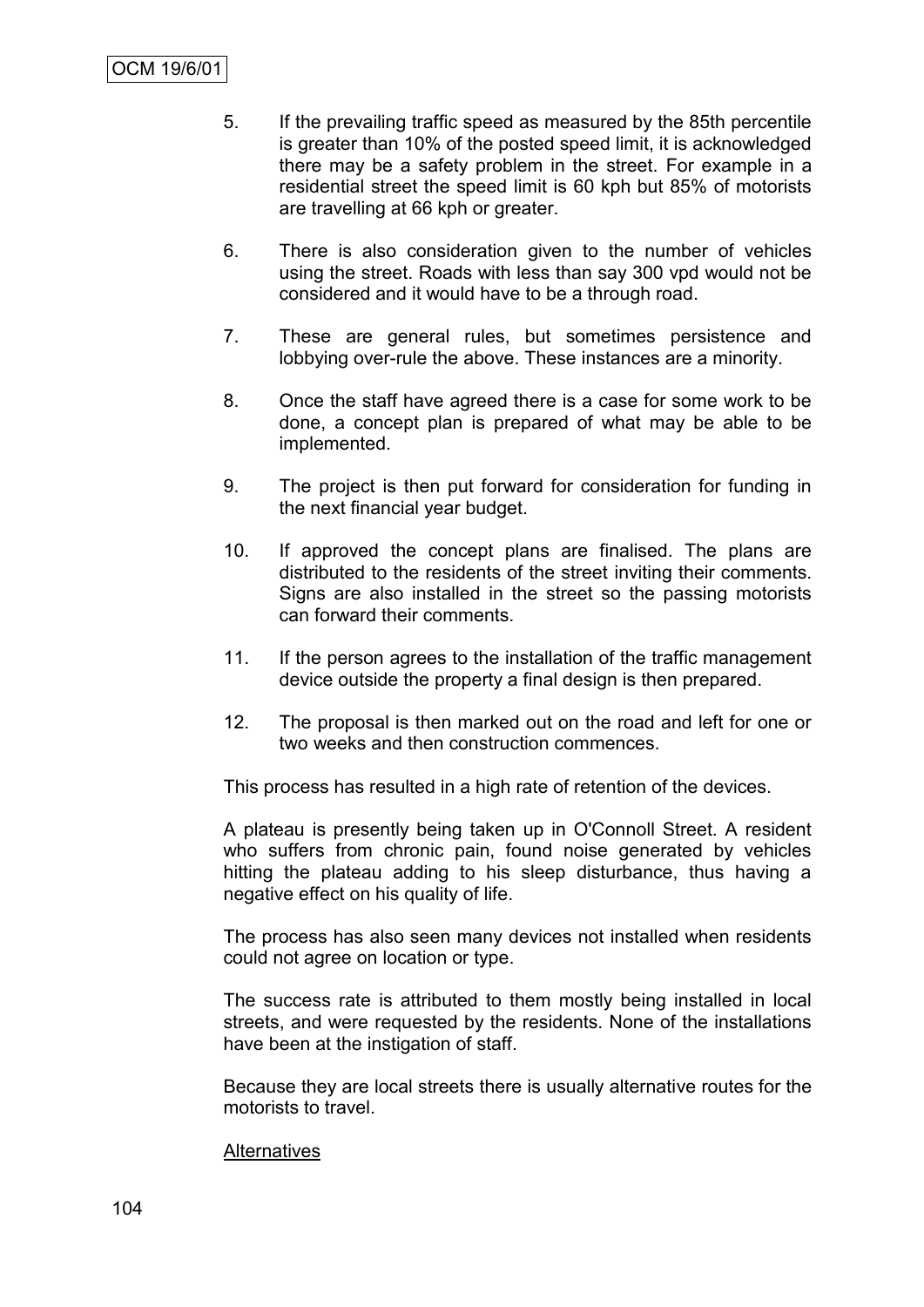5. If the prevailing traffic speed as measured by the 85th percentile is greater than 10% of the posted speed limit, it is acknowledged there may be a safety problem in the street. For example in a residential street the speed limit is 60 kph but 85% of motorists are travelling at 66 kph or greater.

6. There is also consideration given to the number of vehicles using the street. Roads with less than say 300 vpd would not be considered and it would have to be a through road.

7. These are general rules, but sometimes persistence and lobbying over-rule the above. These instances are a minority.

8. Once the staff have agreed there is a case for some work to be done, a concept plan is prepared of what may be able to be implemented.

9. The project is then put forward for consideration for funding in the next financial year budget.

10. If approved the concept plans are finalised. The plans are distributed to the residents of the street inviting their comments. Signs are also installed in the street so the passing motorists can forward their comments.

11. If the person agrees to the installation of the traffic management device outside the property a final design is then prepared.

12. The proposal is then marked out on the road and left for one or two weeks and then construction commences.

This process has resulted in a high rate of retention of the devices.

A plateau is presently being taken up in O'Connoll Street. A resident who suffers from chronic pain, found noise generated by vehicles hitting the plateau adding to his sleep disturbance, thus having a negative effect on his quality of life.

The process has also seen many devices not installed when residents could not agree on location or type.

The success rate is attributed to them mostly being installed in local streets, and were requested by the residents. None of the installations have been at the instigation of staff.

Because they are local streets there is usually alternative routes for the motorists to travel.

<u>Alternatives</u>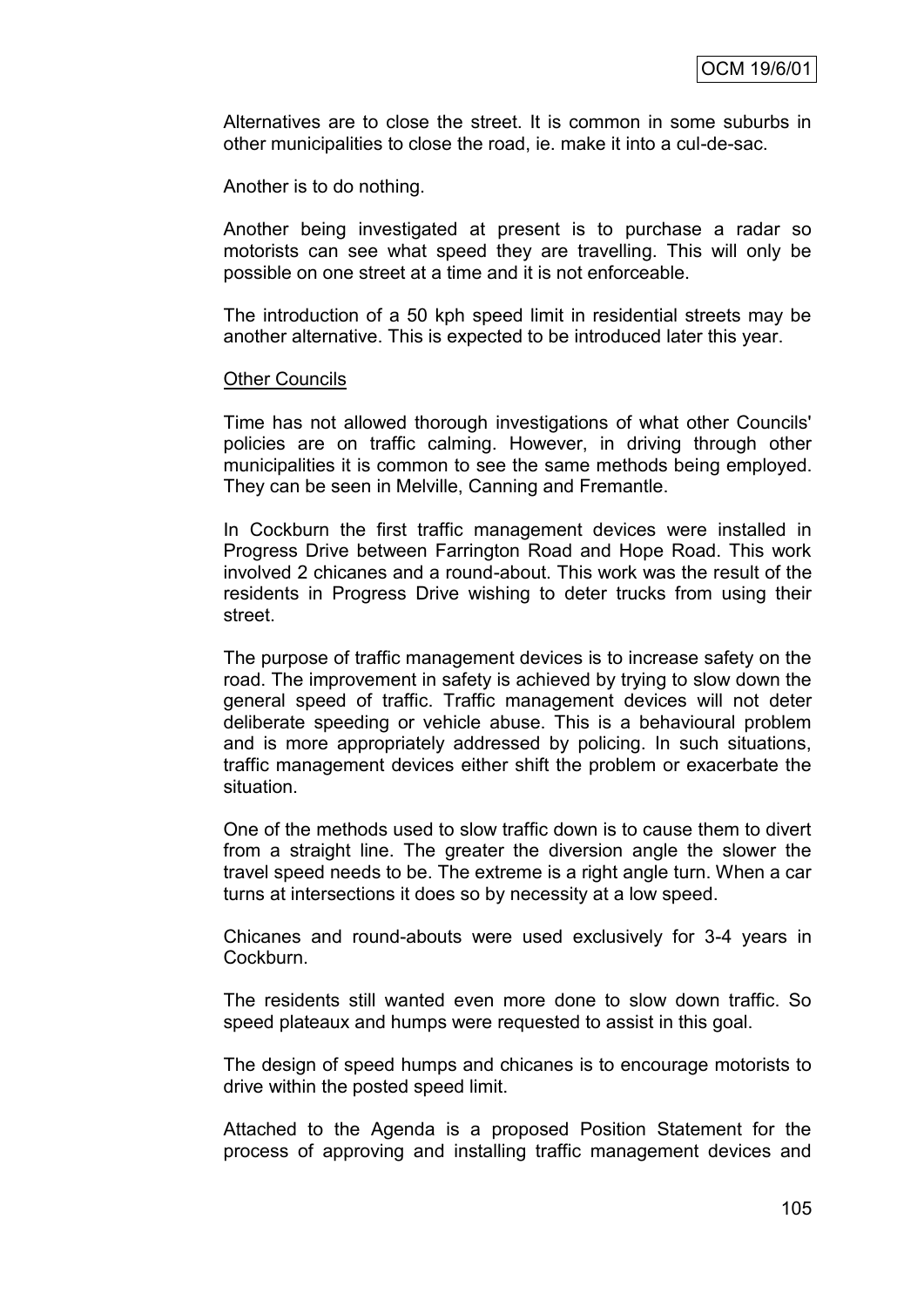Alternatives are to close the street. It is common in some suburbs in other municipalities to close the road, ie. make it into a cul-de-sac.

Another is to do nothing.

Another being investigated at present is to purchase a radar so motorists can see what speed they are travelling. This will only be possible on one street at a time and it is not enforceable.

The introduction of a 50 kph speed limit in residential streets may be another alternative. This is expected to be introduced later this year.

<u>Other Councils</u>

Time has not allowed thorough investigations of what other Councils' policies are on traffic calming. However, in driving through other municipalities it is common to see the same methods being employed. They can be seen in Melville, Canning and Fremantle.

In Cockburn the first traffic management devices were installed in Progress Drive between Farrington Road and Hope Road. This work involved 2 chicanes and a round-about. This work was the result of the residents in Progress Drive wishing to deter trucks from using their street.

The purpose of traffic management devices is to increase safety on the road. The improvement in safety is achieved by trying to slow down the general speed of traffic. Traffic management devices will not deter deliberate speeding or vehicle abuse. This is a behavioural problem and is more appropriately addressed by policing. In such situations, traffic management devices either shift the problem or exacerbate the situation.

One of the methods used to slow traffic down is to cause them to divert from a straight line. The greater the diversion angle the slower the travel speed needs to be. The extreme is a right angle turn. When a car turns at intersections it does so by necessity at a low speed.

Chicanes and round-abouts were used exclusively for 3-4 years in Cockburn.

The residents still wanted even more done to slow down traffic. So speed plateaux and humps were requested to assist in this goal.

The design of speed humps and chicanes is to encourage motorists to drive within the posted speed limit.

Attached to the Agenda is a proposed Position Statement for the process of approving and installing traffic management devices and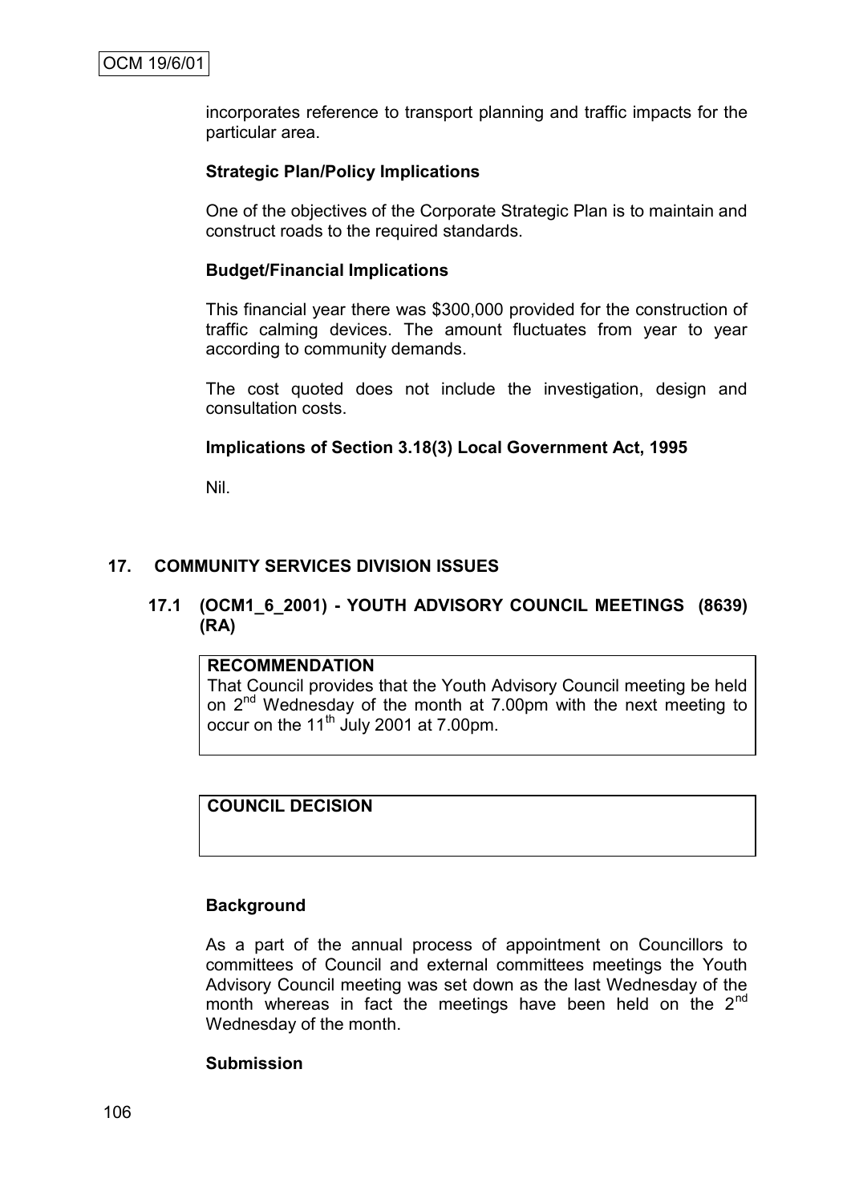incorporates reference to transport planning and traffic impacts for the particular area.

**Strategic Plan/Policy Implications**

One of the objectives of the Corporate Strategic Plan is to maintain and construct roads to the required standards.

**Budget/Financial Implications**

This financial year there was $300,000 provided for the construction of traffic calming devices. The amount fluctuates from year to year according to community demands.

The cost quoted does not include the investigation, design and consultation costs.

**Implications of Section 3.18(3) Local Government Act, 1995**

Nil.

## 17. COMMUNITY SERVICES DIVISION ISSUES

### 17.1 (OCM1_6_2001) - YOUTH ADVISORY COUNCIL MEETINGS (8639) (RA)

**RECOMMENDATION**

That Council provides that the Youth Advisory Council meeting be held on 2nd Wednesday of the month at 7.00pm with the next meeting to occur on the 11th July 2001 at 7.00pm.

**COUNCIL DECISION**

**Background**

As a part of the annual process of appointment on Councillors to committees of Council and external committees meetings the Youth Advisory Council meeting was set down as the last Wednesday of the month whereas in fact the meetings have been held on the 2nd Wednesday of the month.

**Submission**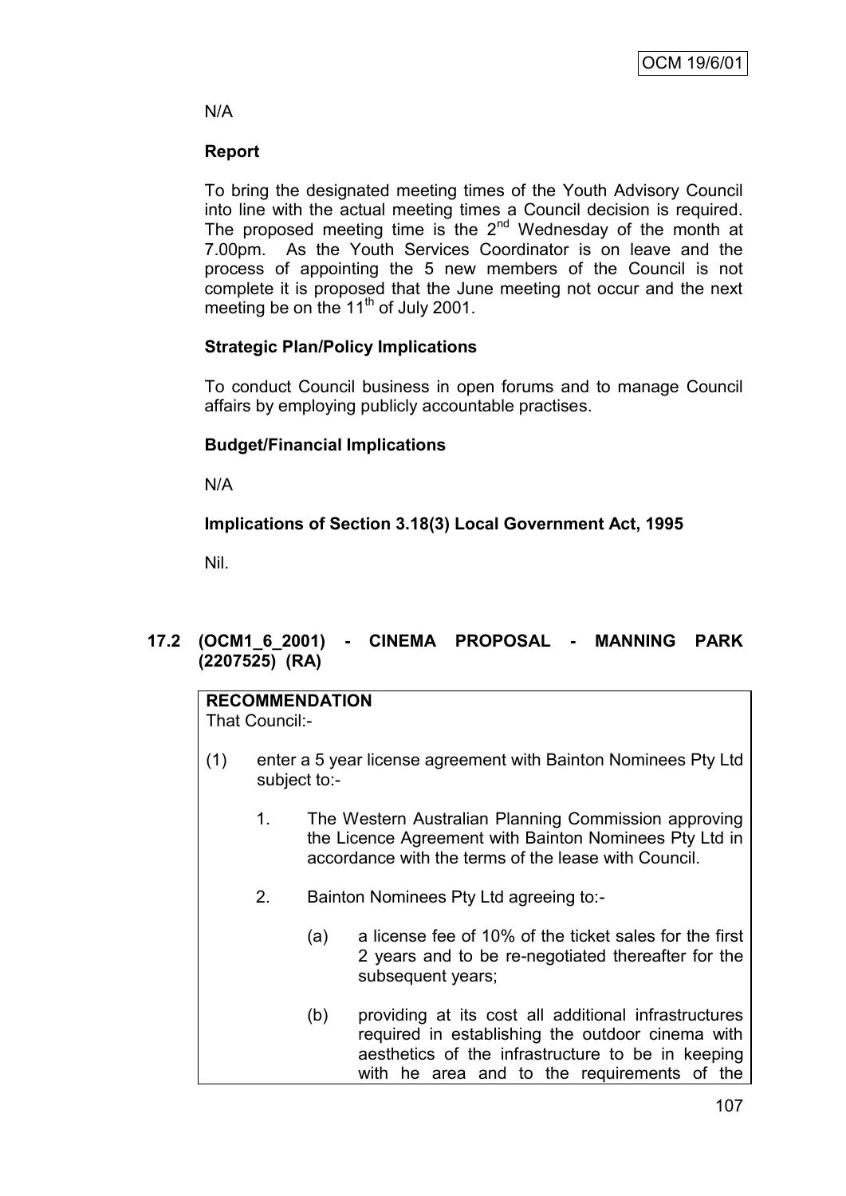N/A

**Report**

To bring the designated meeting times of the Youth Advisory Council into line with the actual meeting times a Council decision is required. The proposed meeting time is the 2nd Wednesday of the month at 7.00pm. As the Youth Services Coordinator is on leave and the process of appointing the 5 new members of the Council is not complete it is proposed that the June meeting not occur and the next meeting be on the 11th of July 2001.

**Strategic Plan/Policy Implications**

To conduct Council business in open forums and to manage Council affairs by employing publicly accountable practises.

**Budget/Financial Implications**

N/A

**Implications of Section 3.18(3) Local Government Act, 1995**

Nil.

## 17.2 (OCM1_6_2001) - CINEMA PROPOSAL - MANNING PARK (2207525) (RA)

**RECOMMENDATION**
That Council:-

(1) enter a 5 year license agreement with Bainton Nominees Pty Ltd subject to:-

1. The Western Australian Planning Commission approving the Licence Agreement with Bainton Nominees Pty Ltd in accordance with the terms of the lease with Council.

2. Bainton Nominees Pty Ltd agreeing to:-

   (a) a license fee of 10% of the ticket sales for the first 2 years and to be re-negotiated thereafter for the subsequent years;

   (b) providing at its cost all additional infrastructures required in establishing the outdoor cinema with aesthetics of the infrastructure to be in keeping with he area and to the requirements of the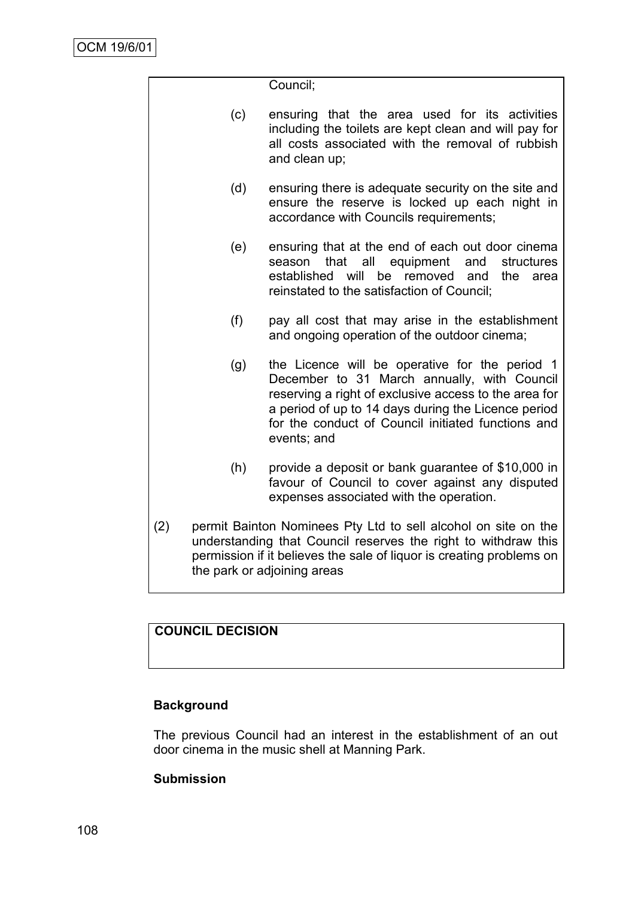Council;

(c) ensuring that the area used for its activities including the toilets are kept clean and will pay for all costs associated with the removal of rubbish and clean up;

(d) ensuring there is adequate security on the site and ensure the reserve is locked up each night in accordance with Councils requirements;

(e) ensuring that at the end of each out door cinema season that all equipment and structures established will be removed and the area reinstated to the satisfaction of Council;

(f) pay all cost that may arise in the establishment and ongoing operation of the outdoor cinema;

(g) the Licence will be operative for the period 1 December to 31 March annually, with Council reserving a right of exclusive access to the area for a period of up to 14 days during the Licence period for the conduct of Council initiated functions and events; and

(h) provide a deposit or bank guarantee of $10,000 in favour of Council to cover against any disputed expenses associated with the operation.

(2) permit Bainton Nominees Pty Ltd to sell alcohol on site on the understanding that Council reserves the right to withdraw this permission if it believes the sale of liquor is creating problems on the park or adjoining areas

**COUNCIL DECISION**

**Background**

The previous Council had an interest in the establishment of an out door cinema in the music shell at Manning Park.

**Submission**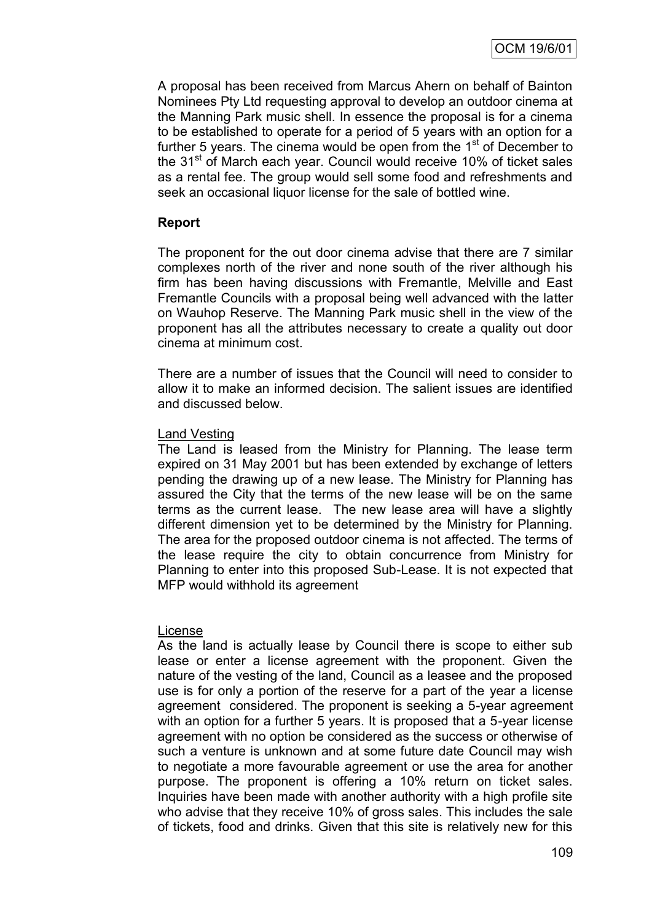A proposal has been received from Marcus Ahern on behalf of Bainton Nominees Pty Ltd requesting approval to develop an outdoor cinema at the Manning Park music shell. In essence the proposal is for a cinema to be established to operate for a period of 5 years with an option for a further 5 years. The cinema would be open from the 1st of December to the 31st of March each year. Council would receive 10% of ticket sales as a rental fee. The group would sell some food and refreshments and seek an occasional liquor license for the sale of bottled wine.

**Report**

The proponent for the out door cinema advise that there are 7 similar complexes north of the river and none south of the river although his firm has been having discussions with Fremantle, Melville and East Fremantle Councils with a proposal being well advanced with the latter on Wauhop Reserve. The Manning Park music shell in the view of the proponent has all the attributes necessary to create a quality out door cinema at minimum cost.

There are a number of issues that the Council will need to consider to allow it to make an informed decision. The salient issues are identified and discussed below.

Land Vesting

The Land is leased from the Ministry for Planning. The lease term expired on 31 May 2001 but has been extended by exchange of letters pending the drawing up of a new lease. The Ministry for Planning has assured the City that the terms of the new lease will be on the same terms as the current lease. The new lease area will have a slightly different dimension yet to be determined by the Ministry for Planning. The area for the proposed outdoor cinema is not affected. The terms of the lease require the city to obtain concurrence from Ministry for Planning to enter into this proposed Sub-Lease. It is not expected that MFP would withhold its agreement

License

As the land is actually lease by Council there is scope to either sub lease or enter a license agreement with the proponent. Given the nature of the vesting of the land, Council as a leasee and the proposed use is for only a portion of the reserve for a part of the year a license agreement considered. The proponent is seeking a 5-year agreement with an option for a further 5 years. It is proposed that a 5-year license agreement with no option be considered as the success or otherwise of such a venture is unknown and at some future date Council may wish to negotiate a more favourable agreement or use the area for another purpose. The proponent is offering a 10% return on ticket sales. Inquiries have been made with another authority with a high profile site who advise that they receive 10% of gross sales. This includes the sale of tickets, food and drinks. Given that this site is relatively new for this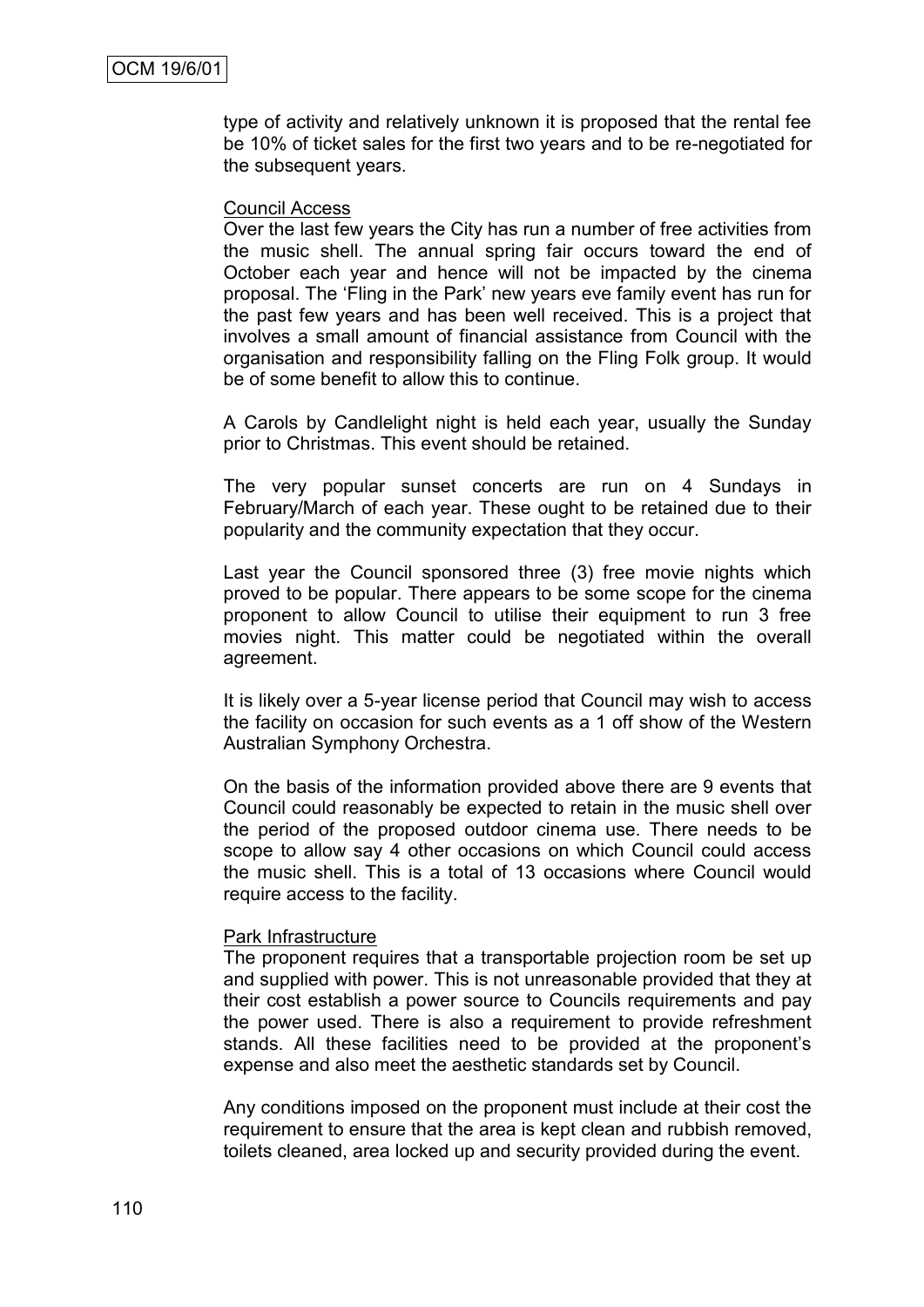type of activity and relatively unknown it is proposed that the rental fee be 10% of ticket sales for the first two years and to be re-negotiated for the subsequent years.

Council Access

Over the last few years the City has run a number of free activities from the music shell. The annual spring fair occurs toward the end of October each year and hence will not be impacted by the cinema proposal. The 'Fling in the Park' new years eve family event has run for the past few years and has been well received. This is a project that involves a small amount of financial assistance from Council with the organisation and responsibility falling on the Fling Folk group. It would be of some benefit to allow this to continue.

A Carols by Candlelight night is held each year, usually the Sunday prior to Christmas. This event should be retained.

The very popular sunset concerts are run on 4 Sundays in February/March of each year. These ought to be retained due to their popularity and the community expectation that they occur.

Last year the Council sponsored three (3) free movie nights which proved to be popular. There appears to be some scope for the cinema proponent to allow Council to utilise their equipment to run 3 free movies night. This matter could be negotiated within the overall agreement.

It is likely over a 5-year license period that Council may wish to access the facility on occasion for such events as a 1 off show of the Western Australian Symphony Orchestra.

On the basis of the information provided above there are 9 events that Council could reasonably be expected to retain in the music shell over the period of the proposed outdoor cinema use. There needs to be scope to allow say 4 other occasions on which Council could access the music shell. This is a total of 13 occasions where Council would require access to the facility.

Park Infrastructure

The proponent requires that a transportable projection room be set up and supplied with power. This is not unreasonable provided that they at their cost establish a power source to Councils requirements and pay the power used. There is also a requirement to provide refreshment stands. All these facilities need to be provided at the proponent's expense and also meet the aesthetic standards set by Council.

Any conditions imposed on the proponent must include at their cost the requirement to ensure that the area is kept clean and rubbish removed, toilets cleaned, area locked up and security provided during the event.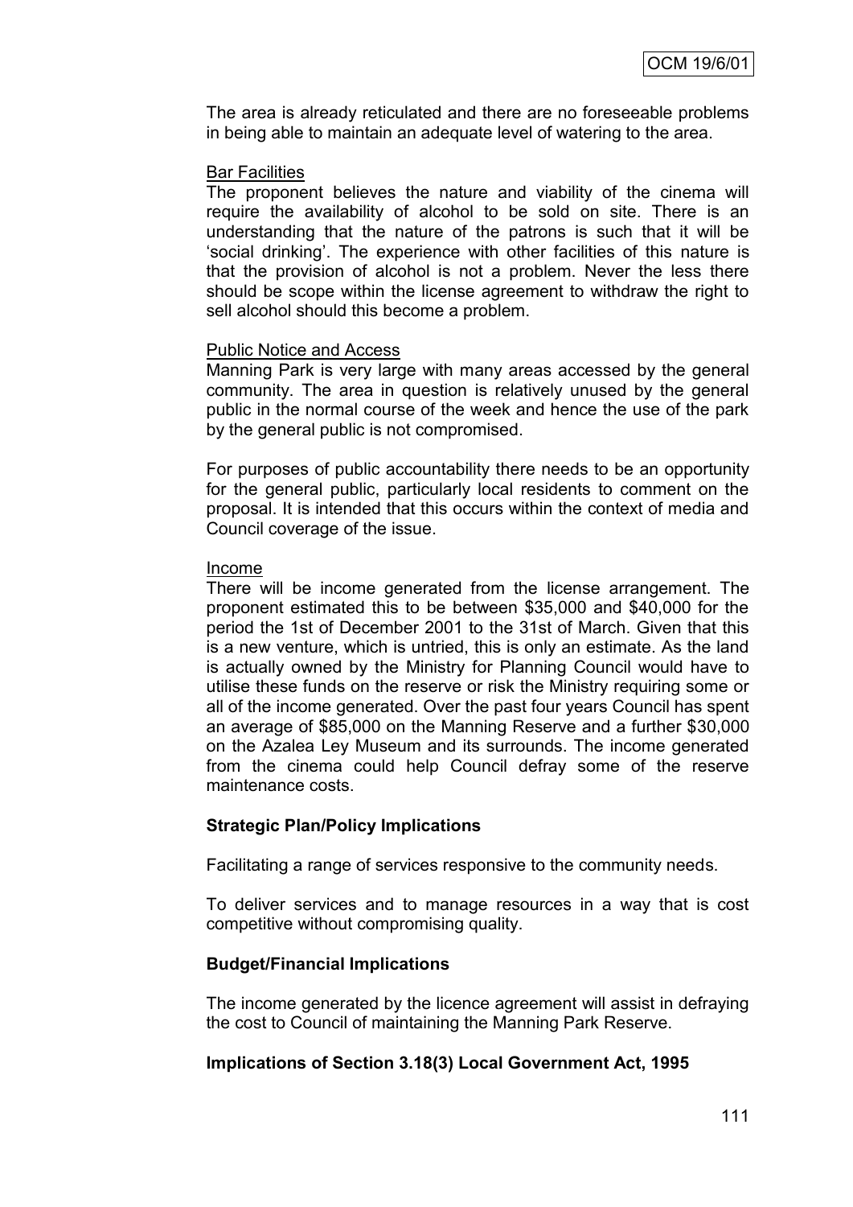The area is already reticulated and there are no foreseeable problems in being able to maintain an adequate level of watering to the area.

<u>Bar Facilities</u>

The proponent believes the nature and viability of the cinema will require the availability of alcohol to be sold on site. There is an understanding that the nature of the patrons is such that it will be 'social drinking'. The experience with other facilities of this nature is that the provision of alcohol is not a problem. Never the less there should be scope within the license agreement to withdraw the right to sell alcohol should this become a problem.

<u>Public Notice and Access</u>

Manning Park is very large with many areas accessed by the general community. The area in question is relatively unused by the general public in the normal course of the week and hence the use of the park by the general public is not compromised.

For purposes of public accountability there needs to be an opportunity for the general public, particularly local residents to comment on the proposal. It is intended that this occurs within the context of media and Council coverage of the issue.

<u>Income</u>

There will be income generated from the license arrangement. The proponent estimated this to be between $35,000 and $40,000 for the period the 1st of December 2001 to the 31st of March. Given that this is a new venture, which is untried, this is only an estimate. As the land is actually owned by the Ministry for Planning Council would have to utilise these funds on the reserve or risk the Ministry requiring some or all of the income generated. Over the past four years Council has spent an average of $85,000 on the Manning Reserve and a further $30,000 on the Azalea Ley Museum and its surrounds. The income generated from the cinema could help Council defray some of the reserve maintenance costs.

**Strategic Plan/Policy Implications**

Facilitating a range of services responsive to the community needs.

To deliver services and to manage resources in a way that is cost competitive without compromising quality.

**Budget/Financial Implications**

The income generated by the licence agreement will assist in defraying the cost to Council of maintaining the Manning Park Reserve.

**Implications of Section 3.18(3) Local Government Act, 1995**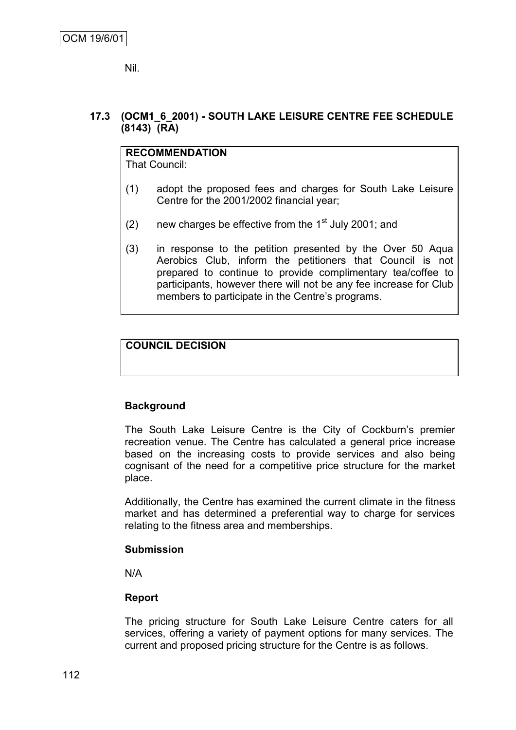Nil.

### 17.3 (OCM1_6_2001) - SOUTH LAKE LEISURE CENTRE FEE SCHEDULE (8143) (RA)

**RECOMMENDATION**
That Council:

(1) adopt the proposed fees and charges for South Lake Leisure Centre for the 2001/2002 financial year;

(2) new charges be effective from the 1st July 2001; and

(3) in response to the petition presented by the Over 50 Aqua Aerobics Club, inform the petitioners that Council is not prepared to continue to provide complimentary tea/coffee to participants, however there will not be any fee increase for Club members to participate in the Centre's programs.

**COUNCIL DECISION**

**Background**

The South Lake Leisure Centre is the City of Cockburn's premier recreation venue. The Centre has calculated a general price increase based on the increasing costs to provide services and also being cognisant of the need for a competitive price structure for the market place.

Additionally, the Centre has examined the current climate in the fitness market and has determined a preferential way to charge for services relating to the fitness area and memberships.

**Submission**

N/A

**Report**

The pricing structure for South Lake Leisure Centre caters for all services, offering a variety of payment options for many services. The current and proposed pricing structure for the Centre is as follows.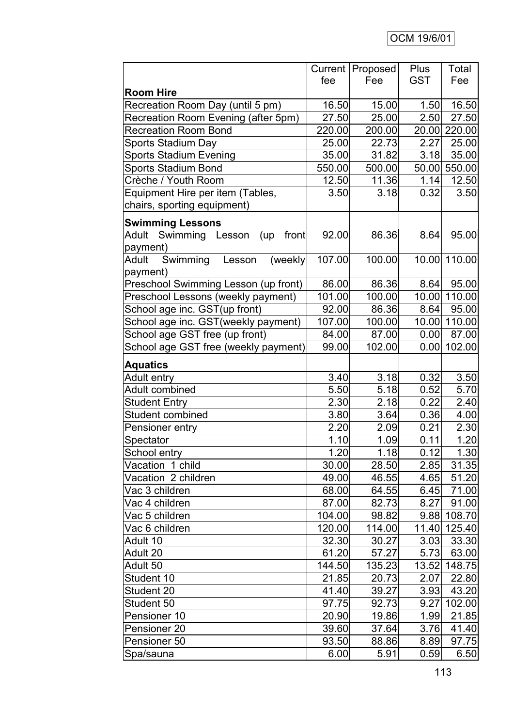| | Current fee | Proposed Fee | Plus GST | Total Fee |
|---|---|---|---|---|
| **Room Hire** | | | | |
| Recreation Room Day (until 5 pm) | 16.50 | 15.00 | 1.50 | 16.50 |
| Recreation Room Evening (after 5pm) | 27.50 | 25.00 | 2.50 | 27.50 |
| Recreation Room Bond | 220.00 | 200.00 | 20.00 | 220.00 |
| Sports Stadium Day | 25.00 | 22.73 | 2.27 | 25.00 |
| Sports Stadium Evening | 35.00 | 31.82 | 3.18 | 35.00 |
| Sports Stadium Bond | 550.00 | 500.00 | 50.00 | 550.00 |
| Crèche / Youth Room | 12.50 | 11.36 | 1.14 | 12.50 |
| Equipment Hire per item (Tables, chairs, sporting equipment) | 3.50 | 3.18 | 0.32 | 3.50 |
| **Swimming Lessons** | | | | |
| Adult Swimming Lesson (up front payment) | 92.00 | 86.36 | 8.64 | 95.00 |
| Adult Swimming Lesson (weekly payment) | 107.00 | 100.00 | 10.00 | 110.00 |
| Preschool Swimming Lesson (up front) | 86.00 | 86.36 | 8.64 | 95.00 |
| Preschool Lessons (weekly payment) | 101.00 | 100.00 | 10.00 | 110.00 |
| School age inc. GST(up front) | 92.00 | 86.36 | 8.64 | 95.00 |
| School age inc. GST(weekly payment) | 107.00 | 100.00 | 10.00 | 110.00 |
| School age GST free (up front) | 84.00 | 87.00 | 0.00 | 87.00 |
| School age GST free (weekly payment) | 99.00 | 102.00 | 0.00 | 102.00 |
| **Aquatics** | | | | |
| Adult entry | 3.40 | 3.18 | 0.32 | 3.50 |
| Adult combined | 5.50 | 5.18 | 0.52 | 5.70 |
| Student Entry | 2.30 | 2.18 | 0.22 | 2.40 |
| Student combined | 3.80 | 3.64 | 0.36 | 4.00 |
| Pensioner entry | 2.20 | 2.09 | 0.21 | 2.30 |
| Spectator | 1.10 | 1.09 | 0.11 | 1.20 |
| School entry | 1.20 | 1.18 | 0.12 | 1.30 |
| Vacation 1 child | 30.00 | 28.50 | 2.85 | 31.35 |
| Vacation 2 children | 49.00 | 46.55 | 4.65 | 51.20 |
| Vac 3 children | 68.00 | 64.55 | 6.45 | 71.00 |
| Vac 4 children | 87.00 | 82.73 | 8.27 | 91.00 |
| Vac 5 children | 104.00 | 98.82 | 9.88 | 108.70 |
| Vac 6 children | 120.00 | 114.00 | 11.40 | 125.40 |
| Adult 10 | 32.30 | 30.27 | 3.03 | 33.30 |
| Adult 20 | 61.20 | 57.27 | 5.73 | 63.00 |
| Adult 50 | 144.50 | 135.23 | 13.52 | 148.75 |
| Student 10 | 21.85 | 20.73 | 2.07 | 22.80 |
| Student 20 | 41.40 | 39.27 | 3.93 | 43.20 |
| Student 50 | 97.75 | 92.73 | 9.27 | 102.00 |
| Pensioner 10 | 20.90 | 19.86 | 1.99 | 21.85 |
| Pensioner 20 | 39.60 | 37.64 | 3.76 | 41.40 |
| Pensioner 50 | 93.50 | 88.86 | 8.89 | 97.75 |
| Spa/sauna | 6.00 | 5.91 | 0.59 | 6.50 |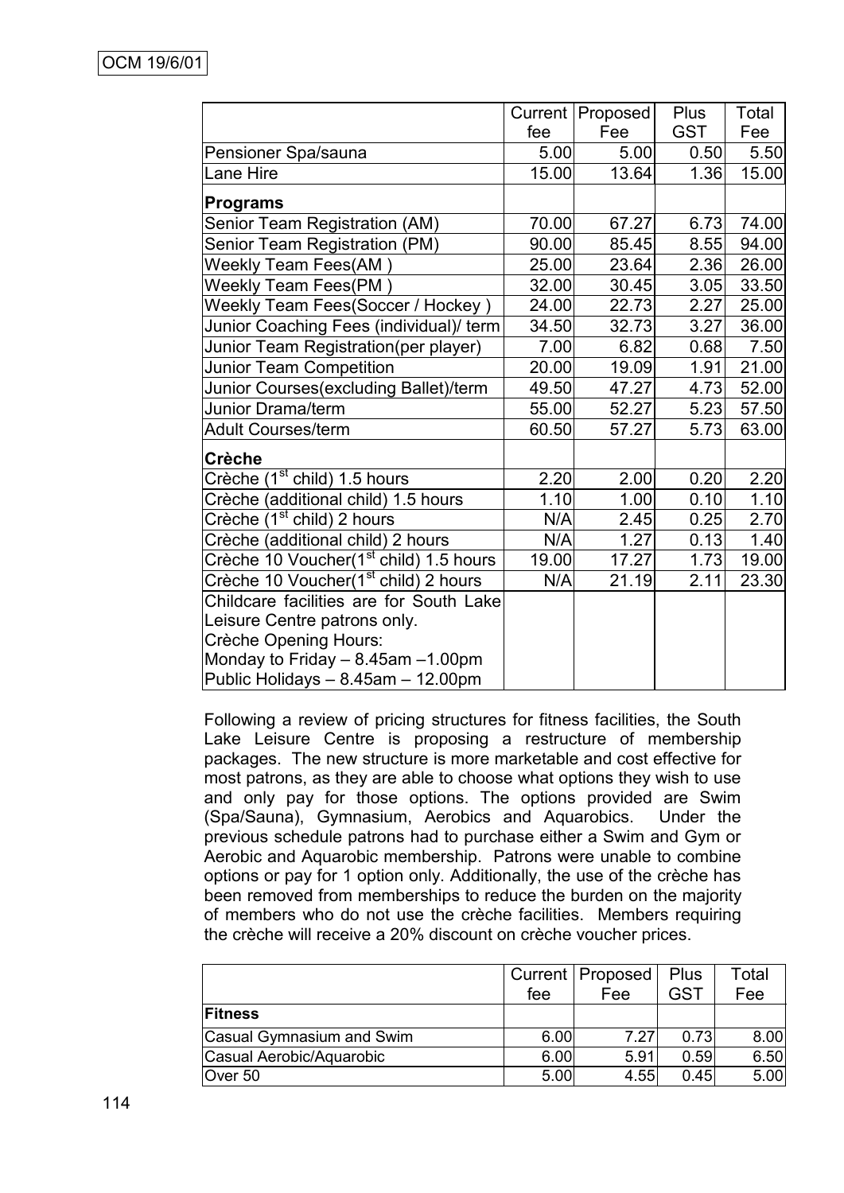OCM 19/6/01

| | Current fee | Proposed Fee | Plus GST | Total Fee |
|---|---|---|---|---|
| Pensioner Spa/sauna | 5.00 | 5.00 | 0.50 | 5.50 |
| Lane Hire | 15.00 | 13.64 | 1.36 | 15.00 |
| **Programs** | | | | |
| Senior Team Registration (AM) | 70.00 | 67.27 | 6.73 | 74.00 |
| Senior Team Registration (PM) | 90.00 | 85.45 | 8.55 | 94.00 |
| Weekly Team Fees(AM ) | 25.00 | 23.64 | 2.36 | 26.00 |
| Weekly Team Fees(PM ) | 32.00 | 30.45 | 3.05 | 33.50 |
| Weekly Team Fees(Soccer / Hockey ) | 24.00 | 22.73 | 2.27 | 25.00 |
| Junior Coaching Fees (individual)/ term | 34.50 | 32.73 | 3.27 | 36.00 |
| Junior Team Registration(per player) | 7.00 | 6.82 | 0.68 | 7.50 |
| Junior Team Competition | 20.00 | 19.09 | 1.91 | 21.00 |
| Junior Courses(excluding Ballet)/term | 49.50 | 47.27 | 4.73 | 52.00 |
| Junior Drama/term | 55.00 | 52.27 | 5.23 | 57.50 |
| Adult Courses/term | 60.50 | 57.27 | 5.73 | 63.00 |
| **Crèche** | | | | |
| Crèche (1st child) 1.5 hours | 2.20 | 2.00 | 0.20 | 2.20 |
| Crèche (additional child) 1.5 hours | 1.10 | 1.00 | 0.10 | 1.10 |
| Crèche (1st child) 2 hours | N/A | 2.45 | 0.25 | 2.70 |
| Crèche (additional child) 2 hours | N/A | 1.27 | 0.13 | 1.40 |
| Crèche 10 Voucher(1st child) 1.5 hours | 19.00 | 17.27 | 1.73 | 19.00 |
| Crèche 10 Voucher(1st child) 2 hours | N/A | 21.19 | 2.11 | 23.30 |
| Childcare facilities are for South Lake Leisure Centre patrons only. Crèche Opening Hours: Monday to Friday – 8.45am –1.00pm Public Holidays – 8.45am – 12.00pm | | | | |

Following a review of pricing structures for fitness facilities, the South Lake Leisure Centre is proposing a restructure of membership packages. The new structure is more marketable and cost effective for most patrons, as they are able to choose what options they wish to use and only pay for those options. The options provided are Swim (Spa/Sauna), Gymnasium, Aerobics and Aquarobics. Under the previous schedule patrons had to purchase either a Swim and Gym or Aerobic and Aquarobic membership. Patrons were unable to combine options or pay for 1 option only. Additionally, the use of the crèche has been removed from memberships to reduce the burden on the majority of members who do not use the crèche facilities. Members requiring the crèche will receive a 20% discount on crèche voucher prices.

| | Current fee | Proposed Fee | Plus GST | Total Fee |
|---|---|---|---|---|
| **Fitness** | | | | |
| Casual Gymnasium and Swim | 6.00 | 7.27 | 0.73 | 8.00 |
| Casual Aerobic/Aquarobic | 6.00 | 5.91 | 0.59 | 6.50 |
| Over 50 | 5.00 | 4.55 | 0.45 | 5.00 |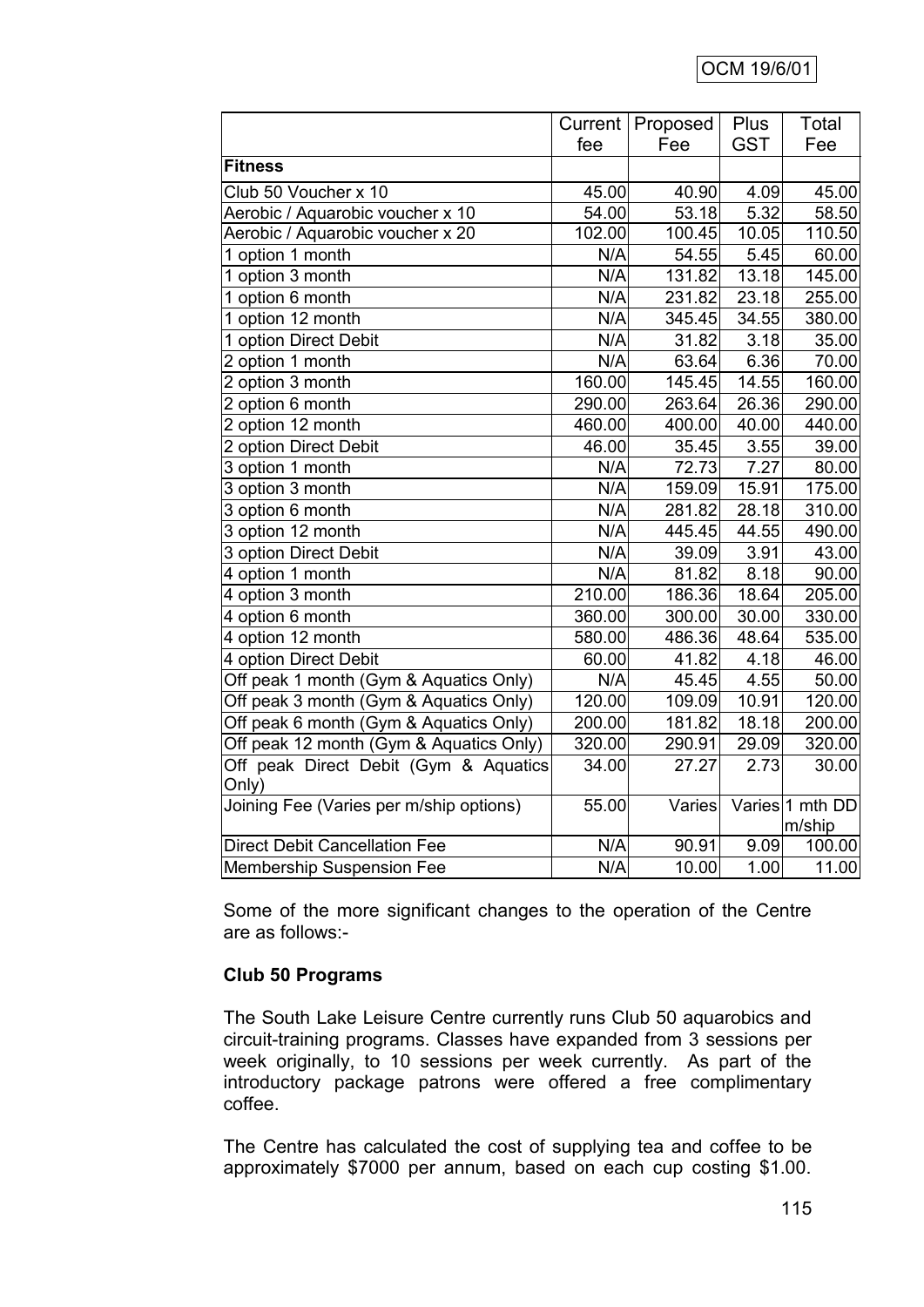|  | Current fee | Proposed Fee | Plus GST | Total Fee |
|---|---|---|---|---|
| **Fitness** |  |  |  |  |
| Club 50 Voucher x 10 | 45.00 | 40.90 | 4.09 | 45.00 |
| Aerobic / Aquarobic voucher x 10 | 54.00 | 53.18 | 5.32 | 58.50 |
| Aerobic / Aquarobic voucher x 20 | 102.00 | 100.45 | 10.05 | 110.50 |
| 1 option 1 month | N/A | 54.55 | 5.45 | 60.00 |
| 1 option 3 month | N/A | 131.82 | 13.18 | 145.00 |
| 1 option 6 month | N/A | 231.82 | 23.18 | 255.00 |
| 1 option 12 month | N/A | 345.45 | 34.55 | 380.00 |
| 1 option Direct Debit | N/A | 31.82 | 3.18 | 35.00 |
| 2 option 1 month | N/A | 63.64 | 6.36 | 70.00 |
| 2 option 3 month | 160.00 | 145.45 | 14.55 | 160.00 |
| 2 option 6 month | 290.00 | 263.64 | 26.36 | 290.00 |
| 2 option 12 month | 460.00 | 400.00 | 40.00 | 440.00 |
| 2 option Direct Debit | 46.00 | 35.45 | 3.55 | 39.00 |
| 3 option 1 month | N/A | 72.73 | 7.27 | 80.00 |
| 3 option 3 month | N/A | 159.09 | 15.91 | 175.00 |
| 3 option 6 month | N/A | 281.82 | 28.18 | 310.00 |
| 3 option 12 month | N/A | 445.45 | 44.55 | 490.00 |
| 3 option Direct Debit | N/A | 39.09 | 3.91 | 43.00 |
| 4 option 1 month | N/A | 81.82 | 8.18 | 90.00 |
| 4 option 3 month | 210.00 | 186.36 | 18.64 | 205.00 |
| 4 option 6 month | 360.00 | 300.00 | 30.00 | 330.00 |
| 4 option 12 month | 580.00 | 486.36 | 48.64 | 535.00 |
| 4 option Direct Debit | 60.00 | 41.82 | 4.18 | 46.00 |
| Off peak 1 month (Gym & Aquatics Only) | N/A | 45.45 | 4.55 | 50.00 |
| Off peak 3 month (Gym & Aquatics Only) | 120.00 | 109.09 | 10.91 | 120.00 |
| Off peak 6 month (Gym & Aquatics Only) | 200.00 | 181.82 | 18.18 | 200.00 |
| Off peak 12 month (Gym & Aquatics Only) | 320.00 | 290.91 | 29.09 | 320.00 |
| Off peak Direct Debit (Gym & Aquatics Only) | 34.00 | 27.27 | 2.73 | 30.00 |
| Joining Fee (Varies per m/ship options) | 55.00 | Varies | Varies | 1 mth DD m/ship |
| Direct Debit Cancellation Fee | N/A | 90.91 | 9.09 | 100.00 |
| Membership Suspension Fee | N/A | 10.00 | 1.00 | 11.00 |

Some of the more significant changes to the operation of the Centre are as follows:-

**Club 50 Programs**

The South Lake Leisure Centre currently runs Club 50 aquarobics and circuit-training programs. Classes have expanded from 3 sessions per week originally, to 10 sessions per week currently. As part of the introductory package patrons were offered a free complimentary coffee.

The Centre has calculated the cost of supplying tea and coffee to be approximately $7000 per annum, based on each cup costing $1.00.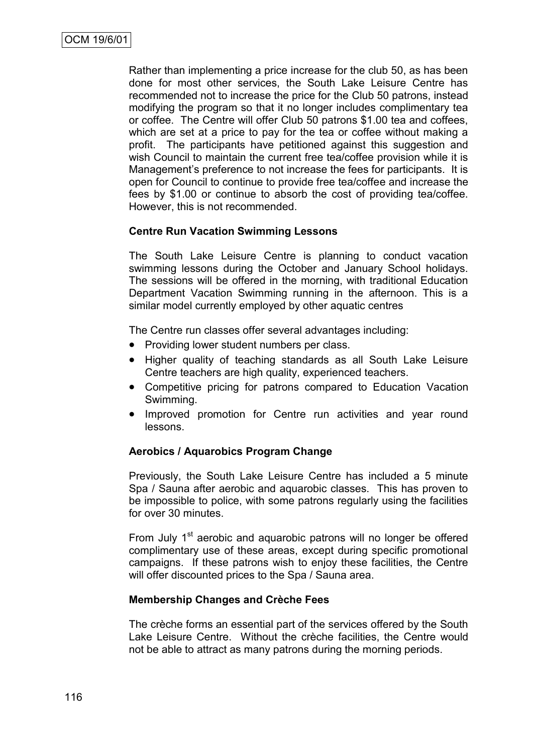Rather than implementing a price increase for the club 50, as has been done for most other services, the South Lake Leisure Centre has recommended not to increase the price for the Club 50 patrons, instead modifying the program so that it no longer includes complimentary tea or coffee. The Centre will offer Club 50 patrons $1.00 tea and coffees, which are set at a price to pay for the tea or coffee without making a profit. The participants have petitioned against this suggestion and wish Council to maintain the current free tea/coffee provision while it is Management's preference to not increase the fees for participants. It is open for Council to continue to provide free tea/coffee and increase the fees by $1.00 or continue to absorb the cost of providing tea/coffee. However, this is not recommended.

**Centre Run Vacation Swimming Lessons**

The South Lake Leisure Centre is planning to conduct vacation swimming lessons during the October and January School holidays. The sessions will be offered in the morning, with traditional Education Department Vacation Swimming running in the afternoon. This is a similar model currently employed by other aquatic centres

The Centre run classes offer several advantages including:

- Providing lower student numbers per class.
- Higher quality of teaching standards as all South Lake Leisure Centre teachers are high quality, experienced teachers.
- Competitive pricing for patrons compared to Education Vacation Swimming.
- Improved promotion for Centre run activities and year round lessons.

**Aerobics / Aquarobics Program Change**

Previously, the South Lake Leisure Centre has included a 5 minute Spa / Sauna after aerobic and aquarobic classes. This has proven to be impossible to police, with some patrons regularly using the facilities for over 30 minutes.

From July 1st aerobic and aquarobic patrons will no longer be offered complimentary use of these areas, except during specific promotional campaigns. If these patrons wish to enjoy these facilities, the Centre will offer discounted prices to the Spa / Sauna area.

**Membership Changes and Crèche Fees**

The crèche forms an essential part of the services offered by the South Lake Leisure Centre. Without the crèche facilities, the Centre would not be able to attract as many patrons during the morning periods.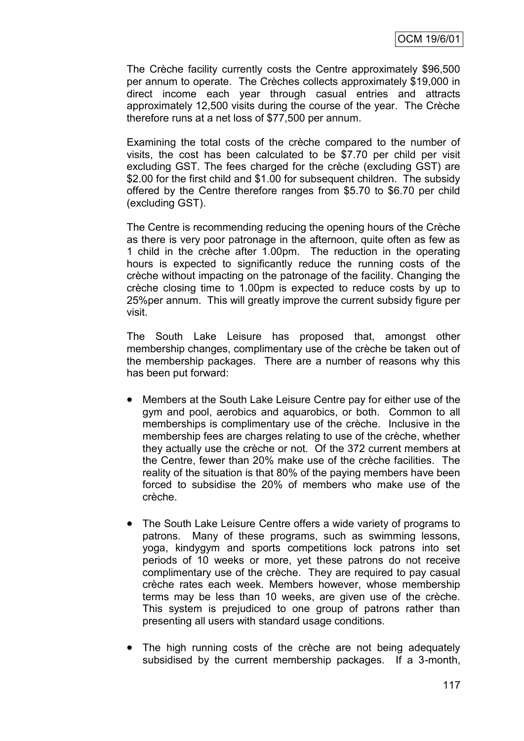The Crèche facility currently costs the Centre approximately $96,500 per annum to operate. The Crèches collects approximately $19,000 in direct income each year through casual entries and attracts approximately 12,500 visits during the course of the year. The Crèche therefore runs at a net loss of $77,500 per annum.

Examining the total costs of the crèche compared to the number of visits, the cost has been calculated to be $7.70 per child per visit excluding GST. The fees charged for the crèche (excluding GST) are $2.00 for the first child and $1.00 for subsequent children. The subsidy offered by the Centre therefore ranges from $5.70 to $6.70 per child (excluding GST).

The Centre is recommending reducing the opening hours of the Crèche as there is very poor patronage in the afternoon, quite often as few as 1 child in the crèche after 1.00pm. The reduction in the operating hours is expected to significantly reduce the running costs of the crèche without impacting on the patronage of the facility. Changing the crèche closing time to 1.00pm is expected to reduce costs by up to 25%per annum. This will greatly improve the current subsidy figure per visit.

The South Lake Leisure has proposed that, amongst other membership changes, complimentary use of the crèche be taken out of the membership packages. There are a number of reasons why this has been put forward:

- Members at the South Lake Leisure Centre pay for either use of the gym and pool, aerobics and aquarobics, or both. Common to all memberships is complimentary use of the crèche. Inclusive in the membership fees are charges relating to use of the crèche, whether they actually use the crèche or not. Of the 372 current members at the Centre, fewer than 20% make use of the crèche facilities. The reality of the situation is that 80% of the paying members have been forced to subsidise the 20% of members who make use of the crèche.

- The South Lake Leisure Centre offers a wide variety of programs to patrons. Many of these programs, such as swimming lessons, yoga, kindygym and sports competitions lock patrons into set periods of 10 weeks or more, yet these patrons do not receive complimentary use of the crèche. They are required to pay casual crèche rates each week. Members however, whose membership terms may be less than 10 weeks, are given use of the crèche. This system is prejudiced to one group of patrons rather than presenting all users with standard usage conditions.

- The high running costs of the crèche are not being adequately subsidised by the current membership packages. If a 3-month,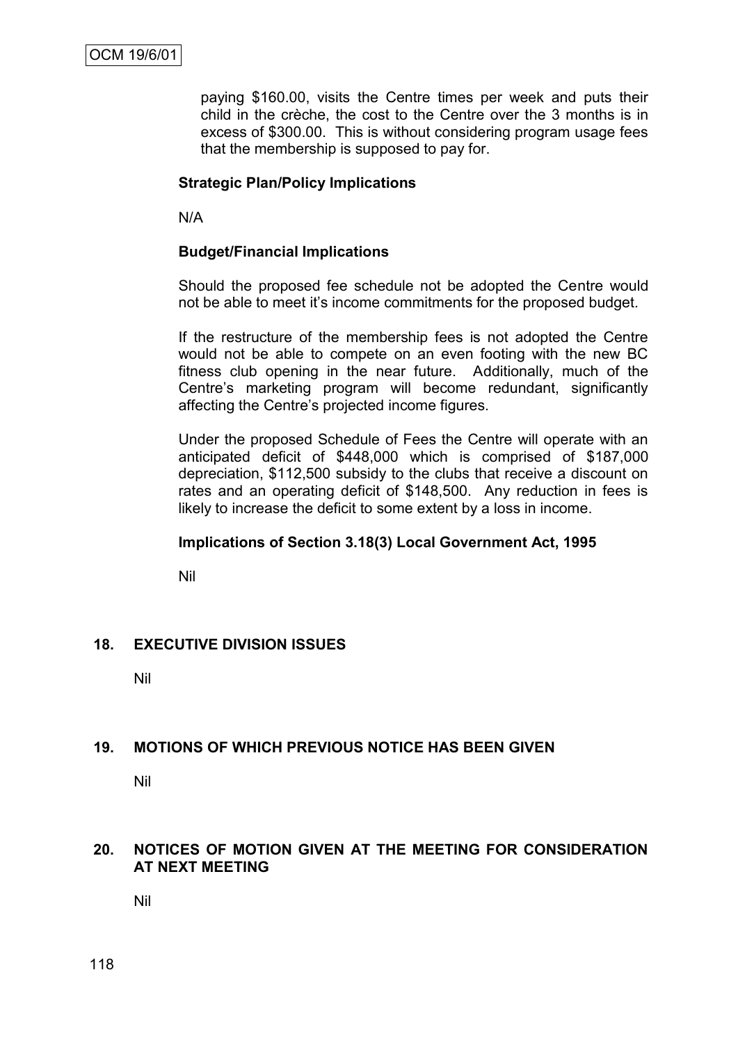paying $160.00, visits the Centre times per week and puts their child in the crèche, the cost to the Centre over the 3 months is in excess of $300.00. This is without considering program usage fees that the membership is supposed to pay for.

**Strategic Plan/Policy Implications**

N/A

**Budget/Financial Implications**

Should the proposed fee schedule not be adopted the Centre would not be able to meet it's income commitments for the proposed budget.

If the restructure of the membership fees is not adopted the Centre would not be able to compete on an even footing with the new BC fitness club opening in the near future. Additionally, much of the Centre's marketing program will become redundant, significantly affecting the Centre's projected income figures.

Under the proposed Schedule of Fees the Centre will operate with an anticipated deficit of $448,000 which is comprised of $187,000 depreciation, $112,500 subsidy to the clubs that receive a discount on rates and an operating deficit of $148,500. Any reduction in fees is likely to increase the deficit to some extent by a loss in income.

**Implications of Section 3.18(3) Local Government Act, 1995**

Nil

## 18. EXECUTIVE DIVISION ISSUES

Nil

## 19. MOTIONS OF WHICH PREVIOUS NOTICE HAS BEEN GIVEN

Nil

## 20. NOTICES OF MOTION GIVEN AT THE MEETING FOR CONSIDERATION AT NEXT MEETING

Nil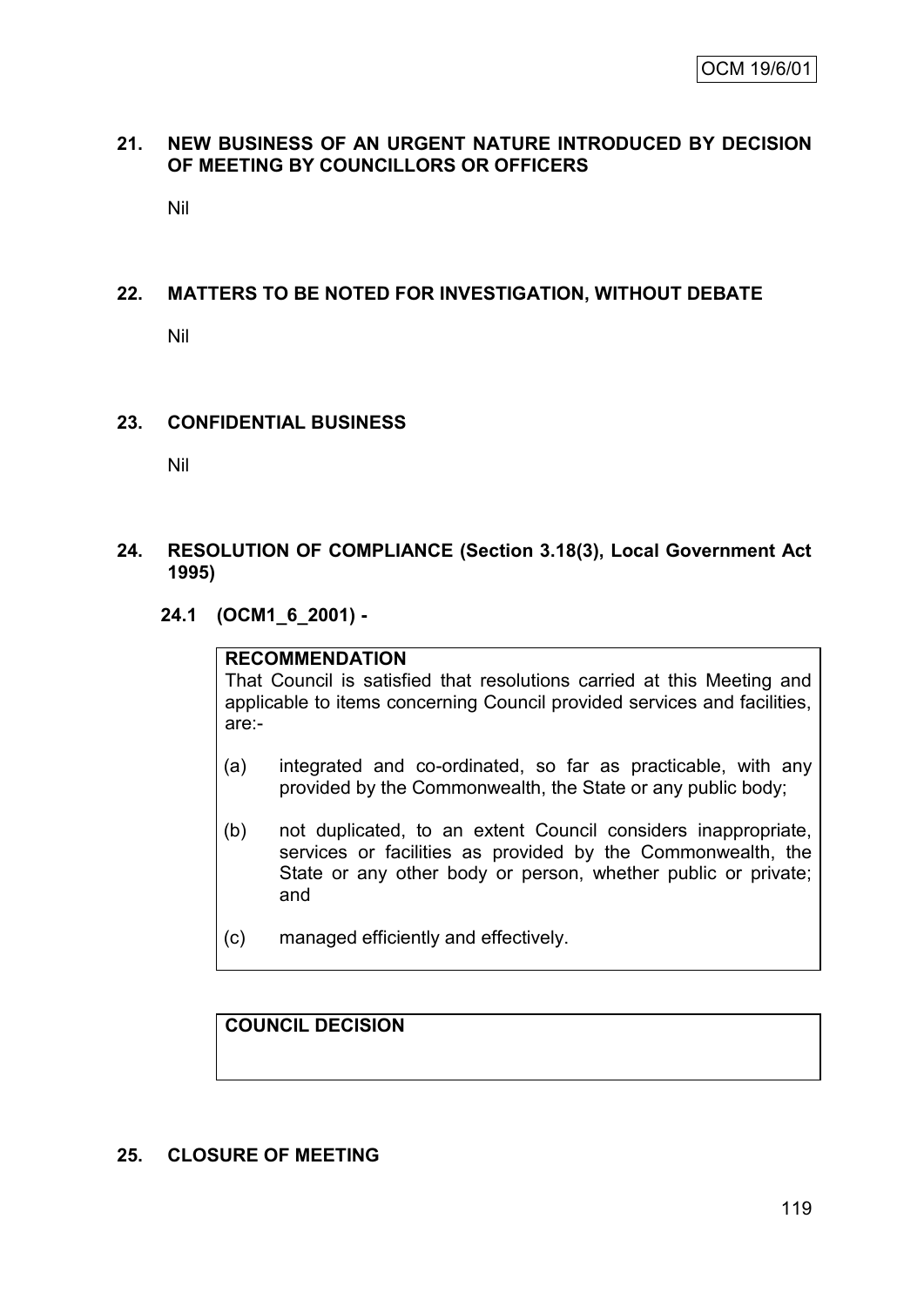## 21. NEW BUSINESS OF AN URGENT NATURE INTRODUCED BY DECISION OF MEETING BY COUNCILLORS OR OFFICERS

Nil

## 22. MATTERS TO BE NOTED FOR INVESTIGATION, WITHOUT DEBATE

Nil

## 23. CONFIDENTIAL BUSINESS

Nil

## 24. RESOLUTION OF COMPLIANCE (Section 3.18(3), Local Government Act 1995)

### 24.1 (OCM1_6_2001) -

**RECOMMENDATION**

That Council is satisfied that resolutions carried at this Meeting and applicable to items concerning Council provided services and facilities, are:-

(a) integrated and co-ordinated, so far as practicable, with any provided by the Commonwealth, the State or any public body;

(b) not duplicated, to an extent Council considers inappropriate, services or facilities as provided by the Commonwealth, the State or any other body or person, whether public or private; and

(c) managed efficiently and effectively.

**COUNCIL DECISION**

## 25. CLOSURE OF MEETING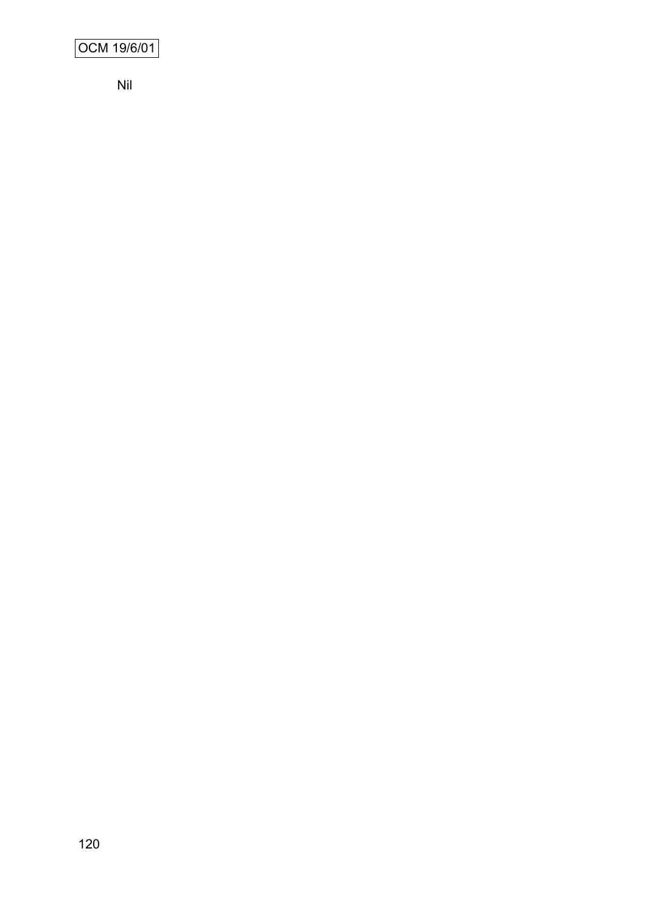OCM 19/6/01

Nil